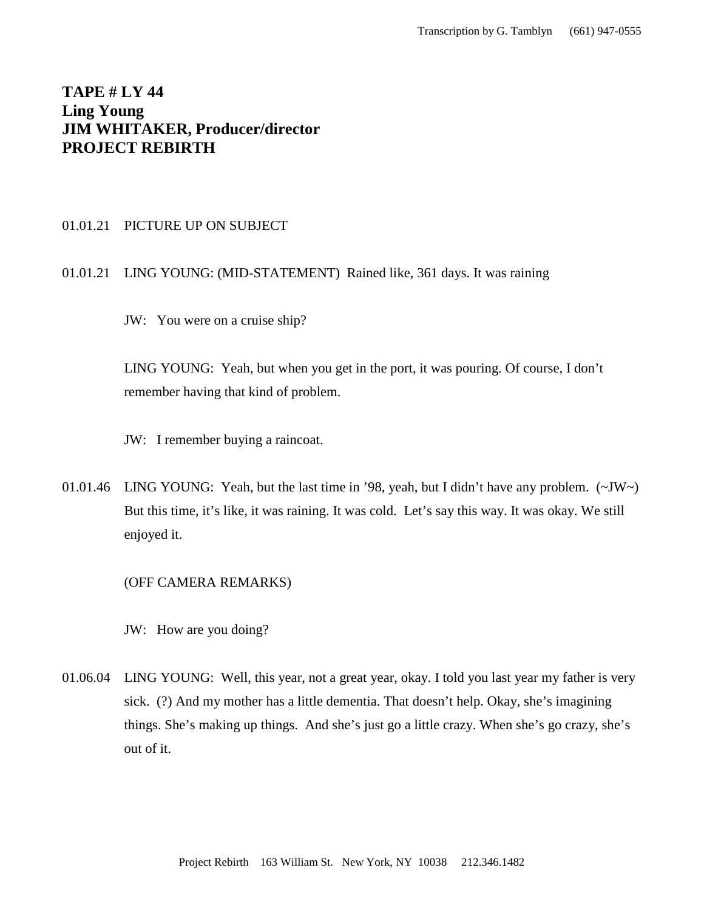**TAPE # LY 44**
**Ling Young**
**JIM WHITAKER, Producer/director**
**PROJECT REBIRTH**

01.01.21 PICTURE UP ON SUBJECT

01.01.21 LING YOUNG: (MID-STATEMENT) Rained like, 361 days. It was raining

JW: You were on a cruise ship?

LING YOUNG: Yeah, but when you get in the port, it was pouring. Of course, I don't remember having that kind of problem.

JW: I remember buying a raincoat.

01.01.46 LING YOUNG: Yeah, but the last time in '98, yeah, but I didn't have any problem. (~JW~) But this time, it's like, it was raining. It was cold. Let's say this way. It was okay. We still enjoyed it.

(OFF CAMERA REMARKS)

JW: How are you doing?

01.06.04 LING YOUNG: Well, this year, not a great year, okay. I told you last year my father is very sick. (?) And my mother has a little dementia. That doesn't help. Okay, she's imagining things. She's making up things. And she's just go a little crazy. When she's go crazy, she's out of it.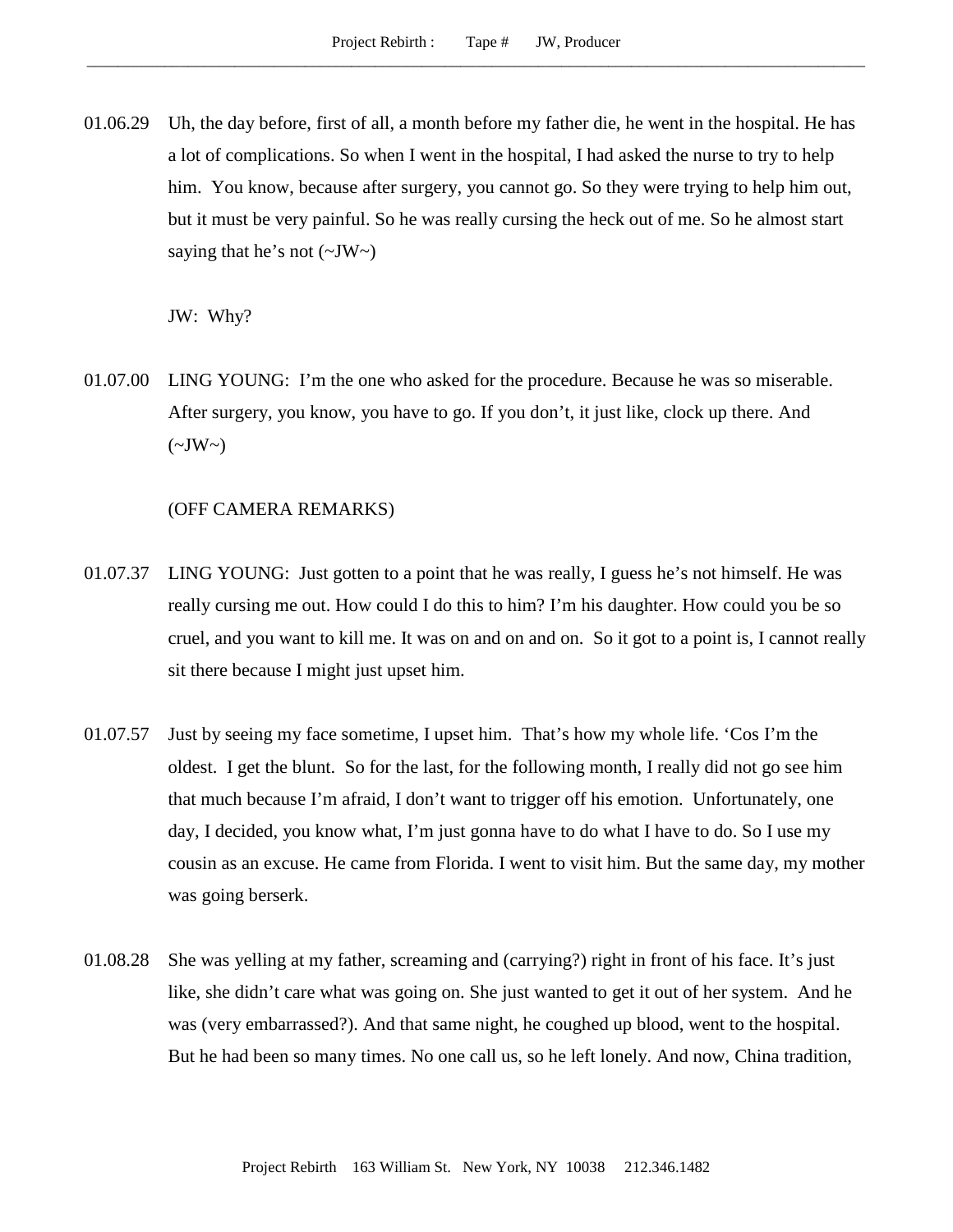01.06.29 Uh, the day before, first of all, a month before my father die, he went in the hospital. He has a lot of complications. So when I went in the hospital, I had asked the nurse to try to help him. You know, because after surgery, you cannot go. So they were trying to help him out, but it must be very painful. So he was really cursing the heck out of me. So he almost start saying that he's not (~JW~)

JW: Why?

01.07.00 LING YOUNG: I'm the one who asked for the procedure. Because he was so miserable. After surgery, you know, you have to go. If you don't, it just like, clock up there. And (~JW~)

(OFF CAMERA REMARKS)

01.07.37 LING YOUNG: Just gotten to a point that he was really, I guess he's not himself. He was really cursing me out. How could I do this to him? I'm his daughter. How could you be so cruel, and you want to kill me. It was on and on and on. So it got to a point is, I cannot really sit there because I might just upset him.

01.07.57 Just by seeing my face sometime, I upset him. That's how my whole life. 'Cos I'm the oldest. I get the blunt. So for the last, for the following month, I really did not go see him that much because I'm afraid, I don't want to trigger off his emotion. Unfortunately, one day, I decided, you know what, I'm just gonna have to do what I have to do. So I use my cousin as an excuse. He came from Florida. I went to visit him. But the same day, my mother was going berserk.

01.08.28 She was yelling at my father, screaming and (carrying?) right in front of his face. It's just like, she didn't care what was going on. She just wanted to get it out of her system. And he was (very embarrassed?). And that same night, he coughed up blood, went to the hospital. But he had been so many times. No one call us, so he left lonely. And now, China tradition,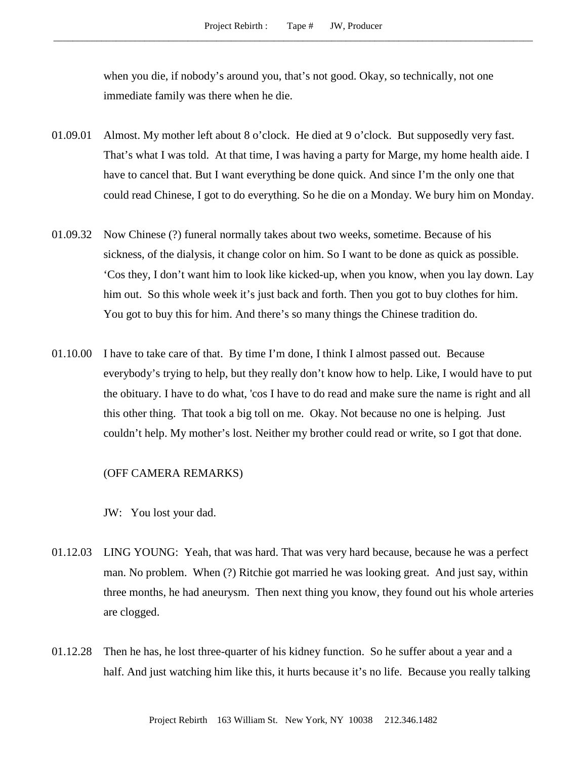when you die, if nobody's around you, that's not good. Okay, so technically, not one immediate family was there when he die.

01.09.01 Almost. My mother left about 8 o'clock. He died at 9 o'clock. But supposedly very fast. That's what I was told. At that time, I was having a party for Marge, my home health aide. I have to cancel that. But I want everything be done quick. And since I'm the only one that could read Chinese, I got to do everything. So he die on a Monday. We bury him on Monday.

01.09.32 Now Chinese (?) funeral normally takes about two weeks, sometime. Because of his sickness, of the dialysis, it change color on him. So I want to be done as quick as possible. 'Cos they, I don't want him to look like kicked-up, when you know, when you lay down. Lay him out. So this whole week it's just back and forth. Then you got to buy clothes for him. You got to buy this for him. And there's so many things the Chinese tradition do.

01.10.00 I have to take care of that. By time I'm done, I think I almost passed out. Because everybody's trying to help, but they really don't know how to help. Like, I would have to put the obituary. I have to do what, 'cos I have to do read and make sure the name is right and all this other thing. That took a big toll on me. Okay. Not because no one is helping. Just couldn't help. My mother's lost. Neither my brother could read or write, so I got that done.

(OFF CAMERA REMARKS)

JW: You lost your dad.

01.12.03 LING YOUNG: Yeah, that was hard. That was very hard because, because he was a perfect man. No problem. When (?) Ritchie got married he was looking great. And just say, within three months, he had aneurysm. Then next thing you know, they found out his whole arteries are clogged.

01.12.28 Then he has, he lost three-quarter of his kidney function. So he suffer about a year and a half. And just watching him like this, it hurts because it's no life. Because you really talking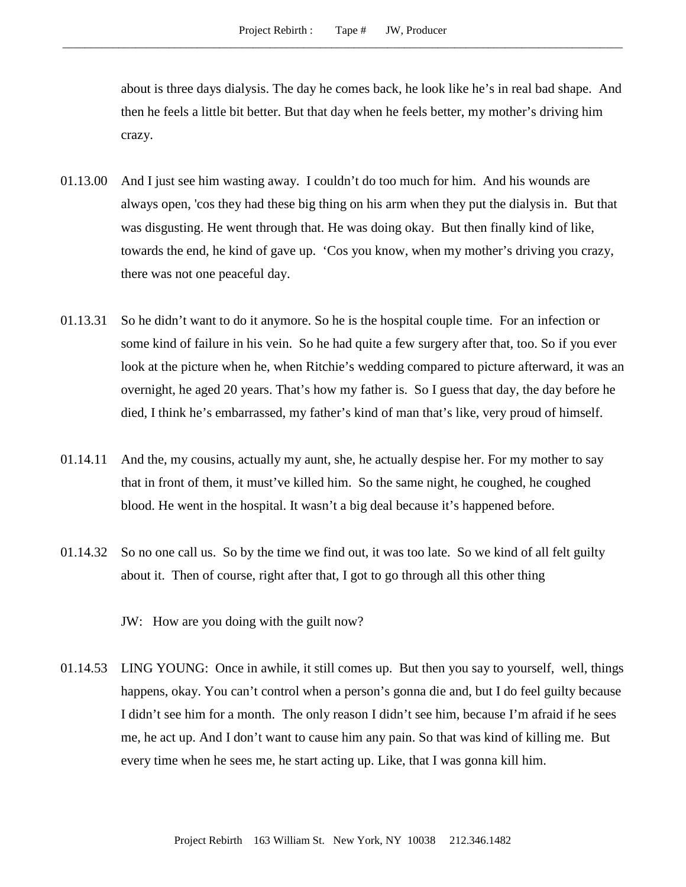about is three days dialysis. The day he comes back, he look like he's in real bad shape. And then he feels a little bit better. But that day when he feels better, my mother's driving him crazy.

01.13.00 And I just see him wasting away. I couldn't do too much for him. And his wounds are always open, 'cos they had these big thing on his arm when they put the dialysis in. But that was disgusting. He went through that. He was doing okay. But then finally kind of like, towards the end, he kind of gave up. 'Cos you know, when my mother's driving you crazy, there was not one peaceful day.

01.13.31 So he didn't want to do it anymore. So he is the hospital couple time. For an infection or some kind of failure in his vein. So he had quite a few surgery after that, too. So if you ever look at the picture when he, when Ritchie's wedding compared to picture afterward, it was an overnight, he aged 20 years. That's how my father is. So I guess that day, the day before he died, I think he's embarrassed, my father's kind of man that's like, very proud of himself.

01.14.11 And the, my cousins, actually my aunt, she, he actually despise her. For my mother to say that in front of them, it must've killed him. So the same night, he coughed, he coughed blood. He went in the hospital. It wasn't a big deal because it's happened before.

01.14.32 So no one call us. So by the time we find out, it was too late. So we kind of all felt guilty about it. Then of course, right after that, I got to go through all this other thing

JW: How are you doing with the guilt now?

01.14.53 LING YOUNG: Once in awhile, it still comes up. But then you say to yourself, well, things happens, okay. You can't control when a person's gonna die and, but I do feel guilty because I didn't see him for a month. The only reason I didn't see him, because I'm afraid if he sees me, he act up. And I don't want to cause him any pain. So that was kind of killing me. But every time when he sees me, he start acting up. Like, that I was gonna kill him.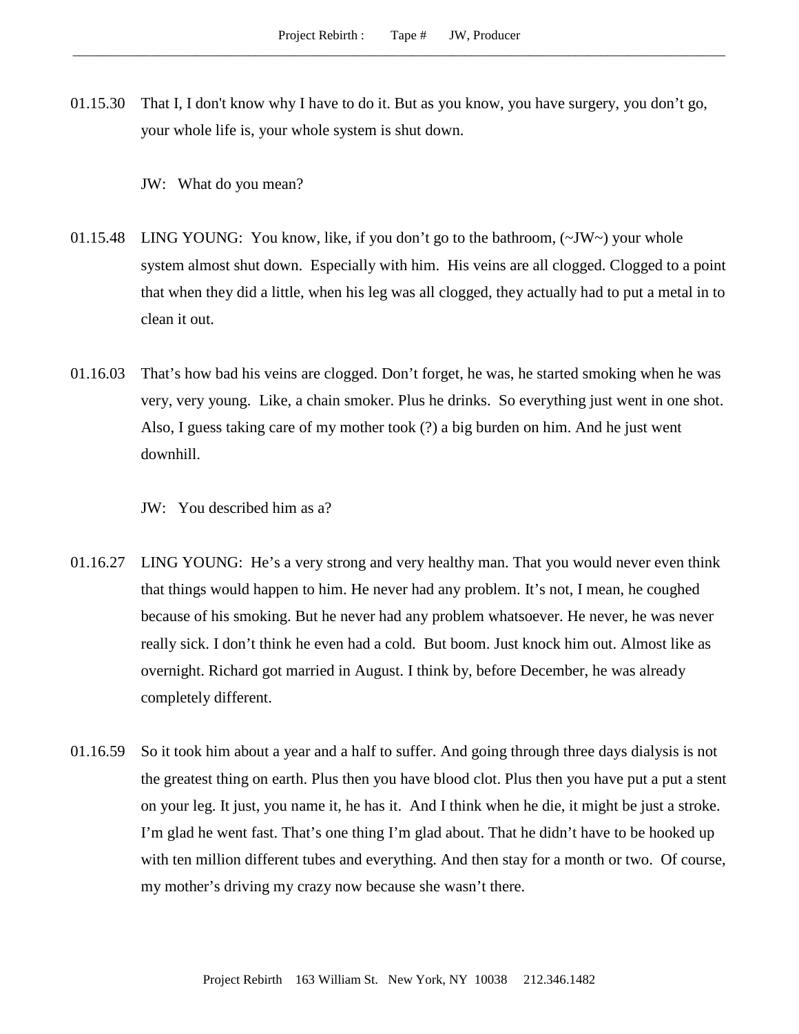01.15.30 That I, I don't know why I have to do it. But as you know, you have surgery, you don't go, your whole life is, your whole system is shut down.

JW: What do you mean?

01.15.48 LING YOUNG: You know, like, if you don't go to the bathroom, (~JW~) your whole system almost shut down. Especially with him. His veins are all clogged. Clogged to a point that when they did a little, when his leg was all clogged, they actually had to put a metal in to clean it out.

01.16.03 That's how bad his veins are clogged. Don't forget, he was, he started smoking when he was very, very young. Like, a chain smoker. Plus he drinks. So everything just went in one shot. Also, I guess taking care of my mother took (?) a big burden on him. And he just went downhill.

JW: You described him as a?

01.16.27 LING YOUNG: He's a very strong and very healthy man. That you would never even think that things would happen to him. He never had any problem. It's not, I mean, he coughed because of his smoking. But he never had any problem whatsoever. He never, he was never really sick. I don't think he even had a cold. But boom. Just knock him out. Almost like as overnight. Richard got married in August. I think by, before December, he was already completely different.

01.16.59 So it took him about a year and a half to suffer. And going through three days dialysis is not the greatest thing on earth. Plus then you have blood clot. Plus then you have put a put a stent on your leg. It just, you name it, he has it. And I think when he die, it might be just a stroke. I'm glad he went fast. That's one thing I'm glad about. That he didn't have to be hooked up with ten million different tubes and everything. And then stay for a month or two. Of course, my mother's driving my crazy now because she wasn't there.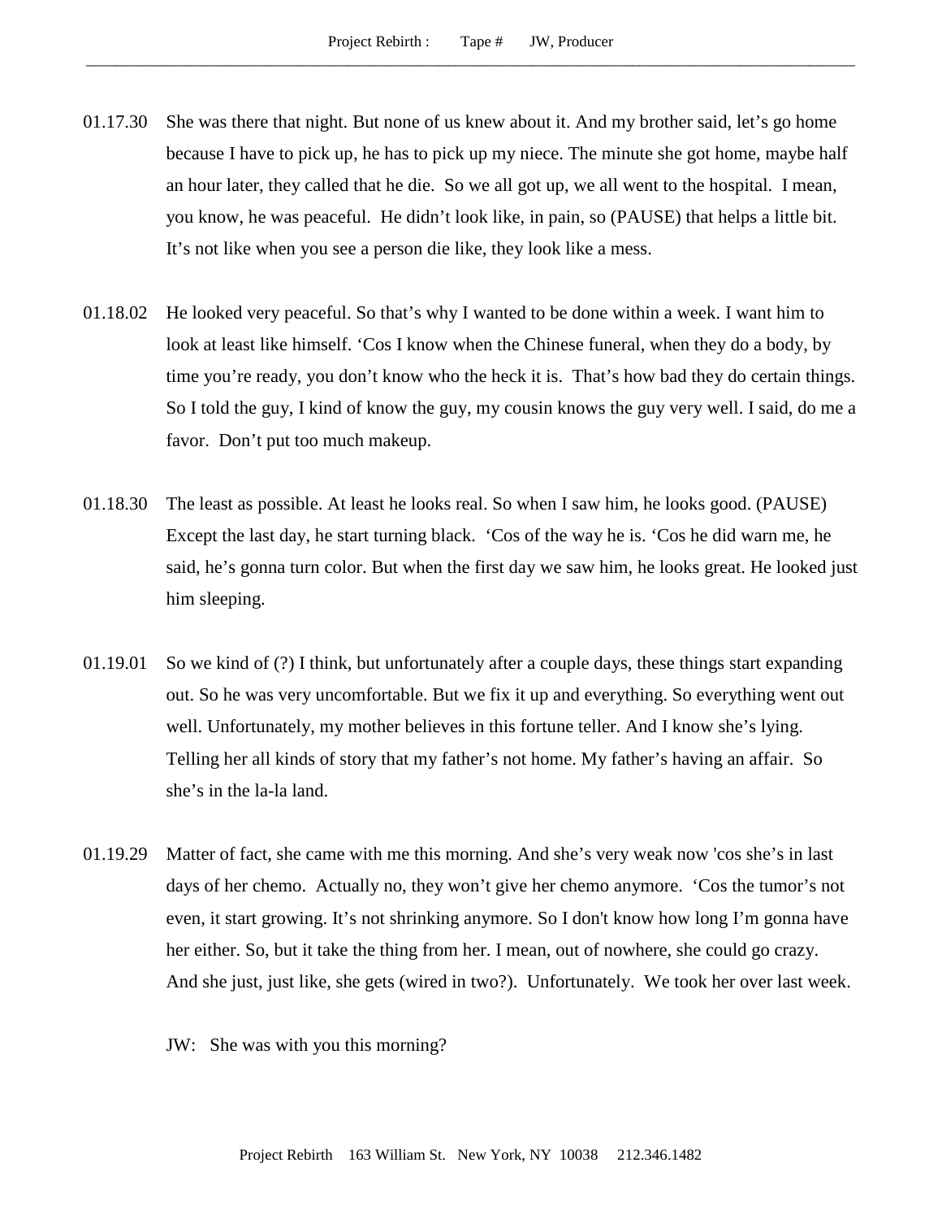01.17.30 She was there that night. But none of us knew about it. And my brother said, let's go home because I have to pick up, he has to pick up my niece. The minute she got home, maybe half an hour later, they called that he die. So we all got up, we all went to the hospital. I mean, you know, he was peaceful. He didn't look like, in pain, so (PAUSE) that helps a little bit. It's not like when you see a person die like, they look like a mess.

01.18.02 He looked very peaceful. So that's why I wanted to be done within a week. I want him to look at least like himself. 'Cos I know when the Chinese funeral, when they do a body, by time you're ready, you don't know who the heck it is. That's how bad they do certain things. So I told the guy, I kind of know the guy, my cousin knows the guy very well. I said, do me a favor. Don't put too much makeup.

01.18.30 The least as possible. At least he looks real. So when I saw him, he looks good. (PAUSE) Except the last day, he start turning black. 'Cos of the way he is. 'Cos he did warn me, he said, he's gonna turn color. But when the first day we saw him, he looks great. He looked just him sleeping.

01.19.01 So we kind of (?) I think, but unfortunately after a couple days, these things start expanding out. So he was very uncomfortable. But we fix it up and everything. So everything went out well. Unfortunately, my mother believes in this fortune teller. And I know she's lying. Telling her all kinds of story that my father's not home. My father's having an affair. So she's in the la-la land.

01.19.29 Matter of fact, she came with me this morning. And she's very weak now 'cos she's in last days of her chemo. Actually no, they won't give her chemo anymore. 'Cos the tumor's not even, it start growing. It's not shrinking anymore. So I don't know how long I'm gonna have her either. So, but it take the thing from her. I mean, out of nowhere, she could go crazy. And she just, just like, she gets (wired in two?). Unfortunately. We took her over last week.

JW: She was with you this morning?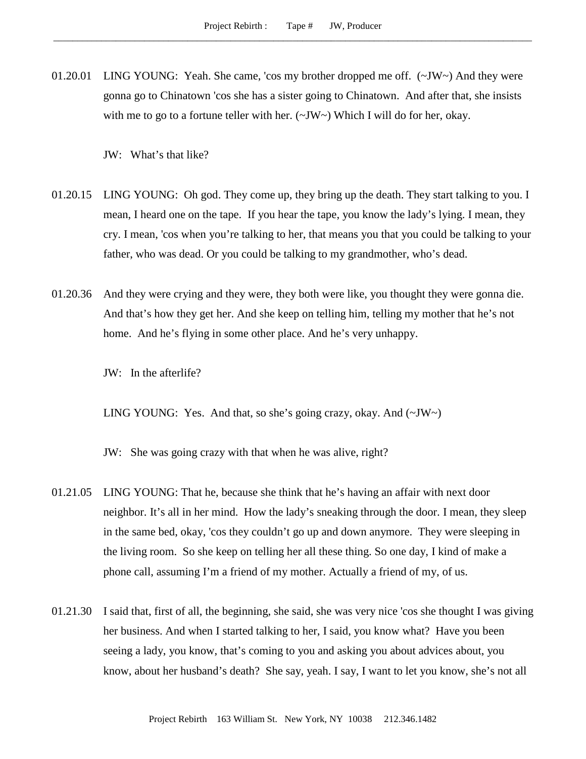01.20.01 LING YOUNG: Yeah. She came, 'cos my brother dropped me off. (~JW~) And they were gonna go to Chinatown 'cos she has a sister going to Chinatown. And after that, she insists with me to go to a fortune teller with her. (~JW~) Which I will do for her, okay.

JW: What's that like?

01.20.15 LING YOUNG: Oh god. They come up, they bring up the death. They start talking to you. I mean, I heard one on the tape. If you hear the tape, you know the lady's lying. I mean, they cry. I mean, 'cos when you're talking to her, that means you that you could be talking to your father, who was dead. Or you could be talking to my grandmother, who's dead.

01.20.36 And they were crying and they were, they both were like, you thought they were gonna die. And that's how they get her. And she keep on telling him, telling my mother that he's not home. And he's flying in some other place. And he's very unhappy.

JW: In the afterlife?

LING YOUNG: Yes. And that, so she's going crazy, okay. And (~JW~)

JW: She was going crazy with that when he was alive, right?

01.21.05 LING YOUNG: That he, because she think that he's having an affair with next door neighbor. It's all in her mind. How the lady's sneaking through the door. I mean, they sleep in the same bed, okay, 'cos they couldn't go up and down anymore. They were sleeping in the living room. So she keep on telling her all these thing. So one day, I kind of make a phone call, assuming I'm a friend of my mother. Actually a friend of my, of us.

01.21.30 I said that, first of all, the beginning, she said, she was very nice 'cos she thought I was giving her business. And when I started talking to her, I said, you know what? Have you been seeing a lady, you know, that's coming to you and asking you about advices about, you know, about her husband's death? She say, yeah. I say, I want to let you know, she's not all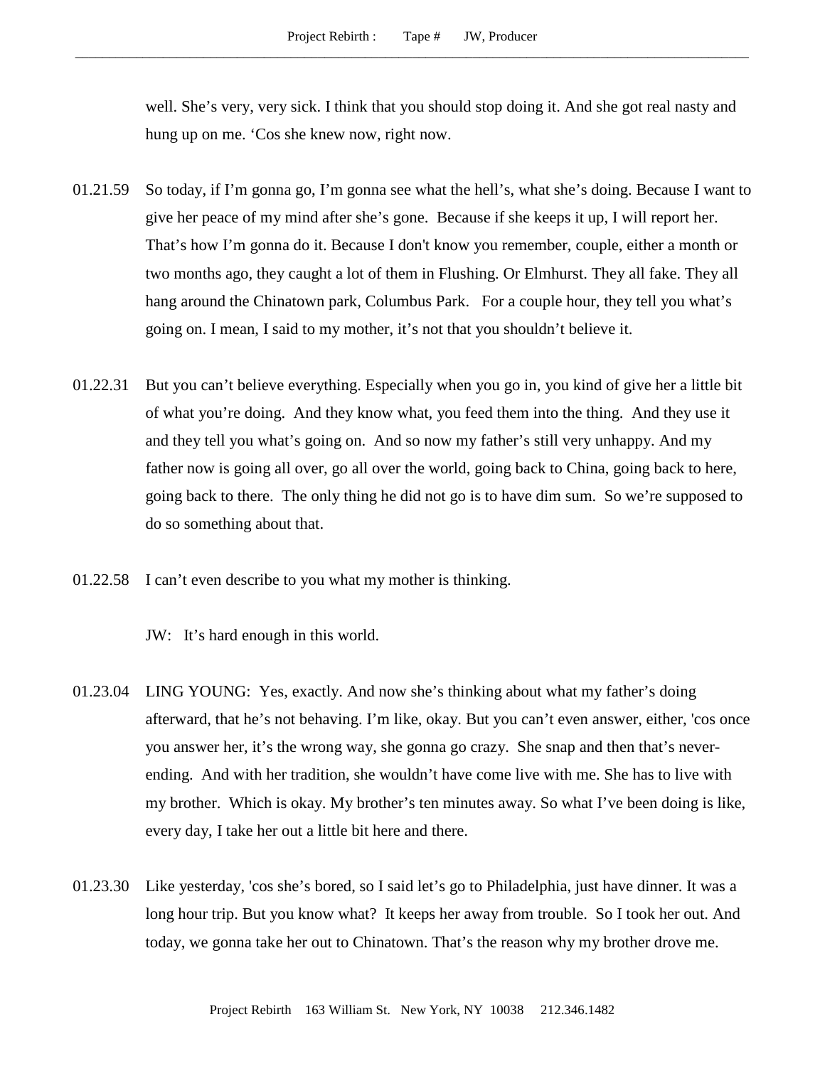well. She's very, very sick. I think that you should stop doing it. And she got real nasty and hung up on me. 'Cos she knew now, right now.

01.21.59 So today, if I'm gonna go, I'm gonna see what the hell's, what she's doing. Because I want to give her peace of my mind after she's gone. Because if she keeps it up, I will report her. That's how I'm gonna do it. Because I don't know you remember, couple, either a month or two months ago, they caught a lot of them in Flushing. Or Elmhurst. They all fake. They all hang around the Chinatown park, Columbus Park. For a couple hour, they tell you what's going on. I mean, I said to my mother, it's not that you shouldn't believe it.

01.22.31 But you can't believe everything. Especially when you go in, you kind of give her a little bit of what you're doing. And they know what, you feed them into the thing. And they use it and they tell you what's going on. And so now my father's still very unhappy. And my father now is going all over, go all over the world, going back to China, going back to here, going back to there. The only thing he did not go is to have dim sum. So we're supposed to do so something about that.

01.22.58 I can't even describe to you what my mother is thinking.

JW: It's hard enough in this world.

01.23.04 LING YOUNG: Yes, exactly. And now she's thinking about what my father's doing afterward, that he's not behaving. I'm like, okay. But you can't even answer, either, 'cos once you answer her, it's the wrong way, she gonna go crazy. She snap and then that's never-ending. And with her tradition, she wouldn't have come live with me. She has to live with my brother. Which is okay. My brother's ten minutes away. So what I've been doing is like, every day, I take her out a little bit here and there.

01.23.30 Like yesterday, 'cos she's bored, so I said let's go to Philadelphia, just have dinner. It was a long hour trip. But you know what? It keeps her away from trouble. So I took her out. And today, we gonna take her out to Chinatown. That's the reason why my brother drove me.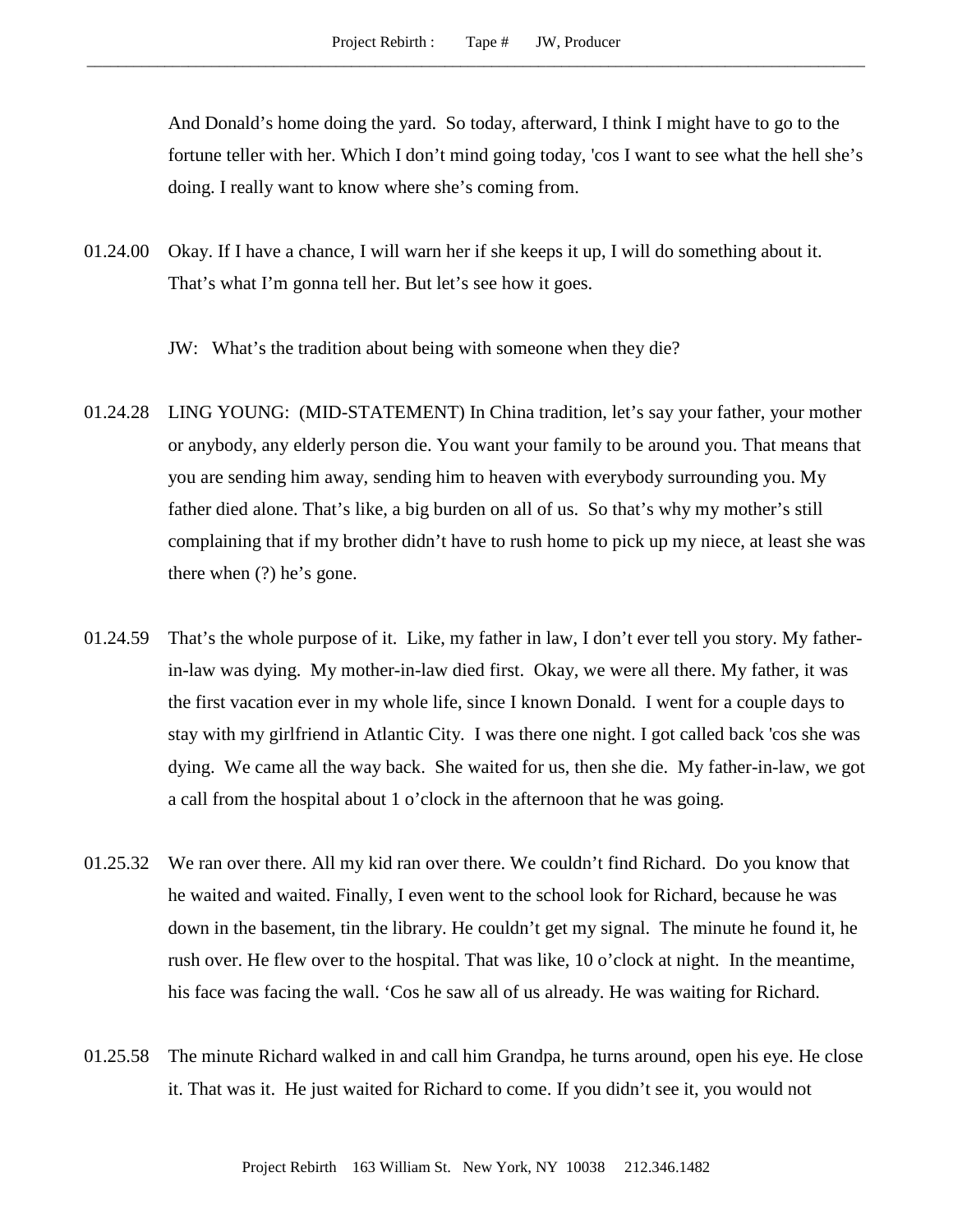And Donald's home doing the yard. So today, afterward, I think I might have to go to the fortune teller with her. Which I don't mind going today, 'cos I want to see what the hell she's doing. I really want to know where she's coming from.

01.24.00 Okay. If I have a chance, I will warn her if she keeps it up, I will do something about it. That's what I'm gonna tell her. But let's see how it goes.

JW: What's the tradition about being with someone when they die?

01.24.28 LING YOUNG: (MID-STATEMENT) In China tradition, let's say your father, your mother or anybody, any elderly person die. You want your family to be around you. That means that you are sending him away, sending him to heaven with everybody surrounding you. My father died alone. That's like, a big burden on all of us. So that's why my mother's still complaining that if my brother didn't have to rush home to pick up my niece, at least she was there when (?) he's gone.

01.24.59 That's the whole purpose of it. Like, my father in law, I don't ever tell you story. My father-in-law was dying. My mother-in-law died first. Okay, we were all there. My father, it was the first vacation ever in my whole life, since I known Donald. I went for a couple days to stay with my girlfriend in Atlantic City. I was there one night. I got called back 'cos she was dying. We came all the way back. She waited for us, then she die. My father-in-law, we got a call from the hospital about 1 o'clock in the afternoon that he was going.

01.25.32 We ran over there. All my kid ran over there. We couldn't find Richard. Do you know that he waited and waited. Finally, I even went to the school look for Richard, because he was down in the basement, tin the library. He couldn't get my signal. The minute he found it, he rush over. He flew over to the hospital. That was like, 10 o'clock at night. In the meantime, his face was facing the wall. 'Cos he saw all of us already. He was waiting for Richard.

01.25.58 The minute Richard walked in and call him Grandpa, he turns around, open his eye. He close it. That was it. He just waited for Richard to come. If you didn't see it, you would not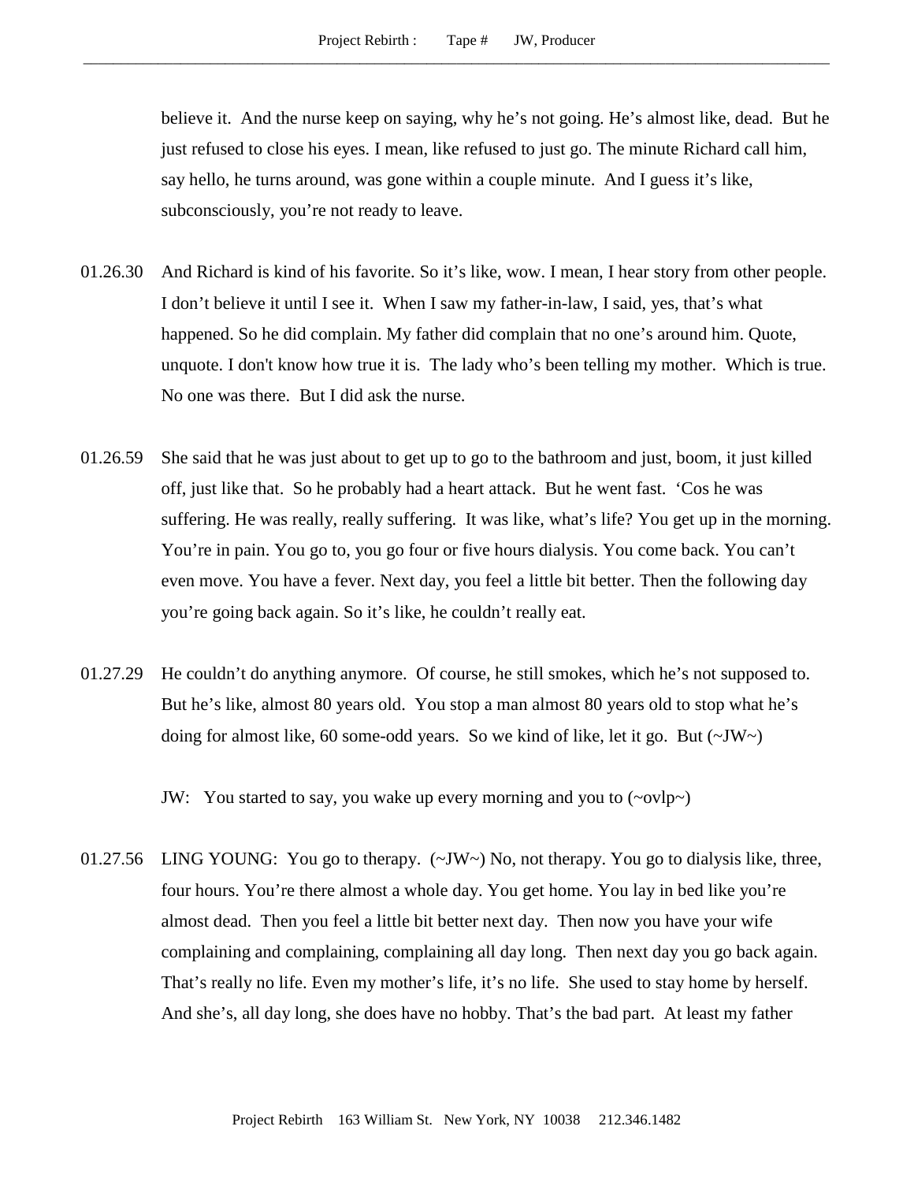believe it. And the nurse keep on saying, why he's not going. He's almost like, dead. But he just refused to close his eyes. I mean, like refused to just go. The minute Richard call him, say hello, he turns around, was gone within a couple minute. And I guess it's like, subconsciously, you're not ready to leave.

01.26.30 And Richard is kind of his favorite. So it's like, wow. I mean, I hear story from other people. I don't believe it until I see it. When I saw my father-in-law, I said, yes, that's what happened. So he did complain. My father did complain that no one's around him. Quote, unquote. I don't know how true it is. The lady who's been telling my mother. Which is true. No one was there. But I did ask the nurse.

01.26.59 She said that he was just about to get up to go to the bathroom and just, boom, it just killed off, just like that. So he probably had a heart attack. But he went fast. 'Cos he was suffering. He was really, really suffering. It was like, what's life? You get up in the morning. You're in pain. You go to, you go four or five hours dialysis. You come back. You can't even move. You have a fever. Next day, you feel a little bit better. Then the following day you're going back again. So it's like, he couldn't really eat.

01.27.29 He couldn't do anything anymore. Of course, he still smokes, which he's not supposed to. But he's like, almost 80 years old. You stop a man almost 80 years old to stop what he's doing for almost like, 60 some-odd years. So we kind of like, let it go. But (~JW~)

JW: You started to say, you wake up every morning and you to (~ovlp~)

01.27.56 LING YOUNG: You go to therapy. (~JW~) No, not therapy. You go to dialysis like, three, four hours. You're there almost a whole day. You get home. You lay in bed like you're almost dead. Then you feel a little bit better next day. Then now you have your wife complaining and complaining, complaining all day long. Then next day you go back again. That's really no life. Even my mother's life, it's no life. She used to stay home by herself. And she's, all day long, she does have no hobby. That's the bad part. At least my father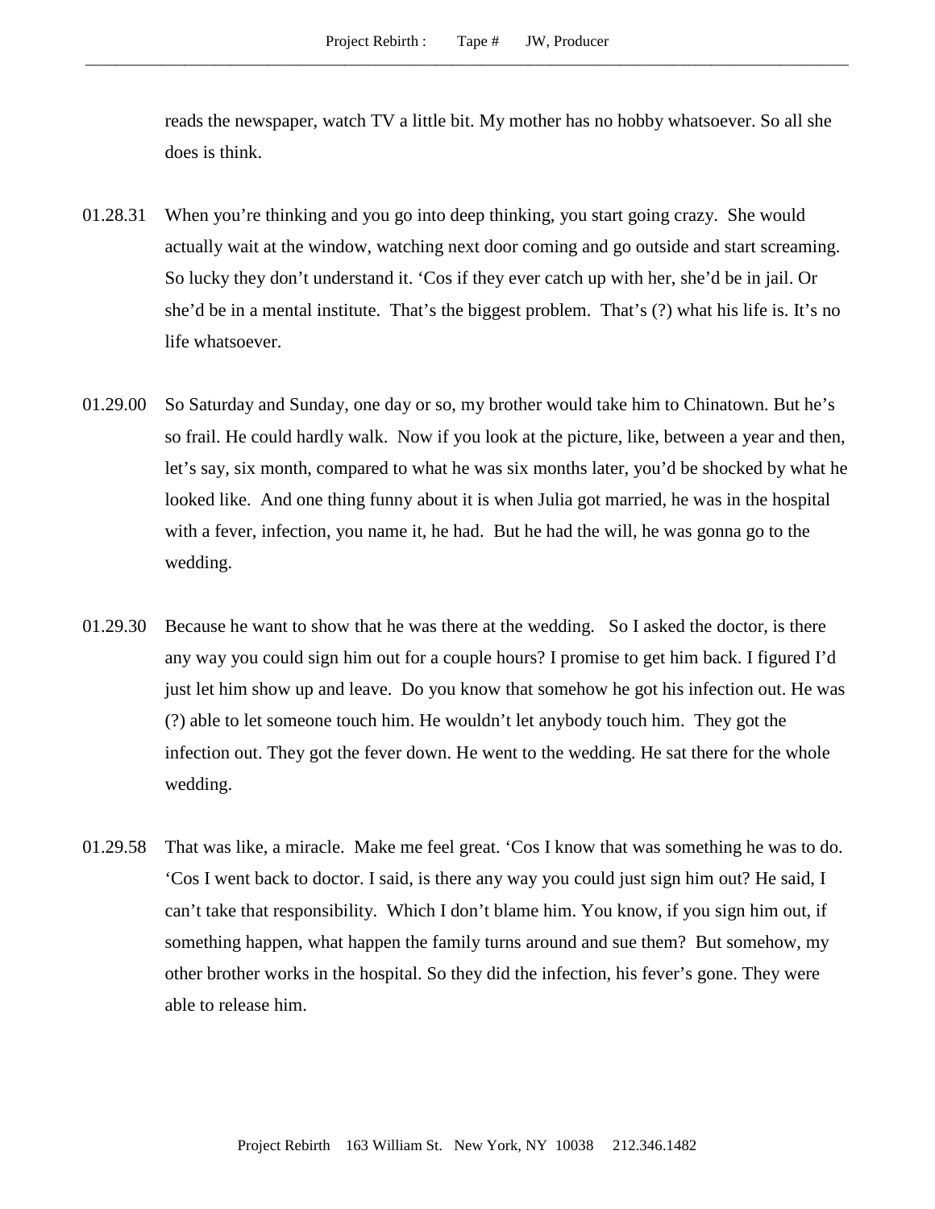reads the newspaper, watch TV a little bit. My mother has no hobby whatsoever. So all she does is think.

01.28.31 When you're thinking and you go into deep thinking, you start going crazy. She would actually wait at the window, watching next door coming and go outside and start screaming. So lucky they don't understand it. 'Cos if they ever catch up with her, she'd be in jail. Or she'd be in a mental institute. That's the biggest problem. That's (?) what his life is. It's no life whatsoever.

01.29.00 So Saturday and Sunday, one day or so, my brother would take him to Chinatown. But he's so frail. He could hardly walk. Now if you look at the picture, like, between a year and then, let's say, six month, compared to what he was six months later, you'd be shocked by what he looked like. And one thing funny about it is when Julia got married, he was in the hospital with a fever, infection, you name it, he had. But he had the will, he was gonna go to the wedding.

01.29.30 Because he want to show that he was there at the wedding. So I asked the doctor, is there any way you could sign him out for a couple hours? I promise to get him back. I figured I'd just let him show up and leave. Do you know that somehow he got his infection out. He was (?) able to let someone touch him. He wouldn't let anybody touch him. They got the infection out. They got the fever down. He went to the wedding. He sat there for the whole wedding.

01.29.58 That was like, a miracle. Make me feel great. 'Cos I know that was something he was to do. 'Cos I went back to doctor. I said, is there any way you could just sign him out? He said, I can't take that responsibility. Which I don't blame him. You know, if you sign him out, if something happen, what happen the family turns around and sue them? But somehow, my other brother works in the hospital. So they did the infection, his fever's gone. They were able to release him.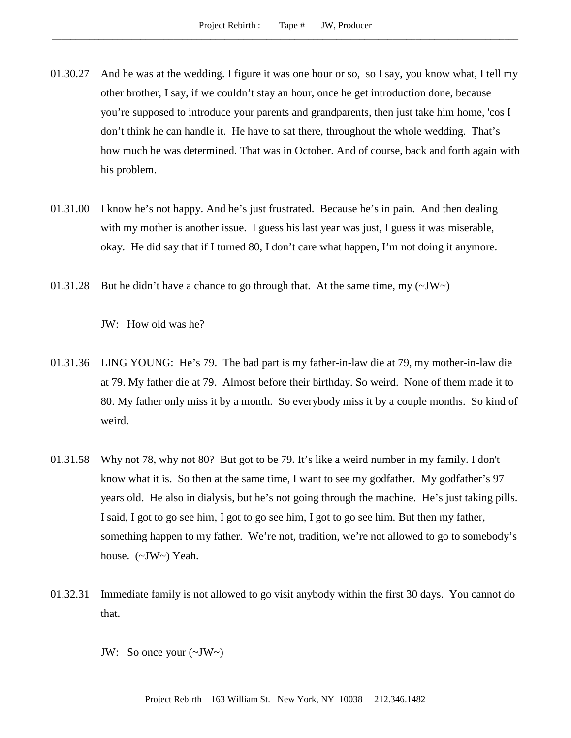01.30.27 And he was at the wedding. I figure it was one hour or so, so I say, you know what, I tell my other brother, I say, if we couldn't stay an hour, once he get introduction done, because you're supposed to introduce your parents and grandparents, then just take him home, 'cos I don't think he can handle it. He have to sat there, throughout the whole wedding. That's how much he was determined. That was in October. And of course, back and forth again with his problem.

01.31.00 I know he's not happy. And he's just frustrated. Because he's in pain. And then dealing with my mother is another issue. I guess his last year was just, I guess it was miserable, okay. He did say that if I turned 80, I don't care what happen, I'm not doing it anymore.

01.31.28 But he didn't have a chance to go through that. At the same time, my (~JW~)

JW: How old was he?

01.31.36 LING YOUNG: He's 79. The bad part is my father-in-law die at 79, my mother-in-law die at 79. My father die at 79. Almost before their birthday. So weird. None of them made it to 80. My father only miss it by a month. So everybody miss it by a couple months. So kind of weird.

01.31.58 Why not 78, why not 80? But got to be 79. It's like a weird number in my family. I don't know what it is. So then at the same time, I want to see my godfather. My godfather's 97 years old. He also in dialysis, but he's not going through the machine. He's just taking pills. I said, I got to go see him, I got to go see him, I got to go see him. But then my father, something happen to my father. We're not, tradition, we're not allowed to go to somebody's house. (~JW~) Yeah.

01.32.31 Immediate family is not allowed to go visit anybody within the first 30 days. You cannot do that.

JW: So once your (~JW~)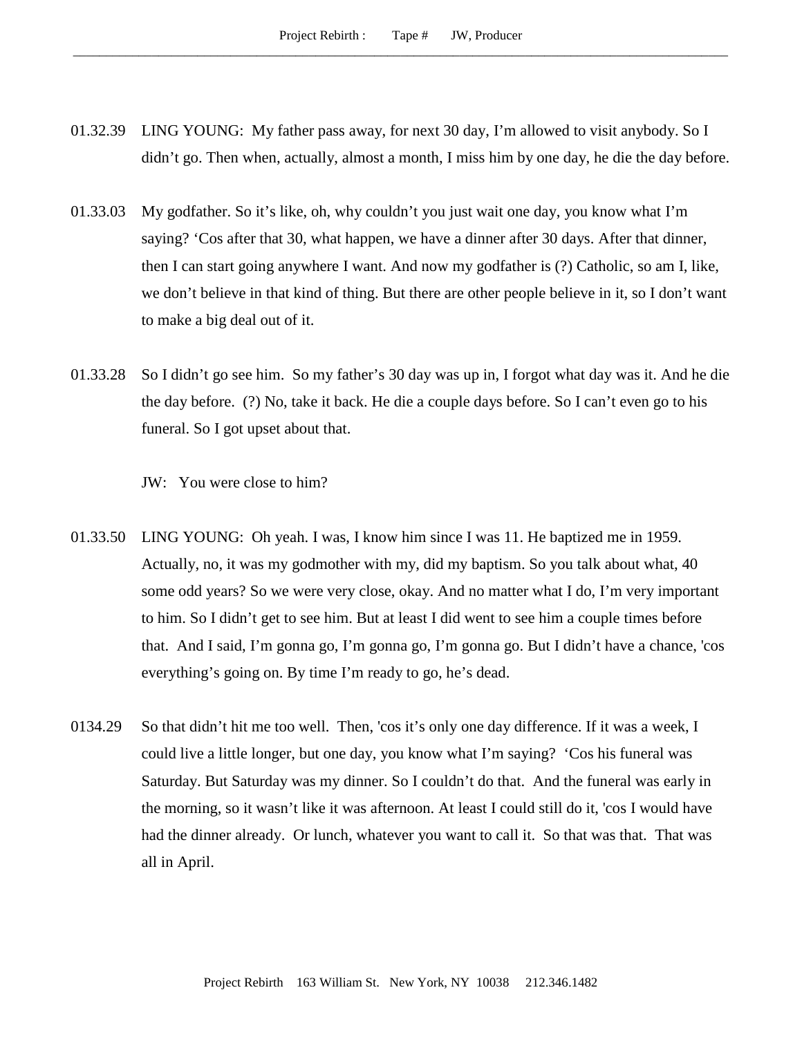01.32.39 LING YOUNG: My father pass away, for next 30 day, I'm allowed to visit anybody. So I didn't go. Then when, actually, almost a month, I miss him by one day, he die the day before.

01.33.03 My godfather. So it's like, oh, why couldn't you just wait one day, you know what I'm saying? 'Cos after that 30, what happen, we have a dinner after 30 days. After that dinner, then I can start going anywhere I want. And now my godfather is (?) Catholic, so am I, like, we don't believe in that kind of thing. But there are other people believe in it, so I don't want to make a big deal out of it.

01.33.28 So I didn't go see him. So my father's 30 day was up in, I forgot what day was it. And he die the day before. (?) No, take it back. He die a couple days before. So I can't even go to his funeral. So I got upset about that.

JW: You were close to him?

01.33.50 LING YOUNG: Oh yeah. I was, I know him since I was 11. He baptized me in 1959. Actually, no, it was my godmother with my, did my baptism. So you talk about what, 40 some odd years? So we were very close, okay. And no matter what I do, I'm very important to him. So I didn't get to see him. But at least I did went to see him a couple times before that. And I said, I'm gonna go, I'm gonna go, I'm gonna go. But I didn't have a chance, 'cos everything's going on. By time I'm ready to go, he's dead.

0134.29 So that didn't hit me too well. Then, 'cos it's only one day difference. If it was a week, I could live a little longer, but one day, you know what I'm saying? 'Cos his funeral was Saturday. But Saturday was my dinner. So I couldn't do that. And the funeral was early in the morning, so it wasn't like it was afternoon. At least I could still do it, 'cos I would have had the dinner already. Or lunch, whatever you want to call it. So that was that. That was all in April.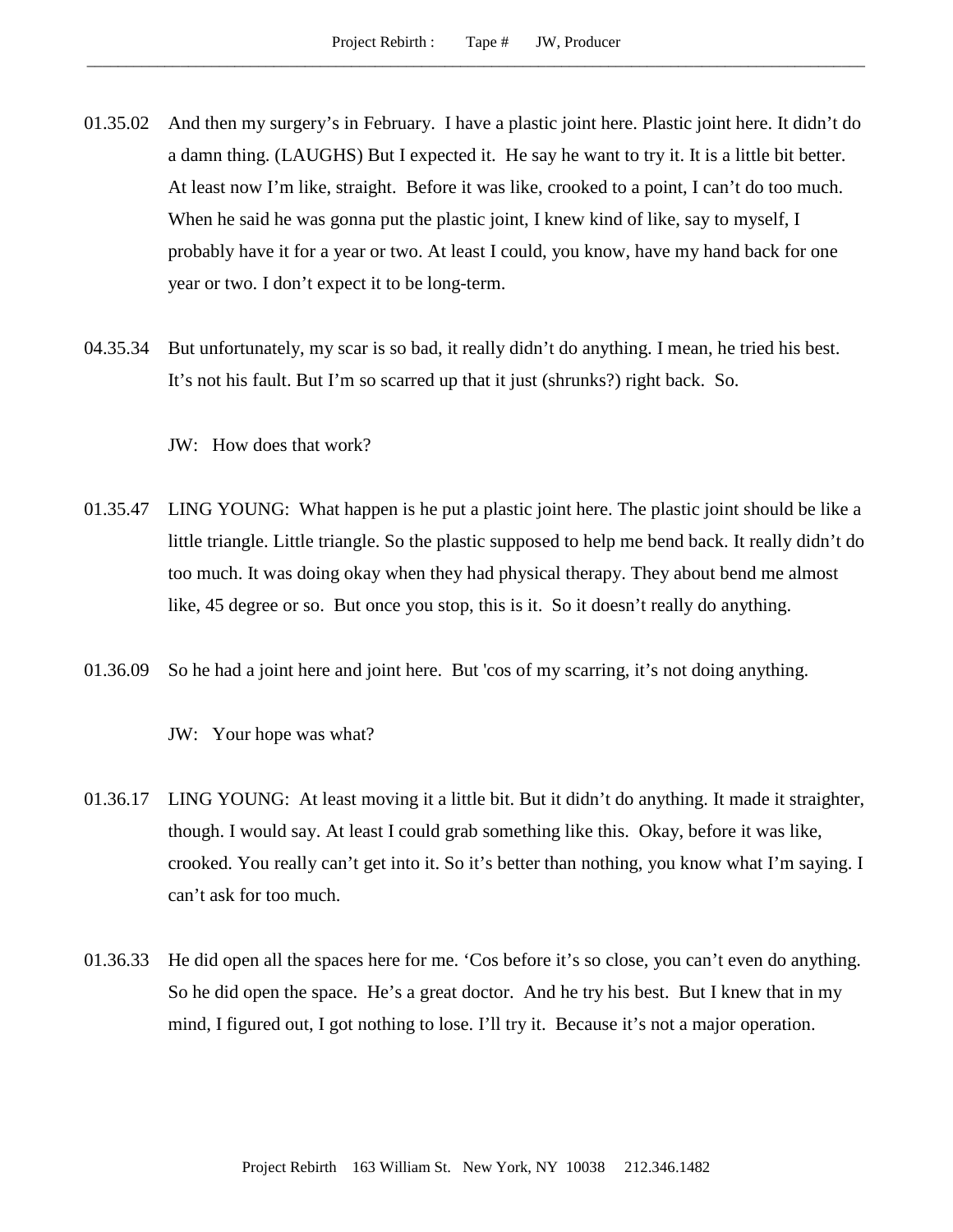01.35.02 And then my surgery's in February. I have a plastic joint here. Plastic joint here. It didn't do a damn thing. (LAUGHS) But I expected it. He say he want to try it. It is a little bit better. At least now I'm like, straight. Before it was like, crooked to a point, I can't do too much. When he said he was gonna put the plastic joint, I knew kind of like, say to myself, I probably have it for a year or two. At least I could, you know, have my hand back for one year or two. I don't expect it to be long-term.

04.35.34 But unfortunately, my scar is so bad, it really didn't do anything. I mean, he tried his best. It's not his fault. But I'm so scarred up that it just (shrunks?) right back. So.

JW: How does that work?

01.35.47 LING YOUNG: What happen is he put a plastic joint here. The plastic joint should be like a little triangle. Little triangle. So the plastic supposed to help me bend back. It really didn't do too much. It was doing okay when they had physical therapy. They about bend me almost like, 45 degree or so. But once you stop, this is it. So it doesn't really do anything.

01.36.09 So he had a joint here and joint here. But 'cos of my scarring, it's not doing anything.

JW: Your hope was what?

01.36.17 LING YOUNG: At least moving it a little bit. But it didn't do anything. It made it straighter, though. I would say. At least I could grab something like this. Okay, before it was like, crooked. You really can't get into it. So it's better than nothing, you know what I'm saying. I can't ask for too much.

01.36.33 He did open all the spaces here for me. 'Cos before it's so close, you can't even do anything. So he did open the space. He's a great doctor. And he try his best. But I knew that in my mind, I figured out, I got nothing to lose. I'll try it. Because it's not a major operation.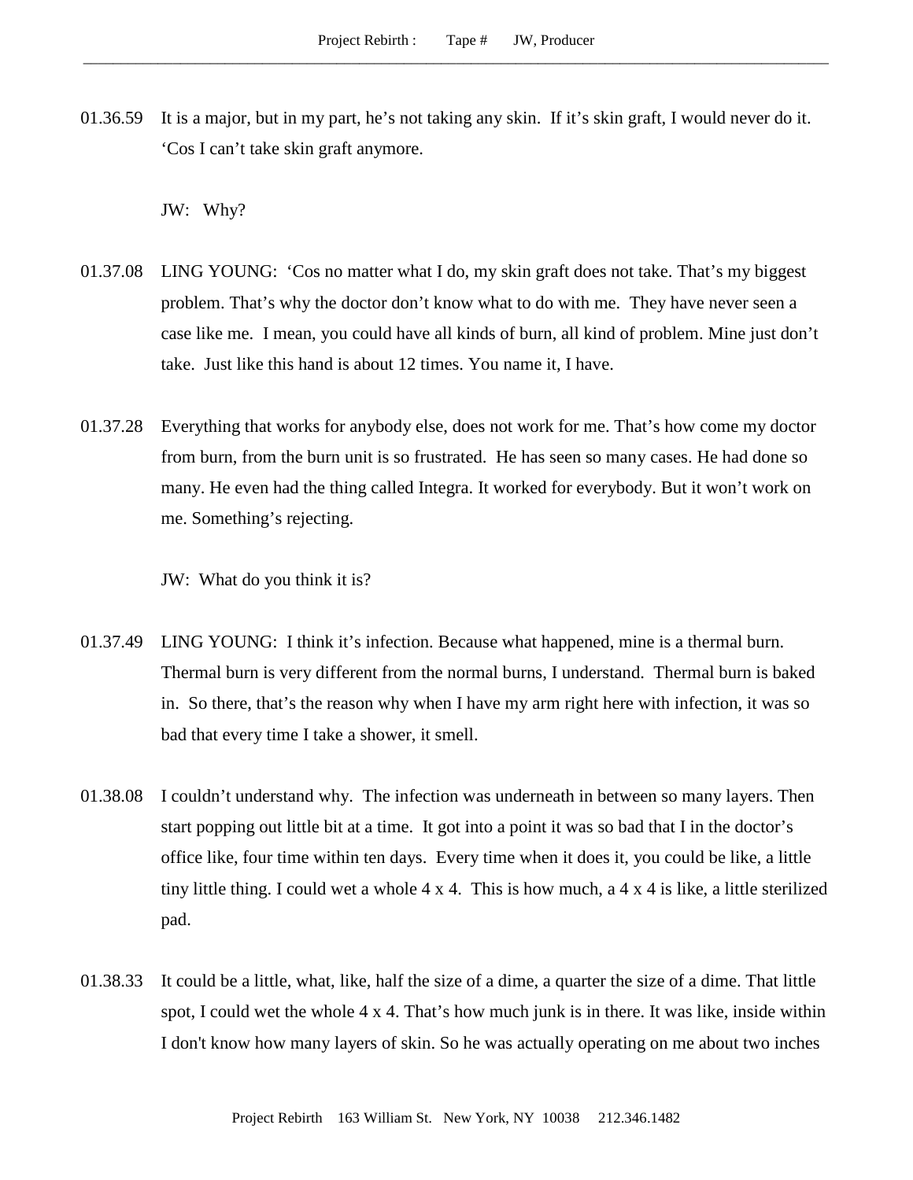01.36.59 It is a major, but in my part, he's not taking any skin. If it's skin graft, I would never do it. 'Cos I can't take skin graft anymore.

JW: Why?

01.37.08 LING YOUNG: 'Cos no matter what I do, my skin graft does not take. That's my biggest problem. That's why the doctor don't know what to do with me. They have never seen a case like me. I mean, you could have all kinds of burn, all kind of problem. Mine just don't take. Just like this hand is about 12 times. You name it, I have.

01.37.28 Everything that works for anybody else, does not work for me. That's how come my doctor from burn, from the burn unit is so frustrated. He has seen so many cases. He had done so many. He even had the thing called Integra. It worked for everybody. But it won't work on me. Something's rejecting.

JW: What do you think it is?

01.37.49 LING YOUNG: I think it's infection. Because what happened, mine is a thermal burn. Thermal burn is very different from the normal burns, I understand. Thermal burn is baked in. So there, that's the reason why when I have my arm right here with infection, it was so bad that every time I take a shower, it smell.

01.38.08 I couldn't understand why. The infection was underneath in between so many layers. Then start popping out little bit at a time. It got into a point it was so bad that I in the doctor's office like, four time within ten days. Every time when it does it, you could be like, a little tiny little thing. I could wet a whole 4 x 4. This is how much, a 4 x 4 is like, a little sterilized pad.

01.38.33 It could be a little, what, like, half the size of a dime, a quarter the size of a dime. That little spot, I could wet the whole 4 x 4. That's how much junk is in there. It was like, inside within I don't know how many layers of skin. So he was actually operating on me about two inches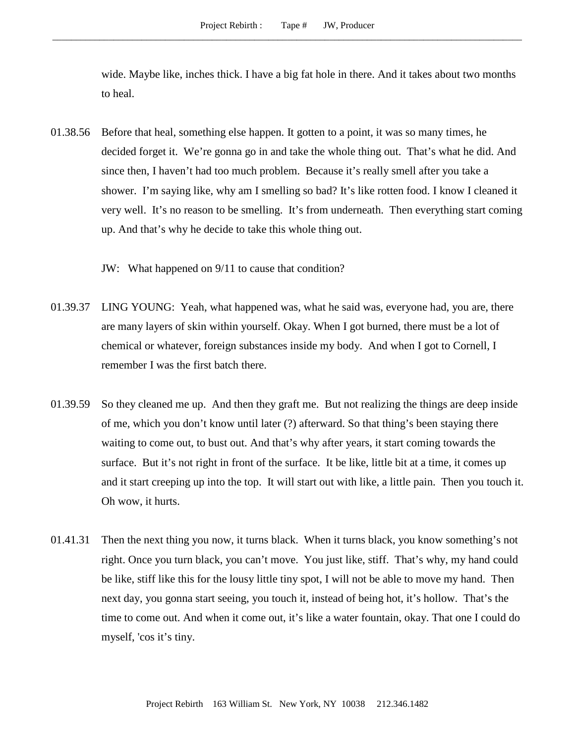wide. Maybe like, inches thick. I have a big fat hole in there. And it takes about two months to heal.

01.38.56 Before that heal, something else happen. It gotten to a point, it was so many times, he decided forget it. We're gonna go in and take the whole thing out. That's what he did. And since then, I haven't had too much problem. Because it's really smell after you take a shower. I'm saying like, why am I smelling so bad? It's like rotten food. I know I cleaned it very well. It's no reason to be smelling. It's from underneath. Then everything start coming up. And that's why he decide to take this whole thing out.

JW: What happened on 9/11 to cause that condition?

01.39.37 LING YOUNG: Yeah, what happened was, what he said was, everyone had, you are, there are many layers of skin within yourself. Okay. When I got burned, there must be a lot of chemical or whatever, foreign substances inside my body. And when I got to Cornell, I remember I was the first batch there.

01.39.59 So they cleaned me up. And then they graft me. But not realizing the things are deep inside of me, which you don't know until later (?) afterward. So that thing's been staying there waiting to come out, to bust out. And that's why after years, it start coming towards the surface. But it's not right in front of the surface. It be like, little bit at a time, it comes up and it start creeping up into the top. It will start out with like, a little pain. Then you touch it. Oh wow, it hurts.

01.41.31 Then the next thing you now, it turns black. When it turns black, you know something's not right. Once you turn black, you can't move. You just like, stiff. That's why, my hand could be like, stiff like this for the lousy little tiny spot, I will not be able to move my hand. Then next day, you gonna start seeing, you touch it, instead of being hot, it's hollow. That's the time to come out. And when it come out, it's like a water fountain, okay. That one I could do myself, 'cos it's tiny.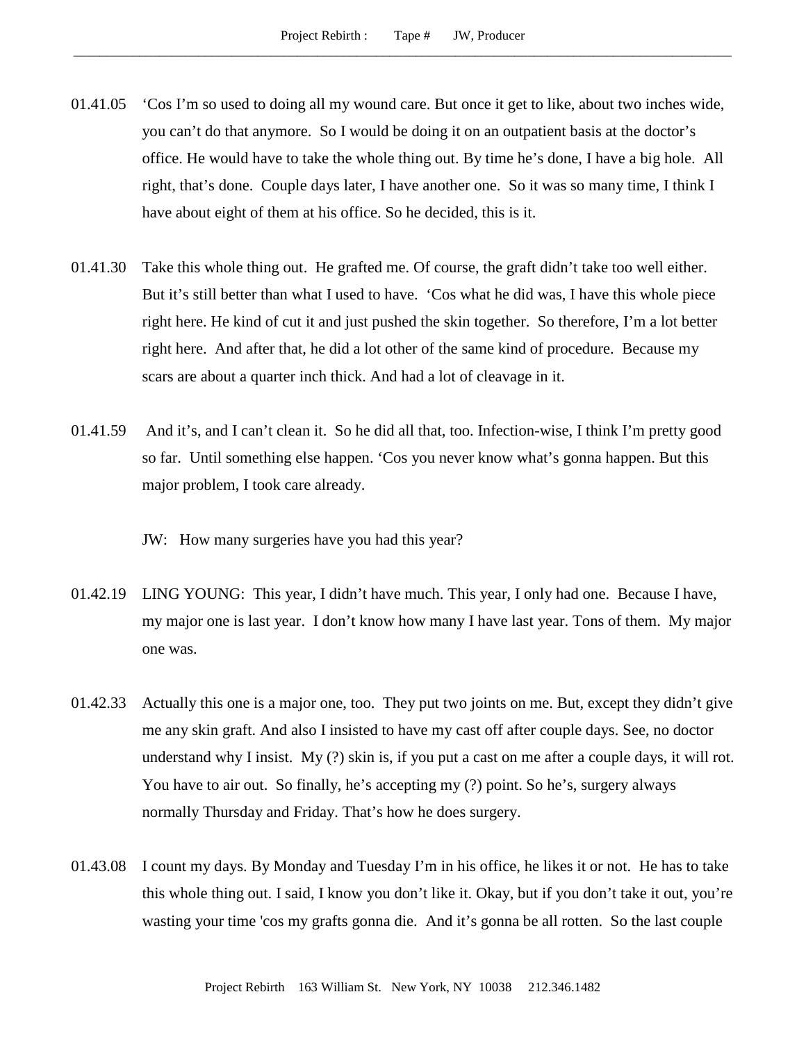01.41.05 'Cos I'm so used to doing all my wound care. But once it get to like, about two inches wide, you can't do that anymore. So I would be doing it on an outpatient basis at the doctor's office. He would have to take the whole thing out. By time he's done, I have a big hole. All right, that's done. Couple days later, I have another one. So it was so many time, I think I have about eight of them at his office. So he decided, this is it.

01.41.30 Take this whole thing out. He grafted me. Of course, the graft didn't take too well either. But it's still better than what I used to have. 'Cos what he did was, I have this whole piece right here. He kind of cut it and just pushed the skin together. So therefore, I'm a lot better right here. And after that, he did a lot other of the same kind of procedure. Because my scars are about a quarter inch thick. And had a lot of cleavage in it.

01.41.59 And it's, and I can't clean it. So he did all that, too. Infection-wise, I think I'm pretty good so far. Until something else happen. 'Cos you never know what's gonna happen. But this major problem, I took care already.

JW: How many surgeries have you had this year?

01.42.19 LING YOUNG: This year, I didn't have much. This year, I only had one. Because I have, my major one is last year. I don't know how many I have last year. Tons of them. My major one was.

01.42.33 Actually this one is a major one, too. They put two joints on me. But, except they didn't give me any skin graft. And also I insisted to have my cast off after couple days. See, no doctor understand why I insist. My (?) skin is, if you put a cast on me after a couple days, it will rot. You have to air out. So finally, he's accepting my (?) point. So he's, surgery always normally Thursday and Friday. That's how he does surgery.

01.43.08 I count my days. By Monday and Tuesday I'm in his office, he likes it or not. He has to take this whole thing out. I said, I know you don't like it. Okay, but if you don't take it out, you're wasting your time 'cos my grafts gonna die. And it's gonna be all rotten. So the last couple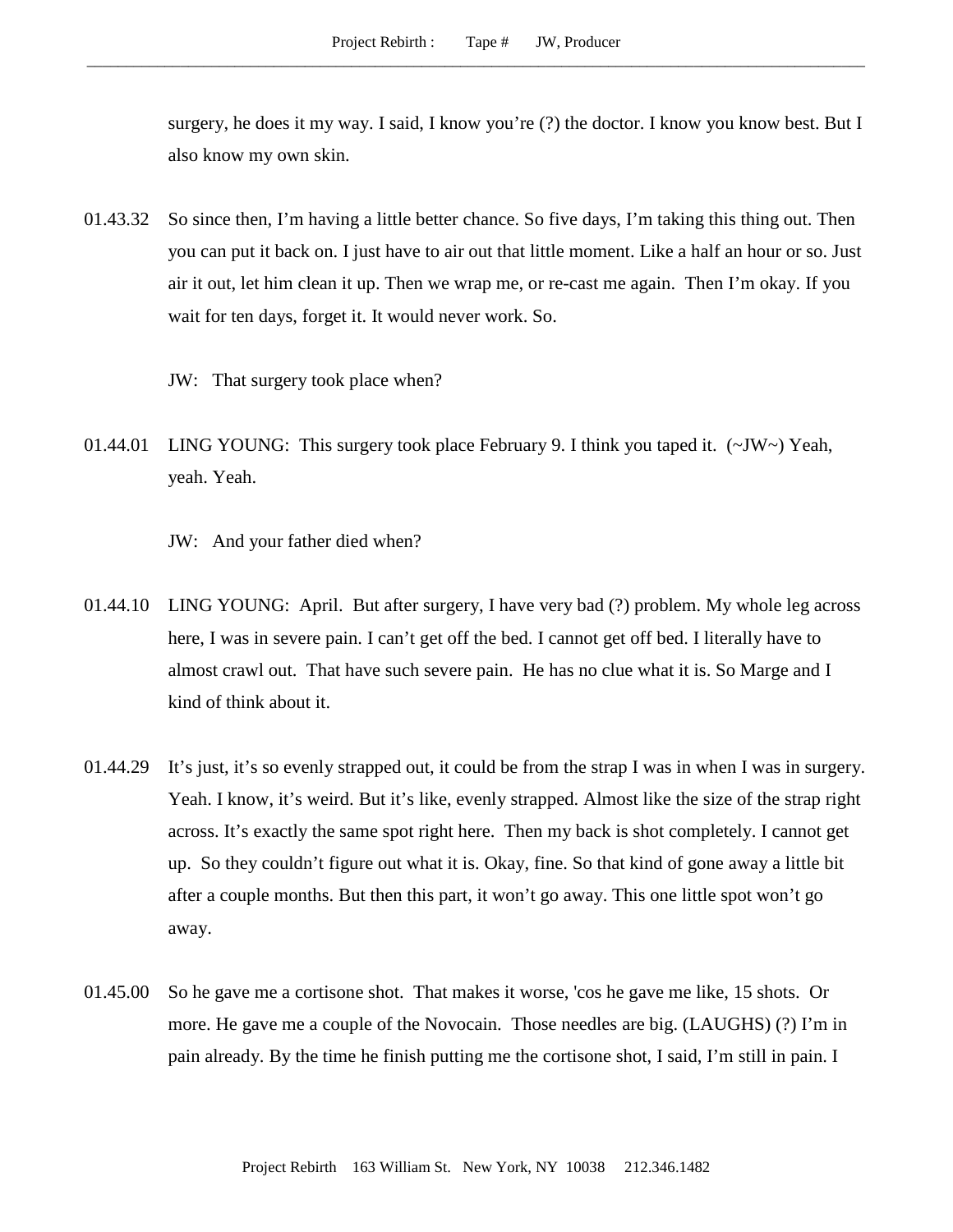surgery, he does it my way. I said, I know you're (?) the doctor. I know you know best. But I also know my own skin.

01.43.32 So since then, I'm having a little better chance. So five days, I'm taking this thing out. Then you can put it back on. I just have to air out that little moment. Like a half an hour or so. Just air it out, let him clean it up. Then we wrap me, or re-cast me again. Then I'm okay. If you wait for ten days, forget it. It would never work. So.

JW: That surgery took place when?

01.44.01 LING YOUNG: This surgery took place February 9. I think you taped it. (~JW~) Yeah, yeah. Yeah.

JW: And your father died when?

01.44.10 LING YOUNG: April. But after surgery, I have very bad (?) problem. My whole leg across here, I was in severe pain. I can't get off the bed. I cannot get off bed. I literally have to almost crawl out. That have such severe pain. He has no clue what it is. So Marge and I kind of think about it.

01.44.29 It's just, it's so evenly strapped out, it could be from the strap I was in when I was in surgery. Yeah. I know, it's weird. But it's like, evenly strapped. Almost like the size of the strap right across. It's exactly the same spot right here. Then my back is shot completely. I cannot get up. So they couldn't figure out what it is. Okay, fine. So that kind of gone away a little bit after a couple months. But then this part, it won't go away. This one little spot won't go away.

01.45.00 So he gave me a cortisone shot. That makes it worse, 'cos he gave me like, 15 shots. Or more. He gave me a couple of the Novocain. Those needles are big. (LAUGHS) (?) I'm in pain already. By the time he finish putting me the cortisone shot, I said, I'm still in pain. I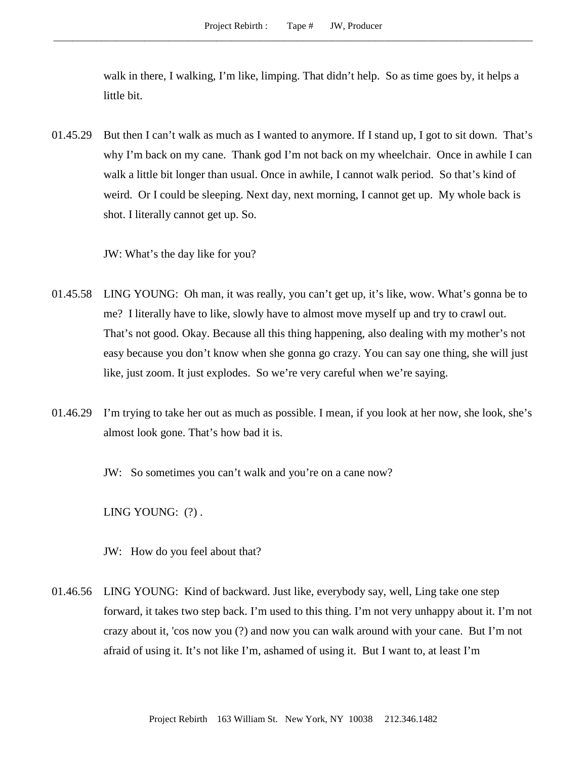walk in there, I walking, I'm like, limping. That didn't help. So as time goes by, it helps a little bit.

01.45.29 But then I can't walk as much as I wanted to anymore. If I stand up, I got to sit down. That's why I'm back on my cane. Thank god I'm not back on my wheelchair. Once in awhile I can walk a little bit longer than usual. Once in awhile, I cannot walk period. So that's kind of weird. Or I could be sleeping. Next day, next morning, I cannot get up. My whole back is shot. I literally cannot get up. So.

JW: What's the day like for you?

01.45.58 LING YOUNG: Oh man, it was really, you can't get up, it's like, wow. What's gonna be to me? I literally have to like, slowly have to almost move myself up and try to crawl out. That's not good. Okay. Because all this thing happening, also dealing with my mother's not easy because you don't know when she gonna go crazy. You can say one thing, she will just like, just zoom. It just explodes. So we're very careful when we're saying.

01.46.29 I'm trying to take her out as much as possible. I mean, if you look at her now, she look, she's almost look gone. That's how bad it is.

JW: So sometimes you can't walk and you're on a cane now?

LING YOUNG: (?) .

JW: How do you feel about that?

01.46.56 LING YOUNG: Kind of backward. Just like, everybody say, well, Ling take one step forward, it takes two step back. I'm used to this thing. I'm not very unhappy about it. I'm not crazy about it, 'cos now you (?) and now you can walk around with your cane. But I'm not afraid of using it. It's not like I'm, ashamed of using it. But I want to, at least I'm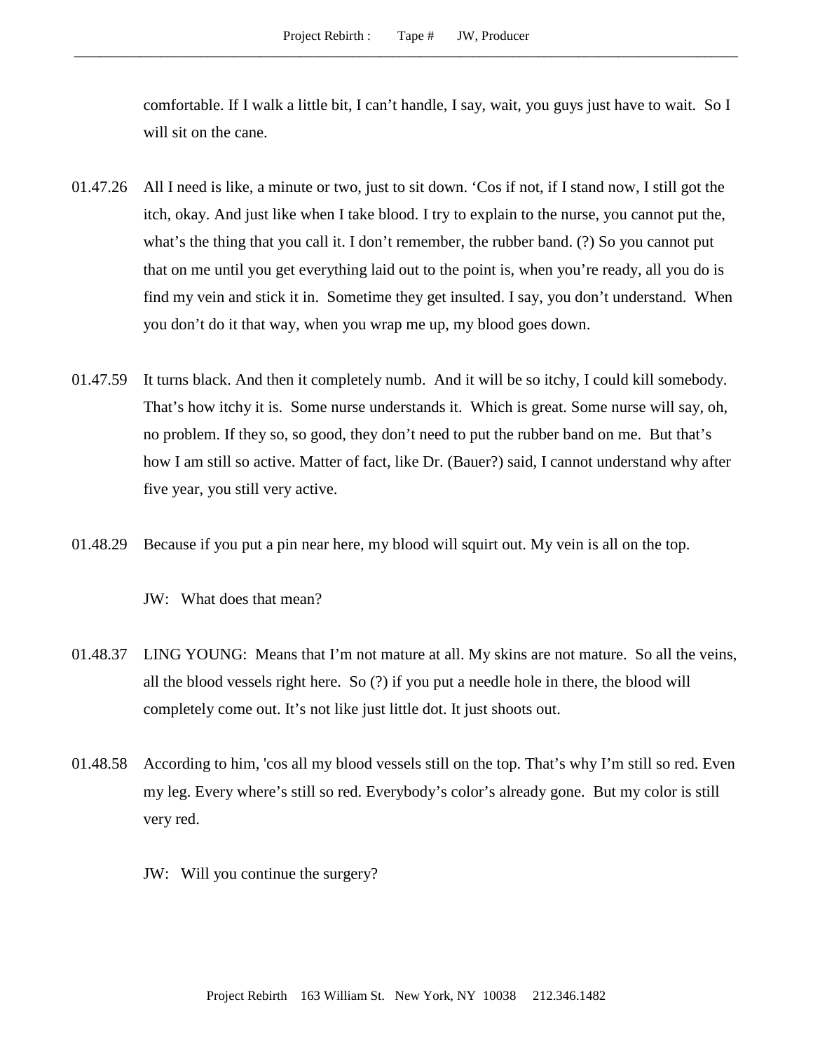comfortable. If I walk a little bit, I can't handle, I say, wait, you guys just have to wait. So I will sit on the cane.

01.47.26 All I need is like, a minute or two, just to sit down. 'Cos if not, if I stand now, I still got the itch, okay. And just like when I take blood. I try to explain to the nurse, you cannot put the, what's the thing that you call it. I don't remember, the rubber band. (?) So you cannot put that on me until you get everything laid out to the point is, when you're ready, all you do is find my vein and stick it in. Sometime they get insulted. I say, you don't understand. When you don't do it that way, when you wrap me up, my blood goes down.

01.47.59 It turns black. And then it completely numb. And it will be so itchy, I could kill somebody. That's how itchy it is. Some nurse understands it. Which is great. Some nurse will say, oh, no problem. If they so, so good, they don't need to put the rubber band on me. But that's how I am still so active. Matter of fact, like Dr. (Bauer?) said, I cannot understand why after five year, you still very active.

01.48.29 Because if you put a pin near here, my blood will squirt out. My vein is all on the top.

JW: What does that mean?

01.48.37 LING YOUNG: Means that I'm not mature at all. My skins are not mature. So all the veins, all the blood vessels right here. So (?) if you put a needle hole in there, the blood will completely come out. It's not like just little dot. It just shoots out.

01.48.58 According to him, 'cos all my blood vessels still on the top. That's why I'm still so red. Even my leg. Every where's still so red. Everybody's color's already gone. But my color is still very red.

JW: Will you continue the surgery?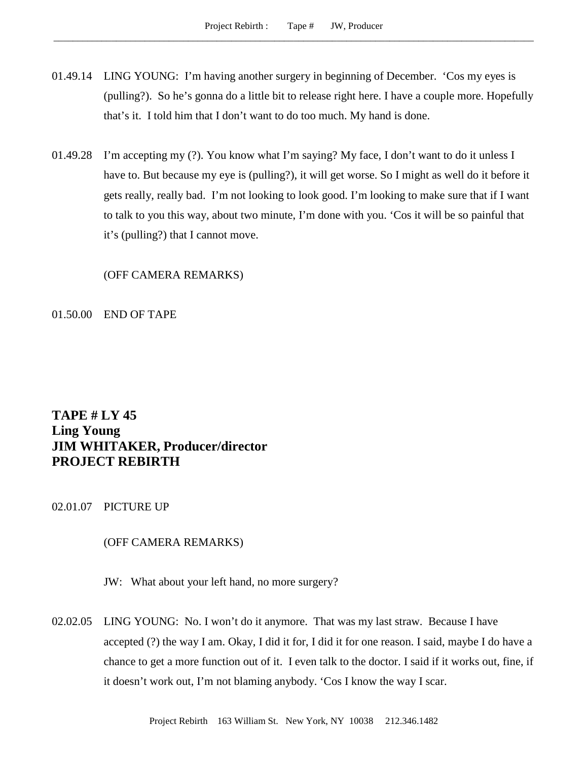01.49.14 LING YOUNG: I'm having another surgery in beginning of December. 'Cos my eyes is (pulling?). So he's gonna do a little bit to release right here. I have a couple more. Hopefully that's it. I told him that I don't want to do too much. My hand is done.

01.49.28 I'm accepting my (?). You know what I'm saying? My face, I don't want to do it unless I have to. But because my eye is (pulling?), it will get worse. So I might as well do it before it gets really, really bad. I'm not looking to look good. I'm looking to make sure that if I want to talk to you this way, about two minute, I'm done with you. 'Cos it will be so painful that it's (pulling?) that I cannot move.

(OFF CAMERA REMARKS)

01.50.00 END OF TAPE

**TAPE # LY 45**
**Ling Young**
**JIM WHITAKER, Producer/director**
**PROJECT REBIRTH**

02.01.07 PICTURE UP

(OFF CAMERA REMARKS)

JW: What about your left hand, no more surgery?

02.02.05 LING YOUNG: No. I won't do it anymore. That was my last straw. Because I have accepted (?) the way I am. Okay, I did it for, I did it for one reason. I said, maybe I do have a chance to get a more function out of it. I even talk to the doctor. I said if it works out, fine, if it doesn't work out, I'm not blaming anybody. 'Cos I know the way I scar.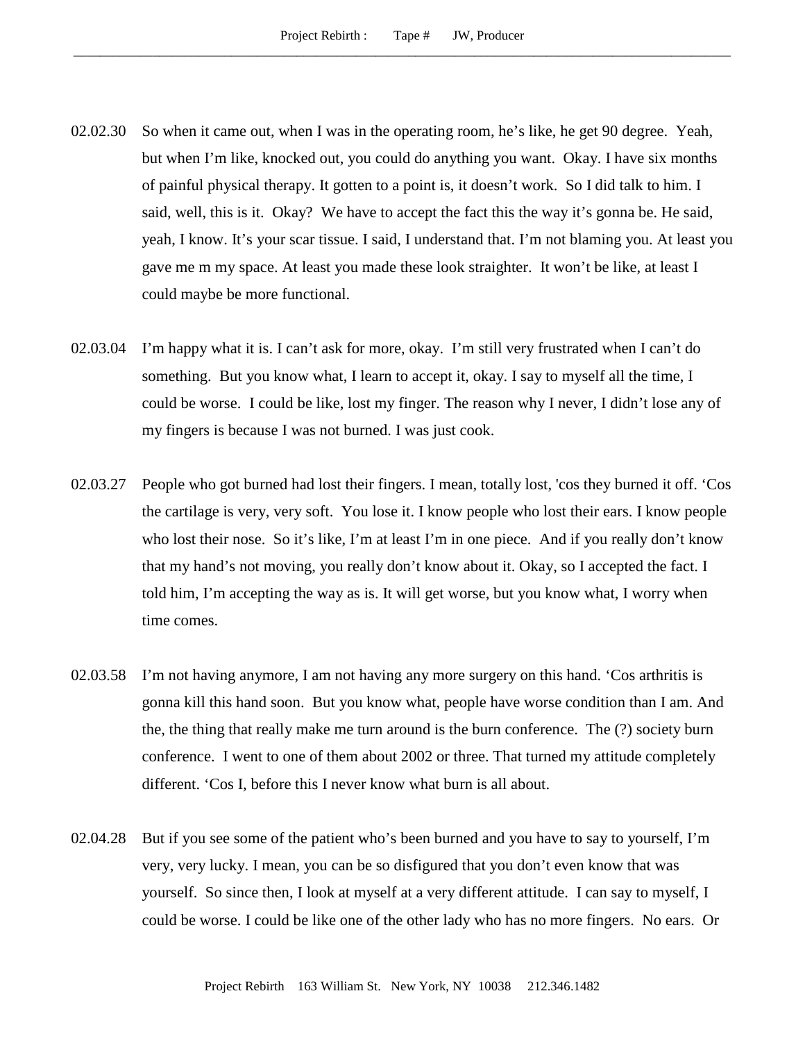02.02.30 So when it came out, when I was in the operating room, he's like, he get 90 degree. Yeah, but when I'm like, knocked out, you could do anything you want. Okay. I have six months of painful physical therapy. It gotten to a point is, it doesn't work. So I did talk to him. I said, well, this is it. Okay? We have to accept the fact this the way it's gonna be. He said, yeah, I know. It's your scar tissue. I said, I understand that. I'm not blaming you. At least you gave me m my space. At least you made these look straighter. It won't be like, at least I could maybe be more functional.

02.03.04 I'm happy what it is. I can't ask for more, okay. I'm still very frustrated when I can't do something. But you know what, I learn to accept it, okay. I say to myself all the time, I could be worse. I could be like, lost my finger. The reason why I never, I didn't lose any of my fingers is because I was not burned. I was just cook.

02.03.27 People who got burned had lost their fingers. I mean, totally lost, 'cos they burned it off. 'Cos the cartilage is very, very soft. You lose it. I know people who lost their ears. I know people who lost their nose. So it's like, I'm at least I'm in one piece. And if you really don't know that my hand's not moving, you really don't know about it. Okay, so I accepted the fact. I told him, I'm accepting the way as is. It will get worse, but you know what, I worry when time comes.

02.03.58 I'm not having anymore, I am not having any more surgery on this hand. 'Cos arthritis is gonna kill this hand soon. But you know what, people have worse condition than I am. And the, the thing that really make me turn around is the burn conference. The (?) society burn conference. I went to one of them about 2002 or three. That turned my attitude completely different. 'Cos I, before this I never know what burn is all about.

02.04.28 But if you see some of the patient who's been burned and you have to say to yourself, I'm very, very lucky. I mean, you can be so disfigured that you don't even know that was yourself. So since then, I look at myself at a very different attitude. I can say to myself, I could be worse. I could be like one of the other lady who has no more fingers. No ears. Or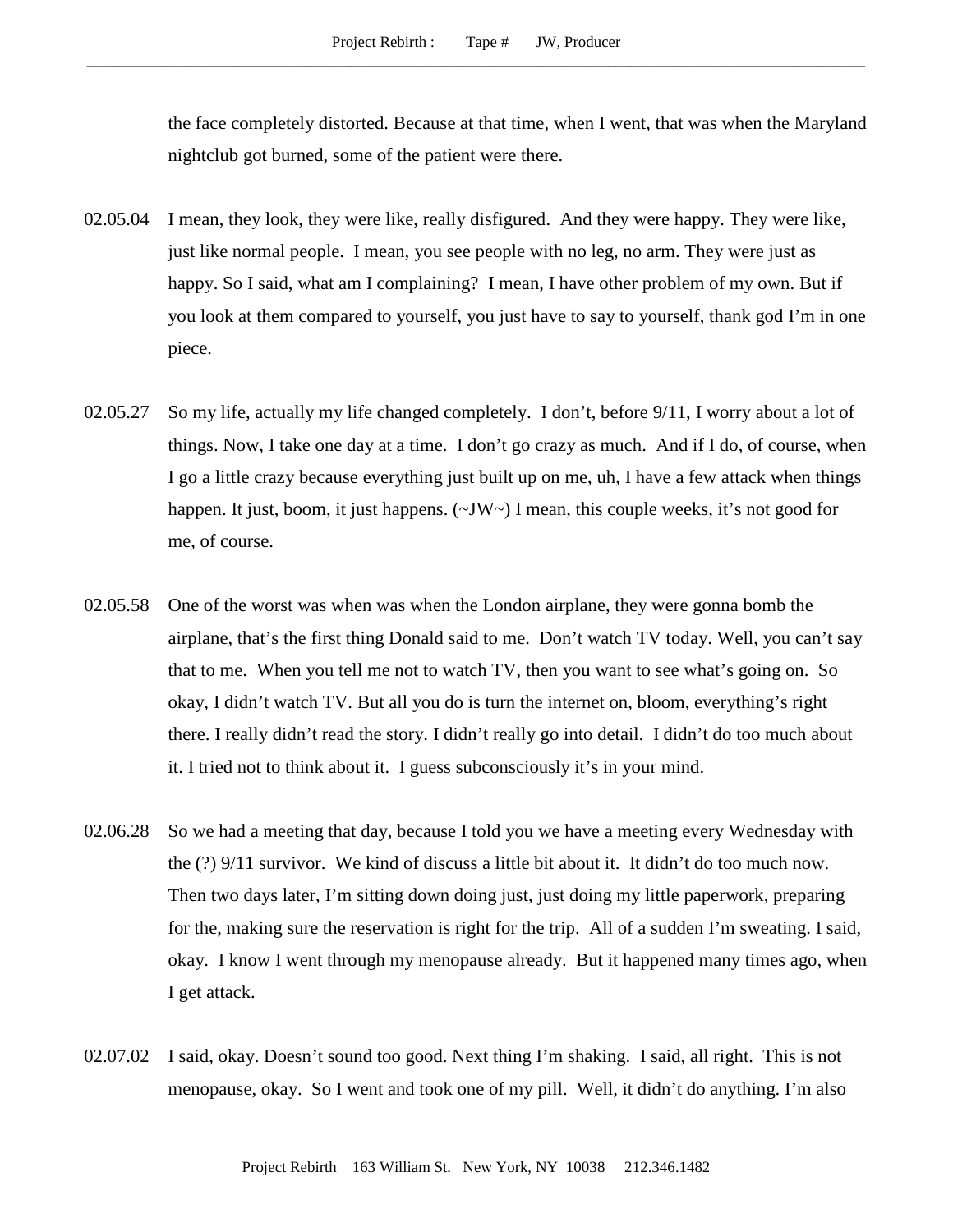the face completely distorted. Because at that time, when I went, that was when the Maryland nightclub got burned, some of the patient were there.

02.05.04 I mean, they look, they were like, really disfigured. And they were happy. They were like, just like normal people. I mean, you see people with no leg, no arm. They were just as happy. So I said, what am I complaining? I mean, I have other problem of my own. But if you look at them compared to yourself, you just have to say to yourself, thank god I'm in one piece.

02.05.27 So my life, actually my life changed completely. I don't, before 9/11, I worry about a lot of things. Now, I take one day at a time. I don't go crazy as much. And if I do, of course, when I go a little crazy because everything just built up on me, uh, I have a few attack when things happen. It just, boom, it just happens. (~JW~) I mean, this couple weeks, it's not good for me, of course.

02.05.58 One of the worst was when was when the London airplane, they were gonna bomb the airplane, that's the first thing Donald said to me. Don't watch TV today. Well, you can't say that to me. When you tell me not to watch TV, then you want to see what's going on. So okay, I didn't watch TV. But all you do is turn the internet on, bloom, everything's right there. I really didn't read the story. I didn't really go into detail. I didn't do too much about it. I tried not to think about it. I guess subconsciously it's in your mind.

02.06.28 So we had a meeting that day, because I told you we have a meeting every Wednesday with the (?) 9/11 survivor. We kind of discuss a little bit about it. It didn't do too much now. Then two days later, I'm sitting down doing just, just doing my little paperwork, preparing for the, making sure the reservation is right for the trip. All of a sudden I'm sweating. I said, okay. I know I went through my menopause already. But it happened many times ago, when I get attack.

02.07.02 I said, okay. Doesn't sound too good. Next thing I'm shaking. I said, all right. This is not menopause, okay. So I went and took one of my pill. Well, it didn't do anything. I'm also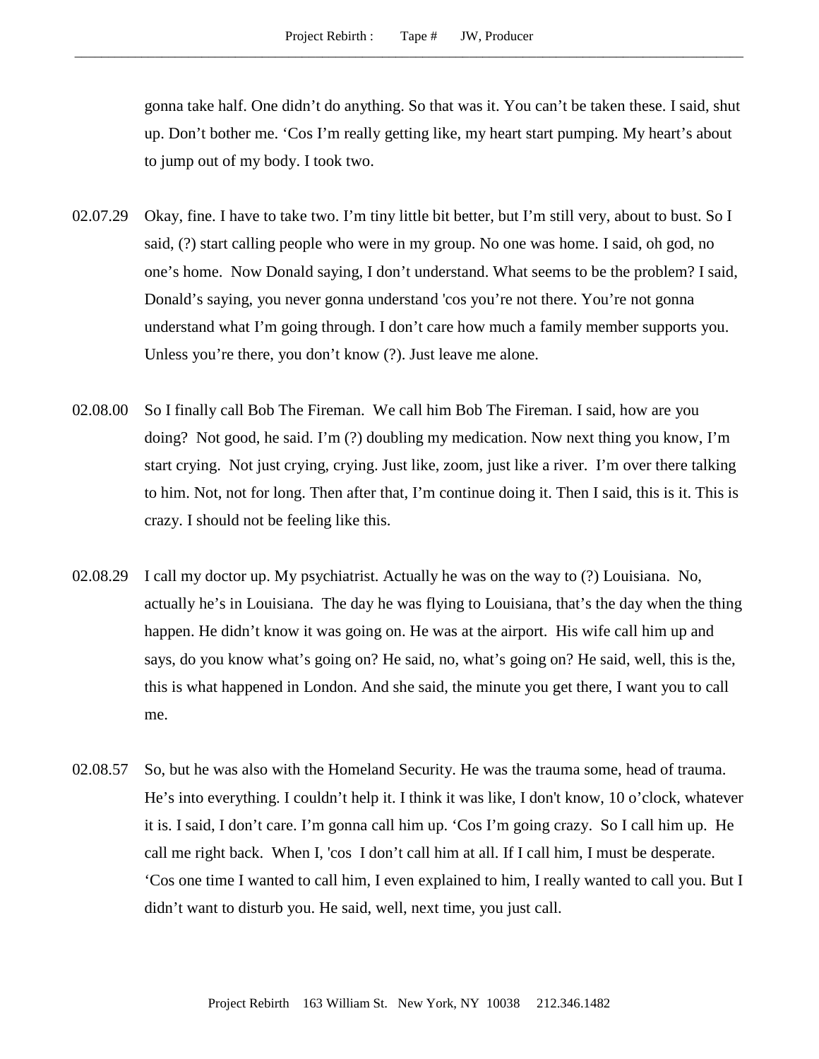gonna take half. One didn't do anything. So that was it. You can't be taken these. I said, shut up. Don't bother me. 'Cos I'm really getting like, my heart start pumping. My heart's about to jump out of my body. I took two.

02.07.29 Okay, fine. I have to take two. I'm tiny little bit better, but I'm still very, about to bust. So I said, (?) start calling people who were in my group. No one was home. I said, oh god, no one's home. Now Donald saying, I don't understand. What seems to be the problem? I said, Donald's saying, you never gonna understand 'cos you're not there. You're not gonna understand what I'm going through. I don't care how much a family member supports you. Unless you're there, you don't know (?). Just leave me alone.

02.08.00 So I finally call Bob The Fireman. We call him Bob The Fireman. I said, how are you doing? Not good, he said. I'm (?) doubling my medication. Now next thing you know, I'm start crying. Not just crying, crying. Just like, zoom, just like a river. I'm over there talking to him. Not, not for long. Then after that, I'm continue doing it. Then I said, this is it. This is crazy. I should not be feeling like this.

02.08.29 I call my doctor up. My psychiatrist. Actually he was on the way to (?) Louisiana. No, actually he's in Louisiana. The day he was flying to Louisiana, that's the day when the thing happen. He didn't know it was going on. He was at the airport. His wife call him up and says, do you know what's going on? He said, no, what's going on? He said, well, this is the, this is what happened in London. And she said, the minute you get there, I want you to call me.

02.08.57 So, but he was also with the Homeland Security. He was the trauma some, head of trauma. He's into everything. I couldn't help it. I think it was like, I don't know, 10 o'clock, whatever it is. I said, I don't care. I'm gonna call him up. 'Cos I'm going crazy. So I call him up. He call me right back. When I, 'cos I don't call him at all. If I call him, I must be desperate. 'Cos one time I wanted to call him, I even explained to him, I really wanted to call you. But I didn't want to disturb you. He said, well, next time, you just call.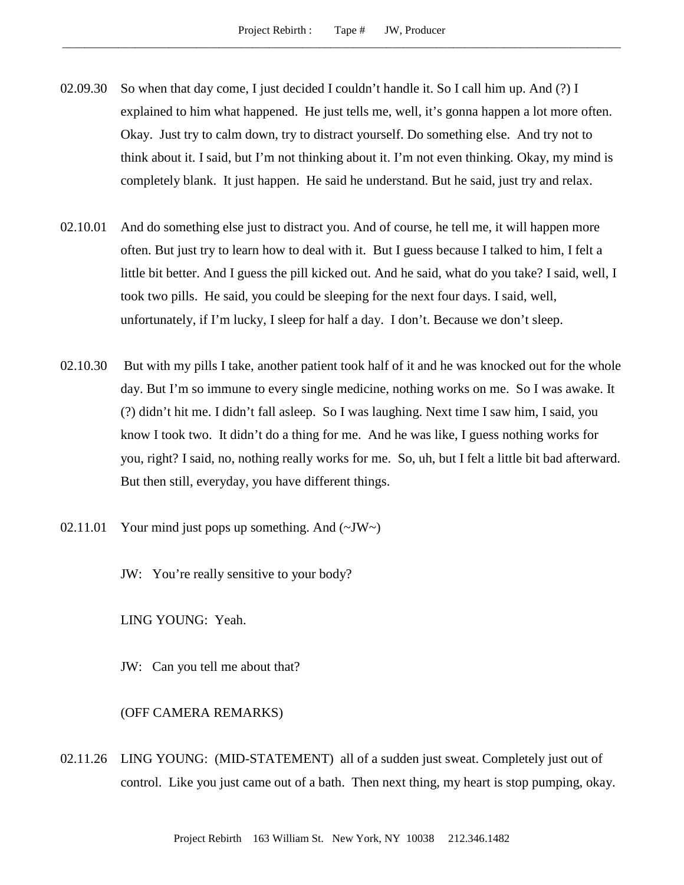02.09.30 So when that day come, I just decided I couldn't handle it. So I call him up. And (?) I explained to him what happened. He just tells me, well, it's gonna happen a lot more often. Okay. Just try to calm down, try to distract yourself. Do something else. And try not to think about it. I said, but I'm not thinking about it. I'm not even thinking. Okay, my mind is completely blank. It just happen. He said he understand. But he said, just try and relax.

02.10.01 And do something else just to distract you. And of course, he tell me, it will happen more often. But just try to learn how to deal with it. But I guess because I talked to him, I felt a little bit better. And I guess the pill kicked out. And he said, what do you take? I said, well, I took two pills. He said, you could be sleeping for the next four days. I said, well, unfortunately, if I'm lucky, I sleep for half a day. I don't. Because we don't sleep.

02.10.30 But with my pills I take, another patient took half of it and he was knocked out for the whole day. But I'm so immune to every single medicine, nothing works on me. So I was awake. It (?) didn't hit me. I didn't fall asleep. So I was laughing. Next time I saw him, I said, you know I took two. It didn't do a thing for me. And he was like, I guess nothing works for you, right? I said, no, nothing really works for me. So, uh, but I felt a little bit bad afterward. But then still, everyday, you have different things.

02.11.01 Your mind just pops up something. And (~JW~)

JW: You're really sensitive to your body?

LING YOUNG: Yeah.

JW: Can you tell me about that?

(OFF CAMERA REMARKS)

02.11.26 LING YOUNG: (MID-STATEMENT) all of a sudden just sweat. Completely just out of control. Like you just came out of a bath. Then next thing, my heart is stop pumping, okay.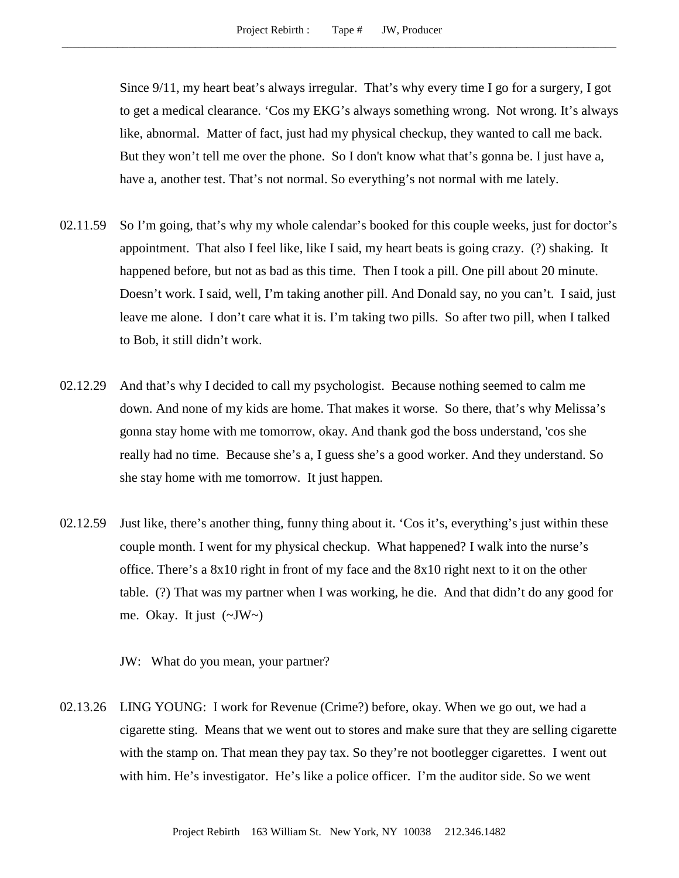Since 9/11, my heart beat's always irregular. That's why every time I go for a surgery, I got to get a medical clearance. 'Cos my EKG's always something wrong. Not wrong. It's always like, abnormal. Matter of fact, just had my physical checkup, they wanted to call me back. But they won't tell me over the phone. So I don't know what that's gonna be. I just have a, have a, another test. That's not normal. So everything's not normal with me lately.

02.11.59 So I'm going, that's why my whole calendar's booked for this couple weeks, just for doctor's appointment. That also I feel like, like I said, my heart beats is going crazy. (?) shaking. It happened before, but not as bad as this time. Then I took a pill. One pill about 20 minute. Doesn't work. I said, well, I'm taking another pill. And Donald say, no you can't. I said, just leave me alone. I don't care what it is. I'm taking two pills. So after two pill, when I talked to Bob, it still didn't work.

02.12.29 And that's why I decided to call my psychologist. Because nothing seemed to calm me down. And none of my kids are home. That makes it worse. So there, that's why Melissa's gonna stay home with me tomorrow, okay. And thank god the boss understand, 'cos she really had no time. Because she's a, I guess she's a good worker. And they understand. So she stay home with me tomorrow. It just happen.

02.12.59 Just like, there's another thing, funny thing about it. 'Cos it's, everything's just within these couple month. I went for my physical checkup. What happened? I walk into the nurse's office. There's a 8x10 right in front of my face and the 8x10 right next to it on the other table. (?) That was my partner when I was working, he die. And that didn't do any good for me. Okay. It just (~JW~)

JW: What do you mean, your partner?

02.13.26 LING YOUNG: I work for Revenue (Crime?) before, okay. When we go out, we had a cigarette sting. Means that we went out to stores and make sure that they are selling cigarette with the stamp on. That mean they pay tax. So they're not bootlegger cigarettes. I went out with him. He's investigator. He's like a police officer. I'm the auditor side. So we went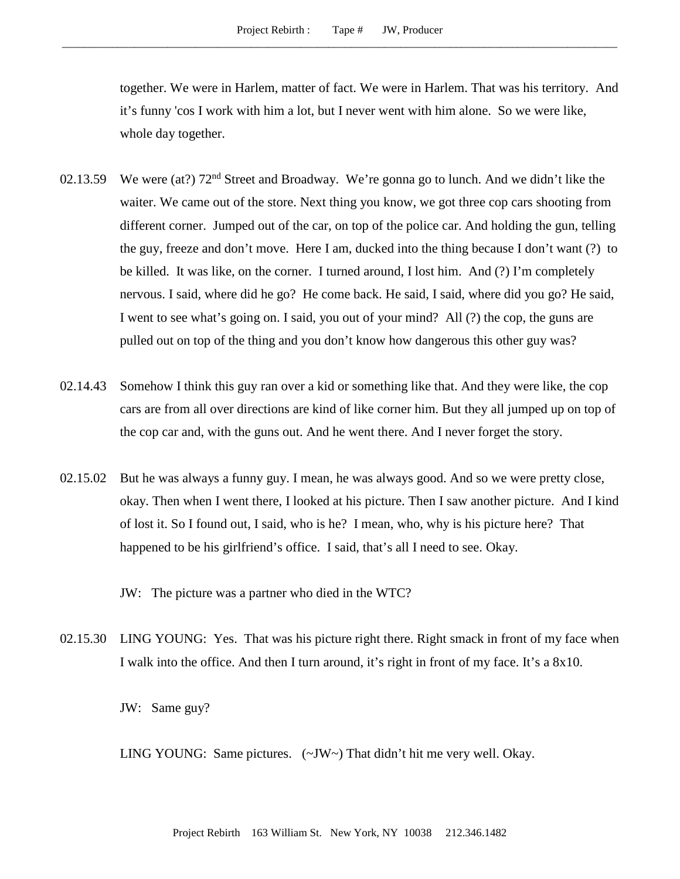together. We were in Harlem, matter of fact. We were in Harlem. That was his territory. And it's funny 'cos I work with him a lot, but I never went with him alone. So we were like, whole day together.

02.13.59 We were (at?) 72nd Street and Broadway. We're gonna go to lunch. And we didn't like the waiter. We came out of the store. Next thing you know, we got three cop cars shooting from different corner. Jumped out of the car, on top of the police car. And holding the gun, telling the guy, freeze and don't move. Here I am, ducked into the thing because I don't want (?) to be killed. It was like, on the corner. I turned around, I lost him. And (?) I'm completely nervous. I said, where did he go? He come back. He said, I said, where did you go? He said, I went to see what's going on. I said, you out of your mind? All (?) the cop, the guns are pulled out on top of the thing and you don't know how dangerous this other guy was?

02.14.43 Somehow I think this guy ran over a kid or something like that. And they were like, the cop cars are from all over directions are kind of like corner him. But they all jumped up on top of the cop car and, with the guns out. And he went there. And I never forget the story.

02.15.02 But he was always a funny guy. I mean, he was always good. And so we were pretty close, okay. Then when I went there, I looked at his picture. Then I saw another picture. And I kind of lost it. So I found out, I said, who is he? I mean, who, why is his picture here? That happened to be his girlfriend's office. I said, that's all I need to see. Okay.

JW: The picture was a partner who died in the WTC?

02.15.30 LING YOUNG: Yes. That was his picture right there. Right smack in front of my face when I walk into the office. And then I turn around, it's right in front of my face. It's a 8x10.

JW: Same guy?

LING YOUNG: Same pictures. (~JW~) That didn't hit me very well. Okay.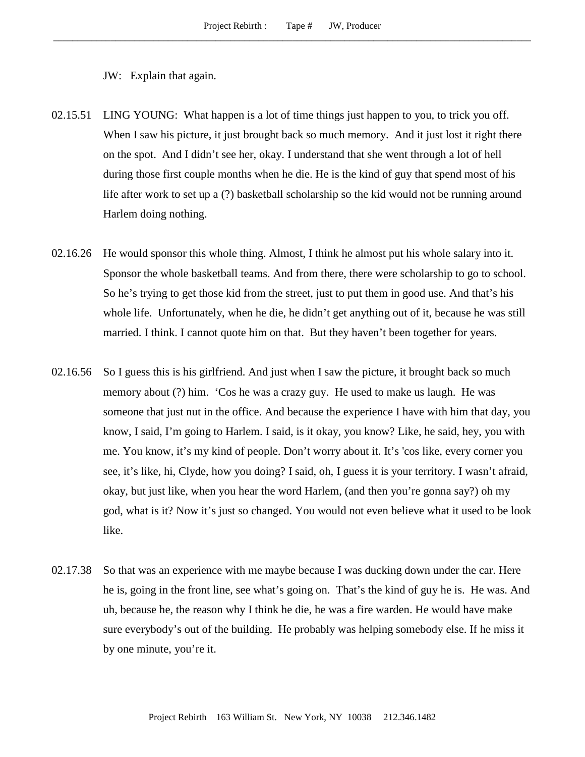JW: Explain that again.

02.15.51 LING YOUNG: What happen is a lot of time things just happen to you, to trick you off. When I saw his picture, it just brought back so much memory. And it just lost it right there on the spot. And I didn't see her, okay. I understand that she went through a lot of hell during those first couple months when he die. He is the kind of guy that spend most of his life after work to set up a (?) basketball scholarship so the kid would not be running around Harlem doing nothing.

02.16.26 He would sponsor this whole thing. Almost, I think he almost put his whole salary into it. Sponsor the whole basketball teams. And from there, there were scholarship to go to school. So he's trying to get those kid from the street, just to put them in good use. And that's his whole life. Unfortunately, when he die, he didn't get anything out of it, because he was still married. I think. I cannot quote him on that. But they haven't been together for years.

02.16.56 So I guess this is his girlfriend. And just when I saw the picture, it brought back so much memory about (?) him. 'Cos he was a crazy guy. He used to make us laugh. He was someone that just nut in the office. And because the experience I have with him that day, you know, I said, I'm going to Harlem. I said, is it okay, you know? Like, he said, hey, you with me. You know, it's my kind of people. Don't worry about it. It's 'cos like, every corner you see, it's like, hi, Clyde, how you doing? I said, oh, I guess it is your territory. I wasn't afraid, okay, but just like, when you hear the word Harlem, (and then you're gonna say?) oh my god, what is it? Now it's just so changed. You would not even believe what it used to be look like.

02.17.38 So that was an experience with me maybe because I was ducking down under the car. Here he is, going in the front line, see what's going on. That's the kind of guy he is. He was. And uh, because he, the reason why I think he die, he was a fire warden. He would have make sure everybody's out of the building. He probably was helping somebody else. If he miss it by one minute, you're it.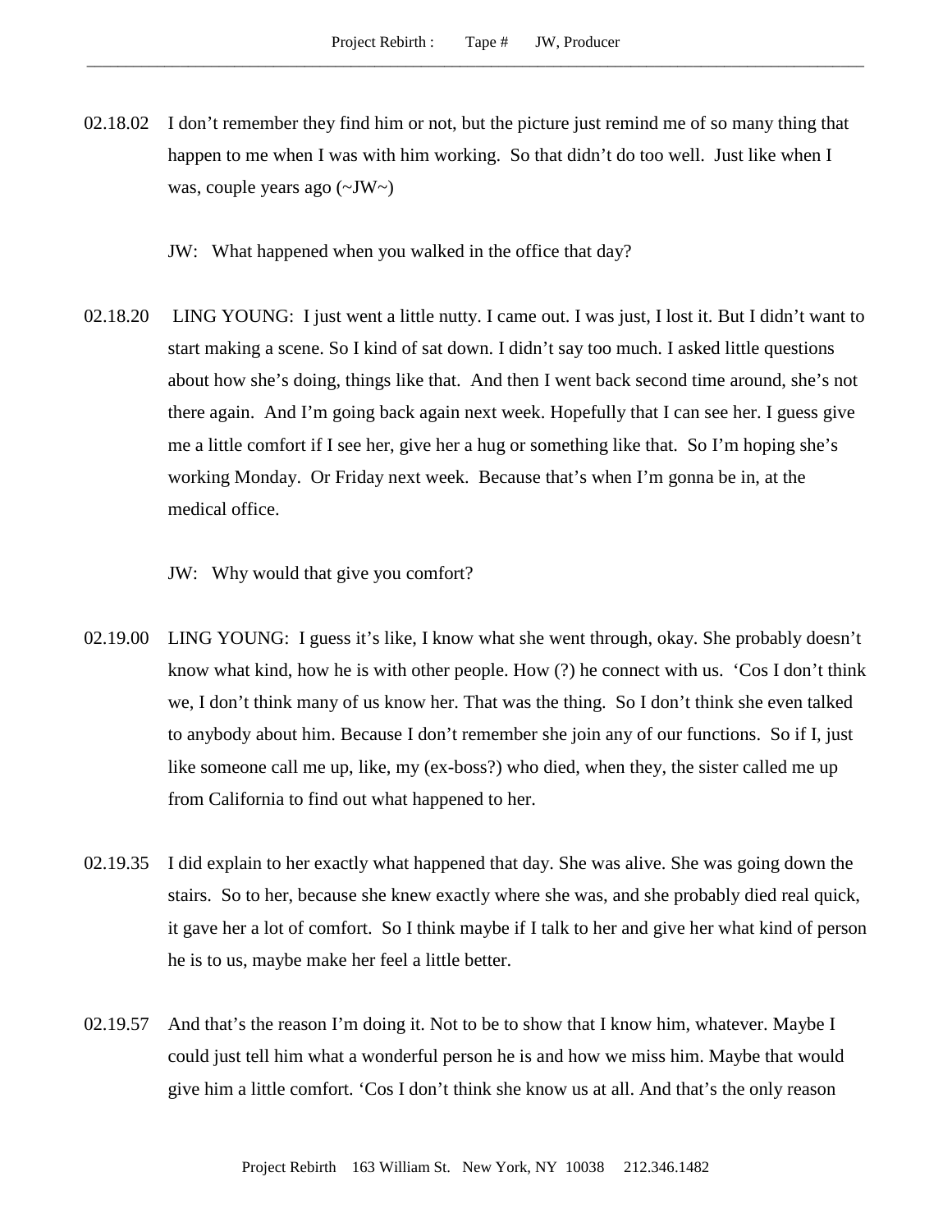02.18.02 I don’t remember they find him or not, but the picture just remind me of so many thing that happen to me when I was with him working. So that didn’t do too well. Just like when I was, couple years ago (~JW~)

JW: What happened when you walked in the office that day?

02.18.20 LING YOUNG: I just went a little nutty. I came out. I was just, I lost it. But I didn’t want to start making a scene. So I kind of sat down. I didn’t say too much. I asked little questions about how she’s doing, things like that. And then I went back second time around, she’s not there again. And I’m going back again next week. Hopefully that I can see her. I guess give me a little comfort if I see her, give her a hug or something like that. So I’m hoping she’s working Monday. Or Friday next week. Because that’s when I’m gonna be in, at the medical office.

JW: Why would that give you comfort?

02.19.00 LING YOUNG: I guess it’s like, I know what she went through, okay. She probably doesn’t know what kind, how he is with other people. How (?) he connect with us. ‘Cos I don’t think we, I don’t think many of us know her. That was the thing. So I don’t think she even talked to anybody about him. Because I don’t remember she join any of our functions. So if I, just like someone call me up, like, my (ex-boss?) who died, when they, the sister called me up from California to find out what happened to her.

02.19.35 I did explain to her exactly what happened that day. She was alive. She was going down the stairs. So to her, because she knew exactly where she was, and she probably died real quick, it gave her a lot of comfort. So I think maybe if I talk to her and give her what kind of person he is to us, maybe make her feel a little better.

02.19.57 And that’s the reason I’m doing it. Not to be to show that I know him, whatever. Maybe I could just tell him what a wonderful person he is and how we miss him. Maybe that would give him a little comfort. ‘Cos I don’t think she know us at all. And that’s the only reason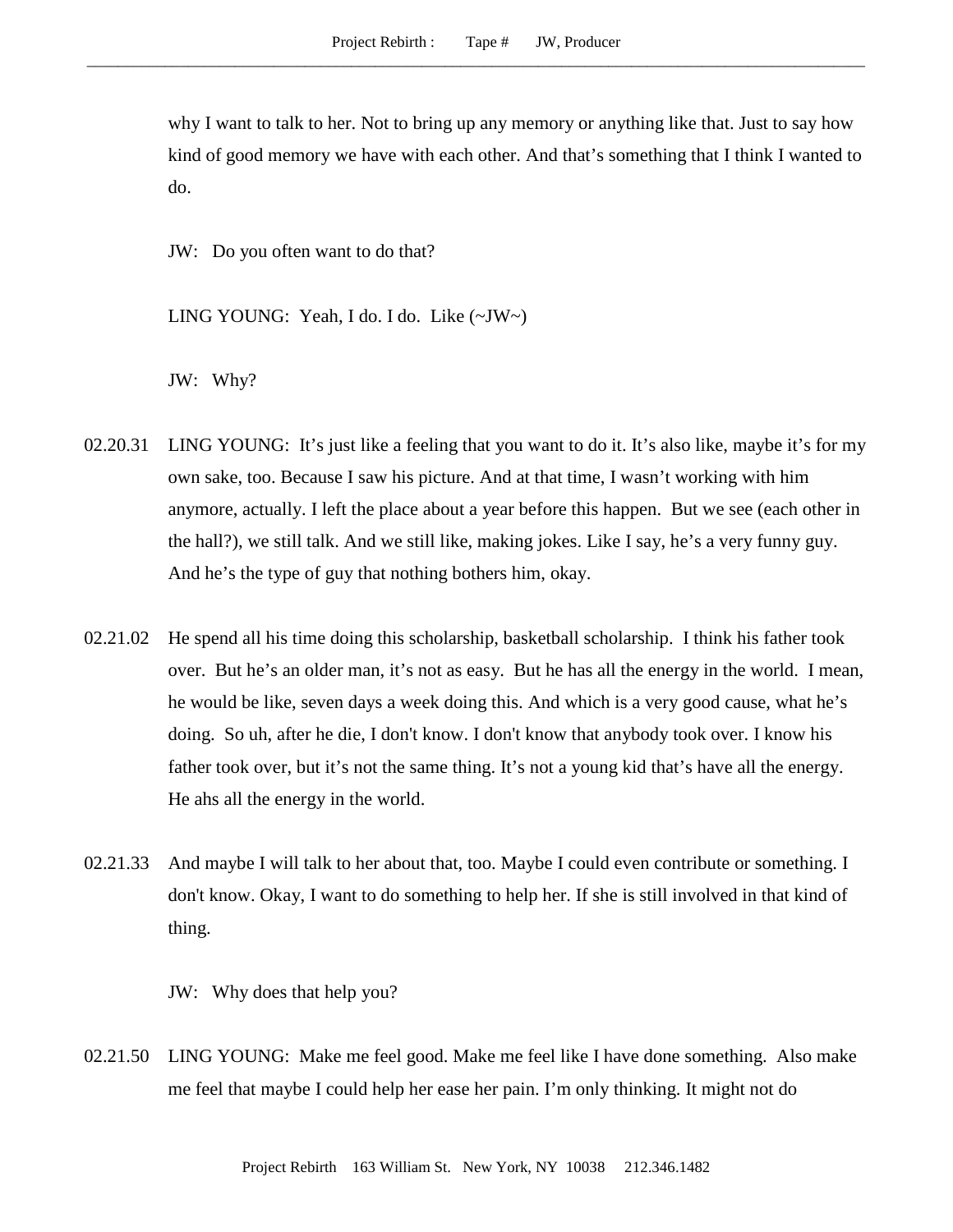why I want to talk to her. Not to bring up any memory or anything like that. Just to say how kind of good memory we have with each other. And that's something that I think I wanted to do.

JW: Do you often want to do that?

LING YOUNG: Yeah, I do. I do. Like (~JW~)

JW: Why?

02.20.31 LING YOUNG: It's just like a feeling that you want to do it. It's also like, maybe it's for my own sake, too. Because I saw his picture. And at that time, I wasn't working with him anymore, actually. I left the place about a year before this happen. But we see (each other in the hall?), we still talk. And we still like, making jokes. Like I say, he's a very funny guy. And he's the type of guy that nothing bothers him, okay.

02.21.02 He spend all his time doing this scholarship, basketball scholarship. I think his father took over. But he's an older man, it's not as easy. But he has all the energy in the world. I mean, he would be like, seven days a week doing this. And which is a very good cause, what he's doing. So uh, after he die, I don't know. I don't know that anybody took over. I know his father took over, but it's not the same thing. It's not a young kid that's have all the energy. He ahs all the energy in the world.

02.21.33 And maybe I will talk to her about that, too. Maybe I could even contribute or something. I don't know. Okay, I want to do something to help her. If she is still involved in that kind of thing.

JW: Why does that help you?

02.21.50 LING YOUNG: Make me feel good. Make me feel like I have done something. Also make me feel that maybe I could help her ease her pain. I'm only thinking. It might not do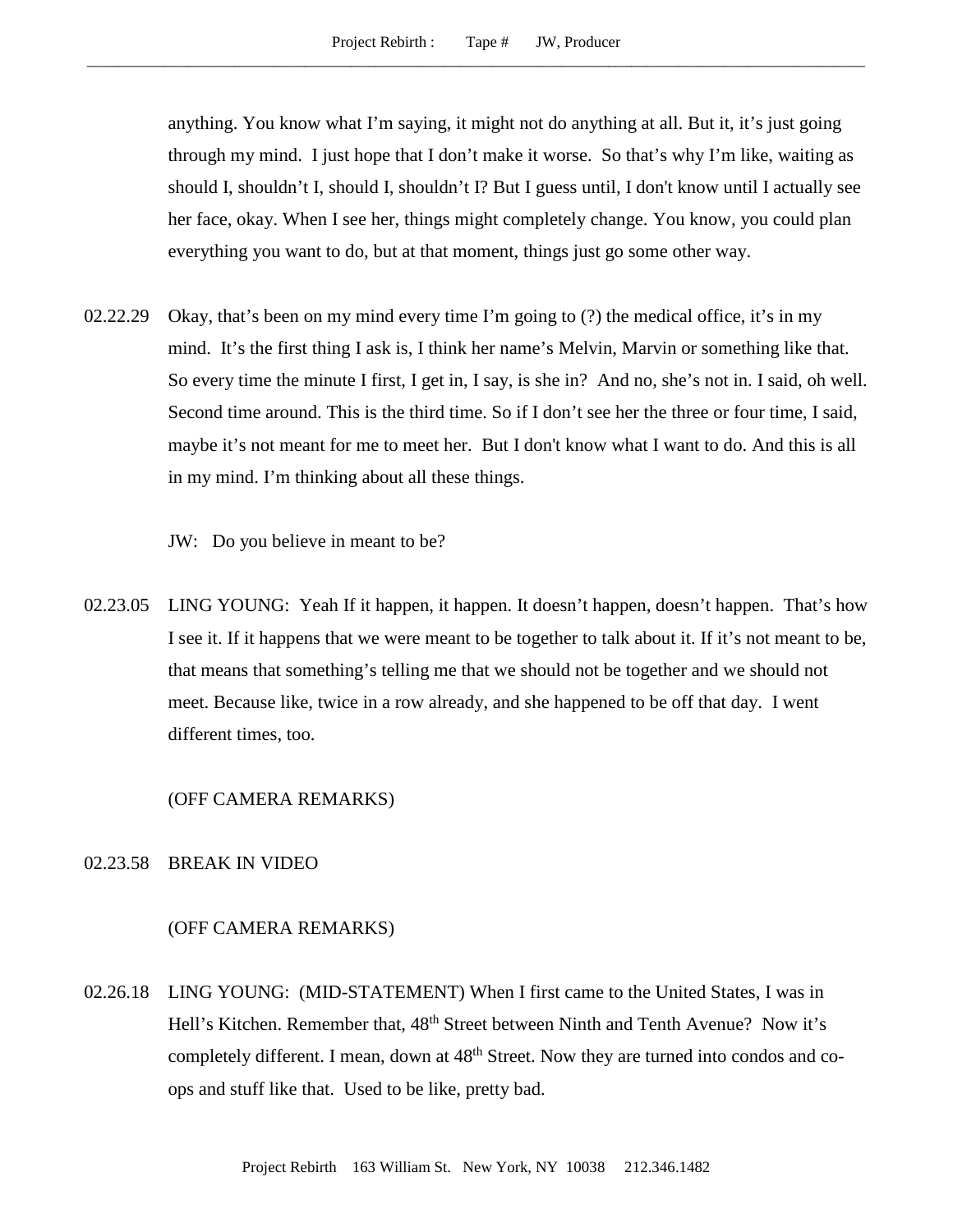anything. You know what I'm saying, it might not do anything at all. But it, it's just going through my mind. I just hope that I don't make it worse. So that's why I'm like, waiting as should I, shouldn't I, should I, shouldn't I? But I guess until, I don't know until I actually see her face, okay. When I see her, things might completely change. You know, you could plan everything you want to do, but at that moment, things just go some other way.

02.22.29 Okay, that's been on my mind every time I'm going to (?) the medical office, it's in my mind. It's the first thing I ask is, I think her name's Melvin, Marvin or something like that. So every time the minute I first, I get in, I say, is she in? And no, she's not in. I said, oh well. Second time around. This is the third time. So if I don't see her the three or four time, I said, maybe it's not meant for me to meet her. But I don't know what I want to do. And this is all in my mind. I'm thinking about all these things.

JW: Do you believe in meant to be?

02.23.05 LING YOUNG: Yeah If it happen, it happen. It doesn't happen, doesn't happen. That's how I see it. If it happens that we were meant to be together to talk about it. If it's not meant to be, that means that something's telling me that we should not be together and we should not meet. Because like, twice in a row already, and she happened to be off that day. I went different times, too.

(OFF CAMERA REMARKS)

02.23.58 BREAK IN VIDEO

(OFF CAMERA REMARKS)

02.26.18 LING YOUNG: (MID-STATEMENT) When I first came to the United States, I was in Hell's Kitchen. Remember that, 48th Street between Ninth and Tenth Avenue? Now it's completely different. I mean, down at 48th Street. Now they are turned into condos and co-ops and stuff like that. Used to be like, pretty bad.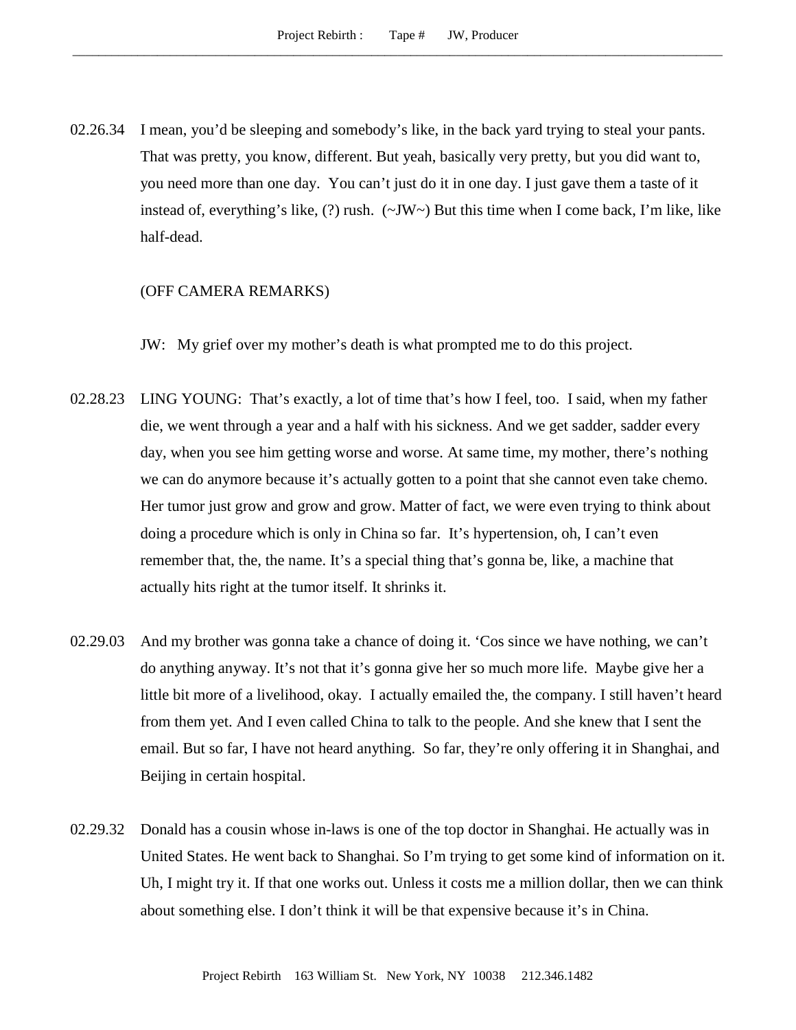02.26.34 I mean, you'd be sleeping and somebody's like, in the back yard trying to steal your pants. That was pretty, you know, different. But yeah, basically very pretty, but you did want to, you need more than one day. You can't just do it in one day. I just gave them a taste of it instead of, everything's like, (?) rush. (~JW~) But this time when I come back, I'm like, like half-dead.

(OFF CAMERA REMARKS)

JW: My grief over my mother's death is what prompted me to do this project.

02.28.23 LING YOUNG: That's exactly, a lot of time that's how I feel, too. I said, when my father die, we went through a year and a half with his sickness. And we get sadder, sadder every day, when you see him getting worse and worse. At same time, my mother, there's nothing we can do anymore because it's actually gotten to a point that she cannot even take chemo. Her tumor just grow and grow and grow. Matter of fact, we were even trying to think about doing a procedure which is only in China so far. It's hypertension, oh, I can't even remember that, the, the name. It's a special thing that's gonna be, like, a machine that actually hits right at the tumor itself. It shrinks it.

02.29.03 And my brother was gonna take a chance of doing it. 'Cos since we have nothing, we can't do anything anyway. It's not that it's gonna give her so much more life. Maybe give her a little bit more of a livelihood, okay. I actually emailed the, the company. I still haven't heard from them yet. And I even called China to talk to the people. And she knew that I sent the email. But so far, I have not heard anything. So far, they're only offering it in Shanghai, and Beijing in certain hospital.

02.29.32 Donald has a cousin whose in-laws is one of the top doctor in Shanghai. He actually was in United States. He went back to Shanghai. So I'm trying to get some kind of information on it. Uh, I might try it. If that one works out. Unless it costs me a million dollar, then we can think about something else. I don't think it will be that expensive because it's in China.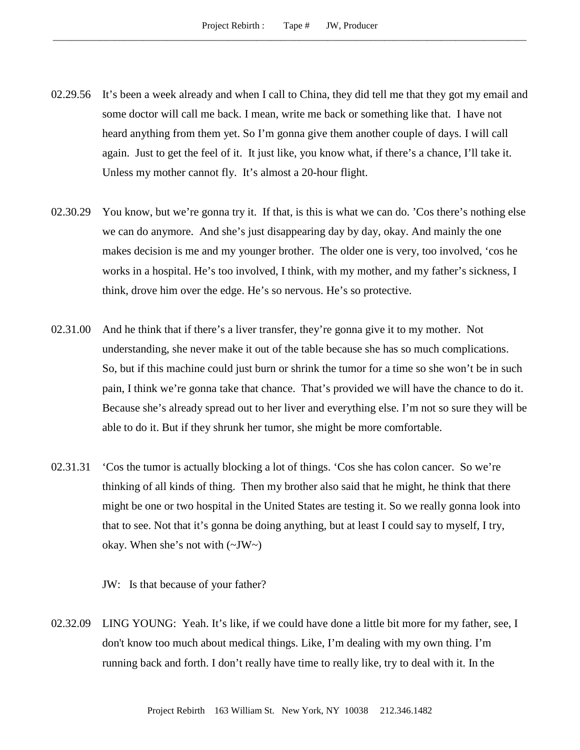02.29.56 It's been a week already and when I call to China, they did tell me that they got my email and some doctor will call me back. I mean, write me back or something like that. I have not heard anything from them yet. So I'm gonna give them another couple of days. I will call again. Just to get the feel of it. It just like, you know what, if there's a chance, I'll take it. Unless my mother cannot fly. It's almost a 20-hour flight.

02.30.29 You know, but we're gonna try it. If that, is this is what we can do. 'Cos there's nothing else we can do anymore. And she's just disappearing day by day, okay. And mainly the one makes decision is me and my younger brother. The older one is very, too involved, 'cos he works in a hospital. He's too involved, I think, with my mother, and my father's sickness, I think, drove him over the edge. He's so nervous. He's so protective.

02.31.00 And he think that if there's a liver transfer, they're gonna give it to my mother. Not understanding, she never make it out of the table because she has so much complications. So, but if this machine could just burn or shrink the tumor for a time so she won't be in such pain, I think we're gonna take that chance. That's provided we will have the chance to do it. Because she's already spread out to her liver and everything else. I'm not so sure they will be able to do it. But if they shrunk her tumor, she might be more comfortable.

02.31.31 'Cos the tumor is actually blocking a lot of things. 'Cos she has colon cancer. So we're thinking of all kinds of thing. Then my brother also said that he might, he think that there might be one or two hospital in the United States are testing it. So we really gonna look into that to see. Not that it's gonna be doing anything, but at least I could say to myself, I try, okay. When she's not with (~JW~)

JW: Is that because of your father?

02.32.09 LING YOUNG: Yeah. It's like, if we could have done a little bit more for my father, see, I don't know too much about medical things. Like, I'm dealing with my own thing. I'm running back and forth. I don't really have time to really like, try to deal with it. In the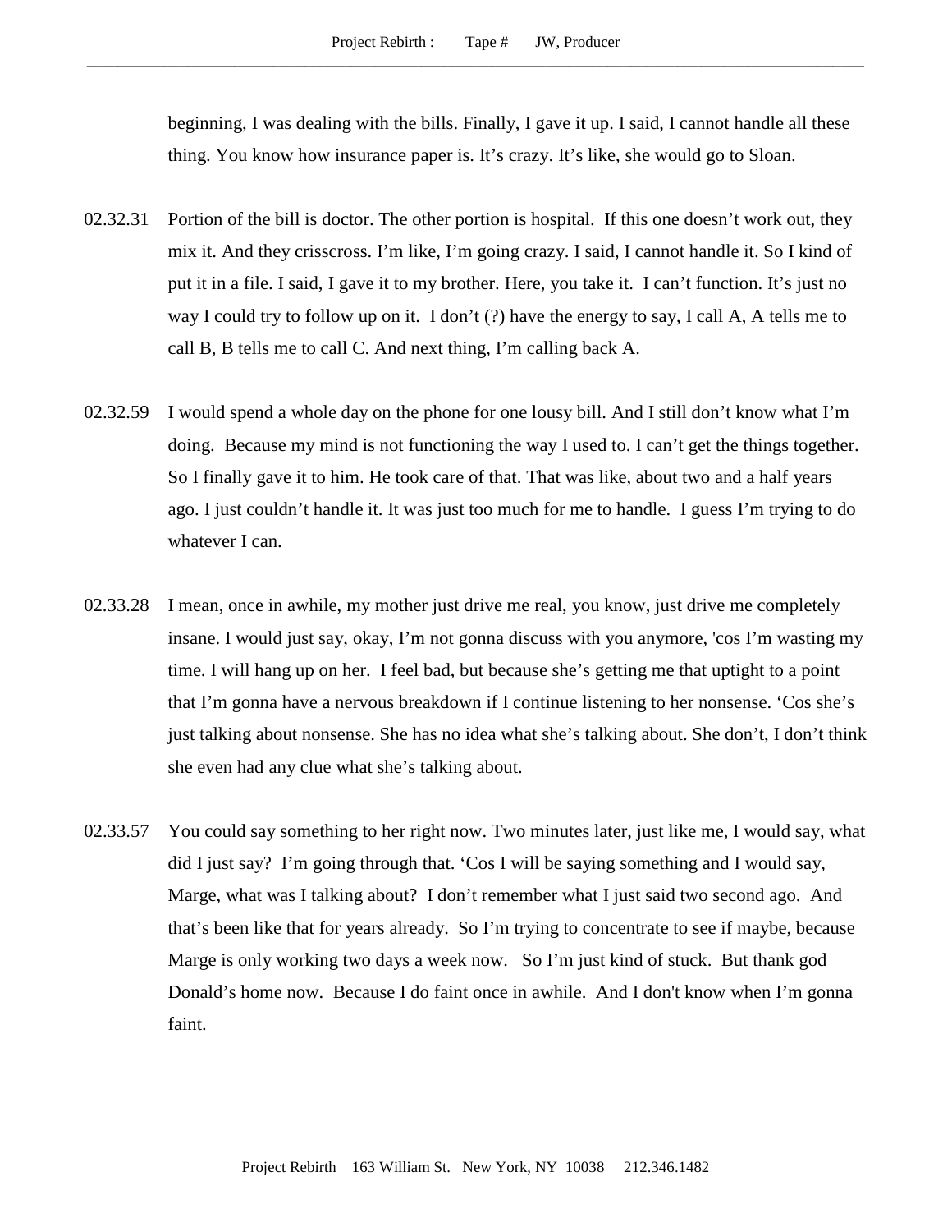beginning, I was dealing with the bills. Finally, I gave it up. I said, I cannot handle all these thing. You know how insurance paper is. It's crazy. It's like, she would go to Sloan.

02.32.31 Portion of the bill is doctor. The other portion is hospital. If this one doesn't work out, they mix it. And they crisscross. I'm like, I'm going crazy. I said, I cannot handle it. So I kind of put it in a file. I said, I gave it to my brother. Here, you take it. I can't function. It's just no way I could try to follow up on it. I don't (?) have the energy to say, I call A, A tells me to call B, B tells me to call C. And next thing, I'm calling back A.

02.32.59 I would spend a whole day on the phone for one lousy bill. And I still don't know what I'm doing. Because my mind is not functioning the way I used to. I can't get the things together. So I finally gave it to him. He took care of that. That was like, about two and a half years ago. I just couldn't handle it. It was just too much for me to handle. I guess I'm trying to do whatever I can.

02.33.28 I mean, once in awhile, my mother just drive me real, you know, just drive me completely insane. I would just say, okay, I'm not gonna discuss with you anymore, 'cos I'm wasting my time. I will hang up on her. I feel bad, but because she's getting me that uptight to a point that I'm gonna have a nervous breakdown if I continue listening to her nonsense. 'Cos she's just talking about nonsense. She has no idea what she's talking about. She don't, I don't think she even had any clue what she's talking about.

02.33.57 You could say something to her right now. Two minutes later, just like me, I would say, what did I just say? I'm going through that. 'Cos I will be saying something and I would say, Marge, what was I talking about? I don't remember what I just said two second ago. And that's been like that for years already. So I'm trying to concentrate to see if maybe, because Marge is only working two days a week now. So I'm just kind of stuck. But thank god Donald's home now. Because I do faint once in awhile. And I don't know when I'm gonna faint.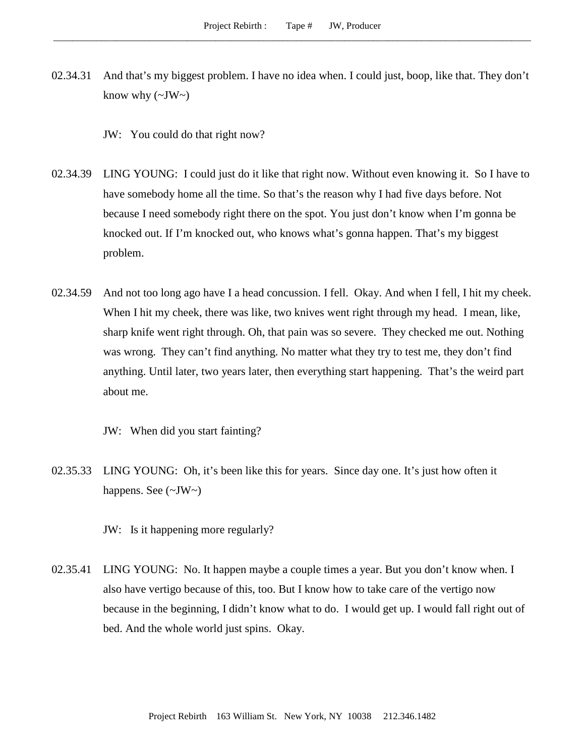02.34.31 And that's my biggest problem. I have no idea when. I could just, boop, like that. They don't know why (~JW~)

JW: You could do that right now?

02.34.39 LING YOUNG: I could just do it like that right now. Without even knowing it. So I have to have somebody home all the time. So that's the reason why I had five days before. Not because I need somebody right there on the spot. You just don't know when I'm gonna be knocked out. If I'm knocked out, who knows what's gonna happen. That's my biggest problem.

02.34.59 And not too long ago have I a head concussion. I fell. Okay. And when I fell, I hit my cheek. When I hit my cheek, there was like, two knives went right through my head. I mean, like, sharp knife went right through. Oh, that pain was so severe. They checked me out. Nothing was wrong. They can't find anything. No matter what they try to test me, they don't find anything. Until later, two years later, then everything start happening. That's the weird part about me.

JW: When did you start fainting?

02.35.33 LING YOUNG: Oh, it's been like this for years. Since day one. It's just how often it happens. See (~JW~)

JW: Is it happening more regularly?

02.35.41 LING YOUNG: No. It happen maybe a couple times a year. But you don't know when. I also have vertigo because of this, too. But I know how to take care of the vertigo now because in the beginning, I didn't know what to do. I would get up. I would fall right out of bed. And the whole world just spins. Okay.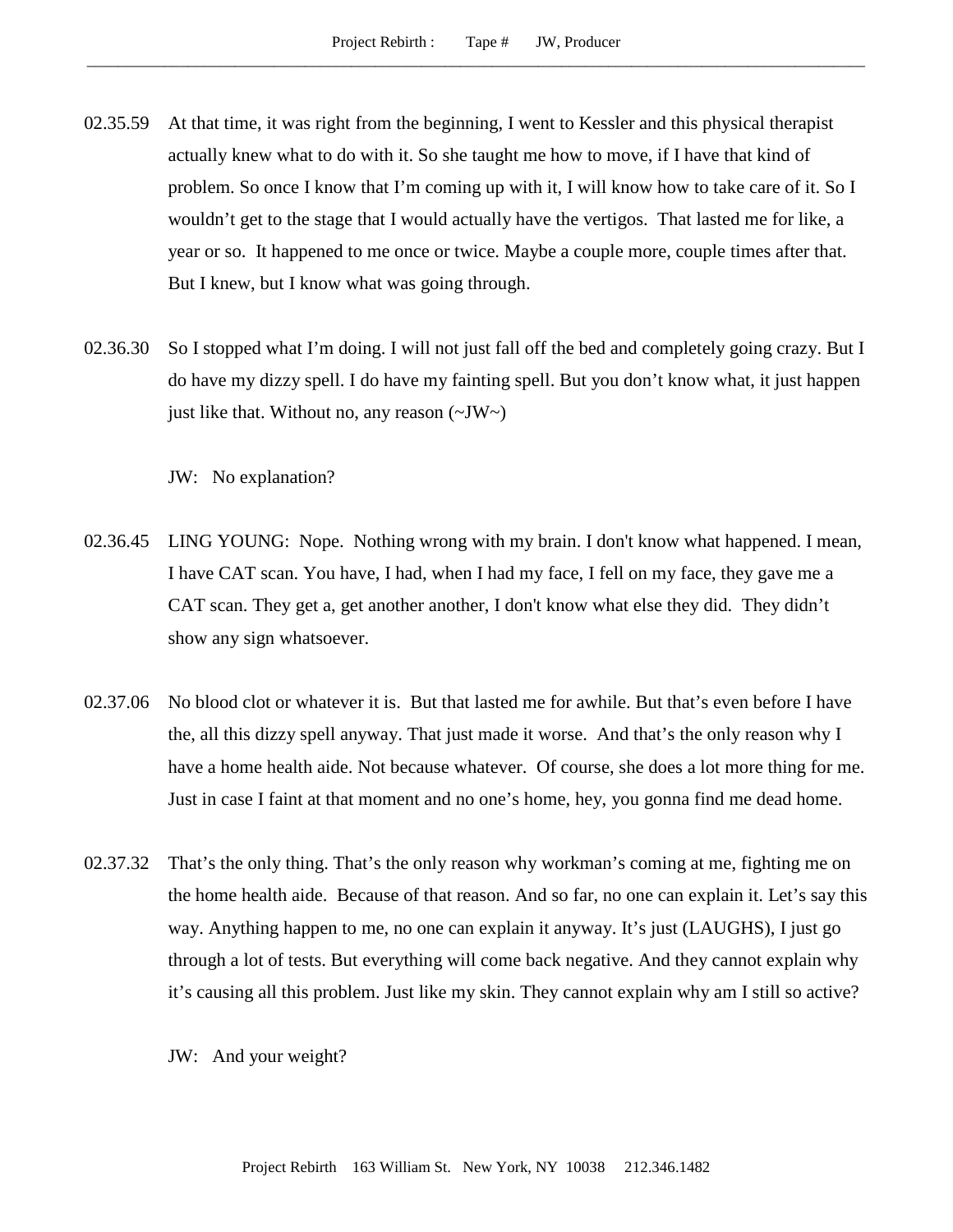02.35.59 At that time, it was right from the beginning, I went to Kessler and this physical therapist actually knew what to do with it. So she taught me how to move, if I have that kind of problem. So once I know that I'm coming up with it, I will know how to take care of it. So I wouldn't get to the stage that I would actually have the vertigos. That lasted me for like, a year or so. It happened to me once or twice. Maybe a couple more, couple times after that. But I knew, but I know what was going through.

02.36.30 So I stopped what I'm doing. I will not just fall off the bed and completely going crazy. But I do have my dizzy spell. I do have my fainting spell. But you don't know what, it just happen just like that. Without no, any reason (~JW~)

JW: No explanation?

02.36.45 LING YOUNG: Nope. Nothing wrong with my brain. I don't know what happened. I mean, I have CAT scan. You have, I had, when I had my face, I fell on my face, they gave me a CAT scan. They get a, get another another, I don't know what else they did. They didn't show any sign whatsoever.

02.37.06 No blood clot or whatever it is. But that lasted me for awhile. But that's even before I have the, all this dizzy spell anyway. That just made it worse. And that's the only reason why I have a home health aide. Not because whatever. Of course, she does a lot more thing for me. Just in case I faint at that moment and no one's home, hey, you gonna find me dead home.

02.37.32 That's the only thing. That's the only reason why workman's coming at me, fighting me on the home health aide. Because of that reason. And so far, no one can explain it. Let's say this way. Anything happen to me, no one can explain it anyway. It's just (LAUGHS), I just go through a lot of tests. But everything will come back negative. And they cannot explain why it's causing all this problem. Just like my skin. They cannot explain why am I still so active?

JW: And your weight?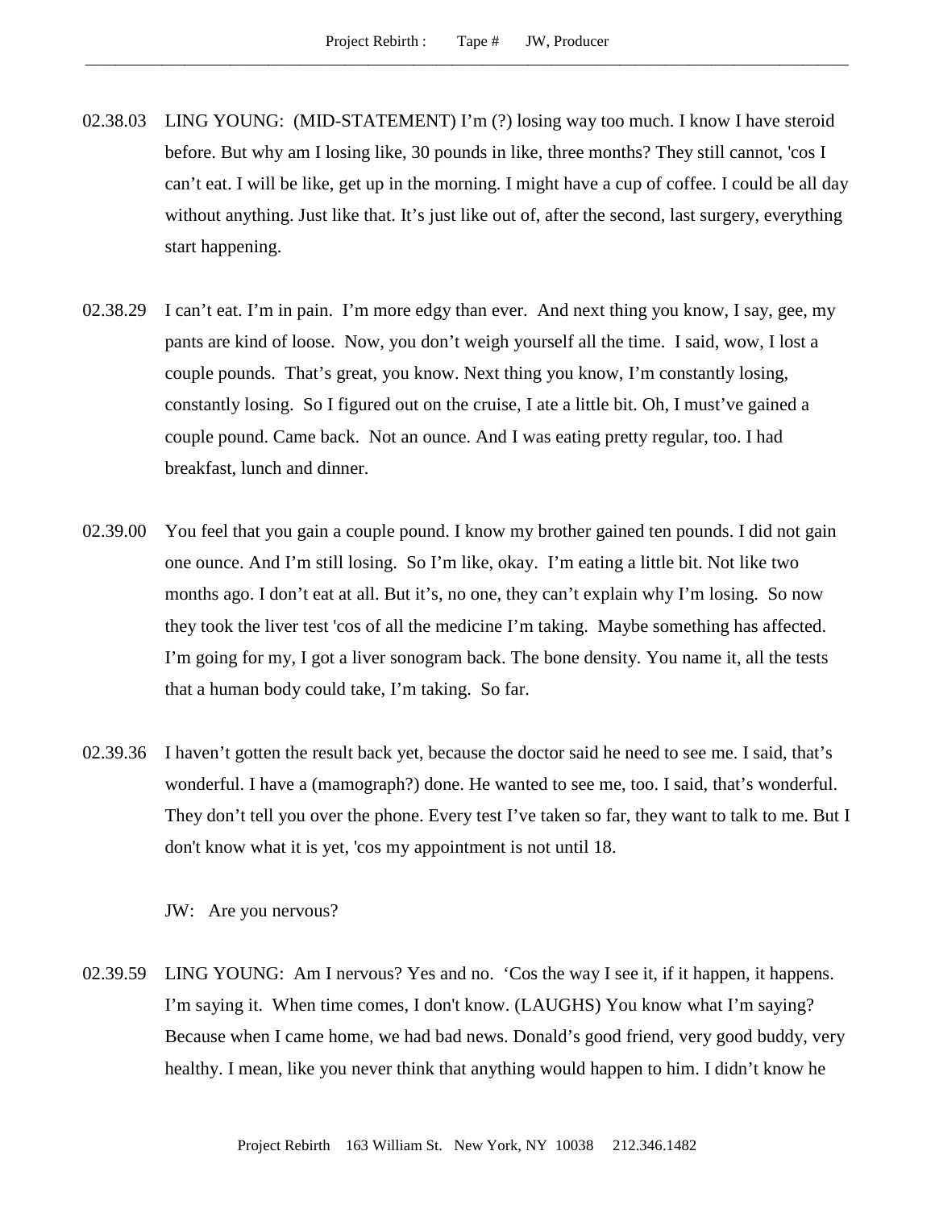02.38.03 LING YOUNG: (MID-STATEMENT) I'm (?) losing way too much. I know I have steroid before. But why am I losing like, 30 pounds in like, three months? They still cannot, 'cos I can't eat. I will be like, get up in the morning. I might have a cup of coffee. I could be all day without anything. Just like that. It's just like out of, after the second, last surgery, everything start happening.

02.38.29 I can't eat. I'm in pain. I'm more edgy than ever. And next thing you know, I say, gee, my pants are kind of loose. Now, you don't weigh yourself all the time. I said, wow, I lost a couple pounds. That's great, you know. Next thing you know, I'm constantly losing, constantly losing. So I figured out on the cruise, I ate a little bit. Oh, I must've gained a couple pound. Came back. Not an ounce. And I was eating pretty regular, too. I had breakfast, lunch and dinner.

02.39.00 You feel that you gain a couple pound. I know my brother gained ten pounds. I did not gain one ounce. And I'm still losing. So I'm like, okay. I'm eating a little bit. Not like two months ago. I don't eat at all. But it's, no one, they can't explain why I'm losing. So now they took the liver test 'cos of all the medicine I'm taking. Maybe something has affected. I'm going for my, I got a liver sonogram back. The bone density. You name it, all the tests that a human body could take, I'm taking. So far.

02.39.36 I haven't gotten the result back yet, because the doctor said he need to see me. I said, that's wonderful. I have a (mamograph?) done. He wanted to see me, too. I said, that's wonderful. They don't tell you over the phone. Every test I've taken so far, they want to talk to me. But I don't know what it is yet, 'cos my appointment is not until 18.

JW: Are you nervous?

02.39.59 LING YOUNG: Am I nervous? Yes and no. 'Cos the way I see it, if it happen, it happens. I'm saying it. When time comes, I don't know. (LAUGHS) You know what I'm saying? Because when I came home, we had bad news. Donald's good friend, very good buddy, very healthy. I mean, like you never think that anything would happen to him. I didn't know he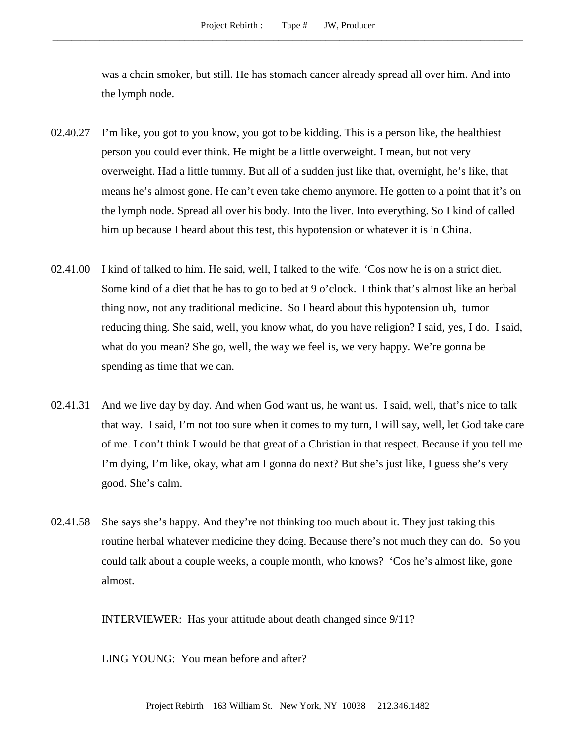was a chain smoker, but still. He has stomach cancer already spread all over him. And into the lymph node.

02.40.27 I'm like, you got to you know, you got to be kidding. This is a person like, the healthiest person you could ever think. He might be a little overweight. I mean, but not very overweight. Had a little tummy. But all of a sudden just like that, overnight, he's like, that means he's almost gone. He can't even take chemo anymore. He gotten to a point that it's on the lymph node. Spread all over his body. Into the liver. Into everything. So I kind of called him up because I heard about this test, this hypotension or whatever it is in China.

02.41.00 I kind of talked to him. He said, well, I talked to the wife. 'Cos now he is on a strict diet. Some kind of a diet that he has to go to bed at 9 o'clock. I think that's almost like an herbal thing now, not any traditional medicine. So I heard about this hypotension uh, tumor reducing thing. She said, well, you know what, do you have religion? I said, yes, I do. I said, what do you mean? She go, well, the way we feel is, we very happy. We're gonna be spending as time that we can.

02.41.31 And we live day by day. And when God want us, he want us. I said, well, that's nice to talk that way. I said, I'm not too sure when it comes to my turn, I will say, well, let God take care of me. I don't think I would be that great of a Christian in that respect. Because if you tell me I'm dying, I'm like, okay, what am I gonna do next? But she's just like, I guess she's very good. She's calm.

02.41.58 She says she's happy. And they're not thinking too much about it. They just taking this routine herbal whatever medicine they doing. Because there's not much they can do. So you could talk about a couple weeks, a couple month, who knows? 'Cos he's almost like, gone almost.

INTERVIEWER: Has your attitude about death changed since 9/11?

LING YOUNG: You mean before and after?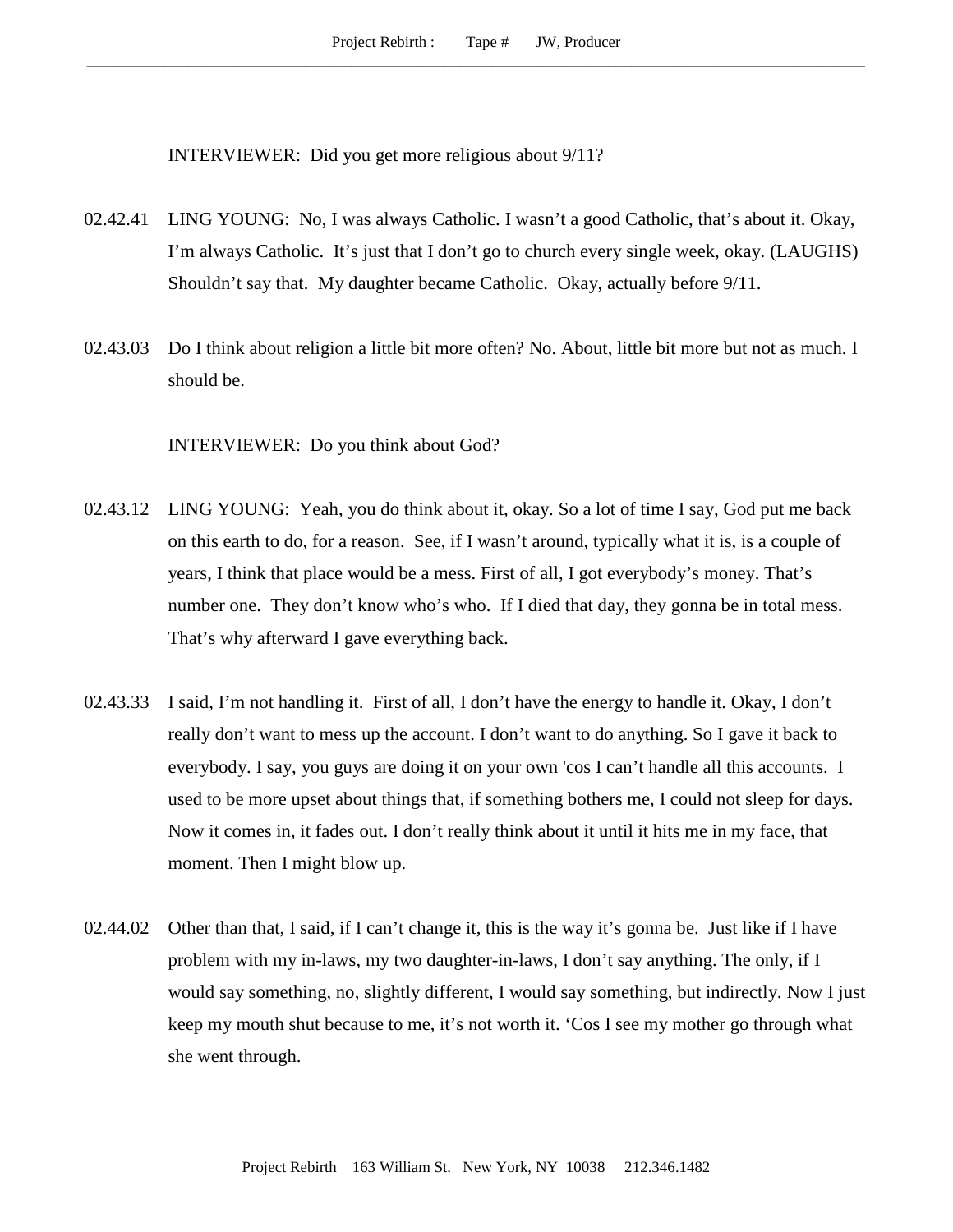INTERVIEWER: Did you get more religious about 9/11?

02.42.41 LING YOUNG: No, I was always Catholic. I wasn't a good Catholic, that's about it. Okay, I'm always Catholic. It's just that I don't go to church every single week, okay. (LAUGHS) Shouldn't say that. My daughter became Catholic. Okay, actually before 9/11.

02.43.03 Do I think about religion a little bit more often? No. About, little bit more but not as much. I should be.

INTERVIEWER: Do you think about God?

02.43.12 LING YOUNG: Yeah, you do think about it, okay. So a lot of time I say, God put me back on this earth to do, for a reason. See, if I wasn't around, typically what it is, is a couple of years, I think that place would be a mess. First of all, I got everybody's money. That's number one. They don't know who's who. If I died that day, they gonna be in total mess. That's why afterward I gave everything back.

02.43.33 I said, I'm not handling it. First of all, I don't have the energy to handle it. Okay, I don't really don't want to mess up the account. I don't want to do anything. So I gave it back to everybody. I say, you guys are doing it on your own 'cos I can't handle all this accounts. I used to be more upset about things that, if something bothers me, I could not sleep for days. Now it comes in, it fades out. I don't really think about it until it hits me in my face, that moment. Then I might blow up.

02.44.02 Other than that, I said, if I can't change it, this is the way it's gonna be. Just like if I have problem with my in-laws, my two daughter-in-laws, I don't say anything. The only, if I would say something, no, slightly different, I would say something, but indirectly. Now I just keep my mouth shut because to me, it's not worth it. 'Cos I see my mother go through what she went through.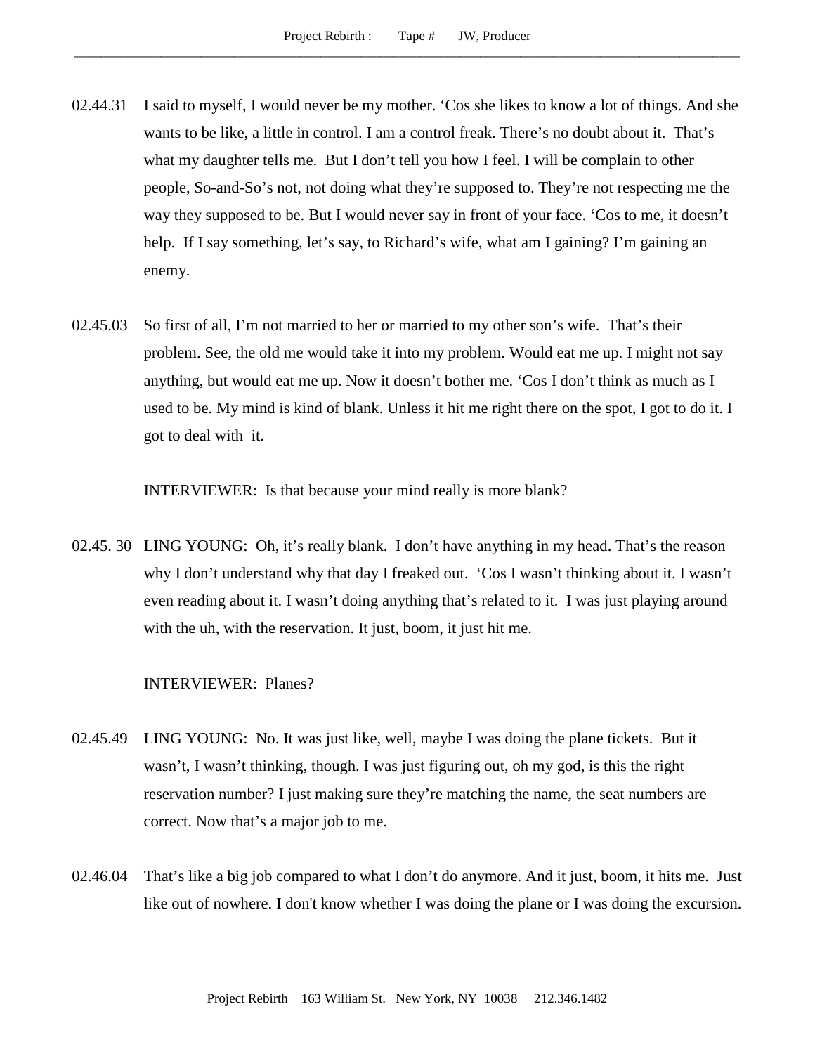02.44.31 I said to myself, I would never be my mother. 'Cos she likes to know a lot of things. And she wants to be like, a little in control. I am a control freak. There's no doubt about it. That's what my daughter tells me. But I don't tell you how I feel. I will be complain to other people, So-and-So's not, not doing what they're supposed to. They're not respecting me the way they supposed to be. But I would never say in front of your face. 'Cos to me, it doesn't help. If I say something, let's say, to Richard's wife, what am I gaining? I'm gaining an enemy.

02.45.03 So first of all, I'm not married to her or married to my other son's wife. That's their problem. See, the old me would take it into my problem. Would eat me up. I might not say anything, but would eat me up. Now it doesn't bother me. 'Cos I don't think as much as I used to be. My mind is kind of blank. Unless it hit me right there on the spot, I got to do it. I got to deal with it.

INTERVIEWER: Is that because your mind really is more blank?

02.45. 30 LING YOUNG: Oh, it's really blank. I don't have anything in my head. That's the reason why I don't understand why that day I freaked out. 'Cos I wasn't thinking about it. I wasn't even reading about it. I wasn't doing anything that's related to it. I was just playing around with the uh, with the reservation. It just, boom, it just hit me.

INTERVIEWER: Planes?

02.45.49 LING YOUNG: No. It was just like, well, maybe I was doing the plane tickets. But it wasn't, I wasn't thinking, though. I was just figuring out, oh my god, is this the right reservation number? I just making sure they're matching the name, the seat numbers are correct. Now that's a major job to me.

02.46.04 That's like a big job compared to what I don't do anymore. And it just, boom, it hits me. Just like out of nowhere. I don't know whether I was doing the plane or I was doing the excursion.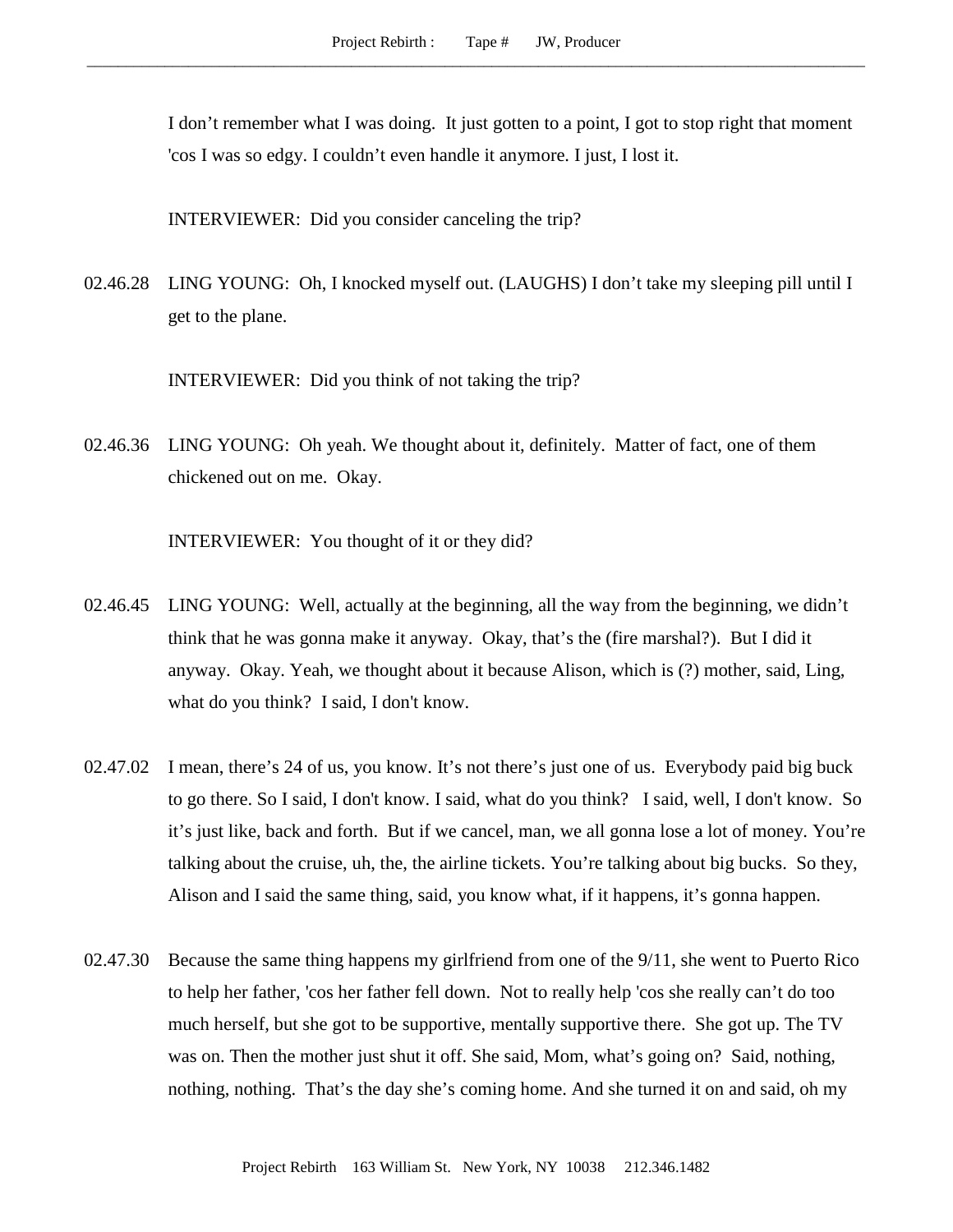I don't remember what I was doing. It just gotten to a point, I got to stop right that moment 'cos I was so edgy. I couldn't even handle it anymore. I just, I lost it.

INTERVIEWER: Did you consider canceling the trip?

02.46.28 LING YOUNG: Oh, I knocked myself out. (LAUGHS) I don't take my sleeping pill until I get to the plane.

INTERVIEWER: Did you think of not taking the trip?

02.46.36 LING YOUNG: Oh yeah. We thought about it, definitely. Matter of fact, one of them chickened out on me. Okay.

INTERVIEWER: You thought of it or they did?

02.46.45 LING YOUNG: Well, actually at the beginning, all the way from the beginning, we didn't think that he was gonna make it anyway. Okay, that's the (fire marshal?). But I did it anyway. Okay. Yeah, we thought about it because Alison, which is (?) mother, said, Ling, what do you think? I said, I don't know.

02.47.02 I mean, there's 24 of us, you know. It's not there's just one of us. Everybody paid big buck to go there. So I said, I don't know. I said, what do you think? I said, well, I don't know. So it's just like, back and forth. But if we cancel, man, we all gonna lose a lot of money. You're talking about the cruise, uh, the, the airline tickets. You're talking about big bucks. So they, Alison and I said the same thing, said, you know what, if it happens, it's gonna happen.

02.47.30 Because the same thing happens my girlfriend from one of the 9/11, she went to Puerto Rico to help her father, 'cos her father fell down. Not to really help 'cos she really can't do too much herself, but she got to be supportive, mentally supportive there. She got up. The TV was on. Then the mother just shut it off. She said, Mom, what's going on? Said, nothing, nothing, nothing. That's the day she's coming home. And she turned it on and said, oh my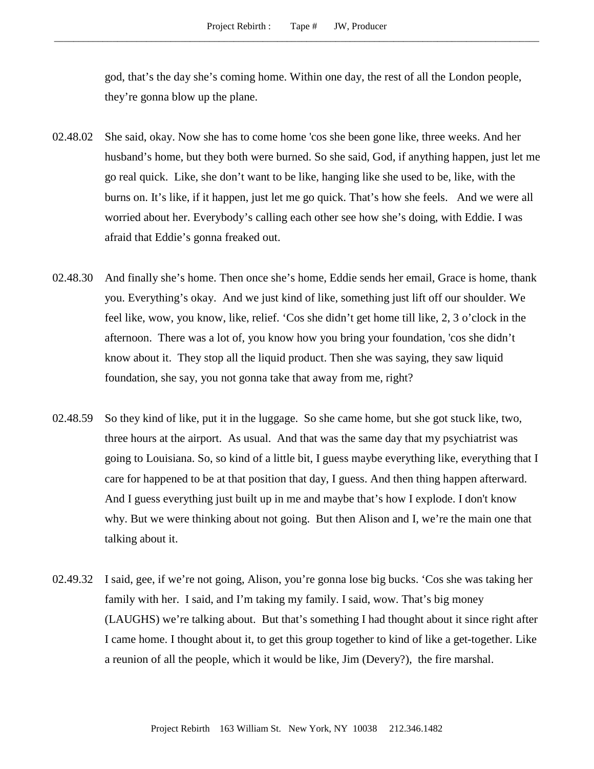god, that's the day she's coming home. Within one day, the rest of all the London people, they're gonna blow up the plane.

02.48.02 She said, okay. Now she has to come home 'cos she been gone like, three weeks. And her husband's home, but they both were burned. So she said, God, if anything happen, just let me go real quick. Like, she don't want to be like, hanging like she used to be, like, with the burns on. It's like, if it happen, just let me go quick. That's how she feels. And we were all worried about her. Everybody's calling each other see how she's doing, with Eddie. I was afraid that Eddie's gonna freaked out.

02.48.30 And finally she's home. Then once she's home, Eddie sends her email, Grace is home, thank you. Everything's okay. And we just kind of like, something just lift off our shoulder. We feel like, wow, you know, like, relief. 'Cos she didn't get home till like, 2, 3 o'clock in the afternoon. There was a lot of, you know how you bring your foundation, 'cos she didn't know about it. They stop all the liquid product. Then she was saying, they saw liquid foundation, she say, you not gonna take that away from me, right?

02.48.59 So they kind of like, put it in the luggage. So she came home, but she got stuck like, two, three hours at the airport. As usual. And that was the same day that my psychiatrist was going to Louisiana. So, so kind of a little bit, I guess maybe everything like, everything that I care for happened to be at that position that day, I guess. And then thing happen afterward. And I guess everything just built up in me and maybe that's how I explode. I don't know why. But we were thinking about not going. But then Alison and I, we're the main one that talking about it.

02.49.32 I said, gee, if we're not going, Alison, you're gonna lose big bucks. 'Cos she was taking her family with her. I said, and I'm taking my family. I said, wow. That's big money (LAUGHS) we're talking about. But that's something I had thought about it since right after I came home. I thought about it, to get this group together to kind of like a get-together. Like a reunion of all the people, which it would be like, Jim (Devery?), the fire marshal.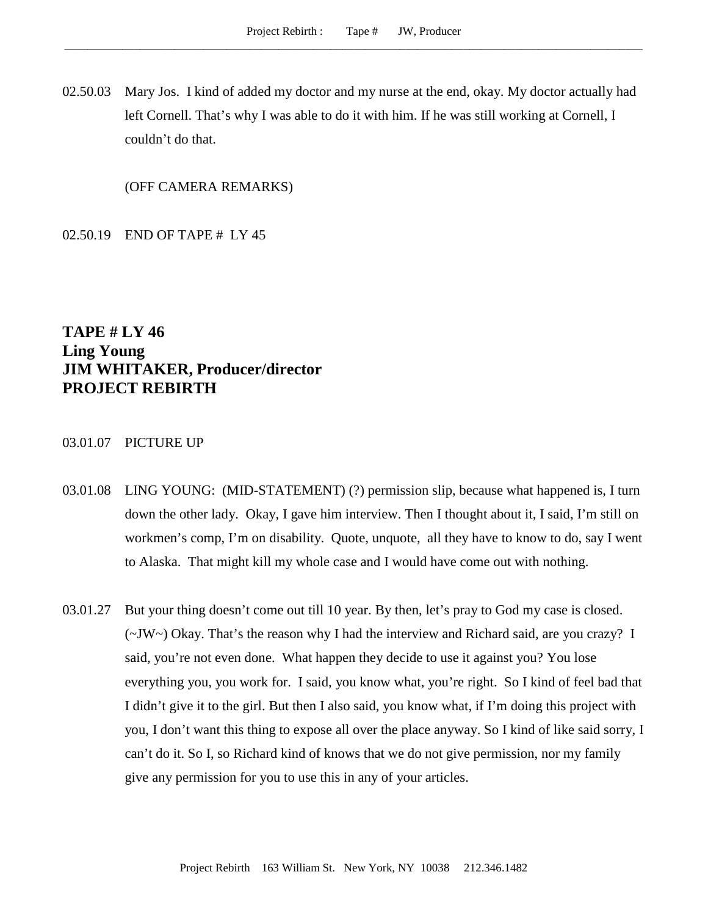02.50.03 Mary Jos. I kind of added my doctor and my nurse at the end, okay. My doctor actually had left Cornell. That's why I was able to do it with him. If he was still working at Cornell, I couldn't do that.

(OFF CAMERA REMARKS)

02.50.19 END OF TAPE # LY 45

**TAPE # LY 46**
**Ling Young**
**JIM WHITAKER, Producer/director**
**PROJECT REBIRTH**

03.01.07 PICTURE UP

03.01.08 LING YOUNG: (MID-STATEMENT) (?) permission slip, because what happened is, I turn down the other lady. Okay, I gave him interview. Then I thought about it, I said, I'm still on workmen's comp, I'm on disability. Quote, unquote, all they have to know to do, say I went to Alaska. That might kill my whole case and I would have come out with nothing.

03.01.27 But your thing doesn't come out till 10 year. By then, let's pray to God my case is closed. (~JW~) Okay. That's the reason why I had the interview and Richard said, are you crazy? I said, you're not even done. What happen they decide to use it against you? You lose everything you, you work for. I said, you know what, you're right. So I kind of feel bad that I didn't give it to the girl. But then I also said, you know what, if I'm doing this project with you, I don't want this thing to expose all over the place anyway. So I kind of like said sorry, I can't do it. So I, so Richard kind of knows that we do not give permission, nor my family give any permission for you to use this in any of your articles.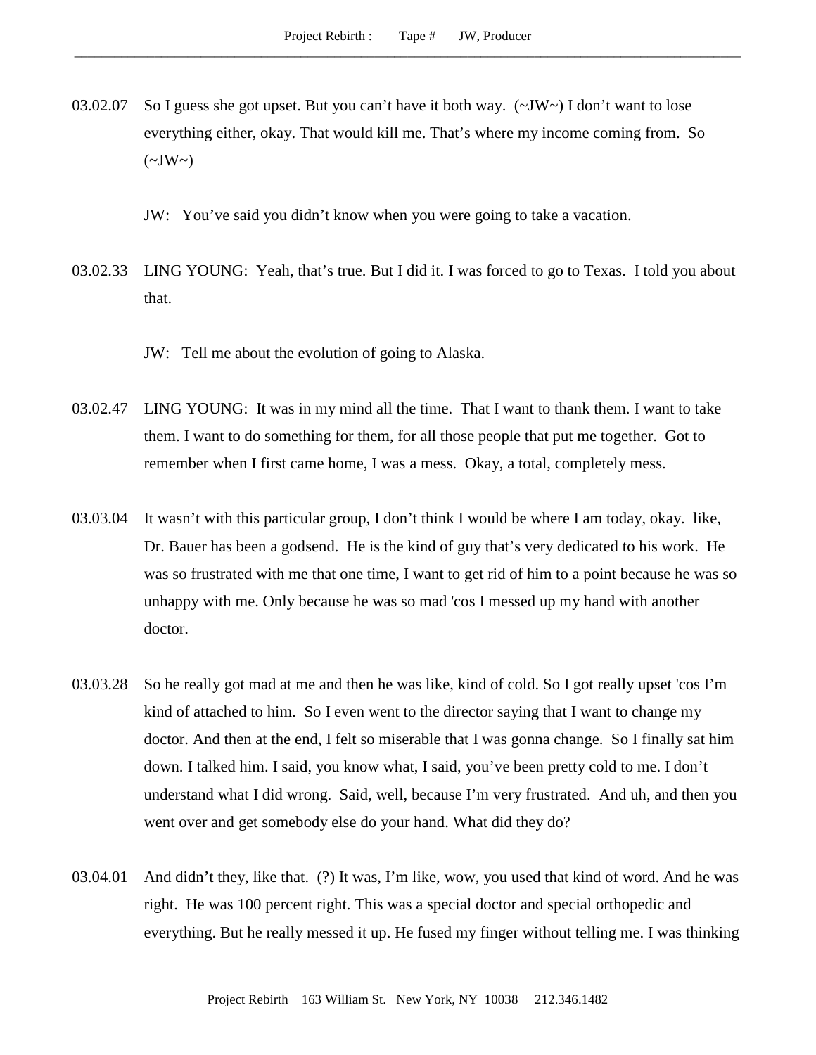03.02.07 So I guess she got upset. But you can't have it both way. (~JW~) I don't want to lose everything either, okay. That would kill me. That's where my income coming from. So (~JW~)

JW: You've said you didn't know when you were going to take a vacation.

03.02.33 LING YOUNG: Yeah, that's true. But I did it. I was forced to go to Texas. I told you about that.

JW: Tell me about the evolution of going to Alaska.

03.02.47 LING YOUNG: It was in my mind all the time. That I want to thank them. I want to take them. I want to do something for them, for all those people that put me together. Got to remember when I first came home, I was a mess. Okay, a total, completely mess.

03.03.04 It wasn't with this particular group, I don't think I would be where I am today, okay. like, Dr. Bauer has been a godsend. He is the kind of guy that's very dedicated to his work. He was so frustrated with me that one time, I want to get rid of him to a point because he was so unhappy with me. Only because he was so mad 'cos I messed up my hand with another doctor.

03.03.28 So he really got mad at me and then he was like, kind of cold. So I got really upset 'cos I'm kind of attached to him. So I even went to the director saying that I want to change my doctor. And then at the end, I felt so miserable that I was gonna change. So I finally sat him down. I talked him. I said, you know what, I said, you've been pretty cold to me. I don't understand what I did wrong. Said, well, because I'm very frustrated. And uh, and then you went over and get somebody else do your hand. What did they do?

03.04.01 And didn't they, like that. (?) It was, I'm like, wow, you used that kind of word. And he was right. He was 100 percent right. This was a special doctor and special orthopedic and everything. But he really messed it up. He fused my finger without telling me. I was thinking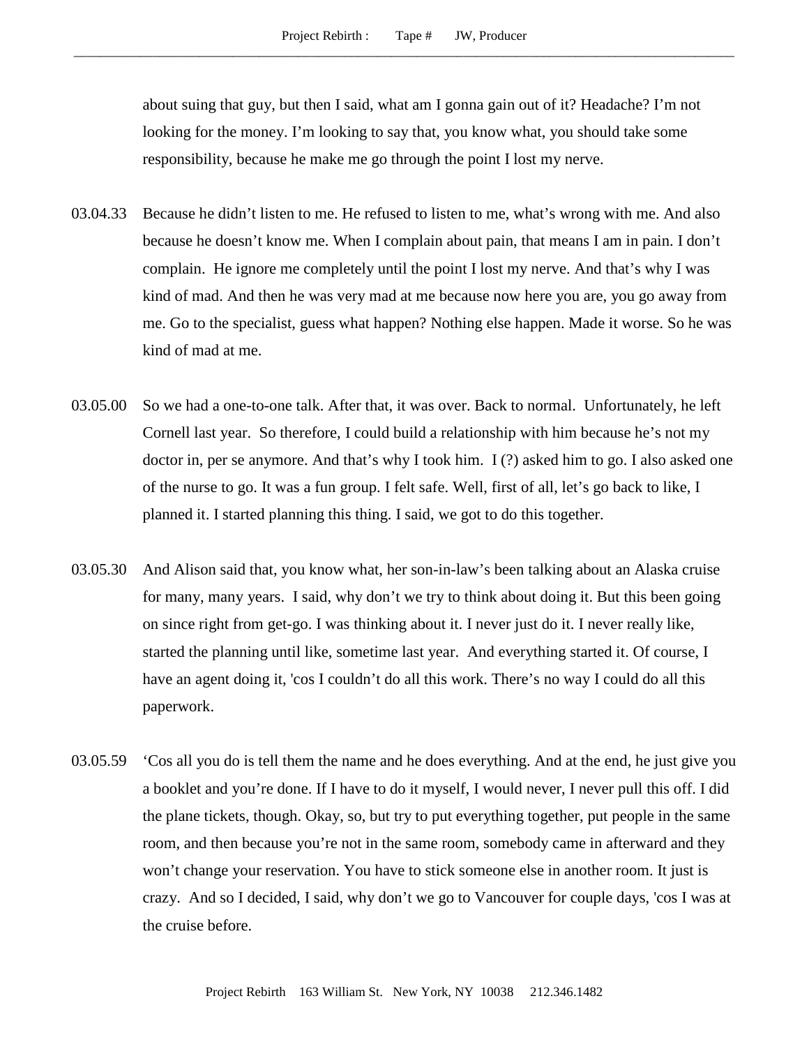about suing that guy, but then I said, what am I gonna gain out of it? Headache? I'm not looking for the money. I'm looking to say that, you know what, you should take some responsibility, because he make me go through the point I lost my nerve.

03.04.33 Because he didn't listen to me. He refused to listen to me, what's wrong with me. And also because he doesn't know me. When I complain about pain, that means I am in pain. I don't complain. He ignore me completely until the point I lost my nerve. And that's why I was kind of mad. And then he was very mad at me because now here you are, you go away from me. Go to the specialist, guess what happen? Nothing else happen. Made it worse. So he was kind of mad at me.

03.05.00 So we had a one-to-one talk. After that, it was over. Back to normal. Unfortunately, he left Cornell last year. So therefore, I could build a relationship with him because he's not my doctor in, per se anymore. And that's why I took him. I (?) asked him to go. I also asked one of the nurse to go. It was a fun group. I felt safe. Well, first of all, let's go back to like, I planned it. I started planning this thing. I said, we got to do this together.

03.05.30 And Alison said that, you know what, her son-in-law's been talking about an Alaska cruise for many, many years. I said, why don't we try to think about doing it. But this been going on since right from get-go. I was thinking about it. I never just do it. I never really like, started the planning until like, sometime last year. And everything started it. Of course, I have an agent doing it, 'cos I couldn't do all this work. There's no way I could do all this paperwork.

03.05.59 'Cos all you do is tell them the name and he does everything. And at the end, he just give you a booklet and you're done. If I have to do it myself, I would never, I never pull this off. I did the plane tickets, though. Okay, so, but try to put everything together, put people in the same room, and then because you're not in the same room, somebody came in afterward and they won't change your reservation. You have to stick someone else in another room. It just is crazy. And so I decided, I said, why don't we go to Vancouver for couple days, 'cos I was at the cruise before.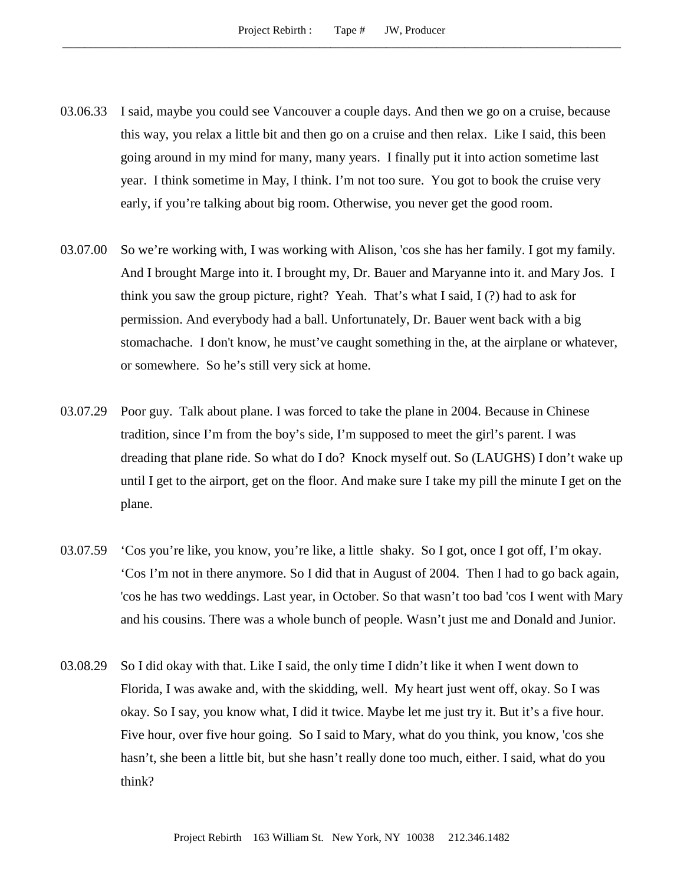03.06.33 I said, maybe you could see Vancouver a couple days. And then we go on a cruise, because this way, you relax a little bit and then go on a cruise and then relax. Like I said, this been going around in my mind for many, many years. I finally put it into action sometime last year. I think sometime in May, I think. I'm not too sure. You got to book the cruise very early, if you're talking about big room. Otherwise, you never get the good room.

03.07.00 So we're working with, I was working with Alison, 'cos she has her family. I got my family. And I brought Marge into it. I brought my, Dr. Bauer and Maryanne into it. and Mary Jos. I think you saw the group picture, right? Yeah. That's what I said, I (?) had to ask for permission. And everybody had a ball. Unfortunately, Dr. Bauer went back with a big stomachache. I don't know, he must've caught something in the, at the airplane or whatever, or somewhere. So he's still very sick at home.

03.07.29 Poor guy. Talk about plane. I was forced to take the plane in 2004. Because in Chinese tradition, since I'm from the boy's side, I'm supposed to meet the girl's parent. I was dreading that plane ride. So what do I do? Knock myself out. So (LAUGHS) I don't wake up until I get to the airport, get on the floor. And make sure I take my pill the minute I get on the plane.

03.07.59 'Cos you're like, you know, you're like, a little shaky. So I got, once I got off, I'm okay. 'Cos I'm not in there anymore. So I did that in August of 2004. Then I had to go back again, 'cos he has two weddings. Last year, in October. So that wasn't too bad 'cos I went with Mary and his cousins. There was a whole bunch of people. Wasn't just me and Donald and Junior.

03.08.29 So I did okay with that. Like I said, the only time I didn't like it when I went down to Florida, I was awake and, with the skidding, well. My heart just went off, okay. So I was okay. So I say, you know what, I did it twice. Maybe let me just try it. But it's a five hour. Five hour, over five hour going. So I said to Mary, what do you think, you know, 'cos she hasn't, she been a little bit, but she hasn't really done too much, either. I said, what do you think?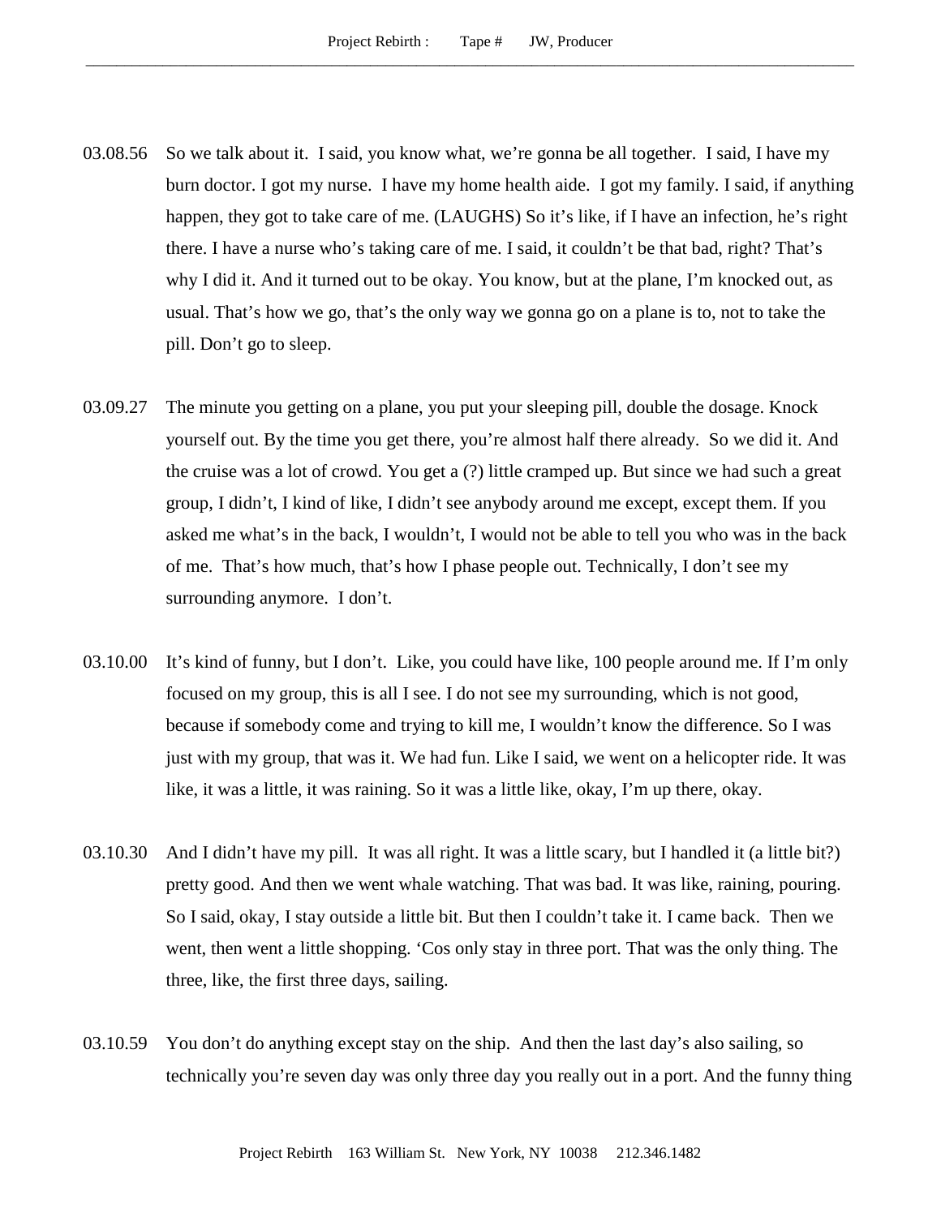03.08.56 So we talk about it. I said, you know what, we're gonna be all together. I said, I have my burn doctor. I got my nurse. I have my home health aide. I got my family. I said, if anything happen, they got to take care of me. (LAUGHS) So it's like, if I have an infection, he's right there. I have a nurse who's taking care of me. I said, it couldn't be that bad, right? That's why I did it. And it turned out to be okay. You know, but at the plane, I'm knocked out, as usual. That's how we go, that's the only way we gonna go on a plane is to, not to take the pill. Don't go to sleep.

03.09.27 The minute you getting on a plane, you put your sleeping pill, double the dosage. Knock yourself out. By the time you get there, you're almost half there already. So we did it. And the cruise was a lot of crowd. You get a (?) little cramped up. But since we had such a great group, I didn't, I kind of like, I didn't see anybody around me except, except them. If you asked me what's in the back, I wouldn't, I would not be able to tell you who was in the back of me. That's how much, that's how I phase people out. Technically, I don't see my surrounding anymore. I don't.

03.10.00 It's kind of funny, but I don't. Like, you could have like, 100 people around me. If I'm only focused on my group, this is all I see. I do not see my surrounding, which is not good, because if somebody come and trying to kill me, I wouldn't know the difference. So I was just with my group, that was it. We had fun. Like I said, we went on a helicopter ride. It was like, it was a little, it was raining. So it was a little like, okay, I'm up there, okay.

03.10.30 And I didn't have my pill. It was all right. It was a little scary, but I handled it (a little bit?) pretty good. And then we went whale watching. That was bad. It was like, raining, pouring. So I said, okay, I stay outside a little bit. But then I couldn't take it. I came back. Then we went, then went a little shopping. 'Cos only stay in three port. That was the only thing. The three, like, the first three days, sailing.

03.10.59 You don't do anything except stay on the ship. And then the last day's also sailing, so technically you're seven day was only three day you really out in a port. And the funny thing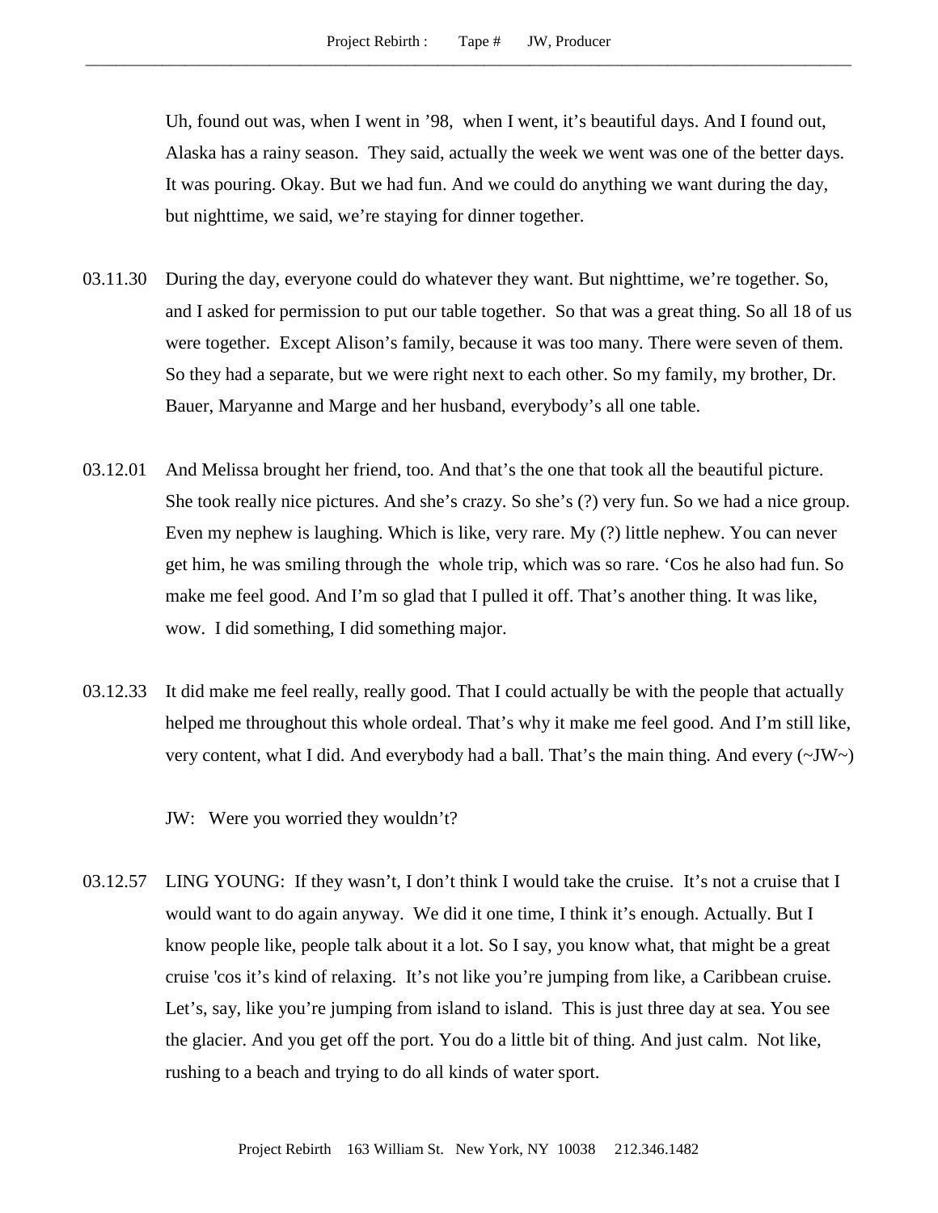Uh, found out was, when I went in ’98, when I went, it’s beautiful days. And I found out, Alaska has a rainy season. They said, actually the week we went was one of the better days. It was pouring. Okay. But we had fun. And we could do anything we want during the day, but nighttime, we said, we’re staying for dinner together.

03.11.30 During the day, everyone could do whatever they want. But nighttime, we’re together. So, and I asked for permission to put our table together. So that was a great thing. So all 18 of us were together. Except Alison’s family, because it was too many. There were seven of them. So they had a separate, but we were right next to each other. So my family, my brother, Dr. Bauer, Maryanne and Marge and her husband, everybody’s all one table.

03.12.01 And Melissa brought her friend, too. And that’s the one that took all the beautiful picture. She took really nice pictures. And she’s crazy. So she’s (?) very fun. So we had a nice group. Even my nephew is laughing. Which is like, very rare. My (?) little nephew. You can never get him, he was smiling through the whole trip, which was so rare. ‘Cos he also had fun. So make me feel good. And I’m so glad that I pulled it off. That’s another thing. It was like, wow. I did something, I did something major.

03.12.33 It did make me feel really, really good. That I could actually be with the people that actually helped me throughout this whole ordeal. That’s why it make me feel good. And I’m still like, very content, what I did. And everybody had a ball. That’s the main thing. And every (~JW~)

JW: Were you worried they wouldn’t?

03.12.57 LING YOUNG: If they wasn’t, I don’t think I would take the cruise. It’s not a cruise that I would want to do again anyway. We did it one time, I think it’s enough. Actually. But I know people like, people talk about it a lot. So I say, you know what, that might be a great cruise 'cos it’s kind of relaxing. It’s not like you’re jumping from like, a Caribbean cruise. Let’s, say, like you’re jumping from island to island. This is just three day at sea. You see the glacier. And you get off the port. You do a little bit of thing. And just calm. Not like, rushing to a beach and trying to do all kinds of water sport.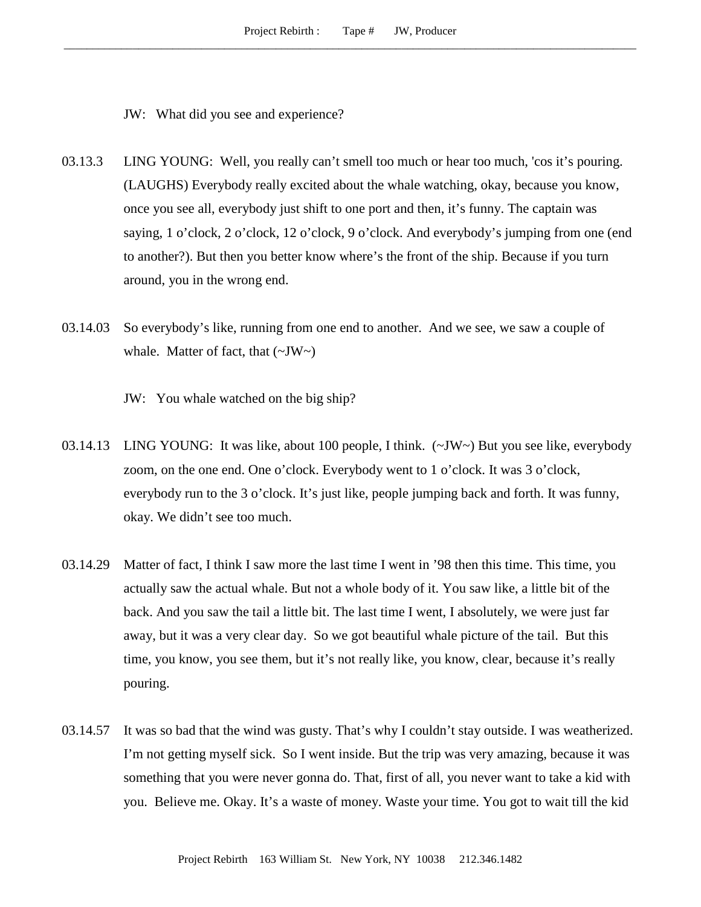JW: What did you see and experience?

03.13.3 LING YOUNG: Well, you really can't smell too much or hear too much, 'cos it's pouring. (LAUGHS) Everybody really excited about the whale watching, okay, because you know, once you see all, everybody just shift to one port and then, it's funny. The captain was saying, 1 o'clock, 2 o'clock, 12 o'clock, 9 o'clock. And everybody's jumping from one (end to another?). But then you better know where's the front of the ship. Because if you turn around, you in the wrong end.

03.14.03 So everybody's like, running from one end to another. And we see, we saw a couple of whale. Matter of fact, that (~JW~)

JW: You whale watched on the big ship?

03.14.13 LING YOUNG: It was like, about 100 people, I think. (~JW~) But you see like, everybody zoom, on the one end. One o'clock. Everybody went to 1 o'clock. It was 3 o'clock, everybody run to the 3 o'clock. It's just like, people jumping back and forth. It was funny, okay. We didn't see too much.

03.14.29 Matter of fact, I think I saw more the last time I went in '98 then this time. This time, you actually saw the actual whale. But not a whole body of it. You saw like, a little bit of the back. And you saw the tail a little bit. The last time I went, I absolutely, we were just far away, but it was a very clear day. So we got beautiful whale picture of the tail. But this time, you know, you see them, but it's not really like, you know, clear, because it's really pouring.

03.14.57 It was so bad that the wind was gusty. That's why I couldn't stay outside. I was weatherized. I'm not getting myself sick. So I went inside. But the trip was very amazing, because it was something that you were never gonna do. That, first of all, you never want to take a kid with you. Believe me. Okay. It's a waste of money. Waste your time. You got to wait till the kid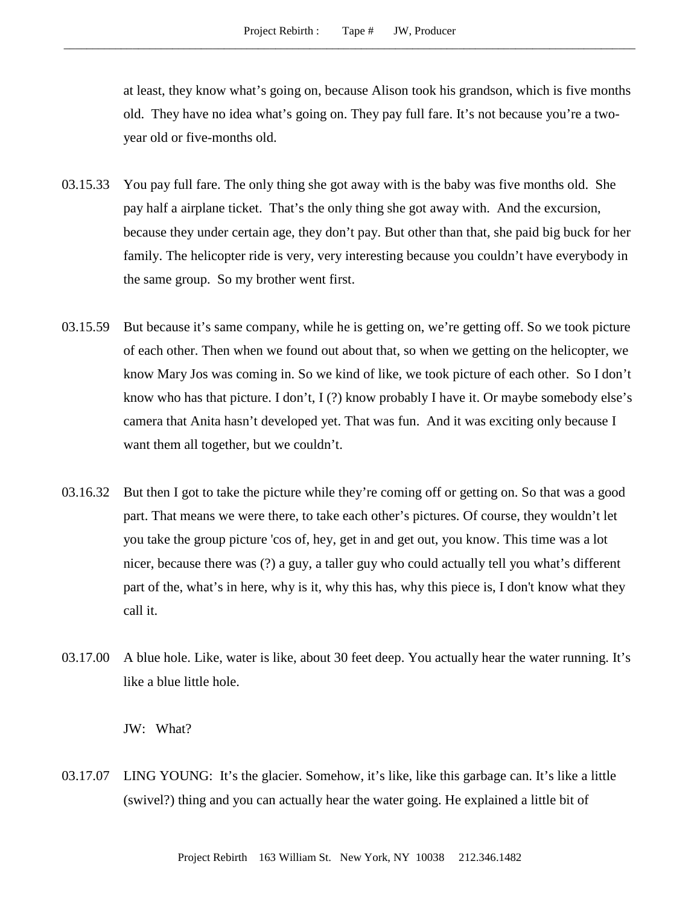at least, they know what's going on, because Alison took his grandson, which is five months old. They have no idea what's going on. They pay full fare. It's not because you're a two-year old or five-months old.

03.15.33 You pay full fare. The only thing she got away with is the baby was five months old. She pay half a airplane ticket. That's the only thing she got away with. And the excursion, because they under certain age, they don't pay. But other than that, she paid big buck for her family. The helicopter ride is very, very interesting because you couldn't have everybody in the same group. So my brother went first.

03.15.59 But because it's same company, while he is getting on, we're getting off. So we took picture of each other. Then when we found out about that, so when we getting on the helicopter, we know Mary Jos was coming in. So we kind of like, we took picture of each other. So I don't know who has that picture. I don't, I (?) know probably I have it. Or maybe somebody else's camera that Anita hasn't developed yet. That was fun. And it was exciting only because I want them all together, but we couldn't.

03.16.32 But then I got to take the picture while they're coming off or getting on. So that was a good part. That means we were there, to take each other's pictures. Of course, they wouldn't let you take the group picture 'cos of, hey, get in and get out, you know. This time was a lot nicer, because there was (?) a guy, a taller guy who could actually tell you what's different part of the, what's in here, why is it, why this has, why this piece is, I don't know what they call it.

03.17.00 A blue hole. Like, water is like, about 30 feet deep. You actually hear the water running. It's like a blue little hole.

JW: What?

03.17.07 LING YOUNG: It's the glacier. Somehow, it's like, like this garbage can. It's like a little (swivel?) thing and you can actually hear the water going. He explained a little bit of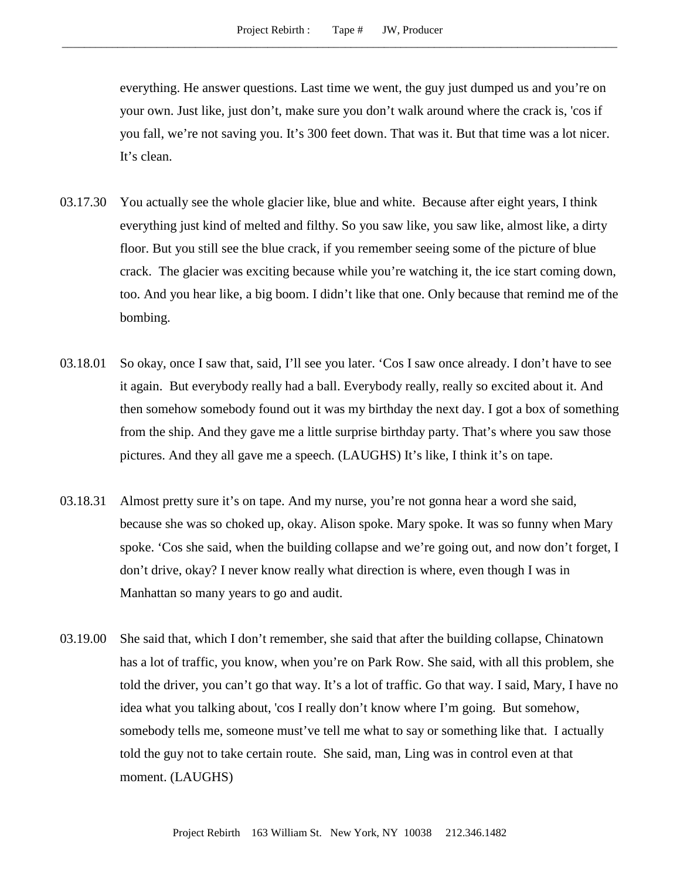everything. He answer questions. Last time we went, the guy just dumped us and you're on your own. Just like, just don't, make sure you don't walk around where the crack is, 'cos if you fall, we're not saving you. It's 300 feet down. That was it. But that time was a lot nicer. It's clean.

03.17.30 You actually see the whole glacier like, blue and white. Because after eight years, I think everything just kind of melted and filthy. So you saw like, you saw like, almost like, a dirty floor. But you still see the blue crack, if you remember seeing some of the picture of blue crack. The glacier was exciting because while you're watching it, the ice start coming down, too. And you hear like, a big boom. I didn't like that one. Only because that remind me of the bombing.

03.18.01 So okay, once I saw that, said, I'll see you later. 'Cos I saw once already. I don't have to see it again. But everybody really had a ball. Everybody really, really so excited about it. And then somehow somebody found out it was my birthday the next day. I got a box of something from the ship. And they gave me a little surprise birthday party. That's where you saw those pictures. And they all gave me a speech. (LAUGHS) It's like, I think it's on tape.

03.18.31 Almost pretty sure it's on tape. And my nurse, you're not gonna hear a word she said, because she was so choked up, okay. Alison spoke. Mary spoke. It was so funny when Mary spoke. 'Cos she said, when the building collapse and we're going out, and now don't forget, I don't drive, okay? I never know really what direction is where, even though I was in Manhattan so many years to go and audit.

03.19.00 She said that, which I don't remember, she said that after the building collapse, Chinatown has a lot of traffic, you know, when you're on Park Row. She said, with all this problem, she told the driver, you can't go that way. It's a lot of traffic. Go that way. I said, Mary, I have no idea what you talking about, 'cos I really don't know where I'm going. But somehow, somebody tells me, someone must've tell me what to say or something like that. I actually told the guy not to take certain route. She said, man, Ling was in control even at that moment. (LAUGHS)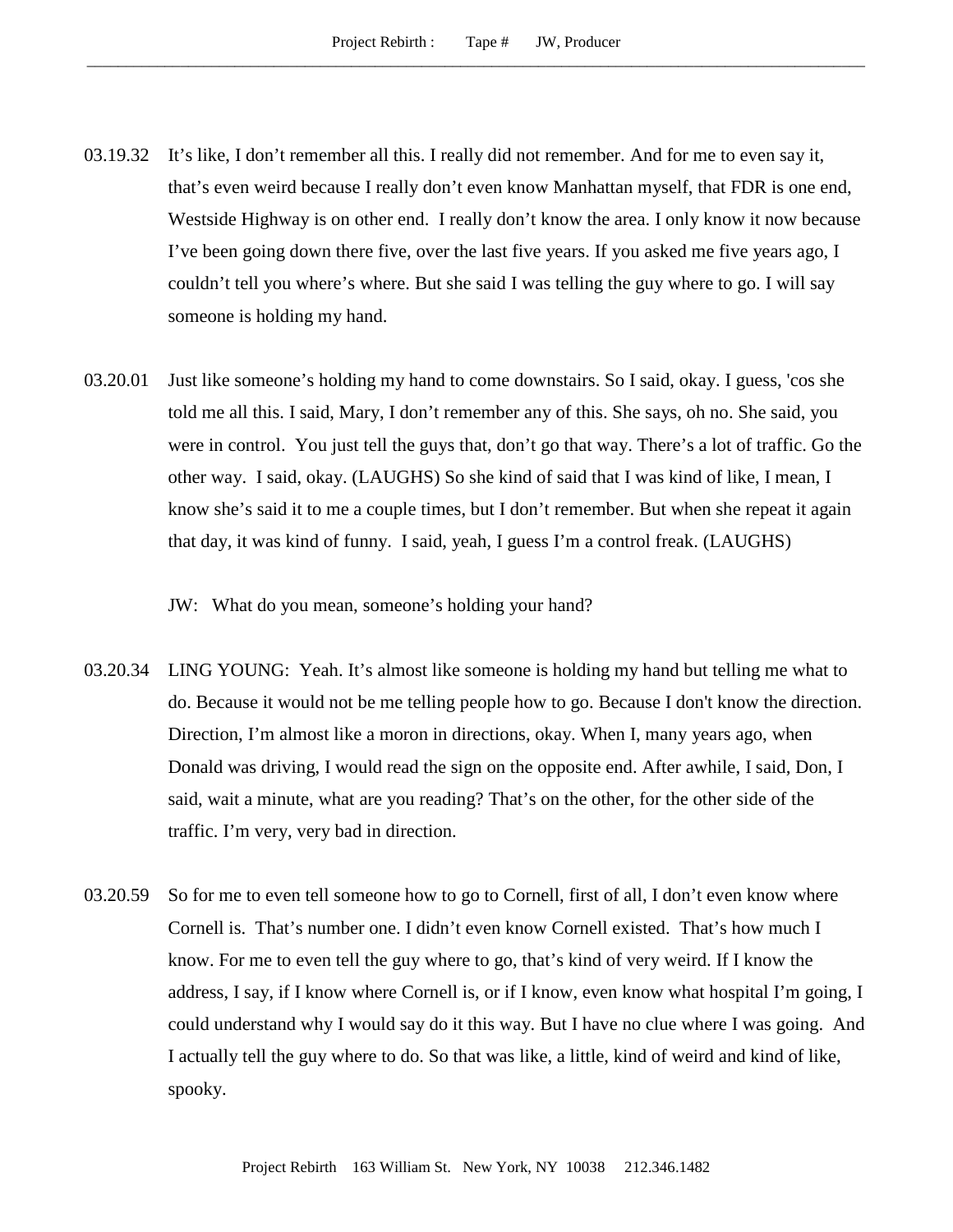03.19.32 It's like, I don't remember all this. I really did not remember. And for me to even say it, that's even weird because I really don't even know Manhattan myself, that FDR is one end, Westside Highway is on other end. I really don't know the area. I only know it now because I've been going down there five, over the last five years. If you asked me five years ago, I couldn't tell you where's where. But she said I was telling the guy where to go. I will say someone is holding my hand.

03.20.01 Just like someone's holding my hand to come downstairs. So I said, okay. I guess, 'cos she told me all this. I said, Mary, I don't remember any of this. She says, oh no. She said, you were in control. You just tell the guys that, don't go that way. There's a lot of traffic. Go the other way. I said, okay. (LAUGHS) So she kind of said that I was kind of like, I mean, I know she's said it to me a couple times, but I don't remember. But when she repeat it again that day, it was kind of funny. I said, yeah, I guess I'm a control freak. (LAUGHS)

JW: What do you mean, someone's holding your hand?

03.20.34 LING YOUNG: Yeah. It's almost like someone is holding my hand but telling me what to do. Because it would not be me telling people how to go. Because I don't know the direction. Direction, I'm almost like a moron in directions, okay. When I, many years ago, when Donald was driving, I would read the sign on the opposite end. After awhile, I said, Don, I said, wait a minute, what are you reading? That's on the other, for the other side of the traffic. I'm very, very bad in direction.

03.20.59 So for me to even tell someone how to go to Cornell, first of all, I don't even know where Cornell is. That's number one. I didn't even know Cornell existed. That's how much I know. For me to even tell the guy where to go, that's kind of very weird. If I know the address, I say, if I know where Cornell is, or if I know, even know what hospital I'm going, I could understand why I would say do it this way. But I have no clue where I was going. And I actually tell the guy where to do. So that was like, a little, kind of weird and kind of like, spooky.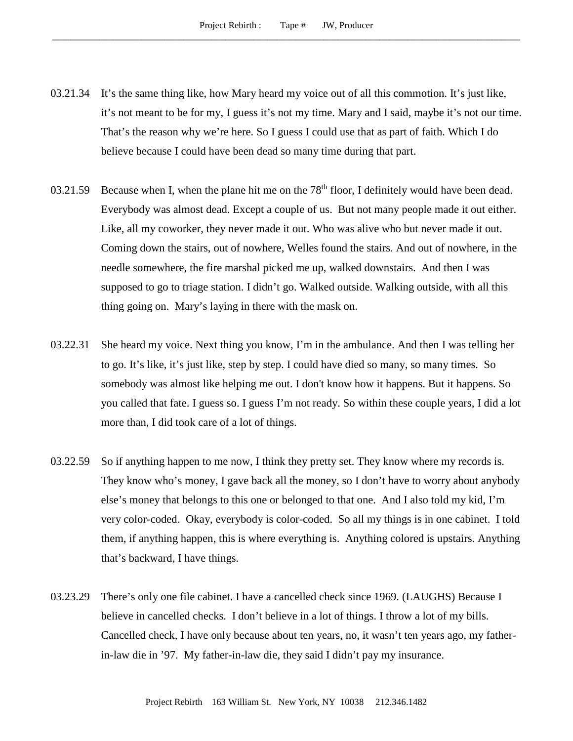03.21.34 It's the same thing like, how Mary heard my voice out of all this commotion. It's just like, it's not meant to be for my, I guess it's not my time. Mary and I said, maybe it's not our time. That's the reason why we're here. So I guess I could use that as part of faith. Which I do believe because I could have been dead so many time during that part.

03.21.59 Because when I, when the plane hit me on the 78th floor, I definitely would have been dead. Everybody was almost dead. Except a couple of us. But not many people made it out either. Like, all my coworker, they never made it out. Who was alive who but never made it out. Coming down the stairs, out of nowhere, Welles found the stairs. And out of nowhere, in the needle somewhere, the fire marshal picked me up, walked downstairs. And then I was supposed to go to triage station. I didn't go. Walked outside. Walking outside, with all this thing going on. Mary's laying in there with the mask on.

03.22.31 She heard my voice. Next thing you know, I'm in the ambulance. And then I was telling her to go. It's like, it's just like, step by step. I could have died so many, so many times. So somebody was almost like helping me out. I don't know how it happens. But it happens. So you called that fate. I guess so. I guess I'm not ready. So within these couple years, I did a lot more than, I did took care of a lot of things.

03.22.59 So if anything happen to me now, I think they pretty set. They know where my records is. They know who's money, I gave back all the money, so I don't have to worry about anybody else's money that belongs to this one or belonged to that one. And I also told my kid, I'm very color-coded. Okay, everybody is color-coded. So all my things is in one cabinet. I told them, if anything happen, this is where everything is. Anything colored is upstairs. Anything that's backward, I have things.

03.23.29 There's only one file cabinet. I have a cancelled check since 1969. (LAUGHS) Because I believe in cancelled checks. I don't believe in a lot of things. I throw a lot of my bills. Cancelled check, I have only because about ten years, no, it wasn't ten years ago, my father-in-law die in '97. My father-in-law die, they said I didn't pay my insurance.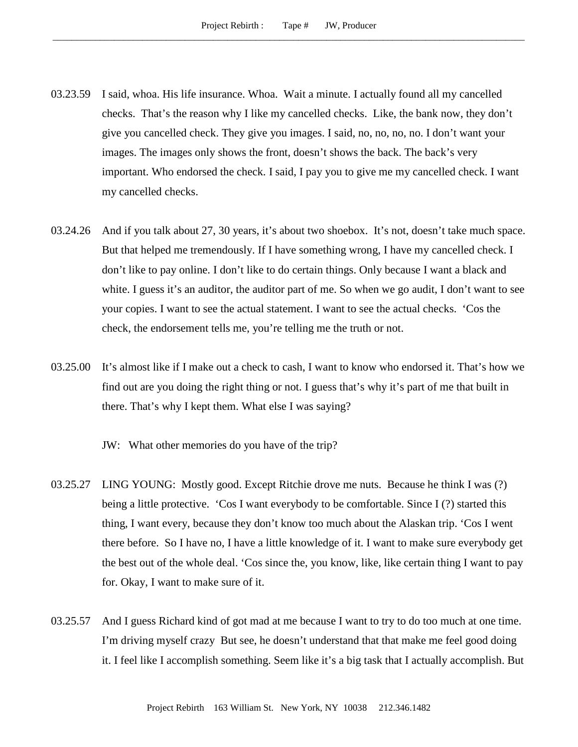03.23.59 I said, whoa. His life insurance. Whoa. Wait a minute. I actually found all my cancelled checks. That's the reason why I like my cancelled checks. Like, the bank now, they don't give you cancelled check. They give you images. I said, no, no, no, no. I don't want your images. The images only shows the front, doesn't shows the back. The back's very important. Who endorsed the check. I said, I pay you to give me my cancelled check. I want my cancelled checks.

03.24.26 And if you talk about 27, 30 years, it's about two shoebox. It's not, doesn't take much space. But that helped me tremendously. If I have something wrong, I have my cancelled check. I don't like to pay online. I don't like to do certain things. Only because I want a black and white. I guess it's an auditor, the auditor part of me. So when we go audit, I don't want to see your copies. I want to see the actual statement. I want to see the actual checks. 'Cos the check, the endorsement tells me, you're telling me the truth or not.

03.25.00 It's almost like if I make out a check to cash, I want to know who endorsed it. That's how we find out are you doing the right thing or not. I guess that's why it's part of me that built in there. That's why I kept them. What else I was saying?

JW: What other memories do you have of the trip?

03.25.27 LING YOUNG: Mostly good. Except Ritchie drove me nuts. Because he think I was (?) being a little protective. 'Cos I want everybody to be comfortable. Since I (?) started this thing, I want every, because they don't know too much about the Alaskan trip. 'Cos I went there before. So I have no, I have a little knowledge of it. I want to make sure everybody get the best out of the whole deal. 'Cos since the, you know, like, like certain thing I want to pay for. Okay, I want to make sure of it.

03.25.57 And I guess Richard kind of got mad at me because I want to try to do too much at one time. I'm driving myself crazy But see, he doesn't understand that that make me feel good doing it. I feel like I accomplish something. Seem like it's a big task that I actually accomplish. But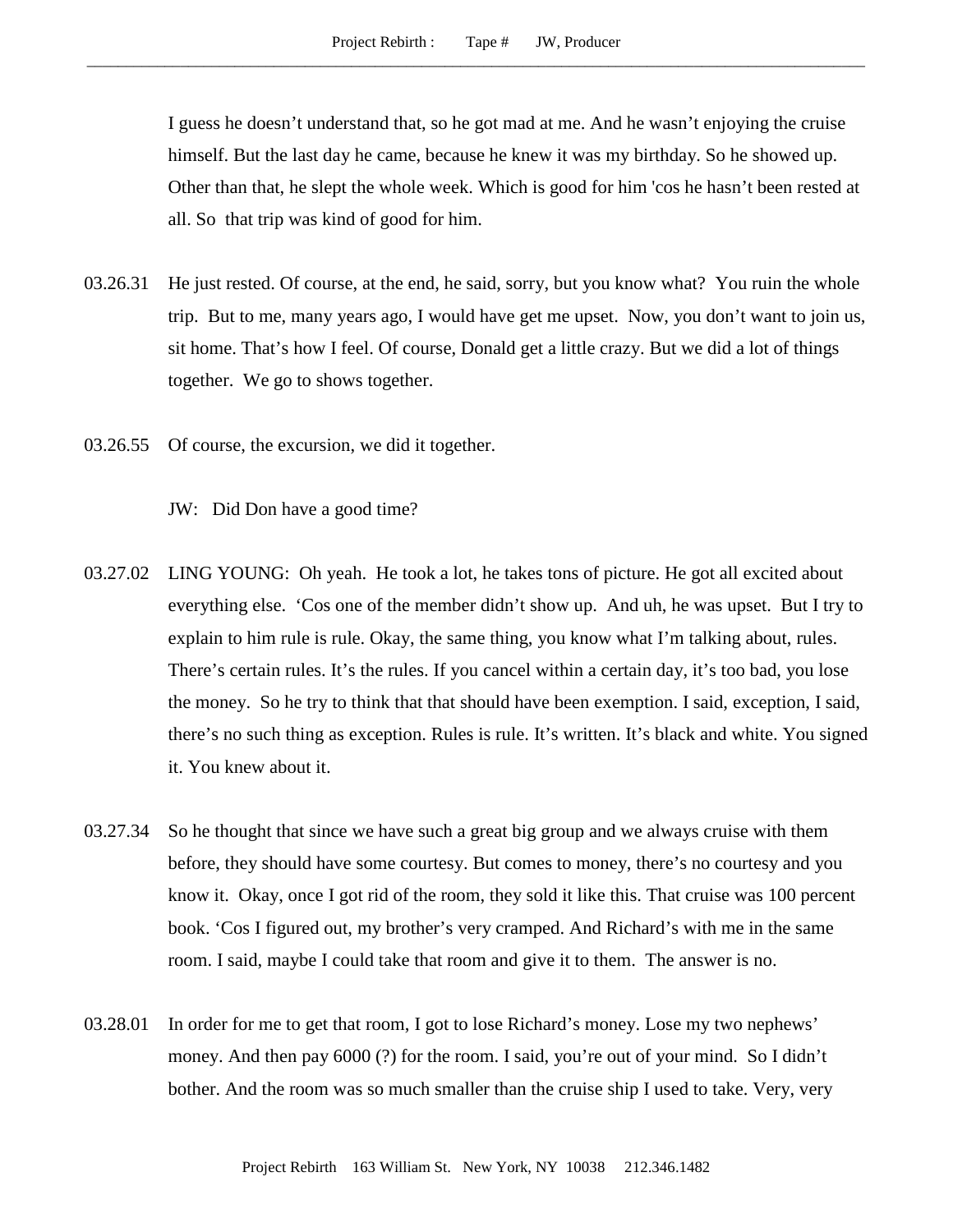I guess he doesn't understand that, so he got mad at me. And he wasn't enjoying the cruise himself. But the last day he came, because he knew it was my birthday. So he showed up. Other than that, he slept the whole week. Which is good for him 'cos he hasn't been rested at all. So that trip was kind of good for him.

03.26.31 He just rested. Of course, at the end, he said, sorry, but you know what? You ruin the whole trip. But to me, many years ago, I would have get me upset. Now, you don't want to join us, sit home. That's how I feel. Of course, Donald get a little crazy. But we did a lot of things together. We go to shows together.

03.26.55 Of course, the excursion, we did it together.

JW: Did Don have a good time?

03.27.02 LING YOUNG: Oh yeah. He took a lot, he takes tons of picture. He got all excited about everything else. 'Cos one of the member didn't show up. And uh, he was upset. But I try to explain to him rule is rule. Okay, the same thing, you know what I'm talking about, rules. There's certain rules. It's the rules. If you cancel within a certain day, it's too bad, you lose the money. So he try to think that that should have been exemption. I said, exception, I said, there's no such thing as exception. Rules is rule. It's written. It's black and white. You signed it. You knew about it.

03.27.34 So he thought that since we have such a great big group and we always cruise with them before, they should have some courtesy. But comes to money, there's no courtesy and you know it. Okay, once I got rid of the room, they sold it like this. That cruise was 100 percent book. 'Cos I figured out, my brother's very cramped. And Richard's with me in the same room. I said, maybe I could take that room and give it to them. The answer is no.

03.28.01 In order for me to get that room, I got to lose Richard's money. Lose my two nephews' money. And then pay 6000 (?) for the room. I said, you're out of your mind. So I didn't bother. And the room was so much smaller than the cruise ship I used to take. Very, very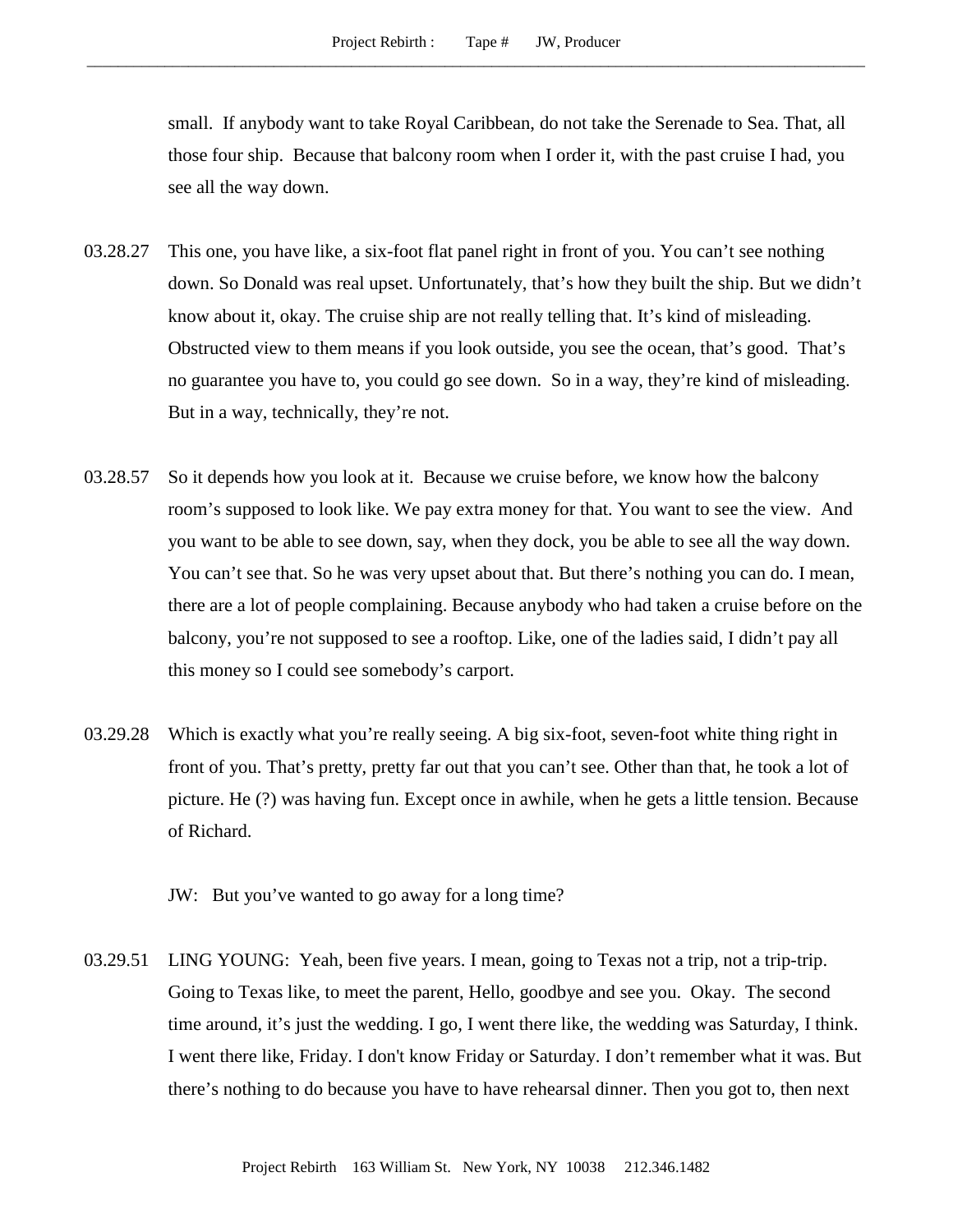small. If anybody want to take Royal Caribbean, do not take the Serenade to Sea. That, all those four ship. Because that balcony room when I order it, with the past cruise I had, you see all the way down.

03.28.27 This one, you have like, a six-foot flat panel right in front of you. You can't see nothing down. So Donald was real upset. Unfortunately, that's how they built the ship. But we didn't know about it, okay. The cruise ship are not really telling that. It's kind of misleading. Obstructed view to them means if you look outside, you see the ocean, that's good. That's no guarantee you have to, you could go see down. So in a way, they're kind of misleading. But in a way, technically, they're not.

03.28.57 So it depends how you look at it. Because we cruise before, we know how the balcony room's supposed to look like. We pay extra money for that. You want to see the view. And you want to be able to see down, say, when they dock, you be able to see all the way down. You can't see that. So he was very upset about that. But there's nothing you can do. I mean, there are a lot of people complaining. Because anybody who had taken a cruise before on the balcony, you're not supposed to see a rooftop. Like, one of the ladies said, I didn't pay all this money so I could see somebody's carport.

03.29.28 Which is exactly what you're really seeing. A big six-foot, seven-foot white thing right in front of you. That's pretty, pretty far out that you can't see. Other than that, he took a lot of picture. He (?) was having fun. Except once in awhile, when he gets a little tension. Because of Richard.

JW: But you've wanted to go away for a long time?

03.29.51 LING YOUNG: Yeah, been five years. I mean, going to Texas not a trip, not a trip-trip. Going to Texas like, to meet the parent, Hello, goodbye and see you. Okay. The second time around, it's just the wedding. I go, I went there like, the wedding was Saturday, I think. I went there like, Friday. I don't know Friday or Saturday. I don't remember what it was. But there's nothing to do because you have to have rehearsal dinner. Then you got to, then next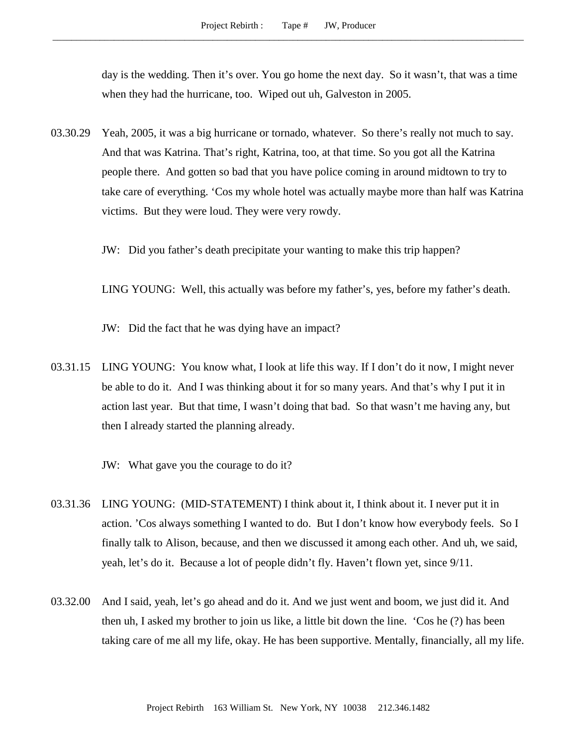day is the wedding. Then it's over. You go home the next day. So it wasn't, that was a time when they had the hurricane, too. Wiped out uh, Galveston in 2005.

03.30.29 Yeah, 2005, it was a big hurricane or tornado, whatever. So there's really not much to say. And that was Katrina. That's right, Katrina, too, at that time. So you got all the Katrina people there. And gotten so bad that you have police coming in around midtown to try to take care of everything. 'Cos my whole hotel was actually maybe more than half was Katrina victims. But they were loud. They were very rowdy.

JW: Did you father's death precipitate your wanting to make this trip happen?

LING YOUNG: Well, this actually was before my father's, yes, before my father's death.

JW: Did the fact that he was dying have an impact?

03.31.15 LING YOUNG: You know what, I look at life this way. If I don't do it now, I might never be able to do it. And I was thinking about it for so many years. And that's why I put it in action last year. But that time, I wasn't doing that bad. So that wasn't me having any, but then I already started the planning already.

JW: What gave you the courage to do it?

03.31.36 LING YOUNG: (MID-STATEMENT) I think about it, I think about it. I never put it in action. 'Cos always something I wanted to do. But I don't know how everybody feels. So I finally talk to Alison, because, and then we discussed it among each other. And uh, we said, yeah, let's do it. Because a lot of people didn't fly. Haven't flown yet, since 9/11.

03.32.00 And I said, yeah, let's go ahead and do it. And we just went and boom, we just did it. And then uh, I asked my brother to join us like, a little bit down the line. 'Cos he (?) has been taking care of me all my life, okay. He has been supportive. Mentally, financially, all my life.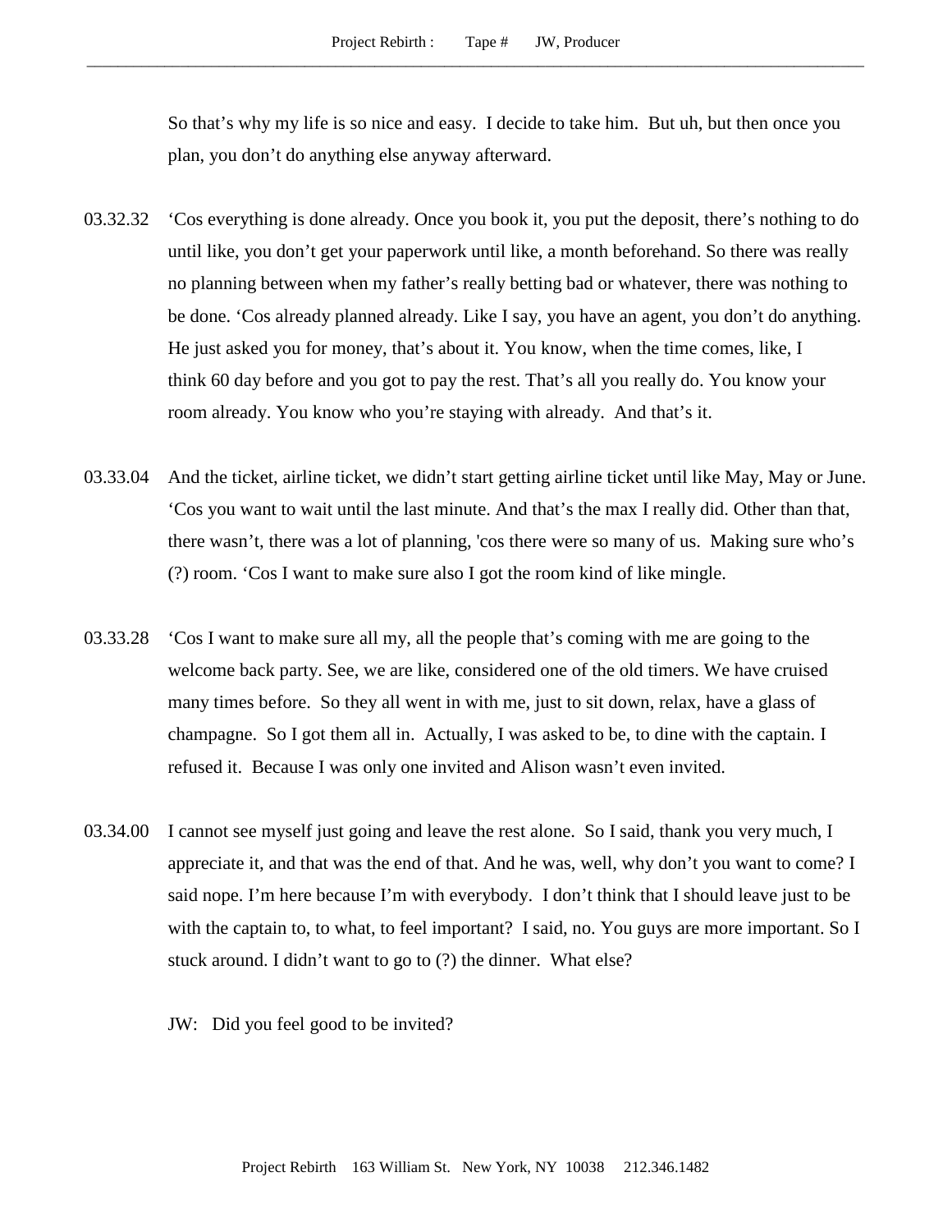So that's why my life is so nice and easy. I decide to take him. But uh, but then once you plan, you don't do anything else anyway afterward.

03.32.32 'Cos everything is done already. Once you book it, you put the deposit, there's nothing to do until like, you don't get your paperwork until like, a month beforehand. So there was really no planning between when my father's really betting bad or whatever, there was nothing to be done. 'Cos already planned already. Like I say, you have an agent, you don't do anything. He just asked you for money, that's about it. You know, when the time comes, like, I think 60 day before and you got to pay the rest. That's all you really do. You know your room already. You know who you're staying with already. And that's it.

03.33.04 And the ticket, airline ticket, we didn't start getting airline ticket until like May, May or June. 'Cos you want to wait until the last minute. And that's the max I really did. Other than that, there wasn't, there was a lot of planning, 'cos there were so many of us. Making sure who's (?) room. 'Cos I want to make sure also I got the room kind of like mingle.

03.33.28 'Cos I want to make sure all my, all the people that's coming with me are going to the welcome back party. See, we are like, considered one of the old timers. We have cruised many times before. So they all went in with me, just to sit down, relax, have a glass of champagne. So I got them all in. Actually, I was asked to be, to dine with the captain. I refused it. Because I was only one invited and Alison wasn't even invited.

03.34.00 I cannot see myself just going and leave the rest alone. So I said, thank you very much, I appreciate it, and that was the end of that. And he was, well, why don't you want to come? I said nope. I'm here because I'm with everybody. I don't think that I should leave just to be with the captain to, to what, to feel important? I said, no. You guys are more important. So I stuck around. I didn't want to go to (?) the dinner. What else?

JW: Did you feel good to be invited?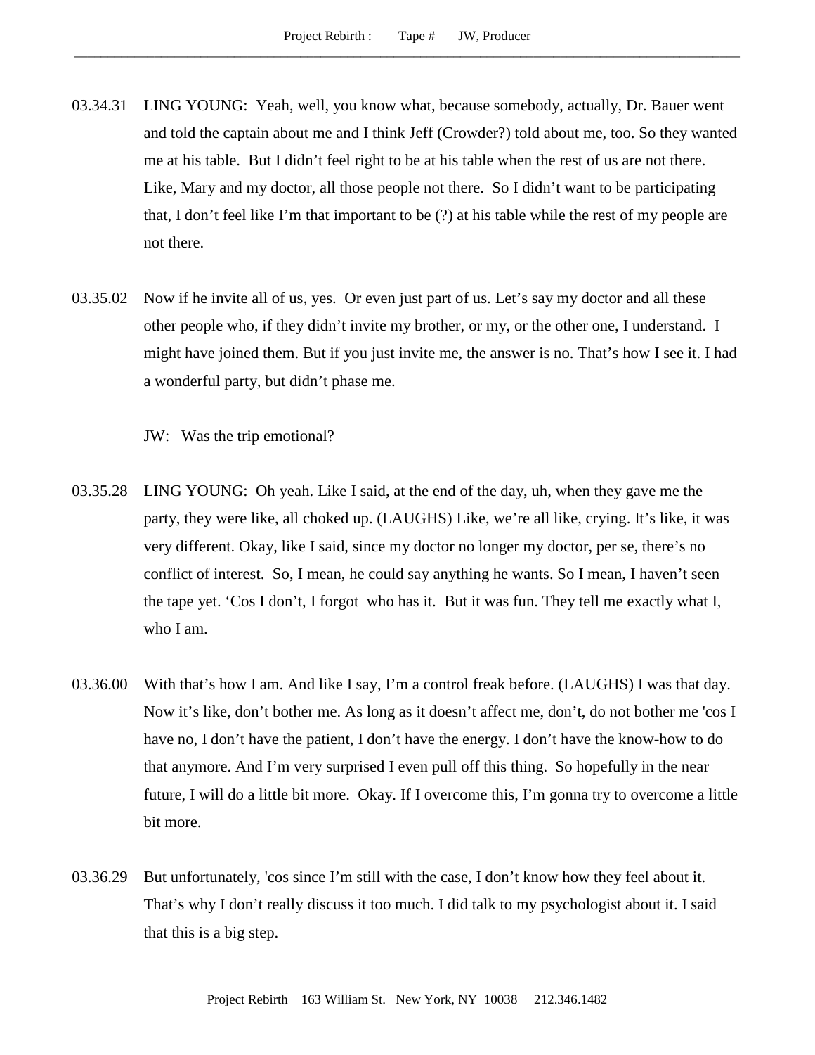03.34.31 LING YOUNG: Yeah, well, you know what, because somebody, actually, Dr. Bauer went and told the captain about me and I think Jeff (Crowder?) told about me, too. So they wanted me at his table. But I didn't feel right to be at his table when the rest of us are not there. Like, Mary and my doctor, all those people not there. So I didn't want to be participating that, I don't feel like I'm that important to be (?) at his table while the rest of my people are not there.

03.35.02 Now if he invite all of us, yes. Or even just part of us. Let's say my doctor and all these other people who, if they didn't invite my brother, or my, or the other one, I understand. I might have joined them. But if you just invite me, the answer is no. That's how I see it. I had a wonderful party, but didn't phase me.

JW: Was the trip emotional?

03.35.28 LING YOUNG: Oh yeah. Like I said, at the end of the day, uh, when they gave me the party, they were like, all choked up. (LAUGHS) Like, we're all like, crying. It's like, it was very different. Okay, like I said, since my doctor no longer my doctor, per se, there's no conflict of interest. So, I mean, he could say anything he wants. So I mean, I haven't seen the tape yet. 'Cos I don't, I forgot who has it. But it was fun. They tell me exactly what I, who I am.

03.36.00 With that's how I am. And like I say, I'm a control freak before. (LAUGHS) I was that day. Now it's like, don't bother me. As long as it doesn't affect me, don't, do not bother me 'cos I have no, I don't have the patient, I don't have the energy. I don't have the know-how to do that anymore. And I'm very surprised I even pull off this thing. So hopefully in the near future, I will do a little bit more. Okay. If I overcome this, I'm gonna try to overcome a little bit more.

03.36.29 But unfortunately, 'cos since I'm still with the case, I don't know how they feel about it. That's why I don't really discuss it too much. I did talk to my psychologist about it. I said that this is a big step.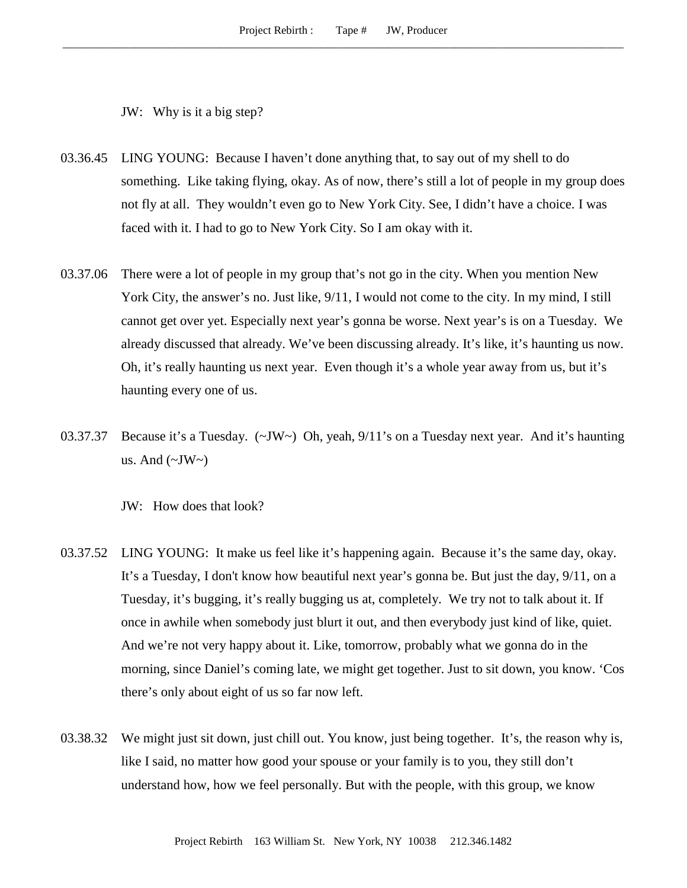JW: Why is it a big step?

03.36.45 LING YOUNG: Because I haven't done anything that, to say out of my shell to do something. Like taking flying, okay. As of now, there's still a lot of people in my group does not fly at all. They wouldn't even go to New York City. See, I didn't have a choice. I was faced with it. I had to go to New York City. So I am okay with it.

03.37.06 There were a lot of people in my group that's not go in the city. When you mention New York City, the answer's no. Just like, 9/11, I would not come to the city. In my mind, I still cannot get over yet. Especially next year's gonna be worse. Next year's is on a Tuesday. We already discussed that already. We've been discussing already. It's like, it's haunting us now. Oh, it's really haunting us next year. Even though it's a whole year away from us, but it's haunting every one of us.

03.37.37 Because it's a Tuesday. (~JW~) Oh, yeah, 9/11's on a Tuesday next year. And it's haunting us. And (~JW~)

JW: How does that look?

03.37.52 LING YOUNG: It make us feel like it's happening again. Because it's the same day, okay. It's a Tuesday, I don't know how beautiful next year's gonna be. But just the day, 9/11, on a Tuesday, it's bugging, it's really bugging us at, completely. We try not to talk about it. If once in awhile when somebody just blurt it out, and then everybody just kind of like, quiet. And we're not very happy about it. Like, tomorrow, probably what we gonna do in the morning, since Daniel's coming late, we might get together. Just to sit down, you know. 'Cos there's only about eight of us so far now left.

03.38.32 We might just sit down, just chill out. You know, just being together. It's, the reason why is, like I said, no matter how good your spouse or your family is to you, they still don't understand how, how we feel personally. But with the people, with this group, we know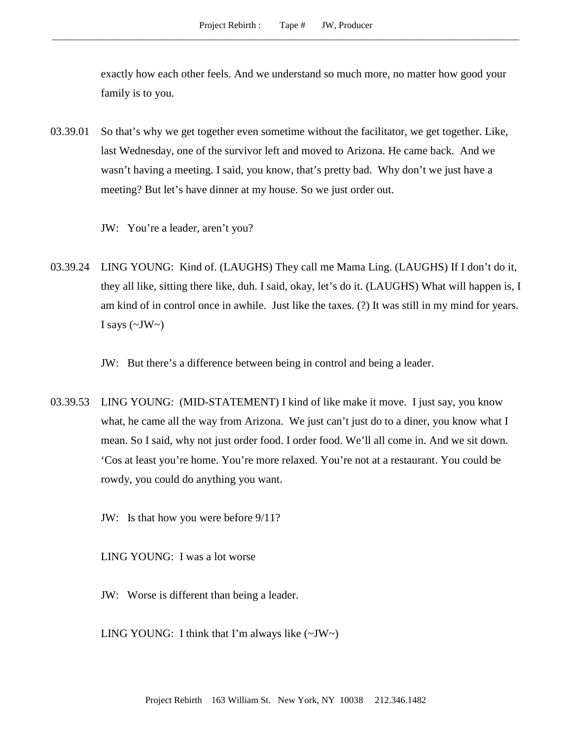exactly how each other feels. And we understand so much more, no matter how good your family is to you.

03.39.01 So that's why we get together even sometime without the facilitator, we get together. Like, last Wednesday, one of the survivor left and moved to Arizona. He came back. And we wasn't having a meeting. I said, you know, that's pretty bad. Why don't we just have a meeting? But let's have dinner at my house. So we just order out.

JW: You're a leader, aren't you?

03.39.24 LING YOUNG: Kind of. (LAUGHS) They call me Mama Ling. (LAUGHS) If I don't do it, they all like, sitting there like, duh. I said, okay, let's do it. (LAUGHS) What will happen is, I am kind of in control once in awhile. Just like the taxes. (?) It was still in my mind for years. I says (~JW~)

JW: But there's a difference between being in control and being a leader.

03.39.53 LING YOUNG: (MID-STATEMENT) I kind of like make it move. I just say, you know what, he came all the way from Arizona. We just can't just do to a diner, you know what I mean. So I said, why not just order food. I order food. We'll all come in. And we sit down. 'Cos at least you're home. You're more relaxed. You're not at a restaurant. You could be rowdy, you could do anything you want.

JW: Is that how you were before 9/11?

LING YOUNG: I was a lot worse

JW: Worse is different than being a leader.

LING YOUNG: I think that I'm always like (~JW~)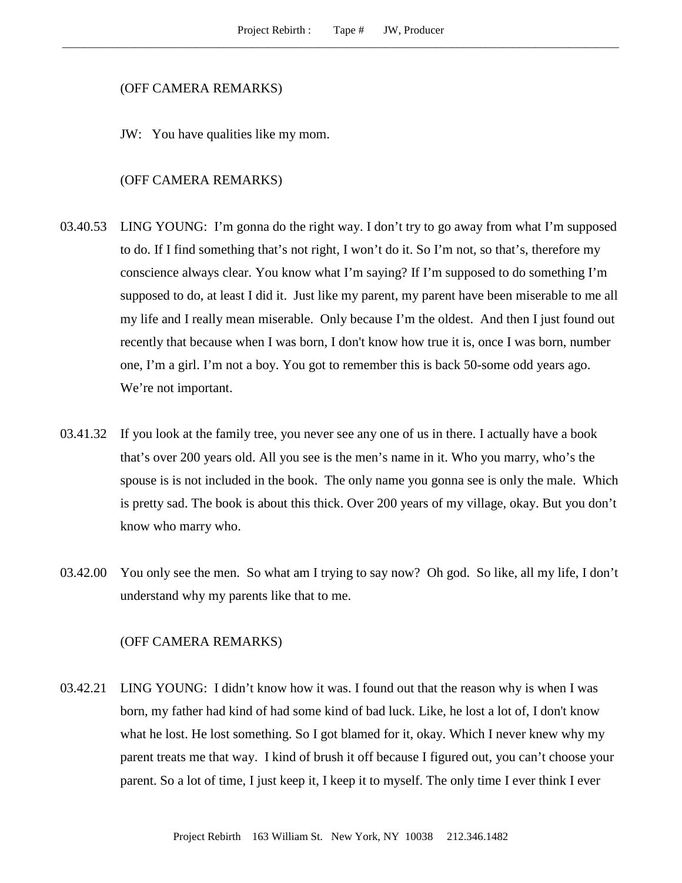(OFF CAMERA REMARKS)

JW: You have qualities like my mom.

(OFF CAMERA REMARKS)

03.40.53 LING YOUNG: I'm gonna do the right way. I don't try to go away from what I'm supposed to do. If I find something that's not right, I won't do it. So I'm not, so that's, therefore my conscience always clear. You know what I'm saying? If I'm supposed to do something I'm supposed to do, at least I did it. Just like my parent, my parent have been miserable to me all my life and I really mean miserable. Only because I'm the oldest. And then I just found out recently that because when I was born, I don't know how true it is, once I was born, number one, I'm a girl. I'm not a boy. You got to remember this is back 50-some odd years ago. We're not important.

03.41.32 If you look at the family tree, you never see any one of us in there. I actually have a book that's over 200 years old. All you see is the men's name in it. Who you marry, who's the spouse is is not included in the book. The only name you gonna see is only the male. Which is pretty sad. The book is about this thick. Over 200 years of my village, okay. But you don't know who marry who.

03.42.00 You only see the men. So what am I trying to say now? Oh god. So like, all my life, I don't understand why my parents like that to me.

(OFF CAMERA REMARKS)

03.42.21 LING YOUNG: I didn't know how it was. I found out that the reason why is when I was born, my father had kind of had some kind of bad luck. Like, he lost a lot of, I don't know what he lost. He lost something. So I got blamed for it, okay. Which I never knew why my parent treats me that way. I kind of brush it off because I figured out, you can't choose your parent. So a lot of time, I just keep it, I keep it to myself. The only time I ever think I ever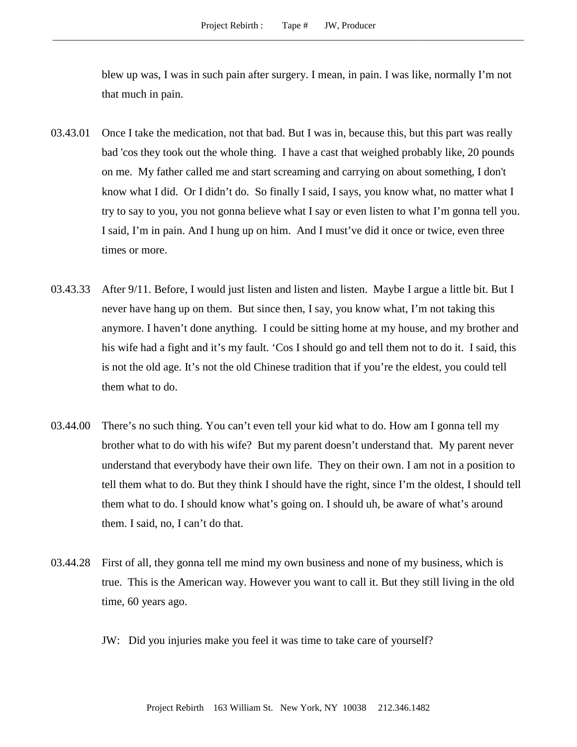blew up was, I was in such pain after surgery. I mean, in pain. I was like, normally I'm not that much in pain.

03.43.01 Once I take the medication, not that bad. But I was in, because this, but this part was really bad 'cos they took out the whole thing. I have a cast that weighed probably like, 20 pounds on me. My father called me and start screaming and carrying on about something, I don't know what I did. Or I didn't do. So finally I said, I says, you know what, no matter what I try to say to you, you not gonna believe what I say or even listen to what I'm gonna tell you. I said, I'm in pain. And I hung up on him. And I must've did it once or twice, even three times or more.

03.43.33 After 9/11. Before, I would just listen and listen and listen. Maybe I argue a little bit. But I never have hang up on them. But since then, I say, you know what, I'm not taking this anymore. I haven't done anything. I could be sitting home at my house, and my brother and his wife had a fight and it's my fault. 'Cos I should go and tell them not to do it. I said, this is not the old age. It's not the old Chinese tradition that if you're the eldest, you could tell them what to do.

03.44.00 There's no such thing. You can't even tell your kid what to do. How am I gonna tell my brother what to do with his wife? But my parent doesn't understand that. My parent never understand that everybody have their own life. They on their own. I am not in a position to tell them what to do. But they think I should have the right, since I'm the oldest, I should tell them what to do. I should know what's going on. I should uh, be aware of what's around them. I said, no, I can't do that.

03.44.28 First of all, they gonna tell me mind my own business and none of my business, which is true. This is the American way. However you want to call it. But they still living in the old time, 60 years ago.

JW: Did you injuries make you feel it was time to take care of yourself?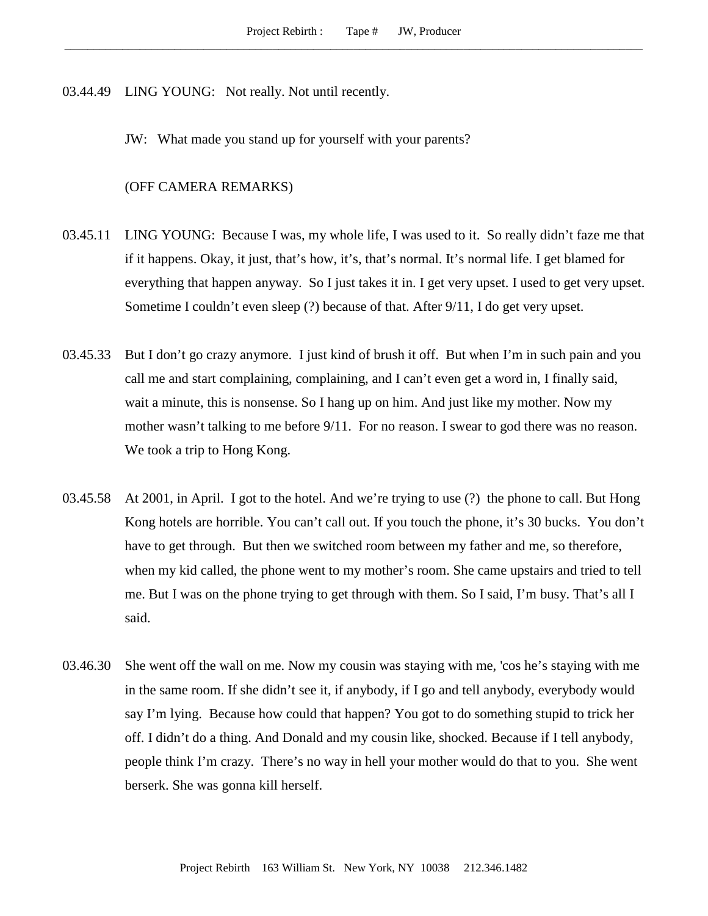03.44.49 LING YOUNG: Not really. Not until recently.

JW: What made you stand up for yourself with your parents?

(OFF CAMERA REMARKS)

03.45.11 LING YOUNG: Because I was, my whole life, I was used to it. So really didn't faze me that if it happens. Okay, it just, that's how, it's, that's normal. It's normal life. I get blamed for everything that happen anyway. So I just takes it in. I get very upset. I used to get very upset. Sometime I couldn't even sleep (?) because of that. After 9/11, I do get very upset.

03.45.33 But I don't go crazy anymore. I just kind of brush it off. But when I'm in such pain and you call me and start complaining, complaining, and I can't even get a word in, I finally said, wait a minute, this is nonsense. So I hang up on him. And just like my mother. Now my mother wasn't talking to me before 9/11. For no reason. I swear to god there was no reason. We took a trip to Hong Kong.

03.45.58 At 2001, in April. I got to the hotel. And we're trying to use (?) the phone to call. But Hong Kong hotels are horrible. You can't call out. If you touch the phone, it's 30 bucks. You don't have to get through. But then we switched room between my father and me, so therefore, when my kid called, the phone went to my mother's room. She came upstairs and tried to tell me. But I was on the phone trying to get through with them. So I said, I'm busy. That's all I said.

03.46.30 She went off the wall on me. Now my cousin was staying with me, 'cos he's staying with me in the same room. If she didn't see it, if anybody, if I go and tell anybody, everybody would say I'm lying. Because how could that happen? You got to do something stupid to trick her off. I didn't do a thing. And Donald and my cousin like, shocked. Because if I tell anybody, people think I'm crazy. There's no way in hell your mother would do that to you. She went berserk. She was gonna kill herself.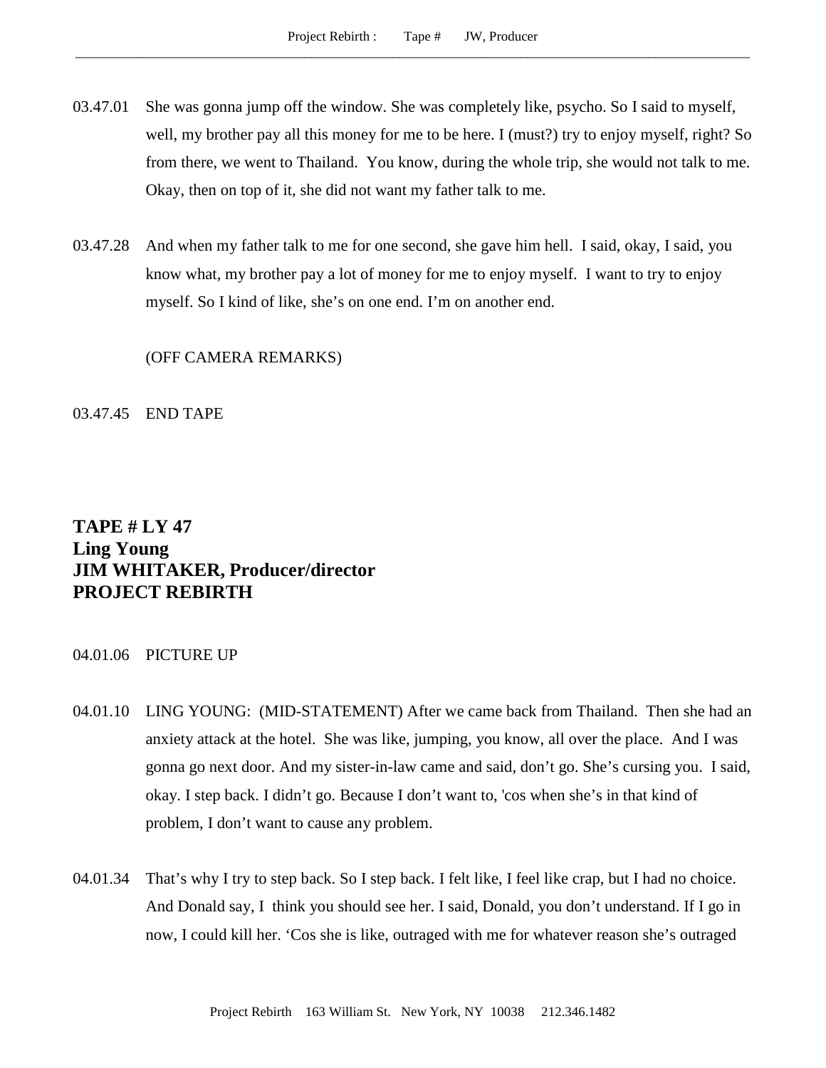03.47.01 She was gonna jump off the window. She was completely like, psycho. So I said to myself, well, my brother pay all this money for me to be here. I (must?) try to enjoy myself, right? So from there, we went to Thailand. You know, during the whole trip, she would not talk to me. Okay, then on top of it, she did not want my father talk to me.

03.47.28 And when my father talk to me for one second, she gave him hell. I said, okay, I said, you know what, my brother pay a lot of money for me to enjoy myself. I want to try to enjoy myself. So I kind of like, she's on one end. I'm on another end.

(OFF CAMERA REMARKS)

03.47.45 END TAPE

## TAPE # LY 47
## Ling Young
## JIM WHITAKER, Producer/director
## PROJECT REBIRTH

04.01.06 PICTURE UP

04.01.10 LING YOUNG: (MID-STATEMENT) After we came back from Thailand. Then she had an anxiety attack at the hotel. She was like, jumping, you know, all over the place. And I was gonna go next door. And my sister-in-law came and said, don't go. She's cursing you. I said, okay. I step back. I didn't go. Because I don't want to, 'cos when she's in that kind of problem, I don't want to cause any problem.

04.01.34 That's why I try to step back. So I step back. I felt like, I feel like crap, but I had no choice. And Donald say, I think you should see her. I said, Donald, you don't understand. If I go in now, I could kill her. 'Cos she is like, outraged with me for whatever reason she's outraged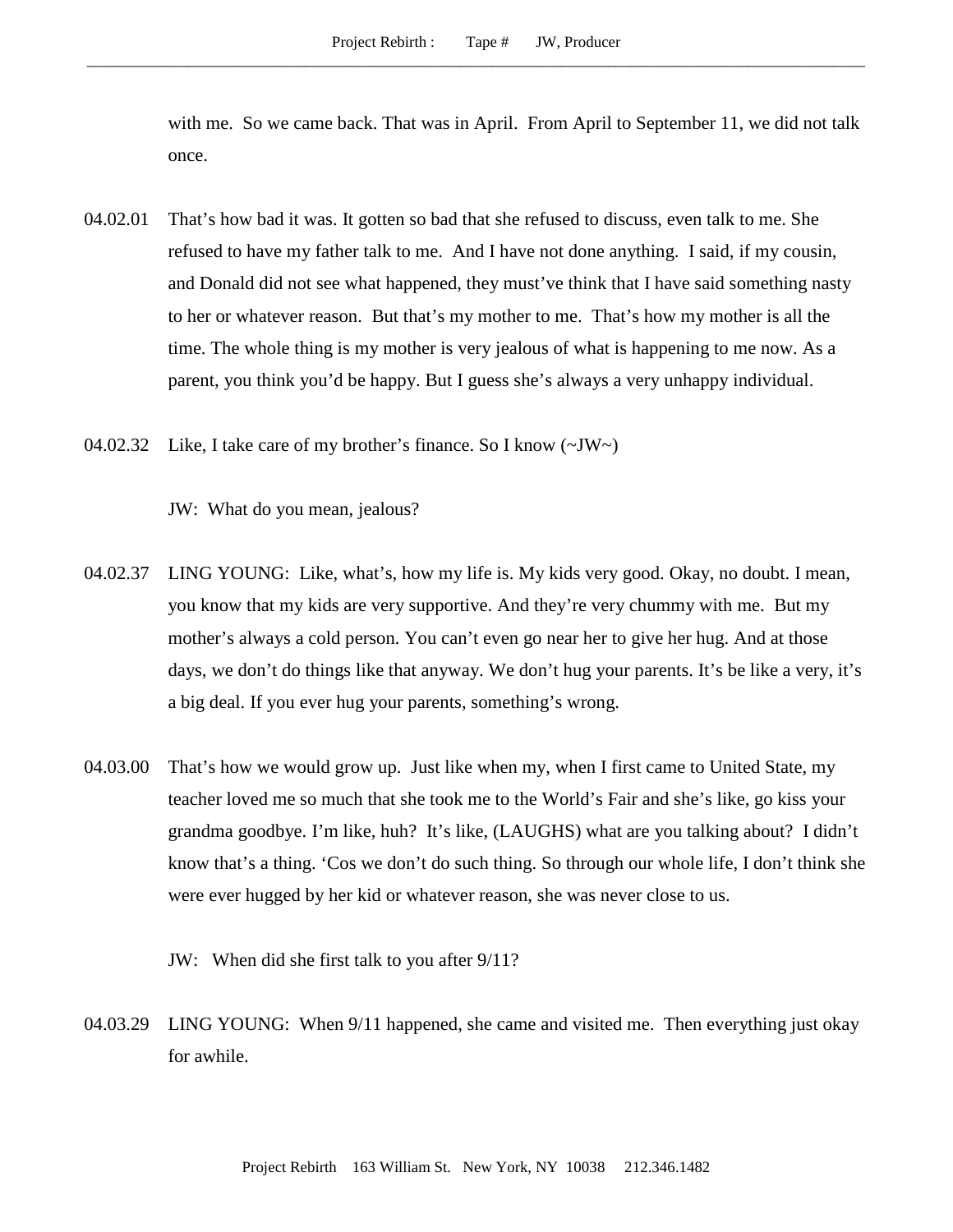with me. So we came back. That was in April. From April to September 11, we did not talk once.

04.02.01 That's how bad it was. It gotten so bad that she refused to discuss, even talk to me. She refused to have my father talk to me. And I have not done anything. I said, if my cousin, and Donald did not see what happened, they must've think that I have said something nasty to her or whatever reason. But that's my mother to me. That's how my mother is all the time. The whole thing is my mother is very jealous of what is happening to me now. As a parent, you think you'd be happy. But I guess she's always a very unhappy individual.

04.02.32 Like, I take care of my brother's finance. So I know (~JW~)

JW: What do you mean, jealous?

04.02.37 LING YOUNG: Like, what's, how my life is. My kids very good. Okay, no doubt. I mean, you know that my kids are very supportive. And they're very chummy with me. But my mother's always a cold person. You can't even go near her to give her hug. And at those days, we don't do things like that anyway. We don't hug your parents. It's be like a very, it's a big deal. If you ever hug your parents, something's wrong.

04.03.00 That's how we would grow up. Just like when my, when I first came to United State, my teacher loved me so much that she took me to the World's Fair and she's like, go kiss your grandma goodbye. I'm like, huh? It's like, (LAUGHS) what are you talking about? I didn't know that's a thing. 'Cos we don't do such thing. So through our whole life, I don't think she were ever hugged by her kid or whatever reason, she was never close to us.

JW: When did she first talk to you after 9/11?

04.03.29 LING YOUNG: When 9/11 happened, she came and visited me. Then everything just okay for awhile.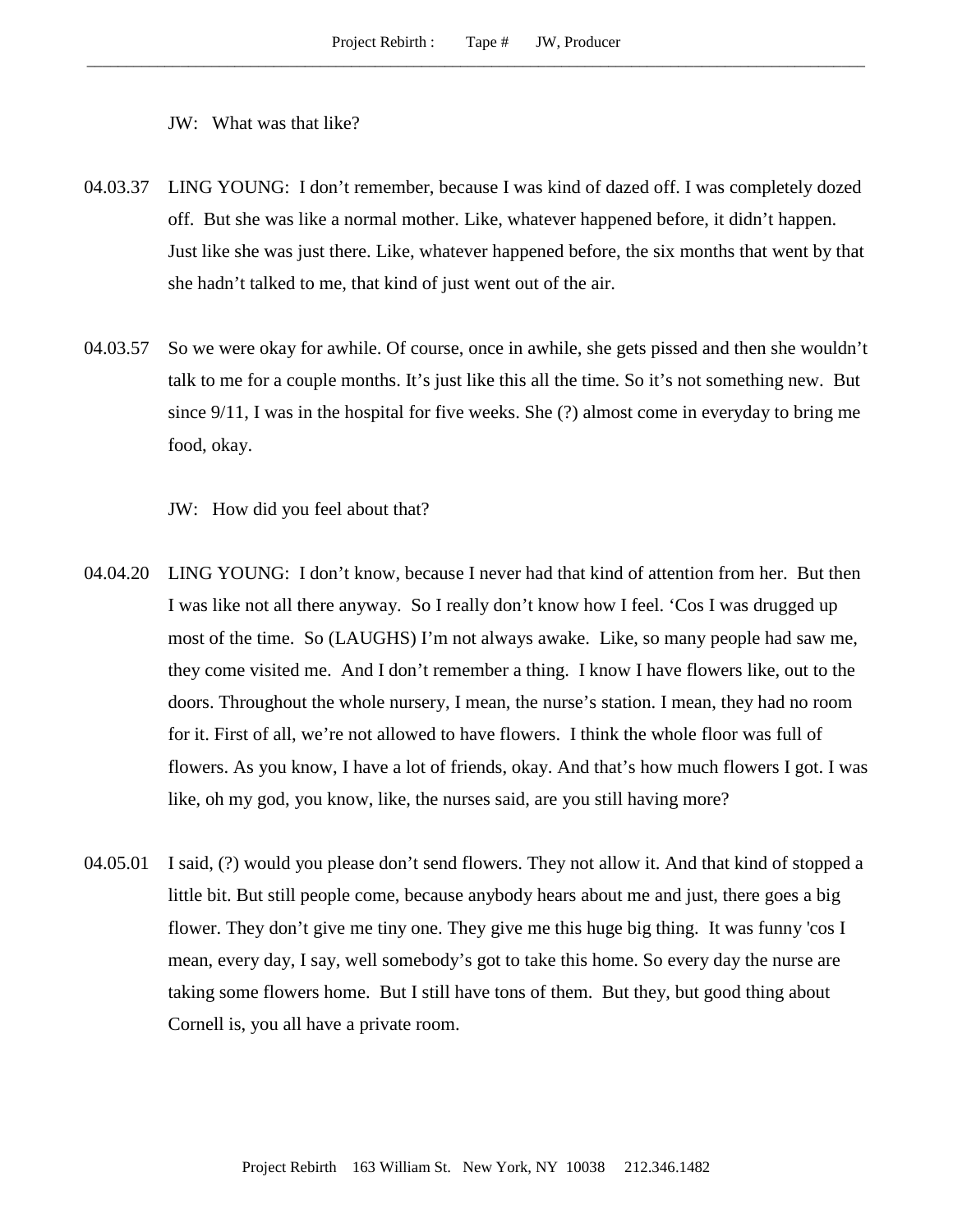JW: What was that like?

04.03.37 LING YOUNG: I don't remember, because I was kind of dazed off. I was completely dozed off. But she was like a normal mother. Like, whatever happened before, it didn't happen. Just like she was just there. Like, whatever happened before, the six months that went by that she hadn't talked to me, that kind of just went out of the air.

04.03.57 So we were okay for awhile. Of course, once in awhile, she gets pissed and then she wouldn't talk to me for a couple months. It's just like this all the time. So it's not something new. But since 9/11, I was in the hospital for five weeks. She (?) almost come in everyday to bring me food, okay.

JW: How did you feel about that?

04.04.20 LING YOUNG: I don't know, because I never had that kind of attention from her. But then I was like not all there anyway. So I really don't know how I feel. 'Cos I was drugged up most of the time. So (LAUGHS) I'm not always awake. Like, so many people had saw me, they come visited me. And I don't remember a thing. I know I have flowers like, out to the doors. Throughout the whole nursery, I mean, the nurse's station. I mean, they had no room for it. First of all, we're not allowed to have flowers. I think the whole floor was full of flowers. As you know, I have a lot of friends, okay. And that's how much flowers I got. I was like, oh my god, you know, like, the nurses said, are you still having more?

04.05.01 I said, (?) would you please don't send flowers. They not allow it. And that kind of stopped a little bit. But still people come, because anybody hears about me and just, there goes a big flower. They don't give me tiny one. They give me this huge big thing. It was funny 'cos I mean, every day, I say, well somebody's got to take this home. So every day the nurse are taking some flowers home. But I still have tons of them. But they, but good thing about Cornell is, you all have a private room.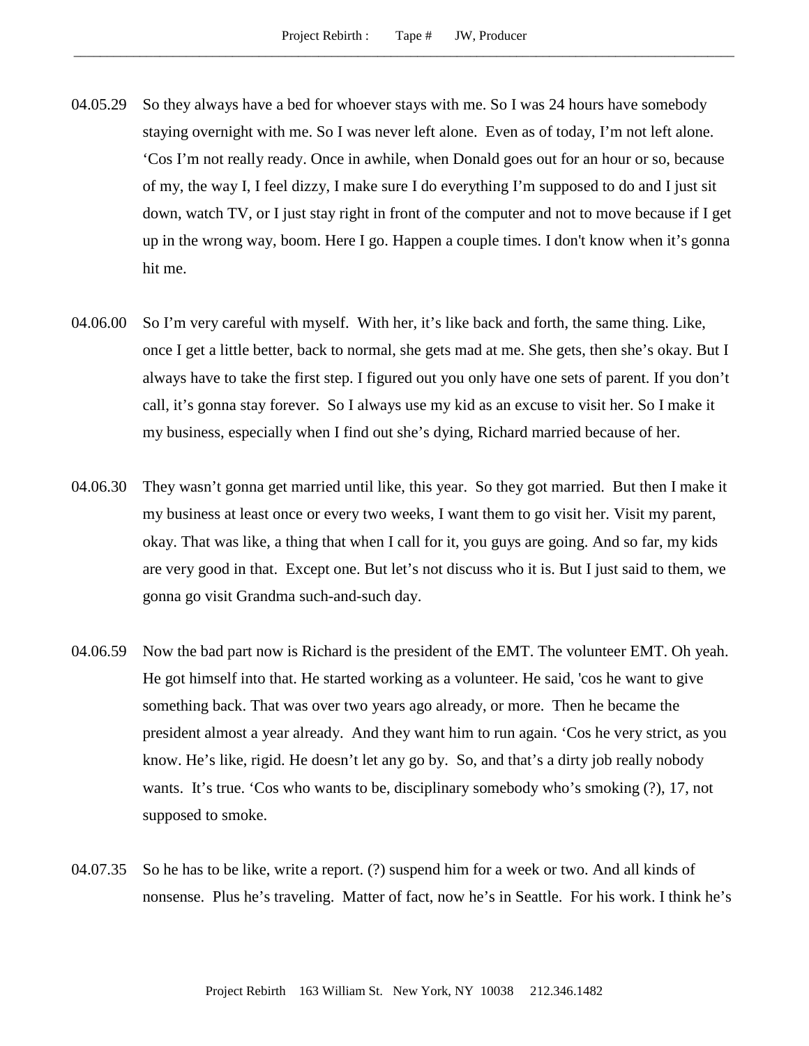04.05.29 So they always have a bed for whoever stays with me. So I was 24 hours have somebody staying overnight with me. So I was never left alone. Even as of today, I'm not left alone. 'Cos I'm not really ready. Once in awhile, when Donald goes out for an hour or so, because of my, the way I, I feel dizzy, I make sure I do everything I'm supposed to do and I just sit down, watch TV, or I just stay right in front of the computer and not to move because if I get up in the wrong way, boom. Here I go. Happen a couple times. I don't know when it's gonna hit me.

04.06.00 So I'm very careful with myself. With her, it's like back and forth, the same thing. Like, once I get a little better, back to normal, she gets mad at me. She gets, then she's okay. But I always have to take the first step. I figured out you only have one sets of parent. If you don't call, it's gonna stay forever. So I always use my kid as an excuse to visit her. So I make it my business, especially when I find out she's dying, Richard married because of her.

04.06.30 They wasn't gonna get married until like, this year. So they got married. But then I make it my business at least once or every two weeks, I want them to go visit her. Visit my parent, okay. That was like, a thing that when I call for it, you guys are going. And so far, my kids are very good in that. Except one. But let's not discuss who it is. But I just said to them, we gonna go visit Grandma such-and-such day.

04.06.59 Now the bad part now is Richard is the president of the EMT. The volunteer EMT. Oh yeah. He got himself into that. He started working as a volunteer. He said, 'cos he want to give something back. That was over two years ago already, or more. Then he became the president almost a year already. And they want him to run again. 'Cos he very strict, as you know. He's like, rigid. He doesn't let any go by. So, and that's a dirty job really nobody wants. It's true. 'Cos who wants to be, disciplinary somebody who's smoking (?), 17, not supposed to smoke.

04.07.35 So he has to be like, write a report. (?) suspend him for a week or two. And all kinds of nonsense. Plus he's traveling. Matter of fact, now he's in Seattle. For his work. I think he's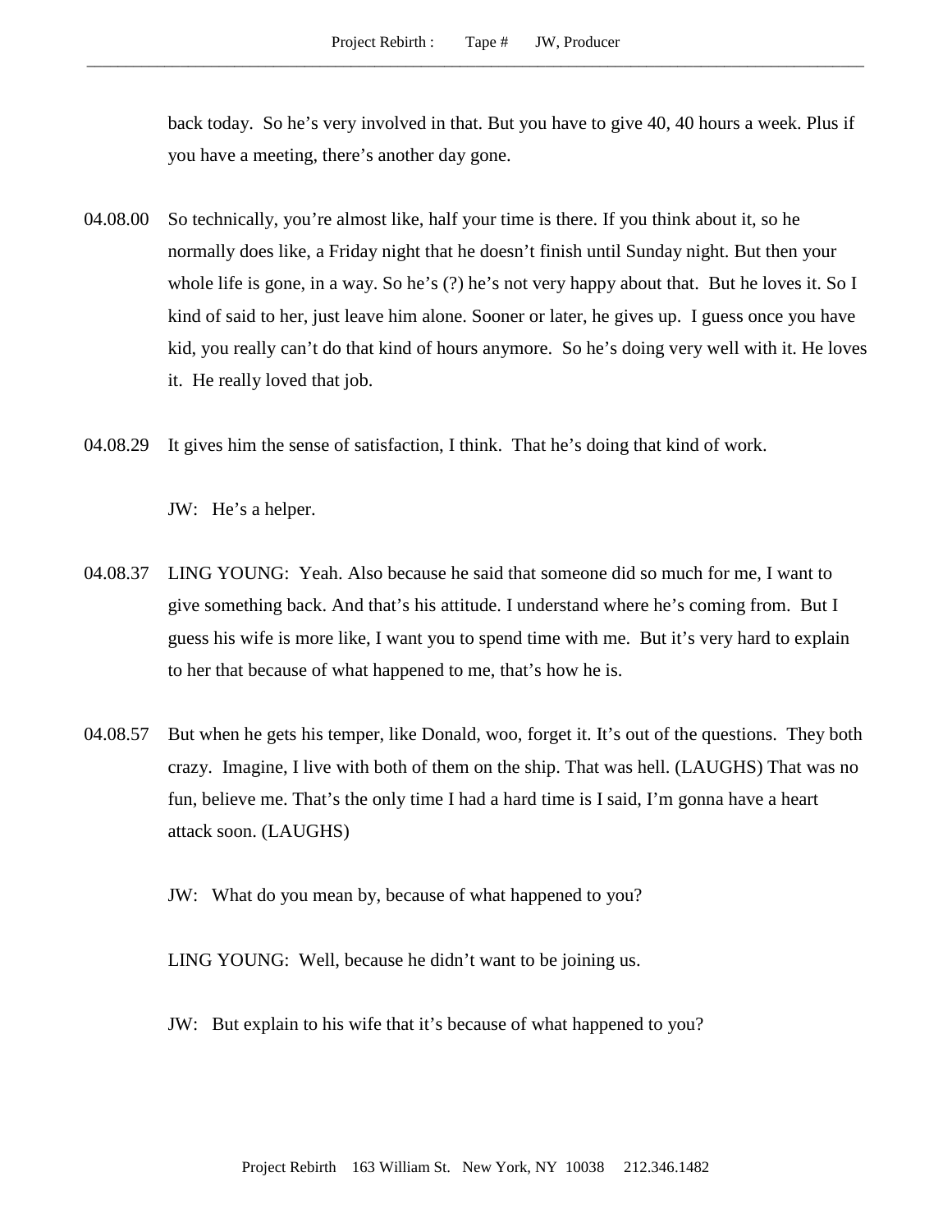back today.  So he's very involved in that. But you have to give 40, 40 hours a week. Plus if you have a meeting, there's another day gone.

04.08.00 So technically, you're almost like, half your time is there. If you think about it, so he normally does like, a Friday night that he doesn't finish until Sunday night. But then your whole life is gone, in a way. So he's (?) he's not very happy about that.  But he loves it. So I kind of said to her, just leave him alone. Sooner or later, he gives up.  I guess once you have kid, you really can't do that kind of hours anymore.  So he's doing very well with it. He loves it.  He really loved that job.

04.08.29 It gives him the sense of satisfaction, I think.  That he's doing that kind of work.

JW:  He's a helper.

04.08.37 LING YOUNG:  Yeah. Also because he said that someone did so much for me, I want to give something back. And that's his attitude. I understand where he's coming from.  But I guess his wife is more like, I want you to spend time with me.  But it's very hard to explain to her that because of what happened to me, that's how he is.

04.08.57 But when he gets his temper, like Donald, woo, forget it. It's out of the questions.  They both crazy.  Imagine, I live with both of them on the ship. That was hell. (LAUGHS) That was no fun, believe me. That's the only time I had a hard time is I said, I'm gonna have a heart attack soon. (LAUGHS)

JW:  What do you mean by, because of what happened to you?

LING YOUNG:  Well, because he didn't want to be joining us.

JW:  But explain to his wife that it's because of what happened to you?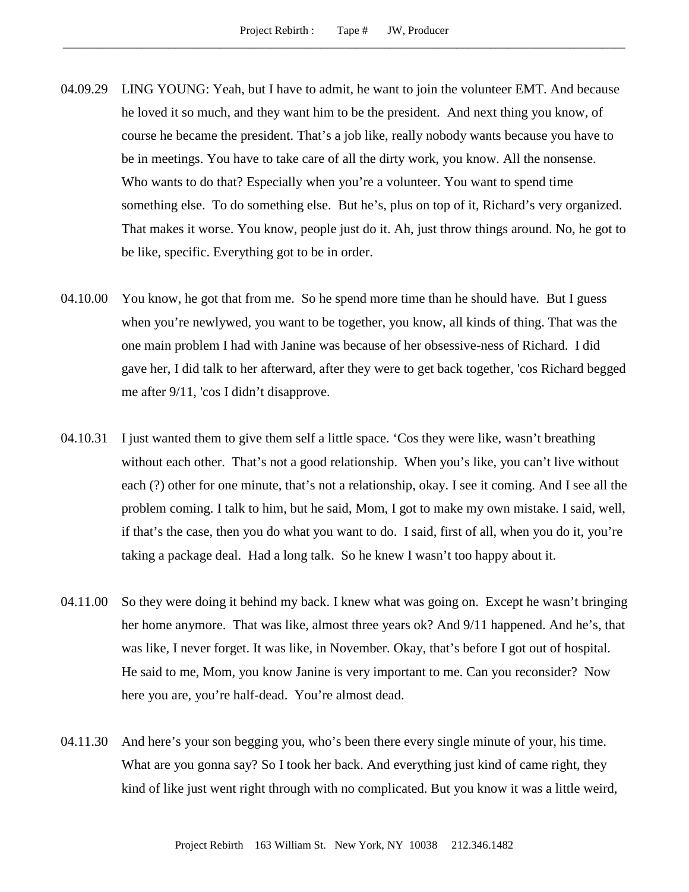04.09.29 LING YOUNG: Yeah, but I have to admit, he want to join the volunteer EMT. And because he loved it so much, and they want him to be the president. And next thing you know, of course he became the president. That's a job like, really nobody wants because you have to be in meetings. You have to take care of all the dirty work, you know. All the nonsense. Who wants to do that? Especially when you're a volunteer. You want to spend time something else. To do something else. But he's, plus on top of it, Richard's very organized. That makes it worse. You know, people just do it. Ah, just throw things around. No, he got to be like, specific. Everything got to be in order.

04.10.00 You know, he got that from me. So he spend more time than he should have. But I guess when you're newlywed, you want to be together, you know, all kinds of thing. That was the one main problem I had with Janine was because of her obsessive-ness of Richard. I did gave her, I did talk to her afterward, after they were to get back together, 'cos Richard begged me after 9/11, 'cos I didn't disapprove.

04.10.31 I just wanted them to give them self a little space. 'Cos they were like, wasn't breathing without each other. That's not a good relationship. When you's like, you can't live without each (?) other for one minute, that's not a relationship, okay. I see it coming. And I see all the problem coming. I talk to him, but he said, Mom, I got to make my own mistake. I said, well, if that's the case, then you do what you want to do. I said, first of all, when you do it, you're taking a package deal. Had a long talk. So he knew I wasn't too happy about it.

04.11.00 So they were doing it behind my back. I knew what was going on. Except he wasn't bringing her home anymore. That was like, almost three years ok? And 9/11 happened. And he's, that was like, I never forget. It was like, in November. Okay, that's before I got out of hospital. He said to me, Mom, you know Janine is very important to me. Can you reconsider? Now here you are, you're half-dead. You're almost dead.

04.11.30 And here's your son begging you, who's been there every single minute of your, his time. What are you gonna say? So I took her back. And everything just kind of came right, they kind of like just went right through with no complicated. But you know it was a little weird,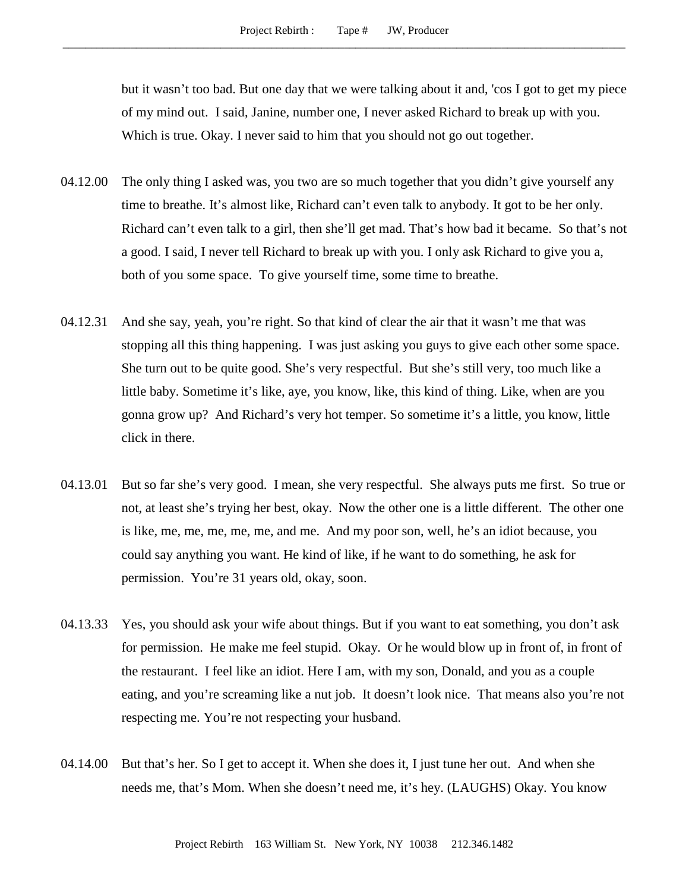but it wasn't too bad. But one day that we were talking about it and, 'cos I got to get my piece of my mind out. I said, Janine, number one, I never asked Richard to break up with you. Which is true. Okay. I never said to him that you should not go out together.

04.12.00 The only thing I asked was, you two are so much together that you didn't give yourself any time to breathe. It's almost like, Richard can't even talk to anybody. It got to be her only. Richard can't even talk to a girl, then she'll get mad. That's how bad it became. So that's not a good. I said, I never tell Richard to break up with you. I only ask Richard to give you a, both of you some space. To give yourself time, some time to breathe.

04.12.31 And she say, yeah, you're right. So that kind of clear the air that it wasn't me that was stopping all this thing happening. I was just asking you guys to give each other some space. She turn out to be quite good. She's very respectful. But she's still very, too much like a little baby. Sometime it's like, aye, you know, like, this kind of thing. Like, when are you gonna grow up? And Richard's very hot temper. So sometime it's a little, you know, little click in there.

04.13.01 But so far she's very good. I mean, she very respectful. She always puts me first. So true or not, at least she's trying her best, okay. Now the other one is a little different. The other one is like, me, me, me, me, me, and me. And my poor son, well, he's an idiot because, you could say anything you want. He kind of like, if he want to do something, he ask for permission. You're 31 years old, okay, soon.

04.13.33 Yes, you should ask your wife about things. But if you want to eat something, you don't ask for permission. He make me feel stupid. Okay. Or he would blow up in front of, in front of the restaurant. I feel like an idiot. Here I am, with my son, Donald, and you as a couple eating, and you're screaming like a nut job. It doesn't look nice. That means also you're not respecting me. You're not respecting your husband.

04.14.00 But that's her. So I get to accept it. When she does it, I just tune her out. And when she needs me, that's Mom. When she doesn't need me, it's hey. (LAUGHS) Okay. You know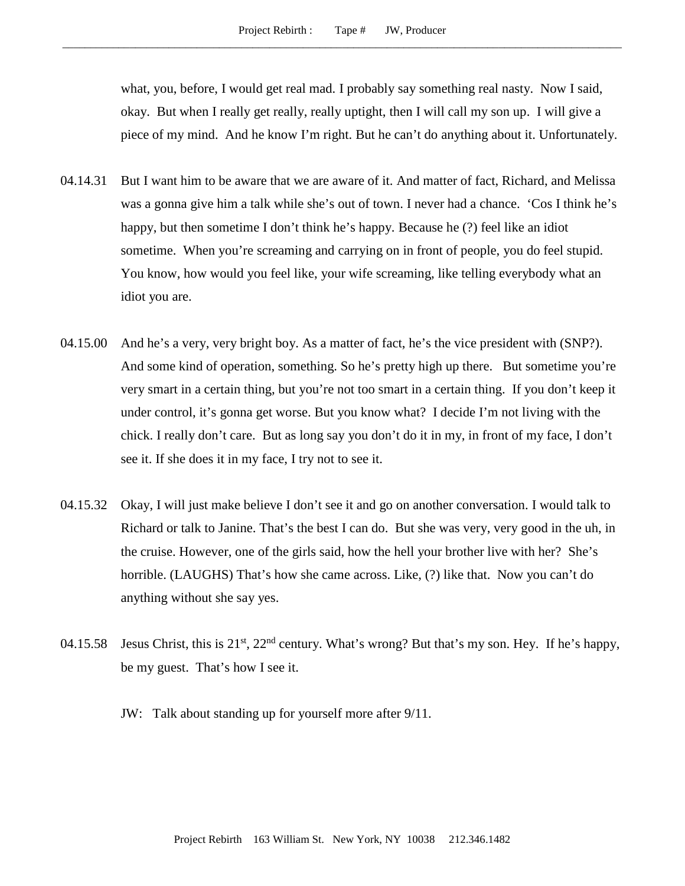what, you, before, I would get real mad. I probably say something real nasty. Now I said, okay. But when I really get really, really uptight, then I will call my son up. I will give a piece of my mind. And he know I'm right. But he can't do anything about it. Unfortunately.

04.14.31 But I want him to be aware that we are aware of it. And matter of fact, Richard, and Melissa was a gonna give him a talk while she's out of town. I never had a chance. 'Cos I think he's happy, but then sometime I don't think he's happy. Because he (?) feel like an idiot sometime. When you're screaming and carrying on in front of people, you do feel stupid. You know, how would you feel like, your wife screaming, like telling everybody what an idiot you are.

04.15.00 And he's a very, very bright boy. As a matter of fact, he's the vice president with (SNP?). And some kind of operation, something. So he's pretty high up there. But sometime you're very smart in a certain thing, but you're not too smart in a certain thing. If you don't keep it under control, it's gonna get worse. But you know what? I decide I'm not living with the chick. I really don't care. But as long say you don't do it in my, in front of my face, I don't see it. If she does it in my face, I try not to see it.

04.15.32 Okay, I will just make believe I don't see it and go on another conversation. I would talk to Richard or talk to Janine. That's the best I can do. But she was very, very good in the uh, in the cruise. However, one of the girls said, how the hell your brother live with her? She's horrible. (LAUGHS) That's how she came across. Like, (?) like that. Now you can't do anything without she say yes.

04.15.58 Jesus Christ, this is 21st, 22nd century. What's wrong? But that's my son. Hey. If he's happy, be my guest. That's how I see it.

JW: Talk about standing up for yourself more after 9/11.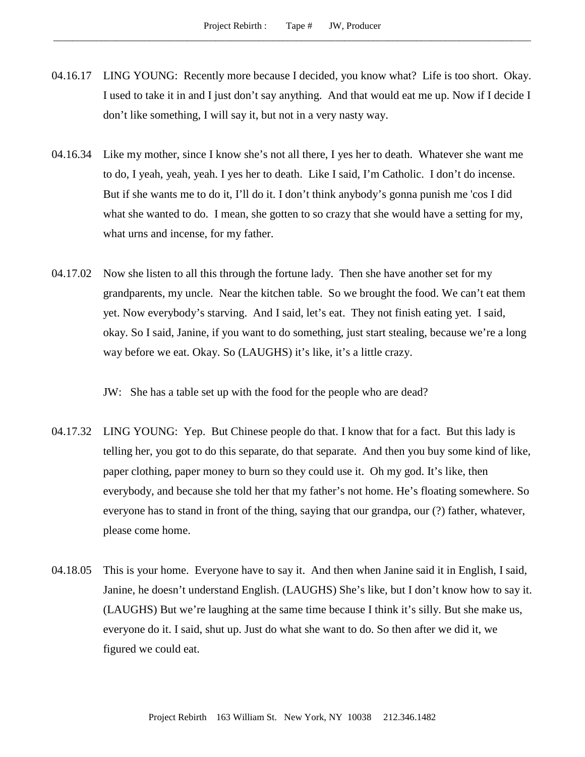04.16.17 LING YOUNG: Recently more because I decided, you know what? Life is too short. Okay. I used to take it in and I just don't say anything. And that would eat me up. Now if I decide I don't like something, I will say it, but not in a very nasty way.

04.16.34 Like my mother, since I know she's not all there, I yes her to death. Whatever she want me to do, I yeah, yeah, yeah. I yes her to death. Like I said, I'm Catholic. I don't do incense. But if she wants me to do it, I'll do it. I don't think anybody's gonna punish me 'cos I did what she wanted to do. I mean, she gotten to so crazy that she would have a setting for my, what urns and incense, for my father.

04.17.02 Now she listen to all this through the fortune lady. Then she have another set for my grandparents, my uncle. Near the kitchen table. So we brought the food. We can't eat them yet. Now everybody's starving. And I said, let's eat. They not finish eating yet. I said, okay. So I said, Janine, if you want to do something, just start stealing, because we're a long way before we eat. Okay. So (LAUGHS) it's like, it's a little crazy.

JW: She has a table set up with the food for the people who are dead?

04.17.32 LING YOUNG: Yep. But Chinese people do that. I know that for a fact. But this lady is telling her, you got to do this separate, do that separate. And then you buy some kind of like, paper clothing, paper money to burn so they could use it. Oh my god. It's like, then everybody, and because she told her that my father's not home. He's floating somewhere. So everyone has to stand in front of the thing, saying that our grandpa, our (?) father, whatever, please come home.

04.18.05 This is your home. Everyone have to say it. And then when Janine said it in English, I said, Janine, he doesn't understand English. (LAUGHS) She's like, but I don't know how to say it. (LAUGHS) But we're laughing at the same time because I think it's silly. But she make us, everyone do it. I said, shut up. Just do what she want to do. So then after we did it, we figured we could eat.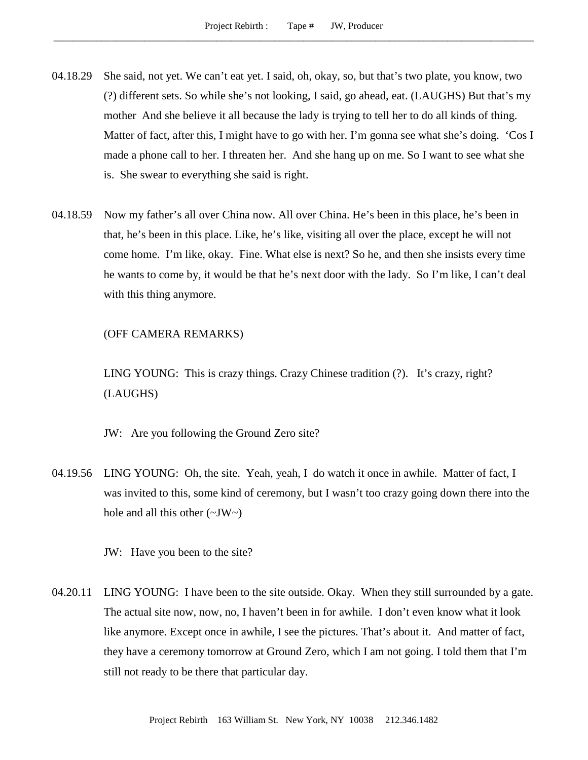04.18.29 She said, not yet. We can't eat yet. I said, oh, okay, so, but that's two plate, you know, two (?) different sets. So while she's not looking, I said, go ahead, eat. (LAUGHS) But that's my mother And she believe it all because the lady is trying to tell her to do all kinds of thing. Matter of fact, after this, I might have to go with her. I'm gonna see what she's doing. 'Cos I made a phone call to her. I threaten her. And she hang up on me. So I want to see what she is. She swear to everything she said is right.

04.18.59 Now my father's all over China now. All over China. He's been in this place, he's been in that, he's been in this place. Like, he's like, visiting all over the place, except he will not come home. I'm like, okay. Fine. What else is next? So he, and then she insists every time he wants to come by, it would be that he's next door with the lady. So I'm like, I can't deal with this thing anymore.

(OFF CAMERA REMARKS)

LING YOUNG: This is crazy things. Crazy Chinese tradition (?). It's crazy, right? (LAUGHS)

JW: Are you following the Ground Zero site?

04.19.56 LING YOUNG: Oh, the site. Yeah, yeah, I do watch it once in awhile. Matter of fact, I was invited to this, some kind of ceremony, but I wasn't too crazy going down there into the hole and all this other (~JW~)

JW: Have you been to the site?

04.20.11 LING YOUNG: I have been to the site outside. Okay. When they still surrounded by a gate. The actual site now, now, no, I haven't been in for awhile. I don't even know what it look like anymore. Except once in awhile, I see the pictures. That's about it. And matter of fact, they have a ceremony tomorrow at Ground Zero, which I am not going. I told them that I'm still not ready to be there that particular day.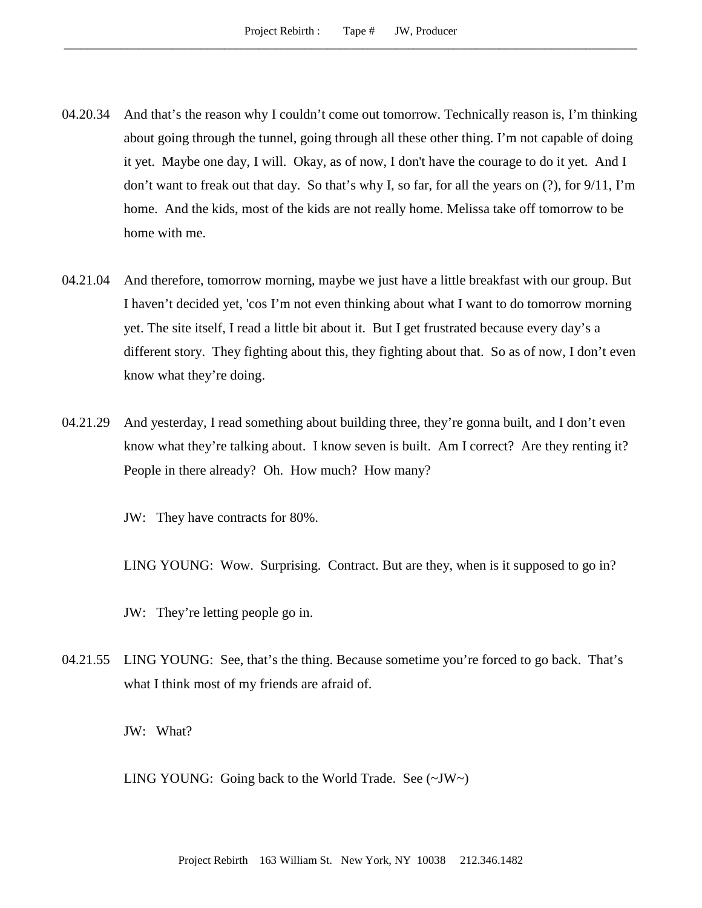04.20.34 And that's the reason why I couldn't come out tomorrow. Technically reason is, I'm thinking about going through the tunnel, going through all these other thing. I'm not capable of doing it yet. Maybe one day, I will. Okay, as of now, I don't have the courage to do it yet. And I don't want to freak out that day. So that's why I, so far, for all the years on (?), for 9/11, I'm home. And the kids, most of the kids are not really home. Melissa take off tomorrow to be home with me.

04.21.04 And therefore, tomorrow morning, maybe we just have a little breakfast with our group. But I haven't decided yet, 'cos I'm not even thinking about what I want to do tomorrow morning yet. The site itself, I read a little bit about it. But I get frustrated because every day's a different story. They fighting about this, they fighting about that. So as of now, I don't even know what they're doing.

04.21.29 And yesterday, I read something about building three, they're gonna built, and I don't even know what they're talking about. I know seven is built. Am I correct? Are they renting it? People in there already? Oh. How much? How many?

JW: They have contracts for 80%.

LING YOUNG: Wow. Surprising. Contract. But are they, when is it supposed to go in?

JW: They're letting people go in.

04.21.55 LING YOUNG: See, that's the thing. Because sometime you're forced to go back. That's what I think most of my friends are afraid of.

JW: What?

LING YOUNG: Going back to the World Trade. See (~JW~)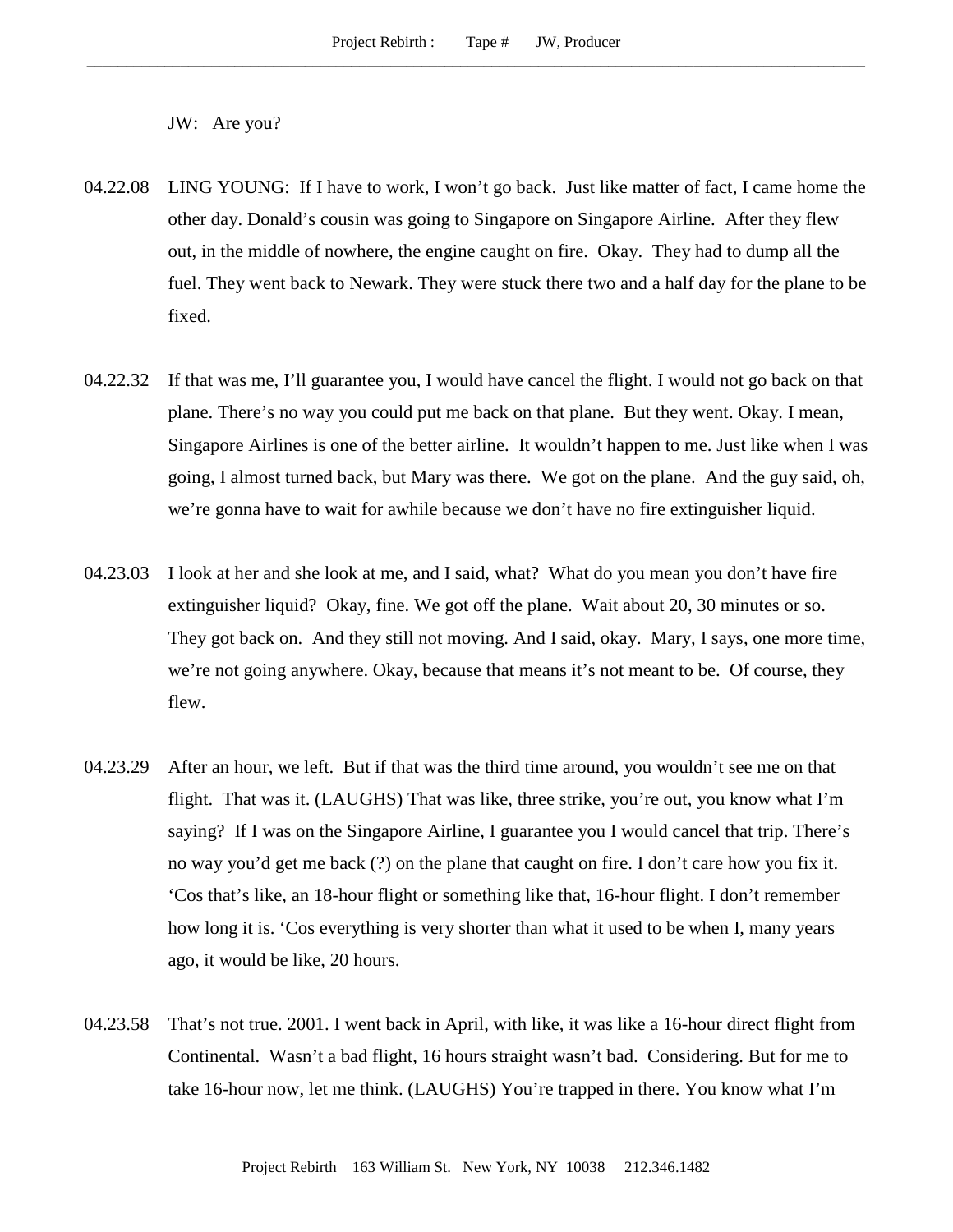JW: Are you?

04.22.08 LING YOUNG: If I have to work, I won't go back. Just like matter of fact, I came home the other day. Donald's cousin was going to Singapore on Singapore Airline. After they flew out, in the middle of nowhere, the engine caught on fire. Okay. They had to dump all the fuel. They went back to Newark. They were stuck there two and a half day for the plane to be fixed.

04.22.32 If that was me, I'll guarantee you, I would have cancel the flight. I would not go back on that plane. There's no way you could put me back on that plane. But they went. Okay. I mean, Singapore Airlines is one of the better airline. It wouldn't happen to me. Just like when I was going, I almost turned back, but Mary was there. We got on the plane. And the guy said, oh, we're gonna have to wait for awhile because we don't have no fire extinguisher liquid.

04.23.03 I look at her and she look at me, and I said, what? What do you mean you don't have fire extinguisher liquid? Okay, fine. We got off the plane. Wait about 20, 30 minutes or so. They got back on. And they still not moving. And I said, okay. Mary, I says, one more time, we're not going anywhere. Okay, because that means it's not meant to be. Of course, they flew.

04.23.29 After an hour, we left. But if that was the third time around, you wouldn't see me on that flight. That was it. (LAUGHS) That was like, three strike, you're out, you know what I'm saying? If I was on the Singapore Airline, I guarantee you I would cancel that trip. There's no way you'd get me back (?) on the plane that caught on fire. I don't care how you fix it. 'Cos that's like, an 18-hour flight or something like that, 16-hour flight. I don't remember how long it is. 'Cos everything is very shorter than what it used to be when I, many years ago, it would be like, 20 hours.

04.23.58 That's not true. 2001. I went back in April, with like, it was like a 16-hour direct flight from Continental. Wasn't a bad flight, 16 hours straight wasn't bad. Considering. But for me to take 16-hour now, let me think. (LAUGHS) You're trapped in there. You know what I'm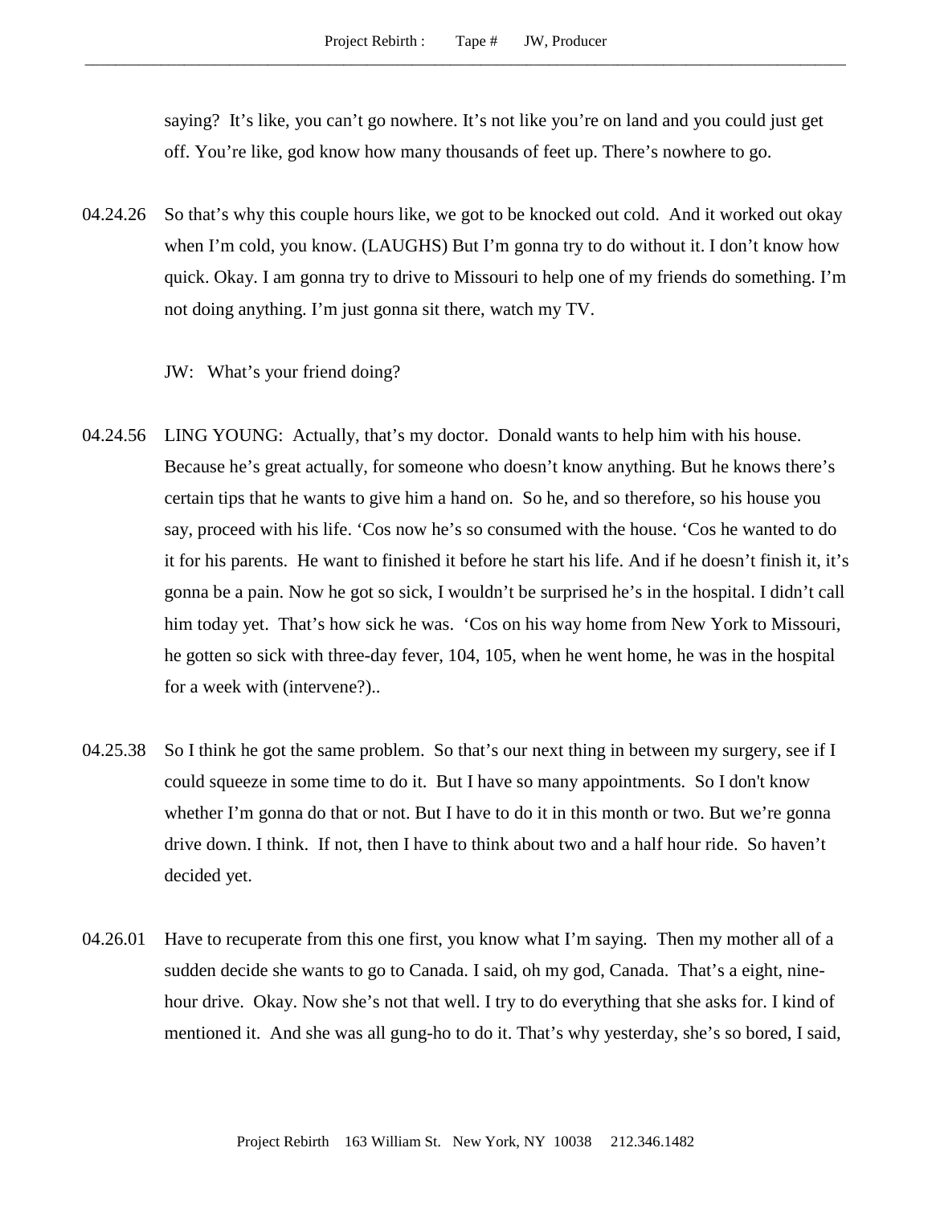saying? It's like, you can't go nowhere. It's not like you're on land and you could just get off. You're like, god know how many thousands of feet up. There's nowhere to go.

04.24.26 So that's why this couple hours like, we got to be knocked out cold. And it worked out okay when I'm cold, you know. (LAUGHS) But I'm gonna try to do without it. I don't know how quick. Okay. I am gonna try to drive to Missouri to help one of my friends do something. I'm not doing anything. I'm just gonna sit there, watch my TV.

JW: What's your friend doing?

04.24.56 LING YOUNG: Actually, that's my doctor. Donald wants to help him with his house. Because he's great actually, for someone who doesn't know anything. But he knows there's certain tips that he wants to give him a hand on. So he, and so therefore, so his house you say, proceed with his life. 'Cos now he's so consumed with the house. 'Cos he wanted to do it for his parents. He want to finished it before he start his life. And if he doesn't finish it, it's gonna be a pain. Now he got so sick, I wouldn't be surprised he's in the hospital. I didn't call him today yet. That's how sick he was. 'Cos on his way home from New York to Missouri, he gotten so sick with three-day fever, 104, 105, when he went home, he was in the hospital for a week with (intervene?)..

04.25.38 So I think he got the same problem. So that's our next thing in between my surgery, see if I could squeeze in some time to do it. But I have so many appointments. So I don't know whether I'm gonna do that or not. But I have to do it in this month or two. But we're gonna drive down. I think. If not, then I have to think about two and a half hour ride. So haven't decided yet.

04.26.01 Have to recuperate from this one first, you know what I'm saying. Then my mother all of a sudden decide she wants to go to Canada. I said, oh my god, Canada. That's a eight, nine-hour drive. Okay. Now she's not that well. I try to do everything that she asks for. I kind of mentioned it. And she was all gung-ho to do it. That's why yesterday, she's so bored, I said,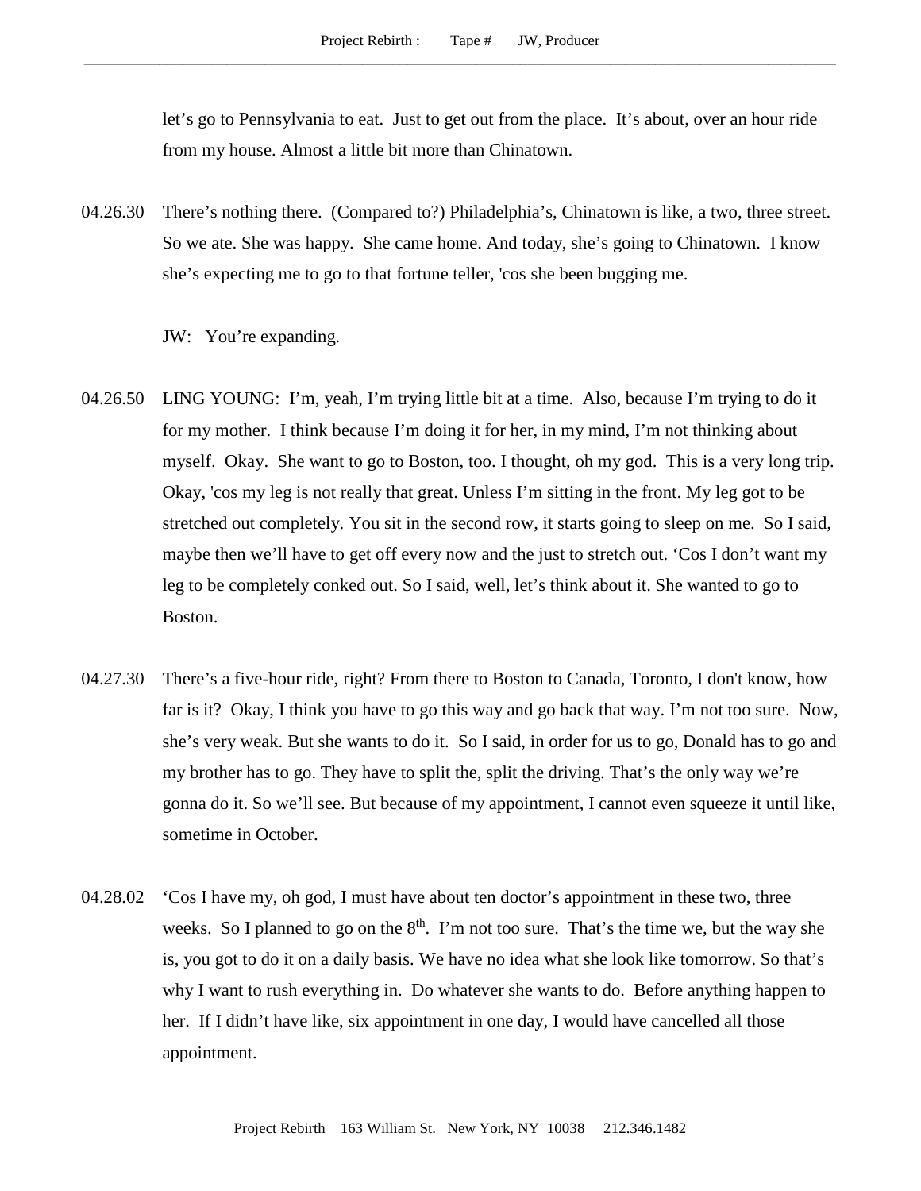let's go to Pennsylvania to eat. Just to get out from the place. It's about, over an hour ride from my house. Almost a little bit more than Chinatown.

04.26.30 There's nothing there. (Compared to?) Philadelphia's, Chinatown is like, a two, three street. So we ate. She was happy. She came home. And today, she's going to Chinatown. I know she's expecting me to go to that fortune teller, 'cos she been bugging me.

JW: You're expanding.

04.26.50 LING YOUNG: I'm, yeah, I'm trying little bit at a time. Also, because I'm trying to do it for my mother. I think because I'm doing it for her, in my mind, I'm not thinking about myself. Okay. She want to go to Boston, too. I thought, oh my god. This is a very long trip. Okay, 'cos my leg is not really that great. Unless I'm sitting in the front. My leg got to be stretched out completely. You sit in the second row, it starts going to sleep on me. So I said, maybe then we'll have to get off every now and the just to stretch out. 'Cos I don't want my leg to be completely conked out. So I said, well, let's think about it. She wanted to go to Boston.

04.27.30 There's a five-hour ride, right? From there to Boston to Canada, Toronto, I don't know, how far is it? Okay, I think you have to go this way and go back that way. I'm not too sure. Now, she's very weak. But she wants to do it. So I said, in order for us to go, Donald has to go and my brother has to go. They have to split the, split the driving. That's the only way we're gonna do it. So we'll see. But because of my appointment, I cannot even squeeze it until like, sometime in October.

04.28.02 'Cos I have my, oh god, I must have about ten doctor's appointment in these two, three weeks. So I planned to go on the 8th. I'm not too sure. That's the time we, but the way she is, you got to do it on a daily basis. We have no idea what she look like tomorrow. So that's why I want to rush everything in. Do whatever she wants to do. Before anything happen to her. If I didn't have like, six appointment in one day, I would have cancelled all those appointment.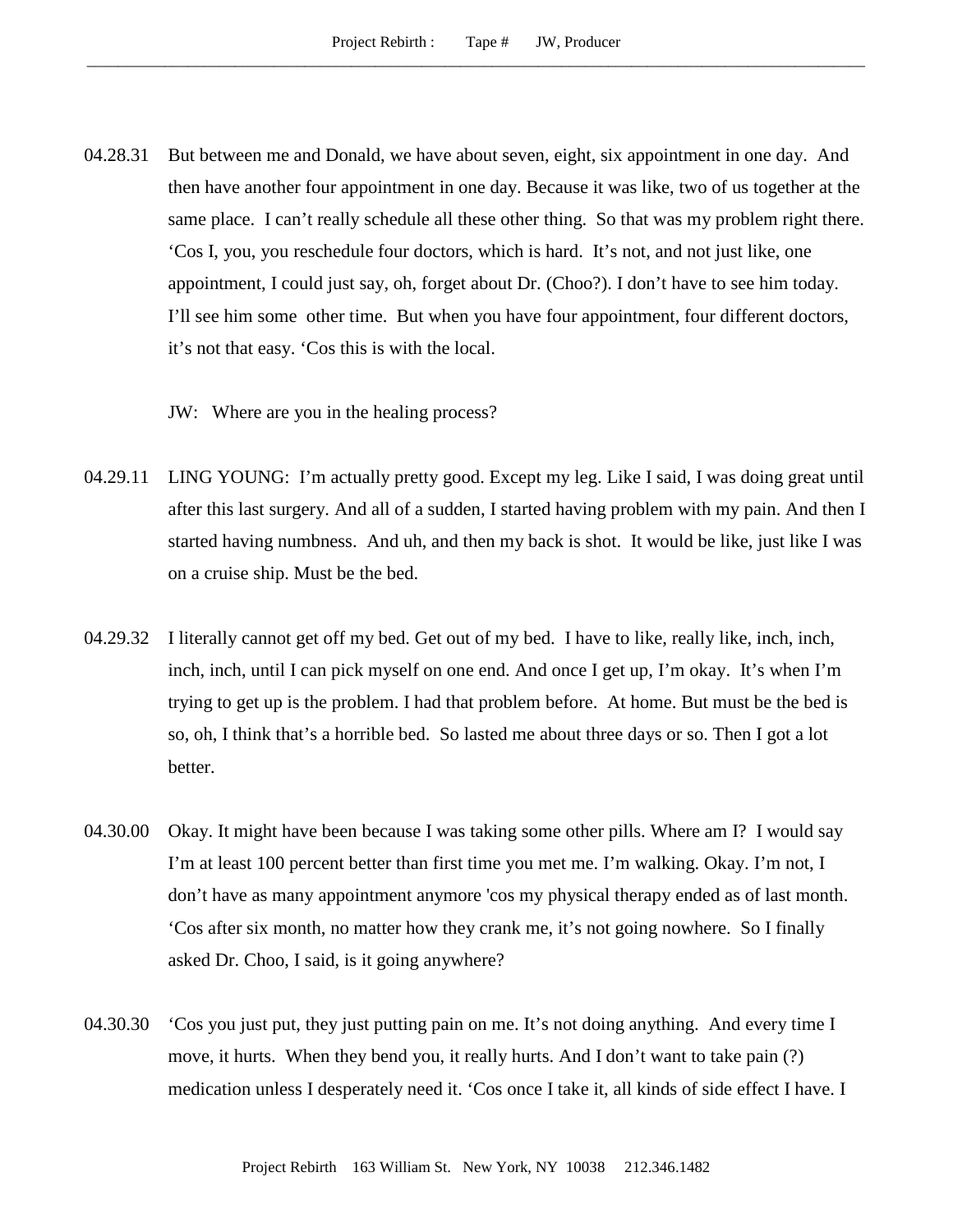04.28.31 But between me and Donald, we have about seven, eight, six appointment in one day. And then have another four appointment in one day. Because it was like, two of us together at the same place. I can't really schedule all these other thing. So that was my problem right there. 'Cos I, you, you reschedule four doctors, which is hard. It's not, and not just like, one appointment, I could just say, oh, forget about Dr. (Choo?). I don't have to see him today. I'll see him some other time. But when you have four appointment, four different doctors, it's not that easy. 'Cos this is with the local.

JW: Where are you in the healing process?

04.29.11 LING YOUNG: I'm actually pretty good. Except my leg. Like I said, I was doing great until after this last surgery. And all of a sudden, I started having problem with my pain. And then I started having numbness. And uh, and then my back is shot. It would be like, just like I was on a cruise ship. Must be the bed.

04.29.32 I literally cannot get off my bed. Get out of my bed. I have to like, really like, inch, inch, inch, inch, until I can pick myself on one end. And once I get up, I'm okay. It's when I'm trying to get up is the problem. I had that problem before. At home. But must be the bed is so, oh, I think that's a horrible bed. So lasted me about three days or so. Then I got a lot better.

04.30.00 Okay. It might have been because I was taking some other pills. Where am I? I would say I'm at least 100 percent better than first time you met me. I'm walking. Okay. I'm not, I don't have as many appointment anymore 'cos my physical therapy ended as of last month. 'Cos after six month, no matter how they crank me, it's not going nowhere. So I finally asked Dr. Choo, I said, is it going anywhere?

04.30.30 'Cos you just put, they just putting pain on me. It's not doing anything. And every time I move, it hurts. When they bend you, it really hurts. And I don't want to take pain (?) medication unless I desperately need it. 'Cos once I take it, all kinds of side effect I have. I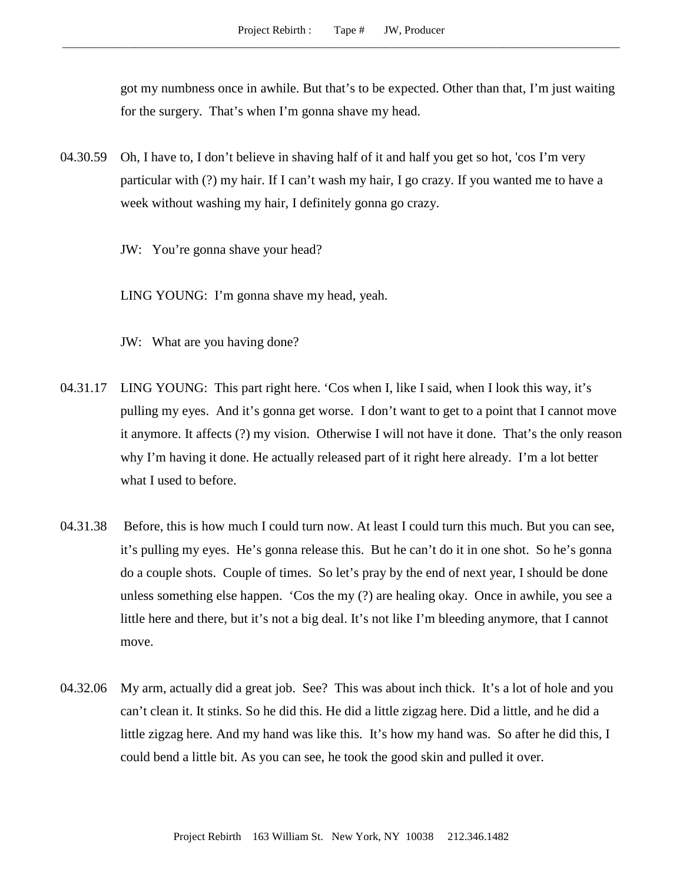got my numbness once in awhile. But that's to be expected. Other than that, I'm just waiting for the surgery. That's when I'm gonna shave my head.

04.30.59 Oh, I have to, I don't believe in shaving half of it and half you get so hot, 'cos I'm very particular with (?) my hair. If I can't wash my hair, I go crazy. If you wanted me to have a week without washing my hair, I definitely gonna go crazy.

JW: You're gonna shave your head?

LING YOUNG: I'm gonna shave my head, yeah.

JW: What are you having done?

04.31.17 LING YOUNG: This part right here. 'Cos when I, like I said, when I look this way, it's pulling my eyes. And it's gonna get worse. I don't want to get to a point that I cannot move it anymore. It affects (?) my vision. Otherwise I will not have it done. That's the only reason why I'm having it done. He actually released part of it right here already. I'm a lot better what I used to before.

04.31.38 Before, this is how much I could turn now. At least I could turn this much. But you can see, it's pulling my eyes. He's gonna release this. But he can't do it in one shot. So he's gonna do a couple shots. Couple of times. So let's pray by the end of next year, I should be done unless something else happen. 'Cos the my (?) are healing okay. Once in awhile, you see a little here and there, but it's not a big deal. It's not like I'm bleeding anymore, that I cannot move.

04.32.06 My arm, actually did a great job. See? This was about inch thick. It's a lot of hole and you can't clean it. It stinks. So he did this. He did a little zigzag here. Did a little, and he did a little zigzag here. And my hand was like this. It's how my hand was. So after he did this, I could bend a little bit. As you can see, he took the good skin and pulled it over.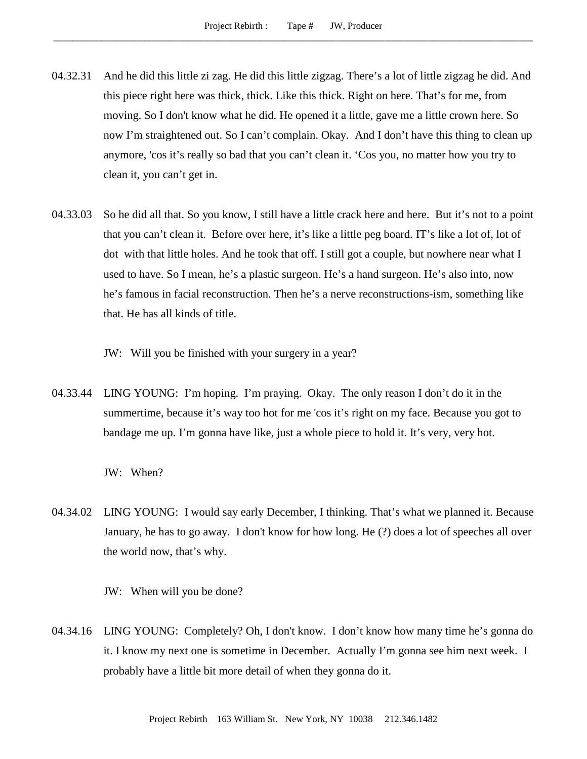04.32.31 And he did this little zi zag. He did this little zigzag. There's a lot of little zigzag he did. And this piece right here was thick, thick. Like this thick. Right on here. That's for me, from moving. So I don't know what he did. He opened it a little, gave me a little crown here. So now I'm straightened out. So I can't complain. Okay. And I don't have this thing to clean up anymore, 'cos it's really so bad that you can't clean it. 'Cos you, no matter how you try to clean it, you can't get in.

04.33.03 So he did all that. So you know, I still have a little crack here and here. But it's not to a point that you can't clean it. Before over here, it's like a little peg board. IT's like a lot of, lot of dot with that little holes. And he took that off. I still got a couple, but nowhere near what I used to have. So I mean, he's a plastic surgeon. He's a hand surgeon. He's also into, now he's famous in facial reconstruction. Then he's a nerve reconstructions-ism, something like that. He has all kinds of title.

JW: Will you be finished with your surgery in a year?

04.33.44 LING YOUNG: I'm hoping. I'm praying. Okay. The only reason I don't do it in the summertime, because it's way too hot for me 'cos it's right on my face. Because you got to bandage me up. I'm gonna have like, just a whole piece to hold it. It's very, very hot.

JW: When?

04.34.02 LING YOUNG: I would say early December, I thinking. That's what we planned it. Because January, he has to go away. I don't know for how long. He (?) does a lot of speeches all over the world now, that's why.

JW: When will you be done?

04.34.16 LING YOUNG: Completely? Oh, I don't know. I don't know how many time he's gonna do it. I know my next one is sometime in December. Actually I'm gonna see him next week. I probably have a little bit more detail of when they gonna do it.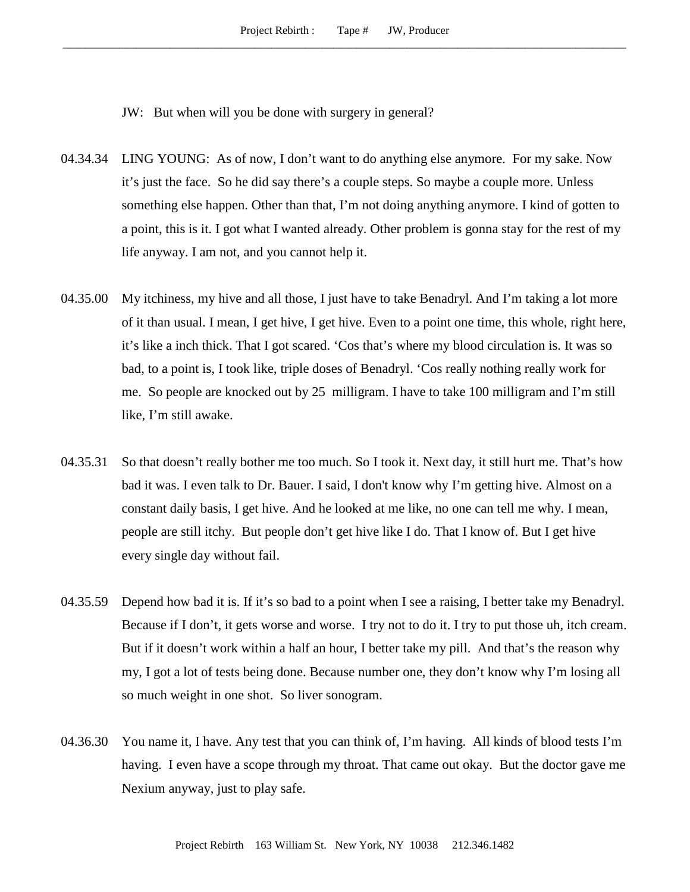JW: But when will you be done with surgery in general?

04.34.34 LING YOUNG: As of now, I don't want to do anything else anymore. For my sake. Now it's just the face. So he did say there's a couple steps. So maybe a couple more. Unless something else happen. Other than that, I'm not doing anything anymore. I kind of gotten to a point, this is it. I got what I wanted already. Other problem is gonna stay for the rest of my life anyway. I am not, and you cannot help it.

04.35.00 My itchiness, my hive and all those, I just have to take Benadryl. And I'm taking a lot more of it than usual. I mean, I get hive, I get hive. Even to a point one time, this whole, right here, it's like a inch thick. That I got scared. 'Cos that's where my blood circulation is. It was so bad, to a point is, I took like, triple doses of Benadryl. 'Cos really nothing really work for me. So people are knocked out by 25 milligram. I have to take 100 milligram and I'm still like, I'm still awake.

04.35.31 So that doesn't really bother me too much. So I took it. Next day, it still hurt me. That's how bad it was. I even talk to Dr. Bauer. I said, I don't know why I'm getting hive. Almost on a constant daily basis, I get hive. And he looked at me like, no one can tell me why. I mean, people are still itchy. But people don't get hive like I do. That I know of. But I get hive every single day without fail.

04.35.59 Depend how bad it is. If it's so bad to a point when I see a raising, I better take my Benadryl. Because if I don't, it gets worse and worse. I try not to do it. I try to put those uh, itch cream. But if it doesn't work within a half an hour, I better take my pill. And that's the reason why my, I got a lot of tests being done. Because number one, they don't know why I'm losing all so much weight in one shot. So liver sonogram.

04.36.30 You name it, I have. Any test that you can think of, I'm having. All kinds of blood tests I'm having. I even have a scope through my throat. That came out okay. But the doctor gave me Nexium anyway, just to play safe.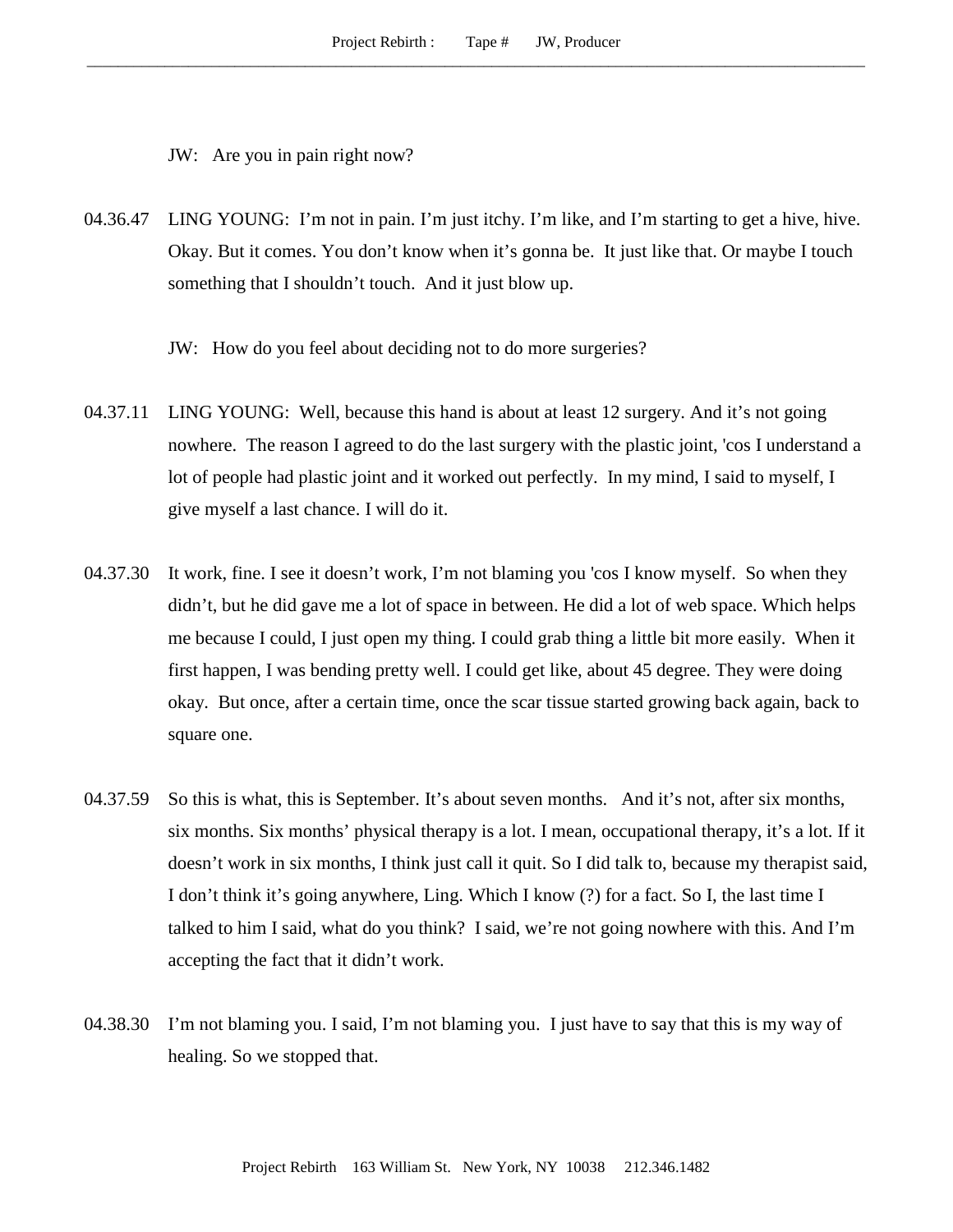JW: Are you in pain right now?

04.36.47 LING YOUNG: I'm not in pain. I'm just itchy. I'm like, and I'm starting to get a hive, hive. Okay. But it comes. You don't know when it's gonna be. It just like that. Or maybe I touch something that I shouldn't touch. And it just blow up.

JW: How do you feel about deciding not to do more surgeries?

04.37.11 LING YOUNG: Well, because this hand is about at least 12 surgery. And it's not going nowhere. The reason I agreed to do the last surgery with the plastic joint, 'cos I understand a lot of people had plastic joint and it worked out perfectly. In my mind, I said to myself, I give myself a last chance. I will do it.

04.37.30 It work, fine. I see it doesn't work, I'm not blaming you 'cos I know myself. So when they didn't, but he did gave me a lot of space in between. He did a lot of web space. Which helps me because I could, I just open my thing. I could grab thing a little bit more easily. When it first happen, I was bending pretty well. I could get like, about 45 degree. They were doing okay. But once, after a certain time, once the scar tissue started growing back again, back to square one.

04.37.59 So this is what, this is September. It's about seven months. And it's not, after six months, six months. Six months' physical therapy is a lot. I mean, occupational therapy, it's a lot. If it doesn't work in six months, I think just call it quit. So I did talk to, because my therapist said, I don't think it's going anywhere, Ling. Which I know (?) for a fact. So I, the last time I talked to him I said, what do you think? I said, we're not going nowhere with this. And I'm accepting the fact that it didn't work.

04.38.30 I'm not blaming you. I said, I'm not blaming you. I just have to say that this is my way of healing. So we stopped that.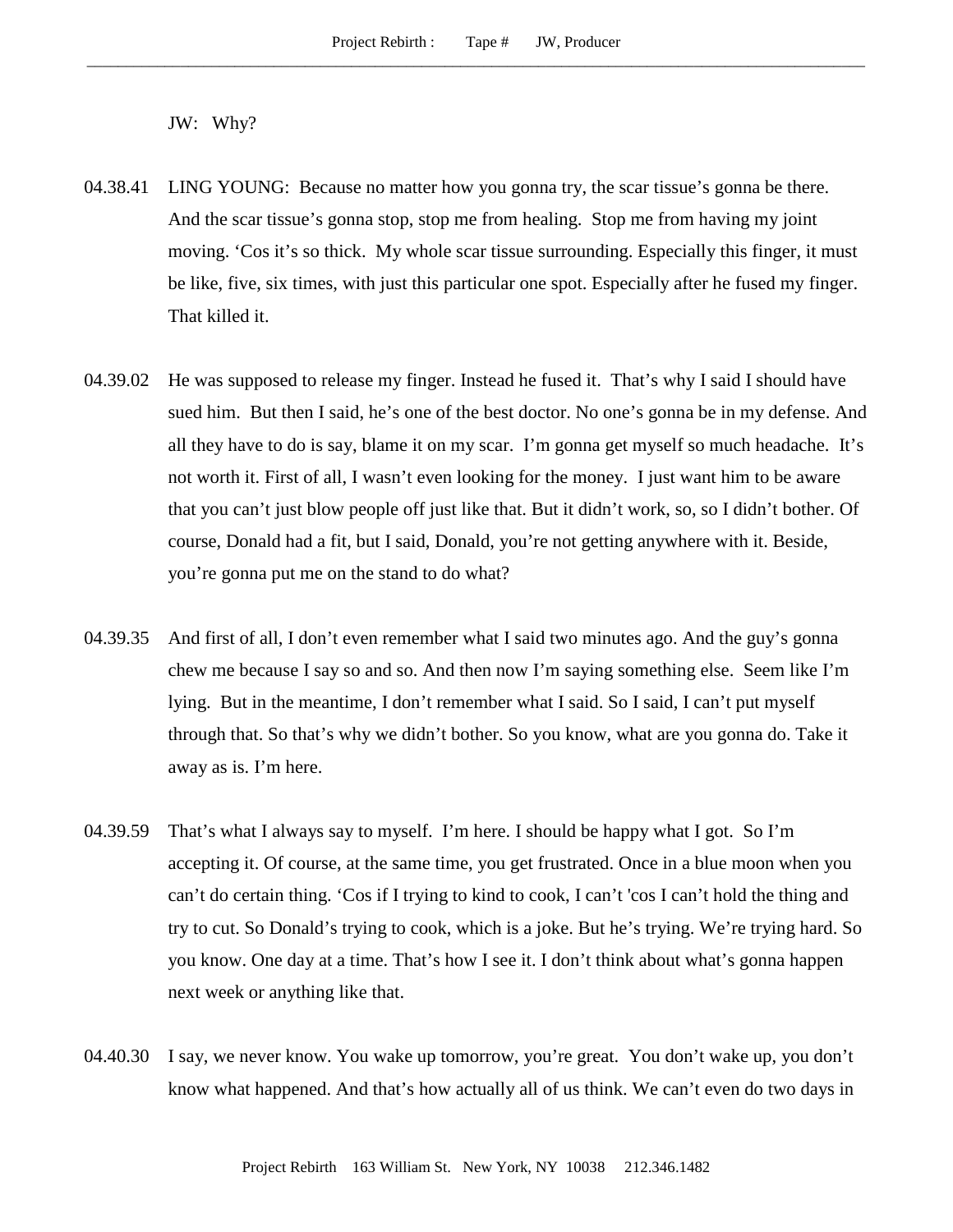JW: Why?

04.38.41 LING YOUNG: Because no matter how you gonna try, the scar tissue's gonna be there. And the scar tissue's gonna stop, stop me from healing. Stop me from having my joint moving. 'Cos it's so thick. My whole scar tissue surrounding. Especially this finger, it must be like, five, six times, with just this particular one spot. Especially after he fused my finger. That killed it.

04.39.02 He was supposed to release my finger. Instead he fused it. That's why I said I should have sued him. But then I said, he's one of the best doctor. No one's gonna be in my defense. And all they have to do is say, blame it on my scar. I'm gonna get myself so much headache. It's not worth it. First of all, I wasn't even looking for the money. I just want him to be aware that you can't just blow people off just like that. But it didn't work, so, so I didn't bother. Of course, Donald had a fit, but I said, Donald, you're not getting anywhere with it. Beside, you're gonna put me on the stand to do what?

04.39.35 And first of all, I don't even remember what I said two minutes ago. And the guy's gonna chew me because I say so and so. And then now I'm saying something else. Seem like I'm lying. But in the meantime, I don't remember what I said. So I said, I can't put myself through that. So that's why we didn't bother. So you know, what are you gonna do. Take it away as is. I'm here.

04.39.59 That's what I always say to myself. I'm here. I should be happy what I got. So I'm accepting it. Of course, at the same time, you get frustrated. Once in a blue moon when you can't do certain thing. 'Cos if I trying to kind to cook, I can't 'cos I can't hold the thing and try to cut. So Donald's trying to cook, which is a joke. But he's trying. We're trying hard. So you know. One day at a time. That's how I see it. I don't think about what's gonna happen next week or anything like that.

04.40.30 I say, we never know. You wake up tomorrow, you're great. You don't wake up, you don't know what happened. And that's how actually all of us think. We can't even do two days in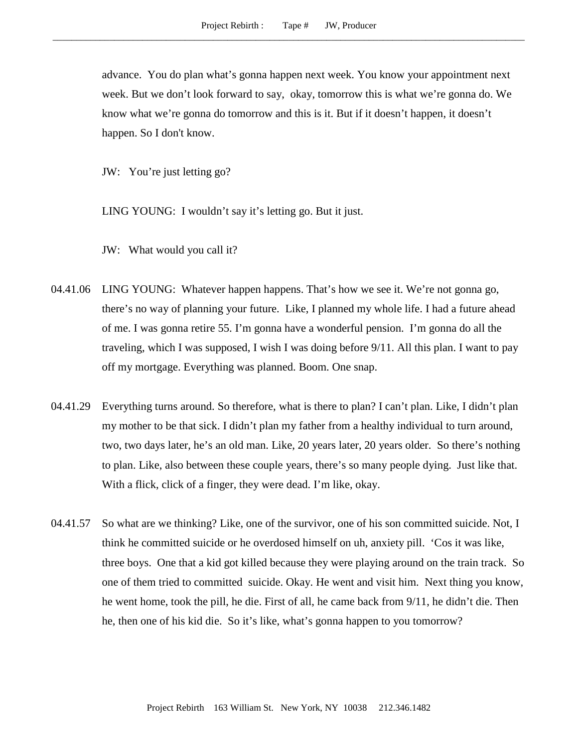advance. You do plan what's gonna happen next week. You know your appointment next week. But we don't look forward to say, okay, tomorrow this is what we're gonna do. We know what we're gonna do tomorrow and this is it. But if it doesn't happen, it doesn't happen. So I don't know.

JW: You're just letting go?

LING YOUNG: I wouldn't say it's letting go. But it just.

JW: What would you call it?

04.41.06 LING YOUNG: Whatever happen happens. That's how we see it. We're not gonna go, there's no way of planning your future. Like, I planned my whole life. I had a future ahead of me. I was gonna retire 55. I'm gonna have a wonderful pension. I'm gonna do all the traveling, which I was supposed, I wish I was doing before 9/11. All this plan. I want to pay off my mortgage. Everything was planned. Boom. One snap.

04.41.29 Everything turns around. So therefore, what is there to plan? I can't plan. Like, I didn't plan my mother to be that sick. I didn't plan my father from a healthy individual to turn around, two, two days later, he's an old man. Like, 20 years later, 20 years older. So there's nothing to plan. Like, also between these couple years, there's so many people dying. Just like that. With a flick, click of a finger, they were dead. I'm like, okay.

04.41.57 So what are we thinking? Like, one of the survivor, one of his son committed suicide. Not, I think he committed suicide or he overdosed himself on uh, anxiety pill. 'Cos it was like, three boys. One that a kid got killed because they were playing around on the train track. So one of them tried to committed suicide. Okay. He went and visit him. Next thing you know, he went home, took the pill, he die. First of all, he came back from 9/11, he didn't die. Then he, then one of his kid die. So it's like, what's gonna happen to you tomorrow?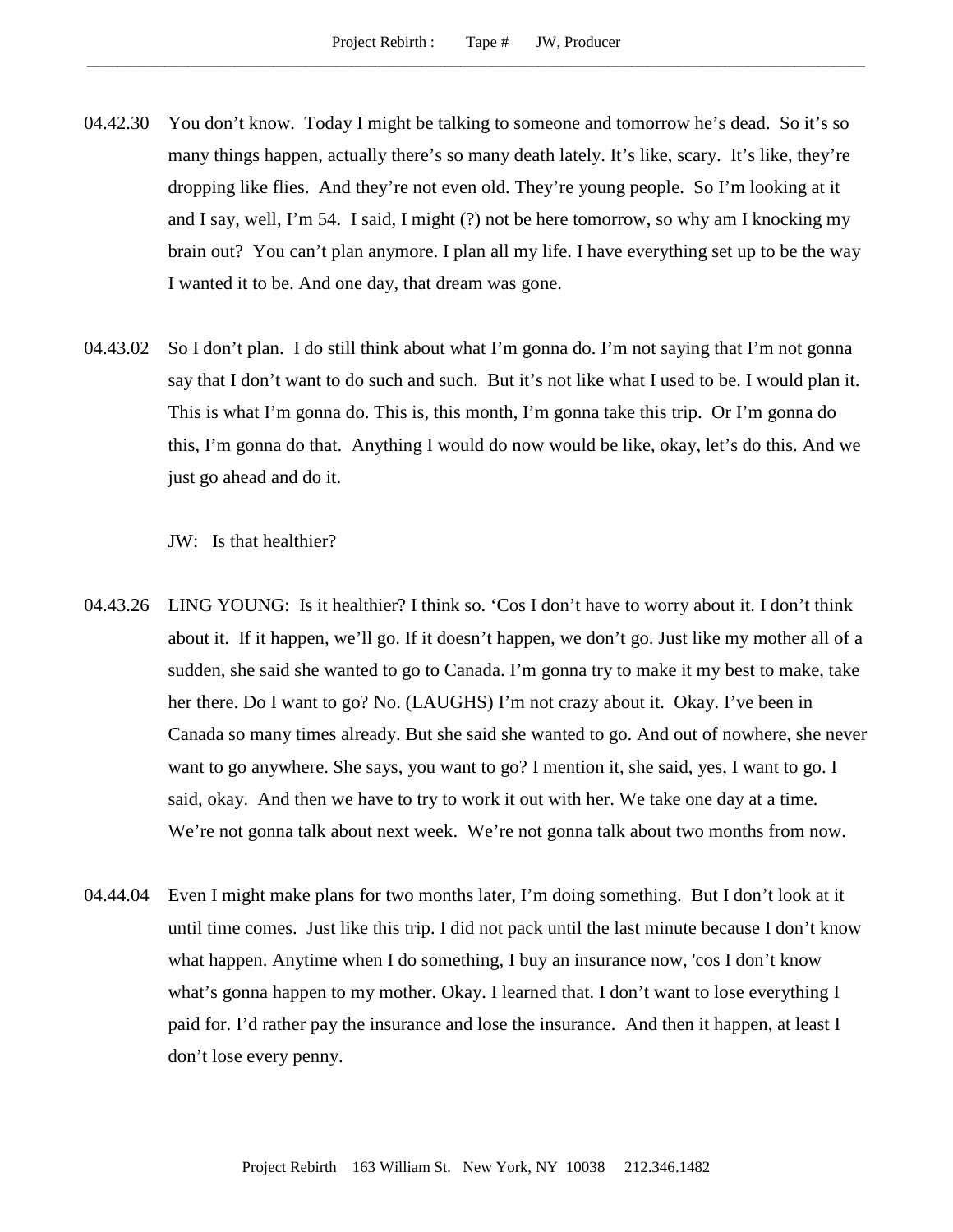04.42.30 You don't know. Today I might be talking to someone and tomorrow he's dead. So it's so many things happen, actually there's so many death lately. It's like, scary. It's like, they're dropping like flies. And they're not even old. They're young people. So I'm looking at it and I say, well, I'm 54. I said, I might (?) not be here tomorrow, so why am I knocking my brain out? You can't plan anymore. I plan all my life. I have everything set up to be the way I wanted it to be. And one day, that dream was gone.

04.43.02 So I don't plan. I do still think about what I'm gonna do. I'm not saying that I'm not gonna say that I don't want to do such and such. But it's not like what I used to be. I would plan it. This is what I'm gonna do. This is, this month, I'm gonna take this trip. Or I'm gonna do this, I'm gonna do that. Anything I would do now would be like, okay, let's do this. And we just go ahead and do it.

JW: Is that healthier?

04.43.26 LING YOUNG: Is it healthier? I think so. 'Cos I don't have to worry about it. I don't think about it. If it happen, we'll go. If it doesn't happen, we don't go. Just like my mother all of a sudden, she said she wanted to go to Canada. I'm gonna try to make it my best to make, take her there. Do I want to go? No. (LAUGHS) I'm not crazy about it. Okay. I've been in Canada so many times already. But she said she wanted to go. And out of nowhere, she never want to go anywhere. She says, you want to go? I mention it, she said, yes, I want to go. I said, okay. And then we have to try to work it out with her. We take one day at a time. We're not gonna talk about next week. We're not gonna talk about two months from now.

04.44.04 Even I might make plans for two months later, I'm doing something. But I don't look at it until time comes. Just like this trip. I did not pack until the last minute because I don't know what happen. Anytime when I do something, I buy an insurance now, 'cos I don't know what's gonna happen to my mother. Okay. I learned that. I don't want to lose everything I paid for. I'd rather pay the insurance and lose the insurance. And then it happen, at least I don't lose every penny.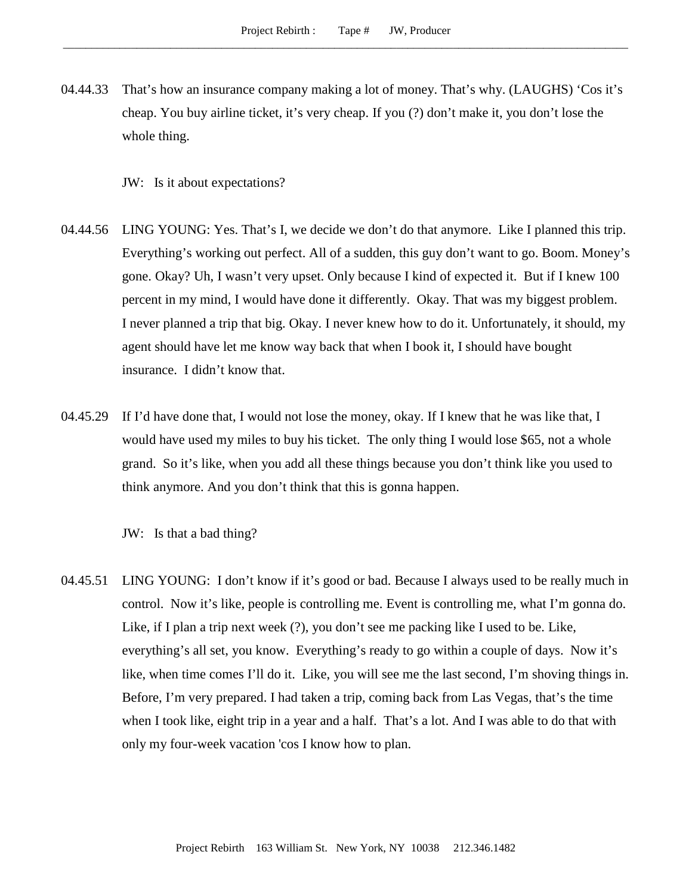04.44.33 That's how an insurance company making a lot of money. That's why. (LAUGHS) 'Cos it's cheap. You buy airline ticket, it's very cheap. If you (?) don't make it, you don't lose the whole thing.

JW: Is it about expectations?

04.44.56 LING YOUNG: Yes. That's I, we decide we don't do that anymore. Like I planned this trip. Everything's working out perfect. All of a sudden, this guy don't want to go. Boom. Money's gone. Okay? Uh, I wasn't very upset. Only because I kind of expected it. But if I knew 100 percent in my mind, I would have done it differently. Okay. That was my biggest problem. I never planned a trip that big. Okay. I never knew how to do it. Unfortunately, it should, my agent should have let me know way back that when I book it, I should have bought insurance. I didn't know that.

04.45.29 If I'd have done that, I would not lose the money, okay. If I knew that he was like that, I would have used my miles to buy his ticket. The only thing I would lose $65, not a whole grand. So it's like, when you add all these things because you don't think like you used to think anymore. And you don't think that this is gonna happen.

JW: Is that a bad thing?

04.45.51 LING YOUNG: I don't know if it's good or bad. Because I always used to be really much in control. Now it's like, people is controlling me. Event is controlling me, what I'm gonna do. Like, if I plan a trip next week (?), you don't see me packing like I used to be. Like, everything's all set, you know. Everything's ready to go within a couple of days. Now it's like, when time comes I'll do it. Like, you will see me the last second, I'm shoving things in. Before, I'm very prepared. I had taken a trip, coming back from Las Vegas, that's the time when I took like, eight trip in a year and a half. That's a lot. And I was able to do that with only my four-week vacation 'cos I know how to plan.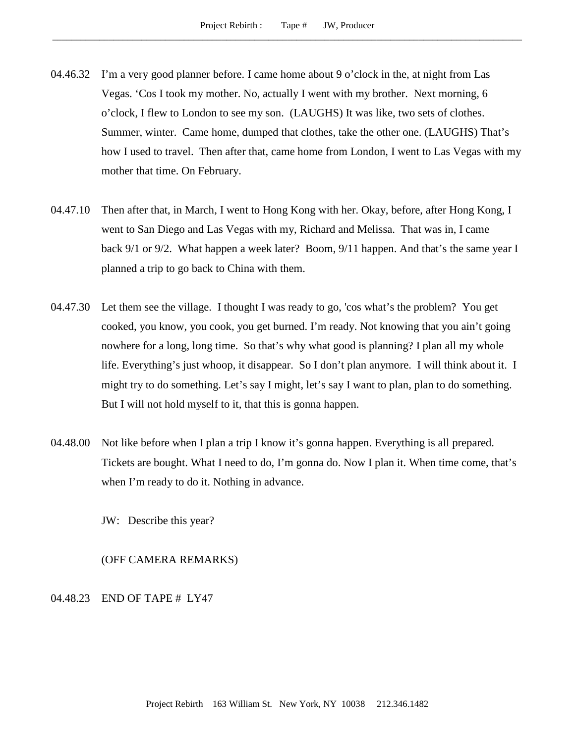04.46.32 I'm a very good planner before. I came home about 9 o'clock in the, at night from Las Vegas. 'Cos I took my mother. No, actually I went with my brother. Next morning, 6 o'clock, I flew to London to see my son. (LAUGHS) It was like, two sets of clothes. Summer, winter. Came home, dumped that clothes, take the other one. (LAUGHS) That's how I used to travel. Then after that, came home from London, I went to Las Vegas with my mother that time. On February.

04.47.10 Then after that, in March, I went to Hong Kong with her. Okay, before, after Hong Kong, I went to San Diego and Las Vegas with my, Richard and Melissa. That was in, I came back 9/1 or 9/2. What happen a week later? Boom, 9/11 happen. And that's the same year I planned a trip to go back to China with them.

04.47.30 Let them see the village. I thought I was ready to go, 'cos what's the problem? You get cooked, you know, you cook, you get burned. I'm ready. Not knowing that you ain't going nowhere for a long, long time. So that's why what good is planning? I plan all my whole life. Everything's just whoop, it disappear. So I don't plan anymore. I will think about it. I might try to do something. Let's say I might, let's say I want to plan, plan to do something. But I will not hold myself to it, that this is gonna happen.

04.48.00 Not like before when I plan a trip I know it's gonna happen. Everything is all prepared. Tickets are bought. What I need to do, I'm gonna do. Now I plan it. When time come, that's when I'm ready to do it. Nothing in advance.

JW: Describe this year?

(OFF CAMERA REMARKS)

04.48.23 END OF TAPE # LY47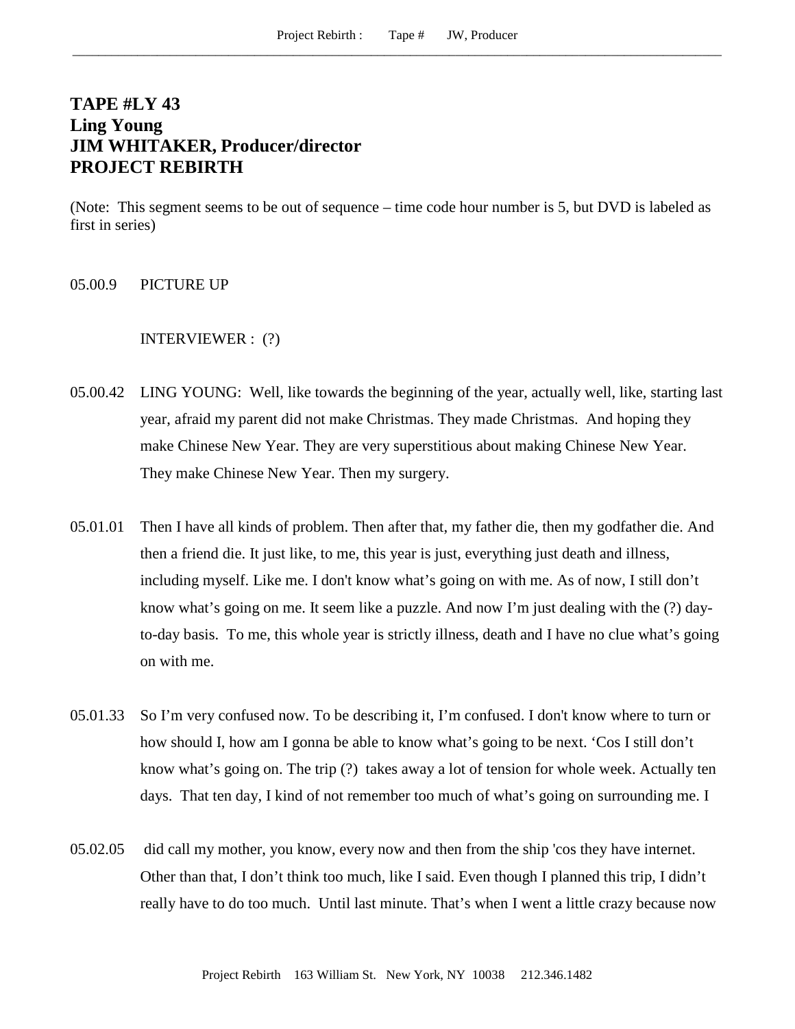# TAPE #LY 43
# Ling Young
# JIM WHITAKER, Producer/director
# PROJECT REBIRTH

(Note: This segment seems to be out of sequence – time code hour number is 5, but DVD is labeled as first in series)

05.00.9 PICTURE UP

INTERVIEWER : (?)

05.00.42 LING YOUNG: Well, like towards the beginning of the year, actually well, like, starting last year, afraid my parent did not make Christmas. They made Christmas. And hoping they make Chinese New Year. They are very superstitious about making Chinese New Year. They make Chinese New Year. Then my surgery.

05.01.01 Then I have all kinds of problem. Then after that, my father die, then my godfather die. And then a friend die. It just like, to me, this year is just, everything just death and illness, including myself. Like me. I don't know what's going on with me. As of now, I still don't know what's going on me. It seem like a puzzle. And now I'm just dealing with the (?) day-to-day basis. To me, this whole year is strictly illness, death and I have no clue what's going on with me.

05.01.33 So I'm very confused now. To be describing it, I'm confused. I don't know where to turn or how should I, how am I gonna be able to know what's going to be next. 'Cos I still don't know what's going on. The trip (?) takes away a lot of tension for whole week. Actually ten days. That ten day, I kind of not remember too much of what's going on surrounding me. I

05.02.05 did call my mother, you know, every now and then from the ship 'cos they have internet. Other than that, I don't think too much, like I said. Even though I planned this trip, I didn't really have to do too much. Until last minute. That's when I went a little crazy because now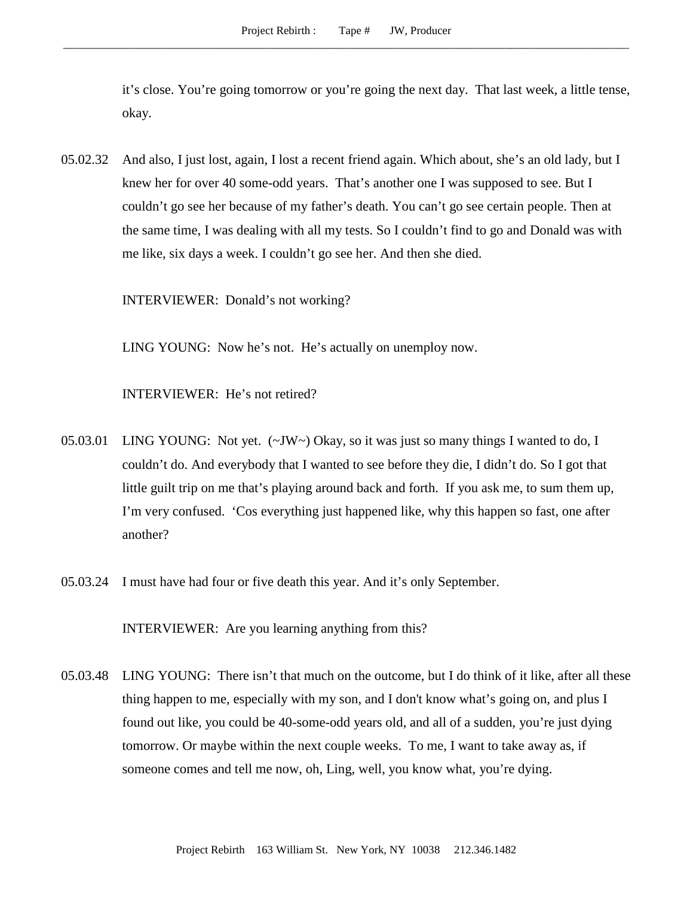it's close. You're going tomorrow or you're going the next day. That last week, a little tense, okay.

05.02.32 And also, I just lost, again, I lost a recent friend again. Which about, she's an old lady, but I knew her for over 40 some-odd years. That's another one I was supposed to see. But I couldn't go see her because of my father's death. You can't go see certain people. Then at the same time, I was dealing with all my tests. So I couldn't find to go and Donald was with me like, six days a week. I couldn't go see her. And then she died.

INTERVIEWER: Donald's not working?

LING YOUNG: Now he's not. He's actually on unemploy now.

INTERVIEWER: He's not retired?

05.03.01 LING YOUNG: Not yet. (~JW~) Okay, so it was just so many things I wanted to do, I couldn't do. And everybody that I wanted to see before they die, I didn't do. So I got that little guilt trip on me that's playing around back and forth. If you ask me, to sum them up, I'm very confused. 'Cos everything just happened like, why this happen so fast, one after another?

05.03.24 I must have had four or five death this year. And it's only September.

INTERVIEWER: Are you learning anything from this?

05.03.48 LING YOUNG: There isn't that much on the outcome, but I do think of it like, after all these thing happen to me, especially with my son, and I don't know what's going on, and plus I found out like, you could be 40-some-odd years old, and all of a sudden, you're just dying tomorrow. Or maybe within the next couple weeks. To me, I want to take away as, if someone comes and tell me now, oh, Ling, well, you know what, you're dying.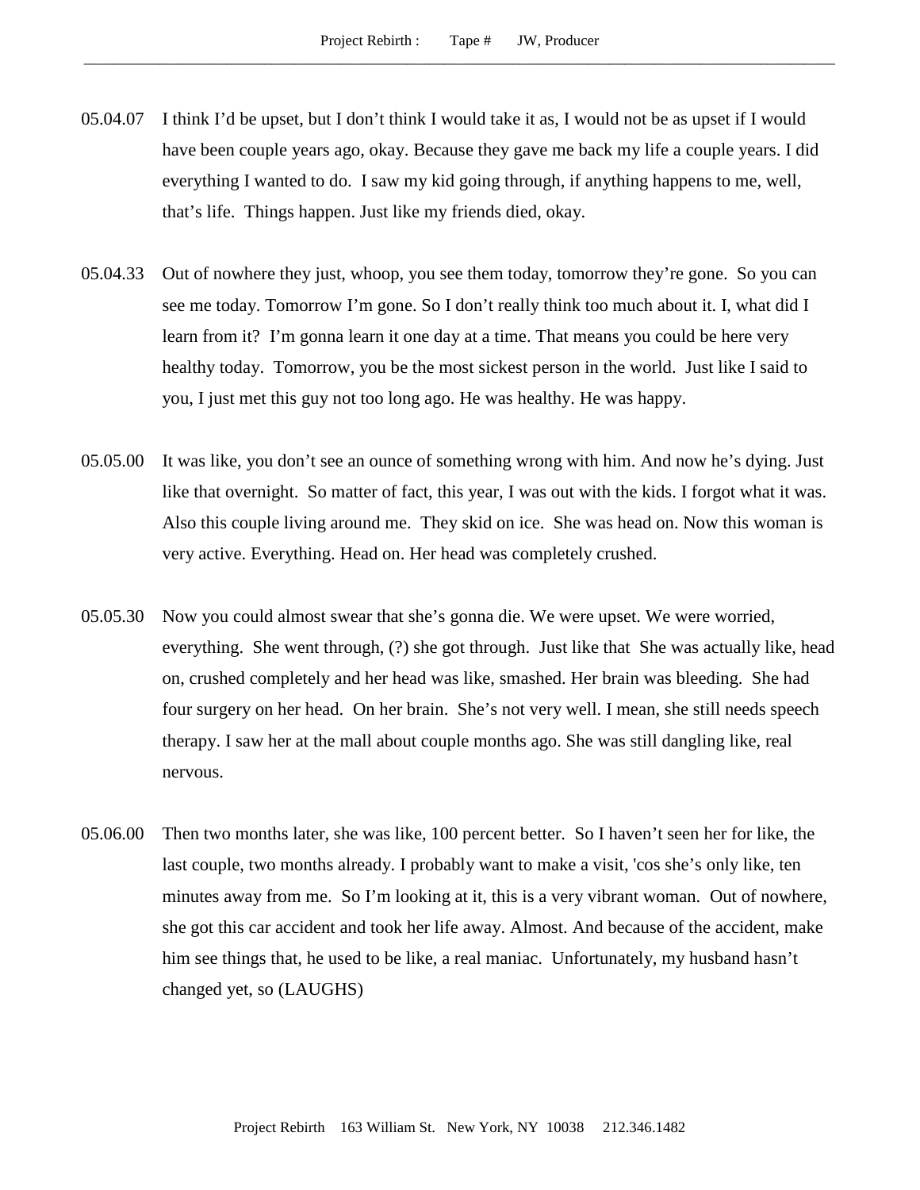05.04.07 I think I'd be upset, but I don't think I would take it as, I would not be as upset if I would have been couple years ago, okay. Because they gave me back my life a couple years. I did everything I wanted to do. I saw my kid going through, if anything happens to me, well, that's life. Things happen. Just like my friends died, okay.

05.04.33 Out of nowhere they just, whoop, you see them today, tomorrow they're gone. So you can see me today. Tomorrow I'm gone. So I don't really think too much about it. I, what did I learn from it? I'm gonna learn it one day at a time. That means you could be here very healthy today. Tomorrow, you be the most sickest person in the world. Just like I said to you, I just met this guy not too long ago. He was healthy. He was happy.

05.05.00 It was like, you don't see an ounce of something wrong with him. And now he's dying. Just like that overnight. So matter of fact, this year, I was out with the kids. I forgot what it was. Also this couple living around me. They skid on ice. She was head on. Now this woman is very active. Everything. Head on. Her head was completely crushed.

05.05.30 Now you could almost swear that she's gonna die. We were upset. We were worried, everything. She went through, (?) she got through. Just like that She was actually like, head on, crushed completely and her head was like, smashed. Her brain was bleeding. She had four surgery on her head. On her brain. She's not very well. I mean, she still needs speech therapy. I saw her at the mall about couple months ago. She was still dangling like, real nervous.

05.06.00 Then two months later, she was like, 100 percent better. So I haven't seen her for like, the last couple, two months already. I probably want to make a visit, 'cos she's only like, ten minutes away from me. So I'm looking at it, this is a very vibrant woman. Out of nowhere, she got this car accident and took her life away. Almost. And because of the accident, make him see things that, he used to be like, a real maniac. Unfortunately, my husband hasn't changed yet, so (LAUGHS)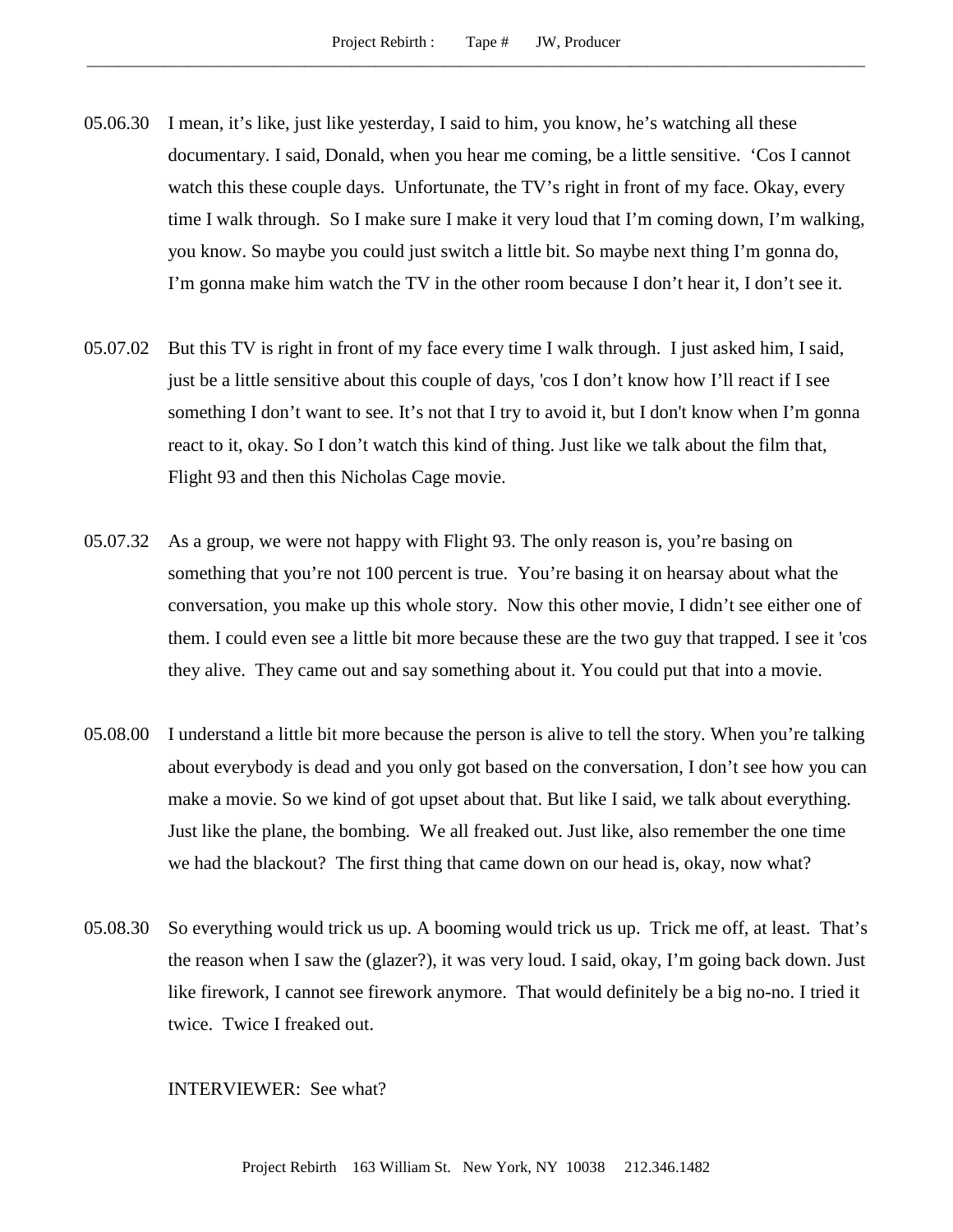05.06.30 I mean, it's like, just like yesterday, I said to him, you know, he's watching all these documentary. I said, Donald, when you hear me coming, be a little sensitive. 'Cos I cannot watch this these couple days. Unfortunate, the TV's right in front of my face. Okay, every time I walk through. So I make sure I make it very loud that I'm coming down, I'm walking, you know. So maybe you could just switch a little bit. So maybe next thing I'm gonna do, I'm gonna make him watch the TV in the other room because I don't hear it, I don't see it.

05.07.02 But this TV is right in front of my face every time I walk through. I just asked him, I said, just be a little sensitive about this couple of days, 'cos I don't know how I'll react if I see something I don't want to see. It's not that I try to avoid it, but I don't know when I'm gonna react to it, okay. So I don't watch this kind of thing. Just like we talk about the film that, Flight 93 and then this Nicholas Cage movie.

05.07.32 As a group, we were not happy with Flight 93. The only reason is, you're basing on something that you're not 100 percent is true. You're basing it on hearsay about what the conversation, you make up this whole story. Now this other movie, I didn't see either one of them. I could even see a little bit more because these are the two guy that trapped. I see it 'cos they alive. They came out and say something about it. You could put that into a movie.

05.08.00 I understand a little bit more because the person is alive to tell the story. When you're talking about everybody is dead and you only got based on the conversation, I don't see how you can make a movie. So we kind of got upset about that. But like I said, we talk about everything. Just like the plane, the bombing. We all freaked out. Just like, also remember the one time we had the blackout? The first thing that came down on our head is, okay, now what?

05.08.30 So everything would trick us up. A booming would trick us up. Trick me off, at least. That's the reason when I saw the (glazer?), it was very loud. I said, okay, I'm going back down. Just like firework, I cannot see firework anymore. That would definitely be a big no-no. I tried it twice. Twice I freaked out.

INTERVIEWER: See what?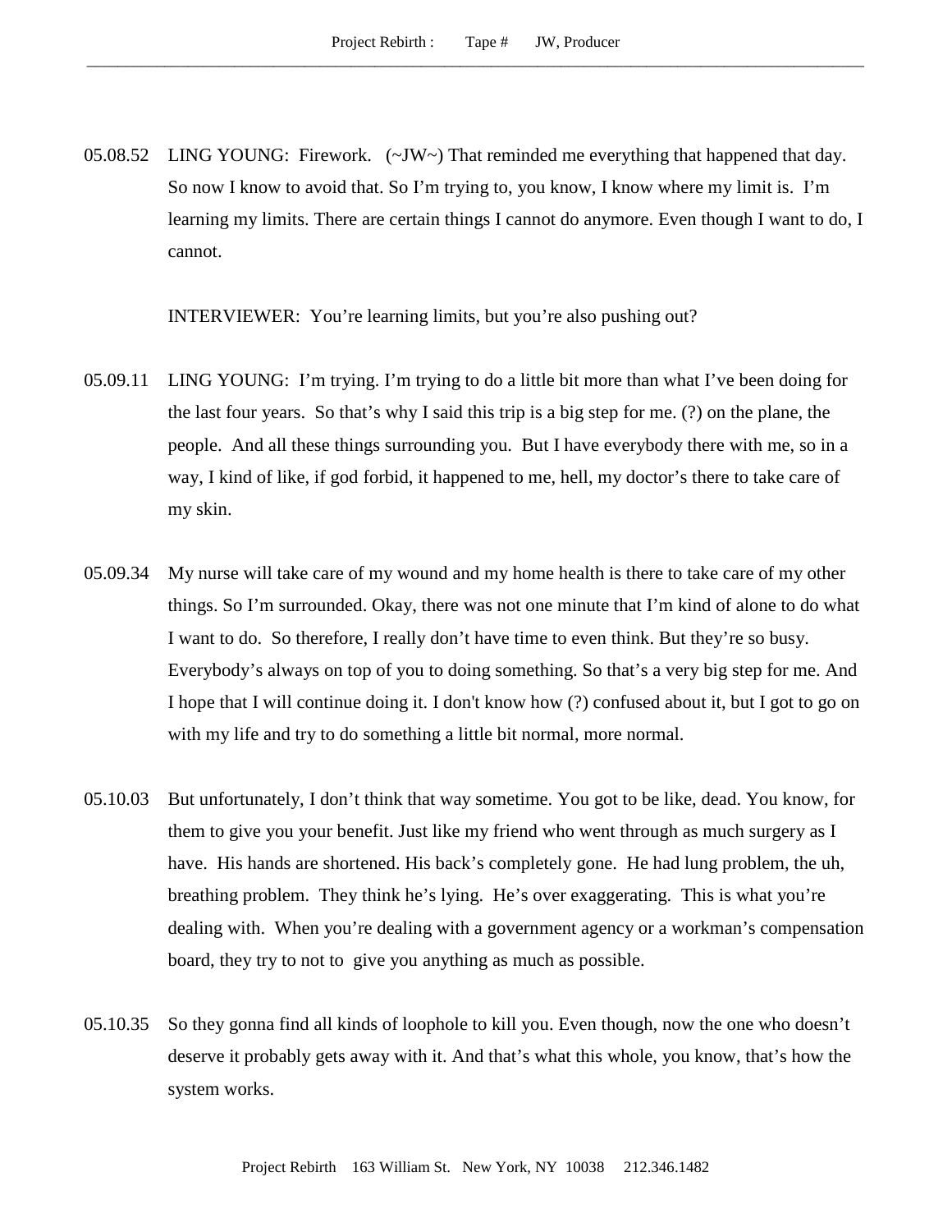05.08.52 LING YOUNG: Firework. (~JW~) That reminded me everything that happened that day. So now I know to avoid that. So I'm trying to, you know, I know where my limit is. I'm learning my limits. There are certain things I cannot do anymore. Even though I want to do, I cannot.

INTERVIEWER: You're learning limits, but you're also pushing out?

05.09.11 LING YOUNG: I'm trying. I'm trying to do a little bit more than what I've been doing for the last four years. So that's why I said this trip is a big step for me. (?) on the plane, the people. And all these things surrounding you. But I have everybody there with me, so in a way, I kind of like, if god forbid, it happened to me, hell, my doctor's there to take care of my skin.

05.09.34 My nurse will take care of my wound and my home health is there to take care of my other things. So I'm surrounded. Okay, there was not one minute that I'm kind of alone to do what I want to do. So therefore, I really don't have time to even think. But they're so busy. Everybody's always on top of you to doing something. So that's a very big step for me. And I hope that I will continue doing it. I don't know how (?) confused about it, but I got to go on with my life and try to do something a little bit normal, more normal.

05.10.03 But unfortunately, I don't think that way sometime. You got to be like, dead. You know, for them to give you your benefit. Just like my friend who went through as much surgery as I have. His hands are shortened. His back's completely gone. He had lung problem, the uh, breathing problem. They think he's lying. He's over exaggerating. This is what you're dealing with. When you're dealing with a government agency or a workman's compensation board, they try to not to give you anything as much as possible.

05.10.35 So they gonna find all kinds of loophole to kill you. Even though, now the one who doesn't deserve it probably gets away with it. And that's what this whole, you know, that's how the system works.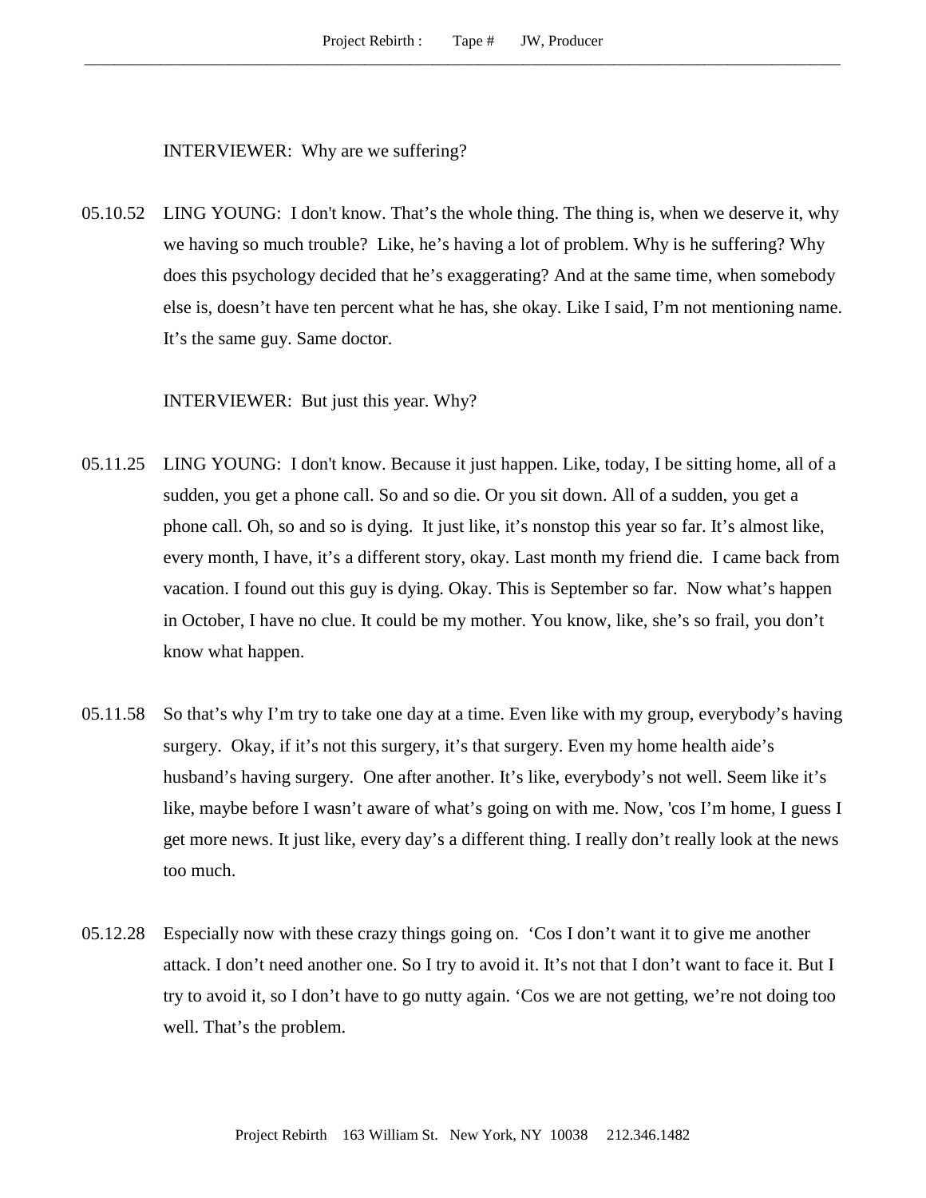INTERVIEWER: Why are we suffering?

05.10.52 LING YOUNG: I don't know. That's the whole thing. The thing is, when we deserve it, why we having so much trouble? Like, he's having a lot of problem. Why is he suffering? Why does this psychology decided that he's exaggerating? And at the same time, when somebody else is, doesn't have ten percent what he has, she okay. Like I said, I'm not mentioning name. It's the same guy. Same doctor.

INTERVIEWER: But just this year. Why?

05.11.25 LING YOUNG: I don't know. Because it just happen. Like, today, I be sitting home, all of a sudden, you get a phone call. So and so die. Or you sit down. All of a sudden, you get a phone call. Oh, so and so is dying. It just like, it's nonstop this year so far. It's almost like, every month, I have, it's a different story, okay. Last month my friend die. I came back from vacation. I found out this guy is dying. Okay. This is September so far. Now what's happen in October, I have no clue. It could be my mother. You know, like, she's so frail, you don't know what happen.

05.11.58 So that's why I'm try to take one day at a time. Even like with my group, everybody's having surgery. Okay, if it's not this surgery, it's that surgery. Even my home health aide's husband's having surgery. One after another. It's like, everybody's not well. Seem like it's like, maybe before I wasn't aware of what's going on with me. Now, 'cos I'm home, I guess I get more news. It just like, every day's a different thing. I really don't really look at the news too much.

05.12.28 Especially now with these crazy things going on. 'Cos I don't want it to give me another attack. I don't need another one. So I try to avoid it. It's not that I don't want to face it. But I try to avoid it, so I don't have to go nutty again. 'Cos we are not getting, we're not doing too well. That's the problem.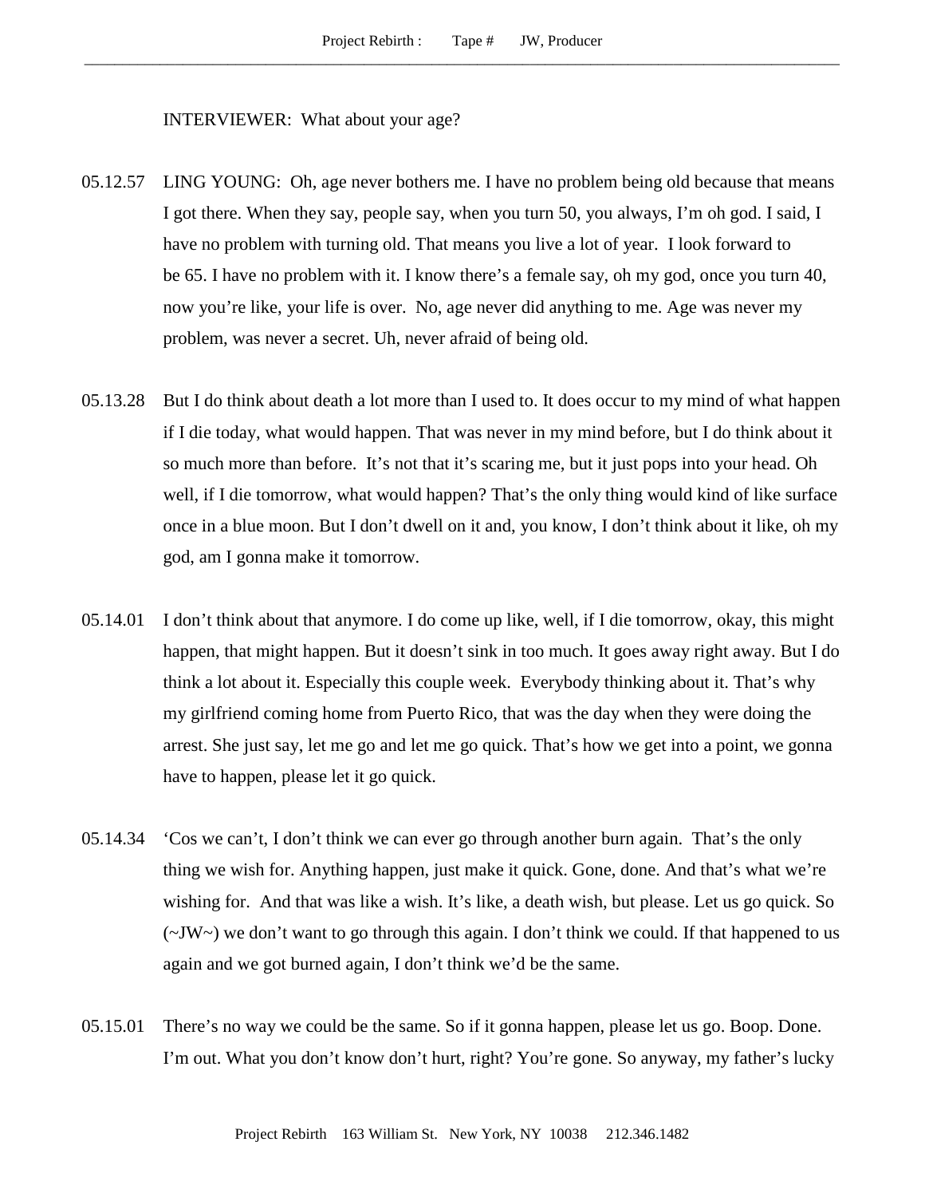INTERVIEWER: What about your age?

05.12.57 LING YOUNG: Oh, age never bothers me. I have no problem being old because that means I got there. When they say, people say, when you turn 50, you always, I'm oh god. I said, I have no problem with turning old. That means you live a lot of year. I look forward to be 65. I have no problem with it. I know there's a female say, oh my god, once you turn 40, now you're like, your life is over. No, age never did anything to me. Age was never my problem, was never a secret. Uh, never afraid of being old.

05.13.28 But I do think about death a lot more than I used to. It does occur to my mind of what happen if I die today, what would happen. That was never in my mind before, but I do think about it so much more than before. It's not that it's scaring me, but it just pops into your head. Oh well, if I die tomorrow, what would happen? That's the only thing would kind of like surface once in a blue moon. But I don't dwell on it and, you know, I don't think about it like, oh my god, am I gonna make it tomorrow.

05.14.01 I don't think about that anymore. I do come up like, well, if I die tomorrow, okay, this might happen, that might happen. But it doesn't sink in too much. It goes away right away. But I do think a lot about it. Especially this couple week. Everybody thinking about it. That's why my girlfriend coming home from Puerto Rico, that was the day when they were doing the arrest. She just say, let me go and let me go quick. That's how we get into a point, we gonna have to happen, please let it go quick.

05.14.34 'Cos we can't, I don't think we can ever go through another burn again. That's the only thing we wish for. Anything happen, just make it quick. Gone, done. And that's what we're wishing for. And that was like a wish. It's like, a death wish, but please. Let us go quick. So (~JW~) we don't want to go through this again. I don't think we could. If that happened to us again and we got burned again, I don't think we'd be the same.

05.15.01 There's no way we could be the same. So if it gonna happen, please let us go. Boop. Done. I'm out. What you don't know don't hurt, right? You're gone. So anyway, my father's lucky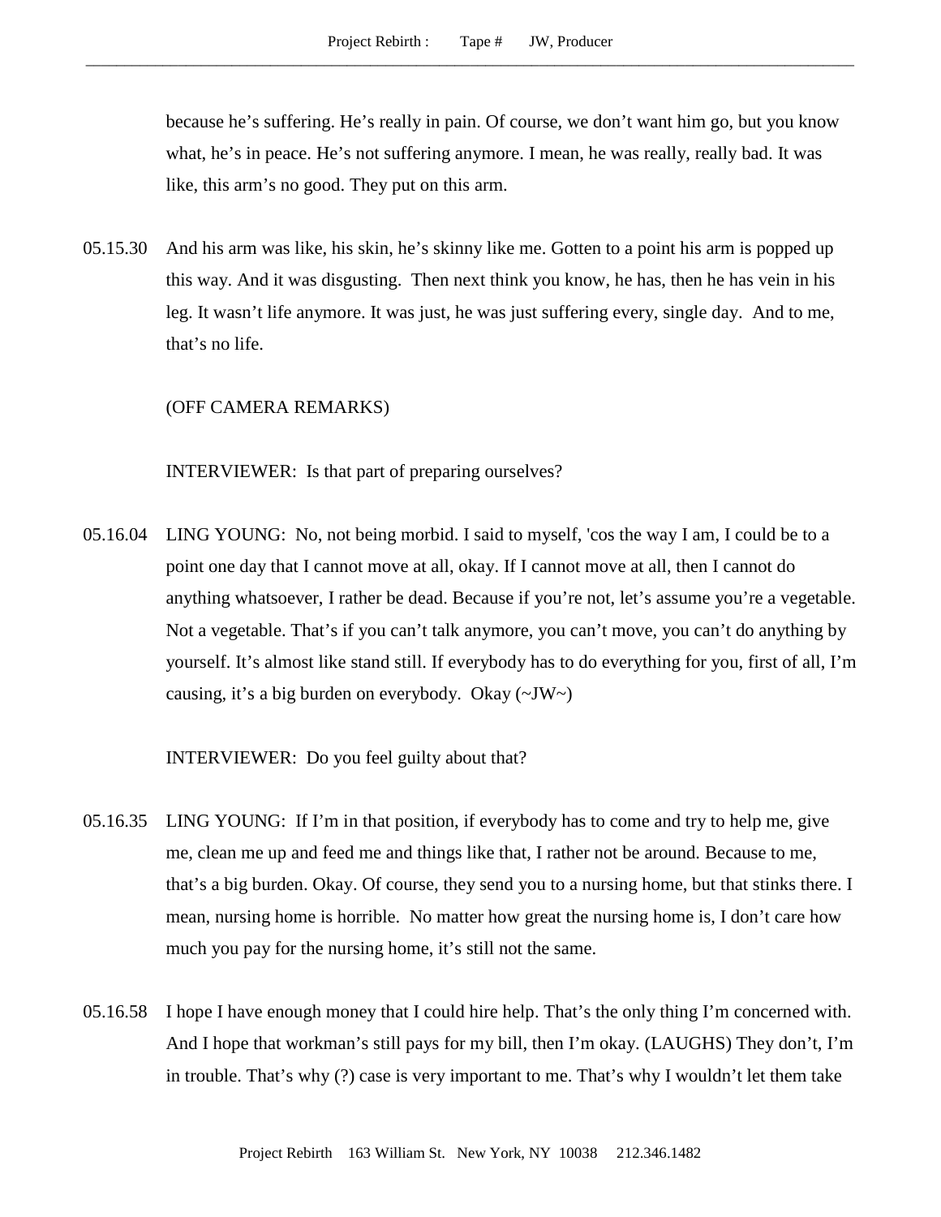because he's suffering. He's really in pain. Of course, we don't want him go, but you know what, he's in peace. He's not suffering anymore. I mean, he was really, really bad. It was like, this arm's no good. They put on this arm.

05.15.30 And his arm was like, his skin, he's skinny like me. Gotten to a point his arm is popped up this way. And it was disgusting. Then next think you know, he has, then he has vein in his leg. It wasn't life anymore. It was just, he was just suffering every, single day. And to me, that's no life.

(OFF CAMERA REMARKS)

INTERVIEWER: Is that part of preparing ourselves?

05.16.04 LING YOUNG: No, not being morbid. I said to myself, 'cos the way I am, I could be to a point one day that I cannot move at all, okay. If I cannot move at all, then I cannot do anything whatsoever, I rather be dead. Because if you're not, let's assume you're a vegetable. Not a vegetable. That's if you can't talk anymore, you can't move, you can't do anything by yourself. It's almost like stand still. If everybody has to do everything for you, first of all, I'm causing, it's a big burden on everybody. Okay (~JW~)

INTERVIEWER: Do you feel guilty about that?

05.16.35 LING YOUNG: If I'm in that position, if everybody has to come and try to help me, give me, clean me up and feed me and things like that, I rather not be around. Because to me, that's a big burden. Okay. Of course, they send you to a nursing home, but that stinks there. I mean, nursing home is horrible. No matter how great the nursing home is, I don't care how much you pay for the nursing home, it's still not the same.

05.16.58 I hope I have enough money that I could hire help. That's the only thing I'm concerned with. And I hope that workman's still pays for my bill, then I'm okay. (LAUGHS) They don't, I'm in trouble. That's why (?) case is very important to me. That's why I wouldn't let them take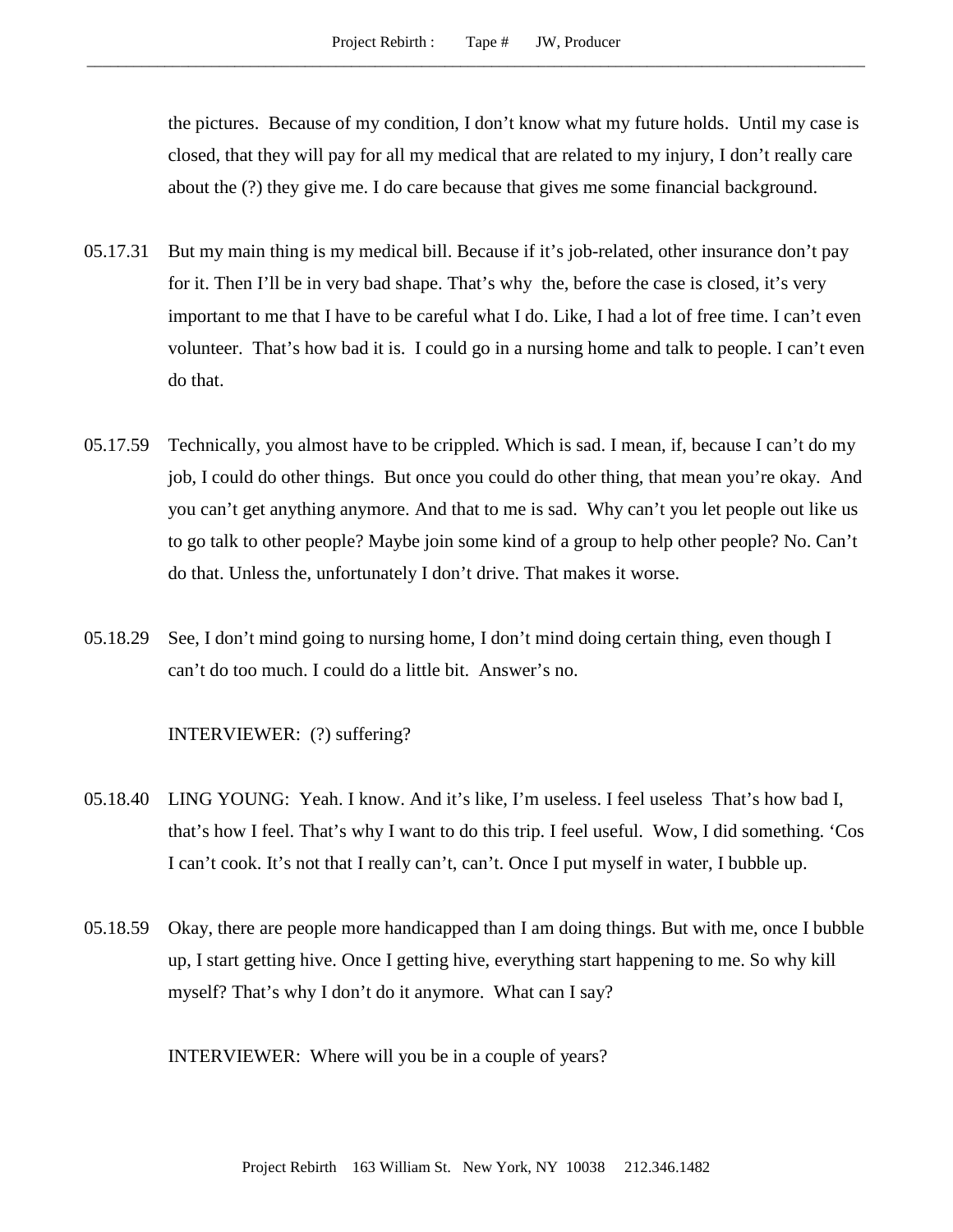the pictures. Because of my condition, I don't know what my future holds. Until my case is closed, that they will pay for all my medical that are related to my injury, I don't really care about the (?) they give me. I do care because that gives me some financial background.

05.17.31 But my main thing is my medical bill. Because if it's job-related, other insurance don't pay for it. Then I'll be in very bad shape. That's why the, before the case is closed, it's very important to me that I have to be careful what I do. Like, I had a lot of free time. I can't even volunteer. That's how bad it is. I could go in a nursing home and talk to people. I can't even do that.

05.17.59 Technically, you almost have to be crippled. Which is sad. I mean, if, because I can't do my job, I could do other things. But once you could do other thing, that mean you're okay. And you can't get anything anymore. And that to me is sad. Why can't you let people out like us to go talk to other people? Maybe join some kind of a group to help other people? No. Can't do that. Unless the, unfortunately I don't drive. That makes it worse.

05.18.29 See, I don't mind going to nursing home, I don't mind doing certain thing, even though I can't do too much. I could do a little bit. Answer's no.

INTERVIEWER: (?) suffering?

05.18.40 LING YOUNG: Yeah. I know. And it's like, I'm useless. I feel useless That's how bad I, that's how I feel. That's why I want to do this trip. I feel useful. Wow, I did something. 'Cos I can't cook. It's not that I really can't, can't. Once I put myself in water, I bubble up.

05.18.59 Okay, there are people more handicapped than I am doing things. But with me, once I bubble up, I start getting hive. Once I getting hive, everything start happening to me. So why kill myself? That's why I don't do it anymore. What can I say?

INTERVIEWER: Where will you be in a couple of years?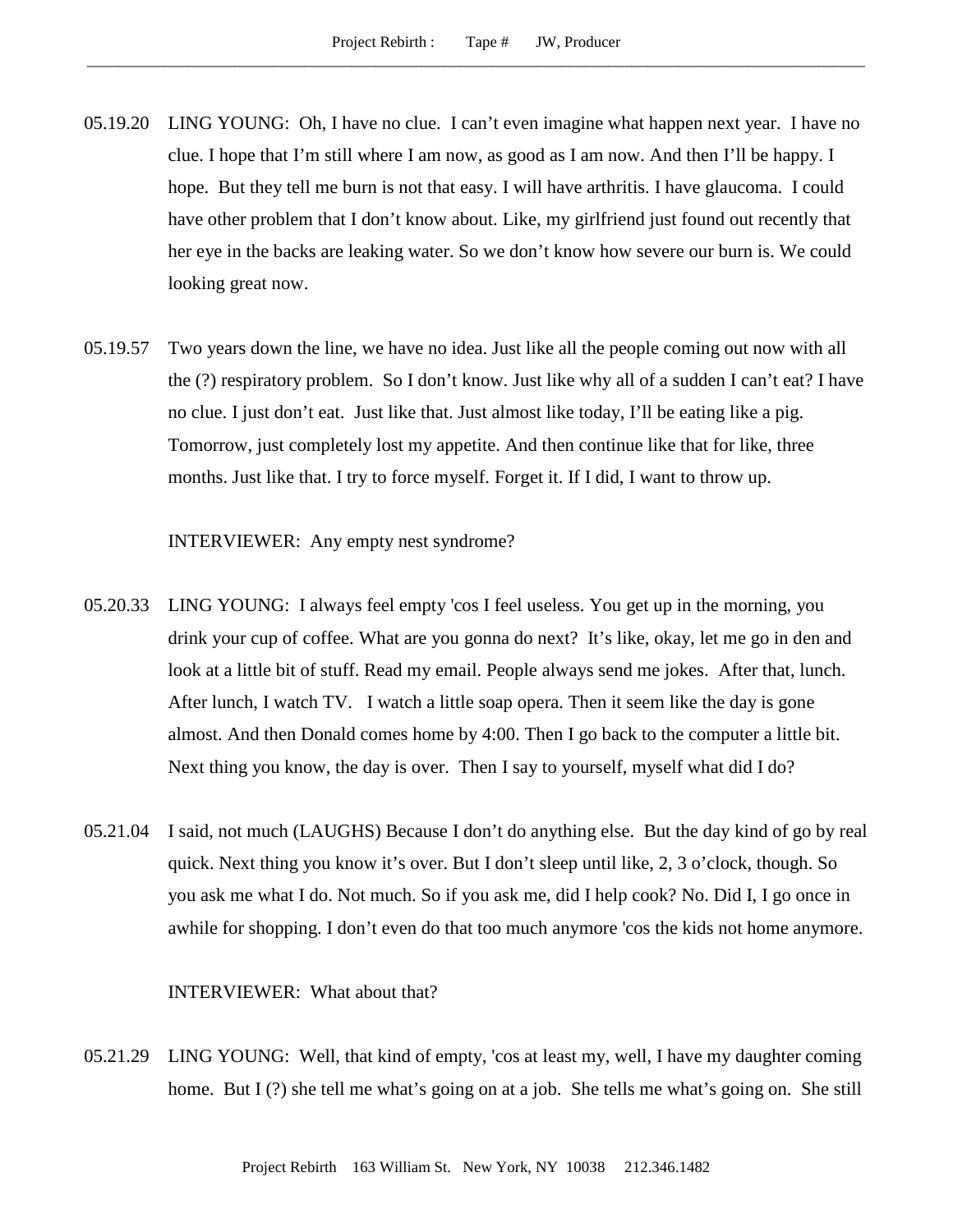05.19.20 LING YOUNG: Oh, I have no clue. I can't even imagine what happen next year. I have no clue. I hope that I'm still where I am now, as good as I am now. And then I'll be happy. I hope. But they tell me burn is not that easy. I will have arthritis. I have glaucoma. I could have other problem that I don't know about. Like, my girlfriend just found out recently that her eye in the backs are leaking water. So we don't know how severe our burn is. We could looking great now.

05.19.57 Two years down the line, we have no idea. Just like all the people coming out now with all the (?) respiratory problem. So I don't know. Just like why all of a sudden I can't eat? I have no clue. I just don't eat. Just like that. Just almost like today, I'll be eating like a pig. Tomorrow, just completely lost my appetite. And then continue like that for like, three months. Just like that. I try to force myself. Forget it. If I did, I want to throw up.

INTERVIEWER: Any empty nest syndrome?

05.20.33 LING YOUNG: I always feel empty 'cos I feel useless. You get up in the morning, you drink your cup of coffee. What are you gonna do next? It's like, okay, let me go in den and look at a little bit of stuff. Read my email. People always send me jokes. After that, lunch. After lunch, I watch TV. I watch a little soap opera. Then it seem like the day is gone almost. And then Donald comes home by 4:00. Then I go back to the computer a little bit. Next thing you know, the day is over. Then I say to yourself, myself what did I do?

05.21.04 I said, not much (LAUGHS) Because I don't do anything else. But the day kind of go by real quick. Next thing you know it's over. But I don't sleep until like, 2, 3 o'clock, though. So you ask me what I do. Not much. So if you ask me, did I help cook? No. Did I, I go once in awhile for shopping. I don't even do that too much anymore 'cos the kids not home anymore.

INTERVIEWER: What about that?

05.21.29 LING YOUNG: Well, that kind of empty, 'cos at least my, well, I have my daughter coming home. But I (?) she tell me what's going on at a job. She tells me what's going on. She still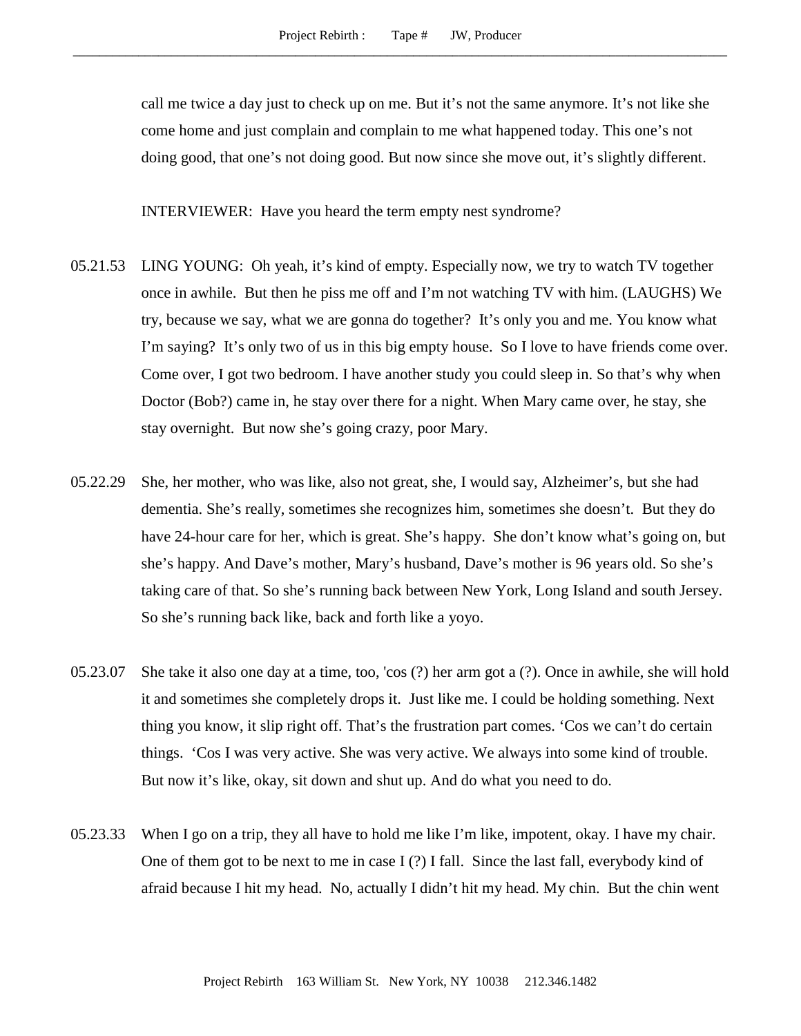call me twice a day just to check up on me. But it's not the same anymore. It's not like she come home and just complain and complain to me what happened today. This one's not doing good, that one's not doing good. But now since she move out, it's slightly different.

INTERVIEWER: Have you heard the term empty nest syndrome?

05.21.53 LING YOUNG: Oh yeah, it's kind of empty. Especially now, we try to watch TV together once in awhile. But then he piss me off and I'm not watching TV with him. (LAUGHS) We try, because we say, what we are gonna do together? It's only you and me. You know what I'm saying? It's only two of us in this big empty house. So I love to have friends come over. Come over, I got two bedroom. I have another study you could sleep in. So that's why when Doctor (Bob?) came in, he stay over there for a night. When Mary came over, he stay, she stay overnight. But now she's going crazy, poor Mary.

05.22.29 She, her mother, who was like, also not great, she, I would say, Alzheimer's, but she had dementia. She's really, sometimes she recognizes him, sometimes she doesn't. But they do have 24-hour care for her, which is great. She's happy. She don't know what's going on, but she's happy. And Dave's mother, Mary's husband, Dave's mother is 96 years old. So she's taking care of that. So she's running back between New York, Long Island and south Jersey. So she's running back like, back and forth like a yoyo.

05.23.07 She take it also one day at a time, too, 'cos (?) her arm got a (?). Once in awhile, she will hold it and sometimes she completely drops it. Just like me. I could be holding something. Next thing you know, it slip right off. That's the frustration part comes. 'Cos we can't do certain things. 'Cos I was very active. She was very active. We always into some kind of trouble. But now it's like, okay, sit down and shut up. And do what you need to do.

05.23.33 When I go on a trip, they all have to hold me like I'm like, impotent, okay. I have my chair. One of them got to be next to me in case I (?) I fall. Since the last fall, everybody kind of afraid because I hit my head. No, actually I didn't hit my head. My chin. But the chin went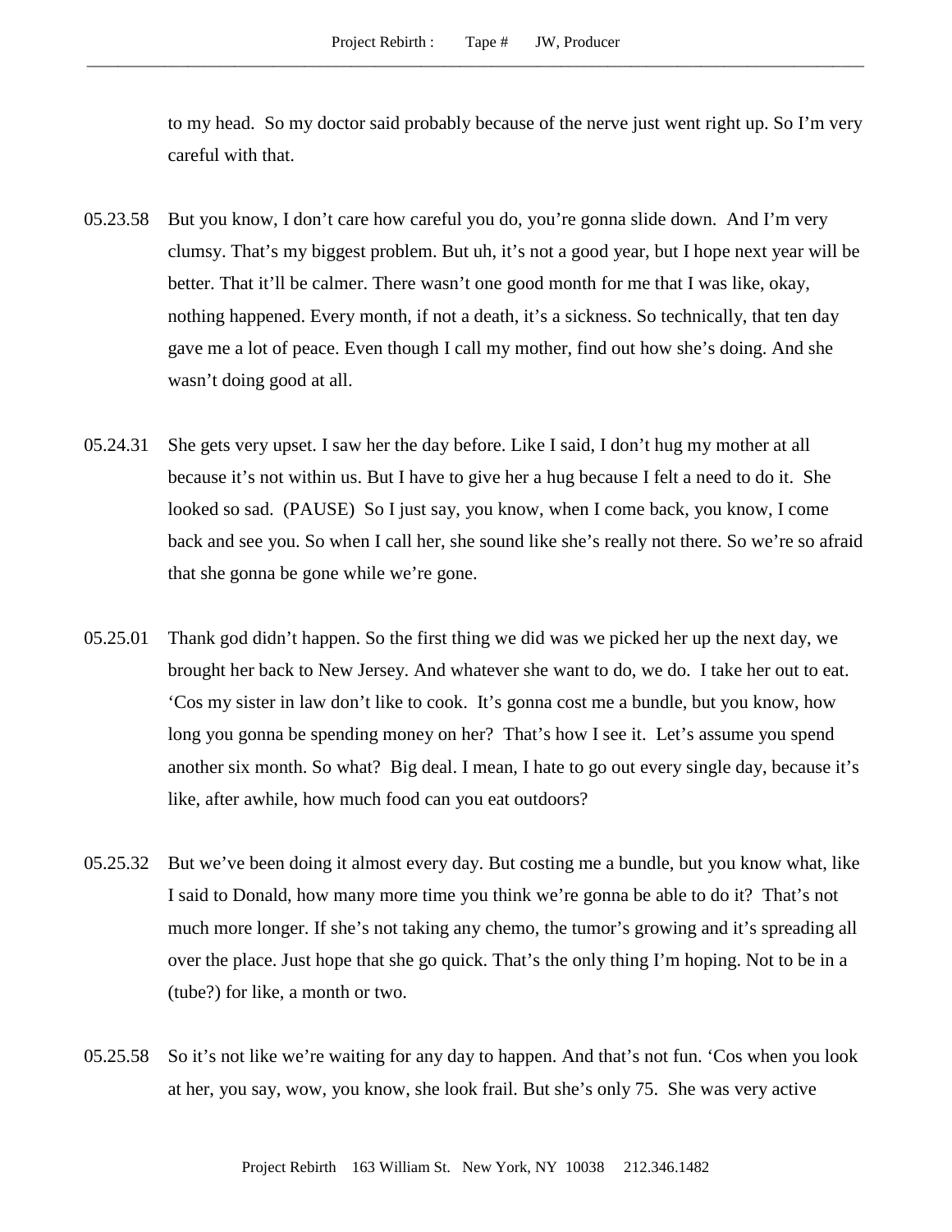to my head. So my doctor said probably because of the nerve just went right up. So I'm very careful with that.

05.23.58 But you know, I don't care how careful you do, you're gonna slide down. And I'm very clumsy. That's my biggest problem. But uh, it's not a good year, but I hope next year will be better. That it'll be calmer. There wasn't one good month for me that I was like, okay, nothing happened. Every month, if not a death, it's a sickness. So technically, that ten day gave me a lot of peace. Even though I call my mother, find out how she's doing. And she wasn't doing good at all.

05.24.31 She gets very upset. I saw her the day before. Like I said, I don't hug my mother at all because it's not within us. But I have to give her a hug because I felt a need to do it. She looked so sad. (PAUSE) So I just say, you know, when I come back, you know, I come back and see you. So when I call her, she sound like she's really not there. So we're so afraid that she gonna be gone while we're gone.

05.25.01 Thank god didn't happen. So the first thing we did was we picked her up the next day, we brought her back to New Jersey. And whatever she want to do, we do. I take her out to eat. 'Cos my sister in law don't like to cook. It's gonna cost me a bundle, but you know, how long you gonna be spending money on her? That's how I see it. Let's assume you spend another six month. So what? Big deal. I mean, I hate to go out every single day, because it's like, after awhile, how much food can you eat outdoors?

05.25.32 But we've been doing it almost every day. But costing me a bundle, but you know what, like I said to Donald, how many more time you think we're gonna be able to do it? That's not much more longer. If she's not taking any chemo, the tumor's growing and it's spreading all over the place. Just hope that she go quick. That's the only thing I'm hoping. Not to be in a (tube?) for like, a month or two.

05.25.58 So it's not like we're waiting for any day to happen. And that's not fun. 'Cos when you look at her, you say, wow, you know, she look frail. But she's only 75. She was very active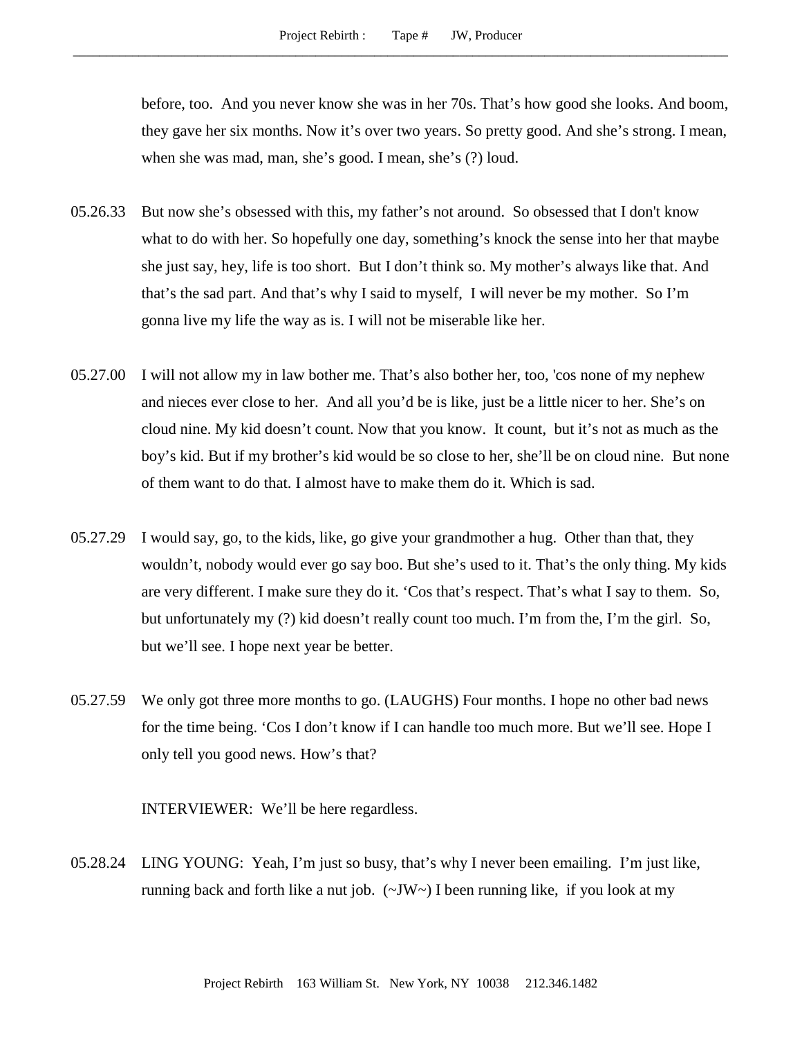before, too. And you never know she was in her 70s. That's how good she looks. And boom, they gave her six months. Now it's over two years. So pretty good. And she's strong. I mean, when she was mad, man, she's good. I mean, she's (?) loud.

05.26.33 But now she's obsessed with this, my father's not around. So obsessed that I don't know what to do with her. So hopefully one day, something's knock the sense into her that maybe she just say, hey, life is too short. But I don't think so. My mother's always like that. And that's the sad part. And that's why I said to myself, I will never be my mother. So I'm gonna live my life the way as is. I will not be miserable like her.

05.27.00 I will not allow my in law bother me. That's also bother her, too, 'cos none of my nephew and nieces ever close to her. And all you'd be is like, just be a little nicer to her. She's on cloud nine. My kid doesn't count. Now that you know. It count, but it's not as much as the boy's kid. But if my brother's kid would be so close to her, she'll be on cloud nine. But none of them want to do that. I almost have to make them do it. Which is sad.

05.27.29 I would say, go, to the kids, like, go give your grandmother a hug. Other than that, they wouldn't, nobody would ever go say boo. But she's used to it. That's the only thing. My kids are very different. I make sure they do it. 'Cos that's respect. That's what I say to them. So, but unfortunately my (?) kid doesn't really count too much. I'm from the, I'm the girl. So, but we'll see. I hope next year be better.

05.27.59 We only got three more months to go. (LAUGHS) Four months. I hope no other bad news for the time being. 'Cos I don't know if I can handle too much more. But we'll see. Hope I only tell you good news. How's that?

INTERVIEWER: We'll be here regardless.

05.28.24 LING YOUNG: Yeah, I'm just so busy, that's why I never been emailing. I'm just like, running back and forth like a nut job. (~JW~) I been running like, if you look at my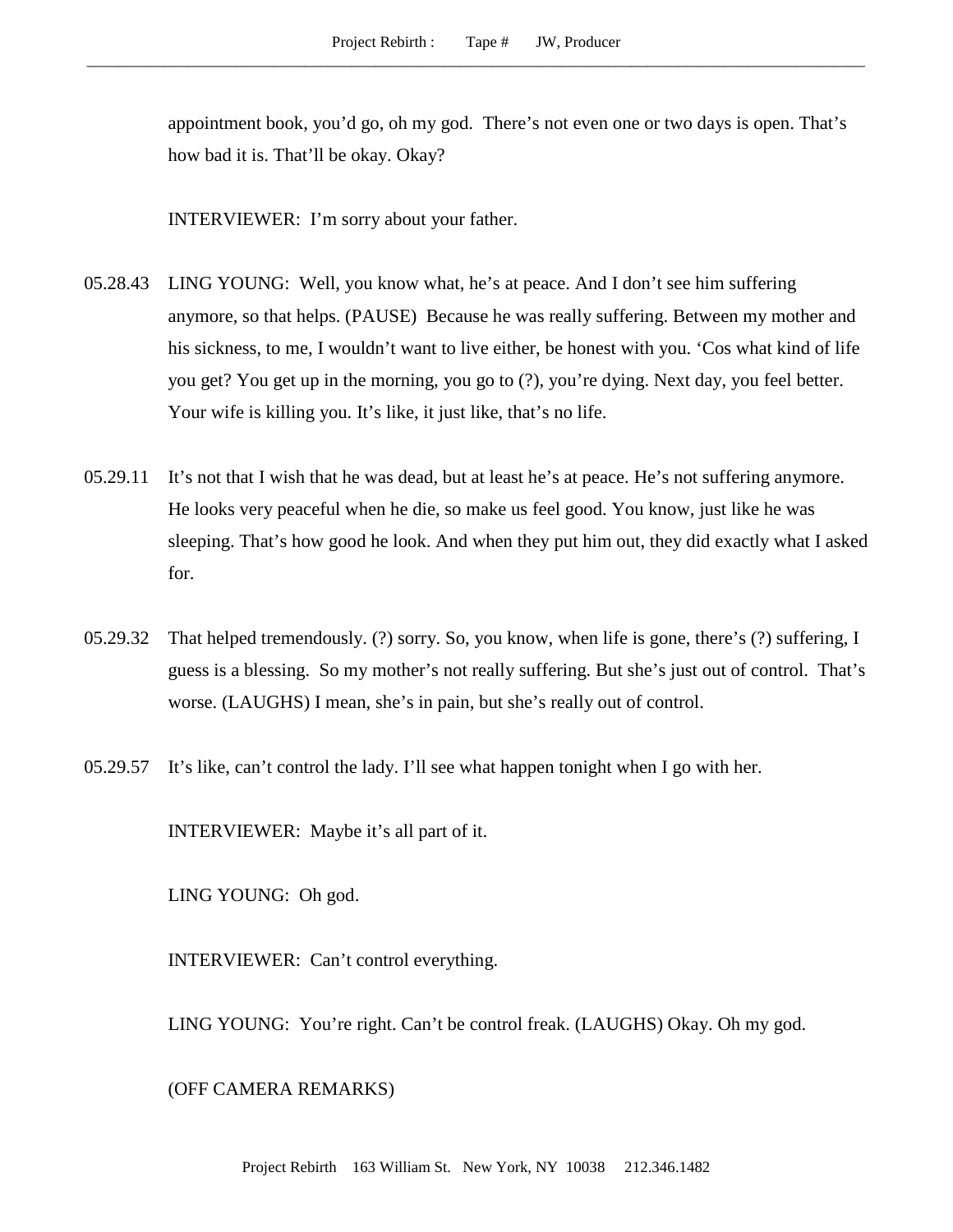appointment book, you'd go, oh my god. There's not even one or two days is open. That's how bad it is. That'll be okay. Okay?

INTERVIEWER: I'm sorry about your father.

05.28.43 LING YOUNG: Well, you know what, he's at peace. And I don't see him suffering anymore, so that helps. (PAUSE) Because he was really suffering. Between my mother and his sickness, to me, I wouldn't want to live either, be honest with you. 'Cos what kind of life you get? You get up in the morning, you go to (?), you're dying. Next day, you feel better. Your wife is killing you. It's like, it just like, that's no life.

05.29.11 It's not that I wish that he was dead, but at least he's at peace. He's not suffering anymore. He looks very peaceful when he die, so make us feel good. You know, just like he was sleeping. That's how good he look. And when they put him out, they did exactly what I asked for.

05.29.32 That helped tremendously. (?) sorry. So, you know, when life is gone, there's (?) suffering, I guess is a blessing. So my mother's not really suffering. But she's just out of control. That's worse. (LAUGHS) I mean, she's in pain, but she's really out of control.

05.29.57 It's like, can't control the lady. I'll see what happen tonight when I go with her.

INTERVIEWER: Maybe it's all part of it.

LING YOUNG: Oh god.

INTERVIEWER: Can't control everything.

LING YOUNG: You're right. Can't be control freak. (LAUGHS) Okay. Oh my god.

(OFF CAMERA REMARKS)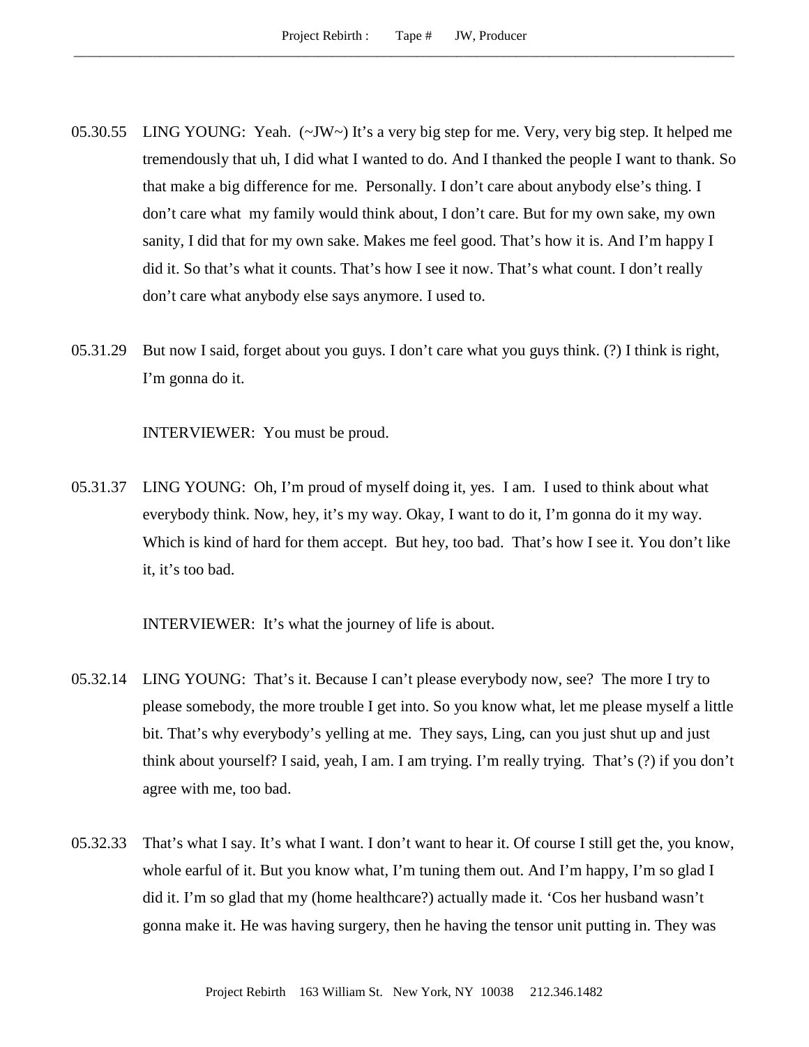05.30.55 LING YOUNG: Yeah. (~JW~) It's a very big step for me. Very, very big step. It helped me tremendously that uh, I did what I wanted to do. And I thanked the people I want to thank. So that make a big difference for me. Personally. I don't care about anybody else's thing. I don't care what my family would think about, I don't care. But for my own sake, my own sanity, I did that for my own sake. Makes me feel good. That's how it is. And I'm happy I did it. So that's what it counts. That's how I see it now. That's what count. I don't really don't care what anybody else says anymore. I used to.

05.31.29 But now I said, forget about you guys. I don't care what you guys think. (?) I think is right, I'm gonna do it.

INTERVIEWER: You must be proud.

05.31.37 LING YOUNG: Oh, I'm proud of myself doing it, yes. I am. I used to think about what everybody think. Now, hey, it's my way. Okay, I want to do it, I'm gonna do it my way. Which is kind of hard for them accept. But hey, too bad. That's how I see it. You don't like it, it's too bad.

INTERVIEWER: It's what the journey of life is about.

05.32.14 LING YOUNG: That's it. Because I can't please everybody now, see? The more I try to please somebody, the more trouble I get into. So you know what, let me please myself a little bit. That's why everybody's yelling at me. They says, Ling, can you just shut up and just think about yourself? I said, yeah, I am. I am trying. I'm really trying. That's (?) if you don't agree with me, too bad.

05.32.33 That's what I say. It's what I want. I don't want to hear it. Of course I still get the, you know, whole earful of it. But you know what, I'm tuning them out. And I'm happy, I'm so glad I did it. I'm so glad that my (home healthcare?) actually made it. 'Cos her husband wasn't gonna make it. He was having surgery, then he having the tensor unit putting in. They was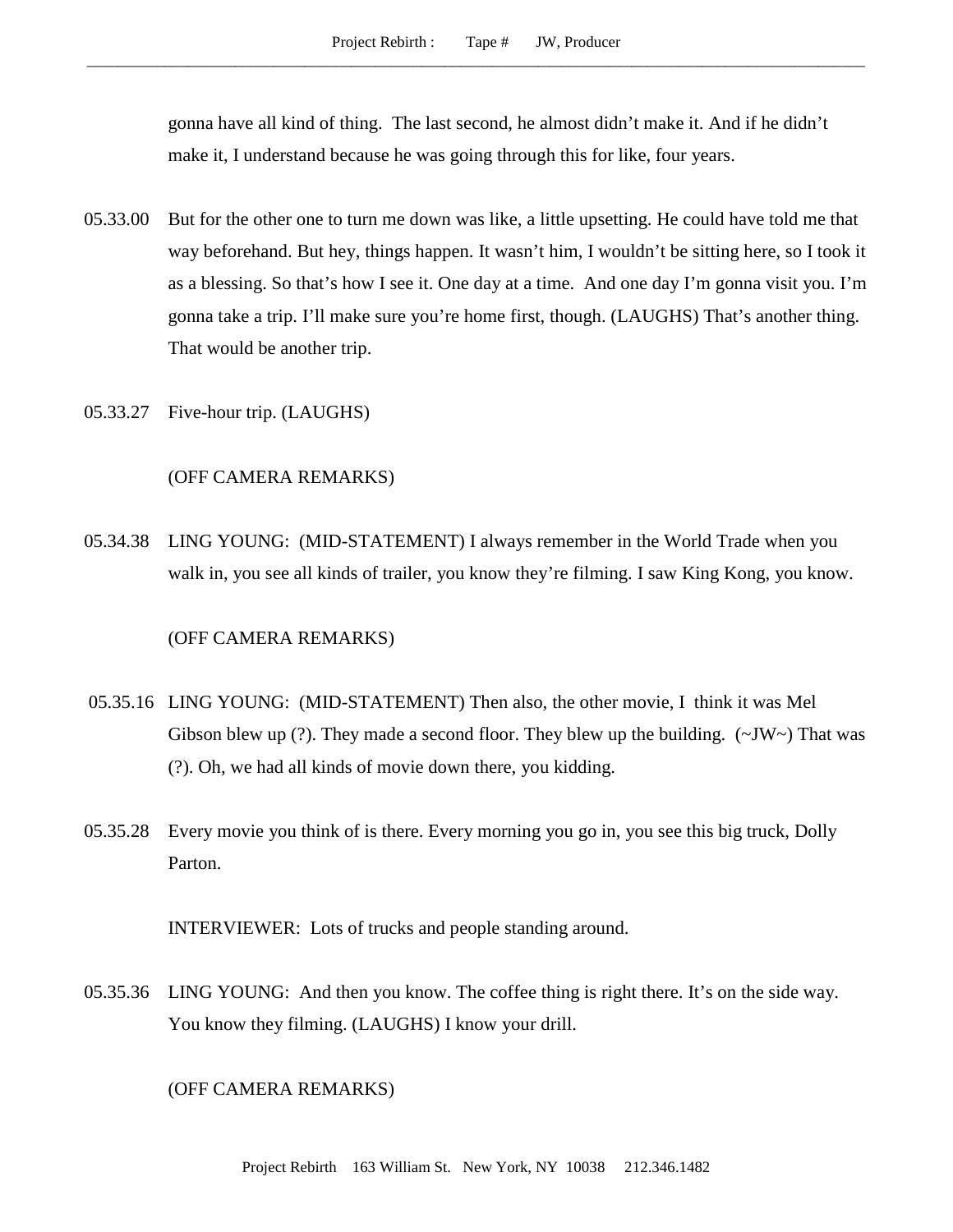gonna have all kind of thing.  The last second, he almost didn't make it. And if he didn't make it, I understand because he was going through this for like, four years.

05.33.00 But for the other one to turn me down was like, a little upsetting. He could have told me that way beforehand. But hey, things happen. It wasn't him, I wouldn't be sitting here, so I took it as a blessing. So that's how I see it. One day at a time.  And one day I'm gonna visit you. I'm gonna take a trip. I'll make sure you're home first, though. (LAUGHS) That's another thing. That would be another trip.

05.33.27 Five-hour trip. (LAUGHS)

(OFF CAMERA REMARKS)

05.34.38 LING YOUNG:  (MID-STATEMENT) I always remember in the World Trade when you walk in, you see all kinds of trailer, you know they're filming. I saw King Kong, you know.

(OFF CAMERA REMARKS)

05.35.16 LING YOUNG:  (MID-STATEMENT) Then also, the other movie, I  think it was Mel Gibson blew up (?). They made a second floor. They blew up the building.  (~JW~) That was (?). Oh, we had all kinds of movie down there, you kidding.

05.35.28 Every movie you think of is there. Every morning you go in, you see this big truck, Dolly Parton.

INTERVIEWER:  Lots of trucks and people standing around.

05.35.36 LING YOUNG:  And then you know. The coffee thing is right there. It's on the side way. You know they filming. (LAUGHS) I know your drill.

(OFF CAMERA REMARKS)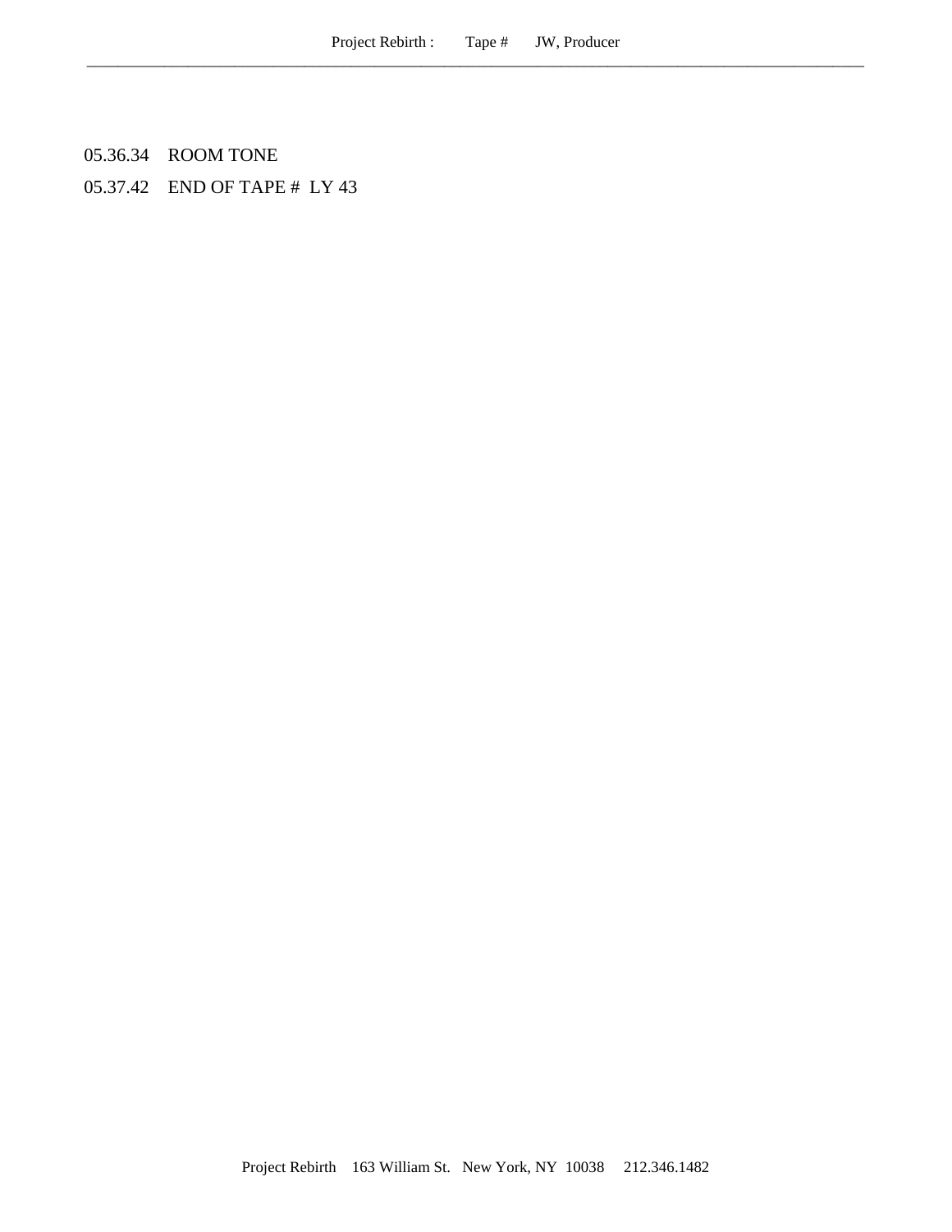05.36.34 ROOM TONE

05.37.42 END OF TAPE # LY 43